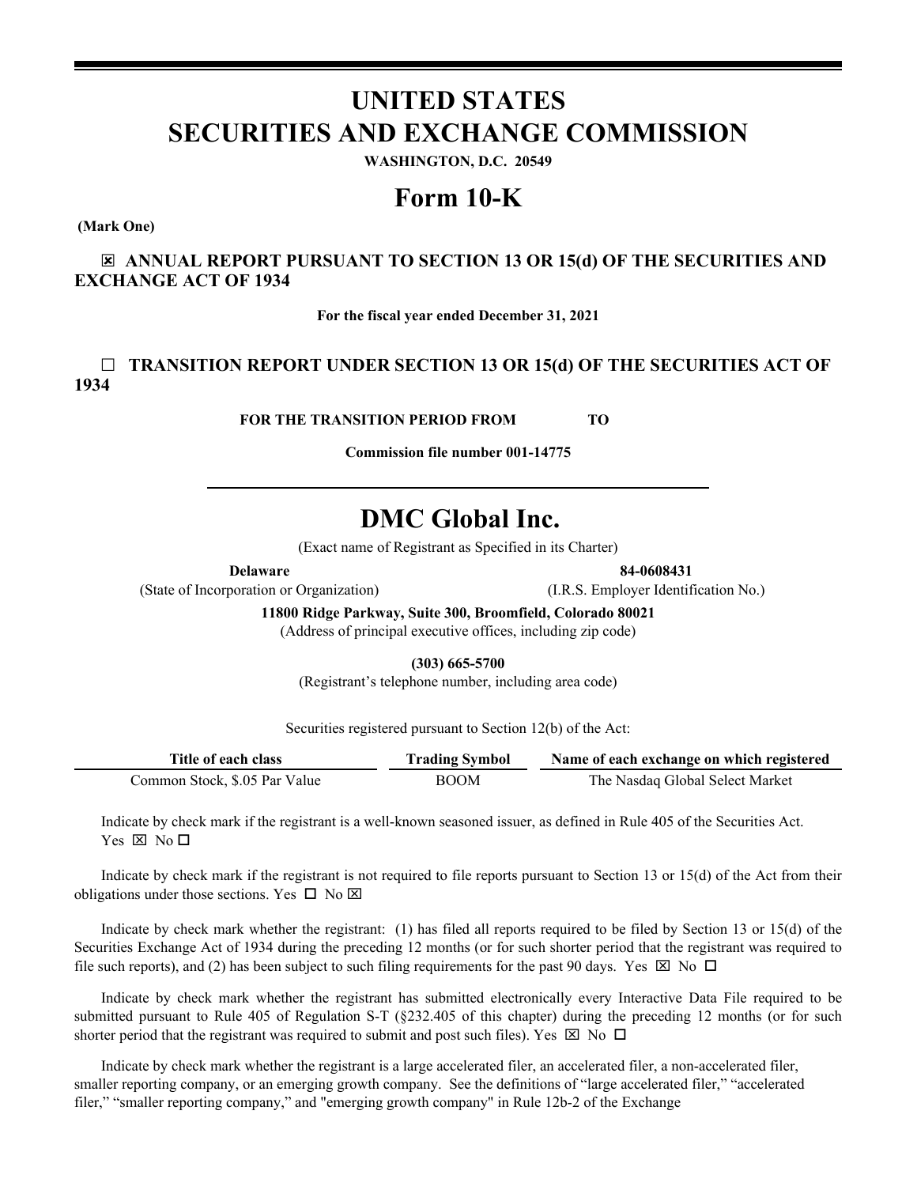# UNITED STATES
# SECURITIES AND EXCHANGE COMMISSION

**WASHINGTON, D.C. 20549**

# Form 10-K

**(Mark One)**

**☒ ANNUAL REPORT PURSUANT TO SECTION 13 OR 15(d) OF THE SECURITIES AND EXCHANGE ACT OF 1934**

**For the fiscal year ended December 31, 2021**

**☐ TRANSITION REPORT UNDER SECTION 13 OR 15(d) OF THE SECURITIES ACT OF 1934**

**FOR THE TRANSITION PERIOD FROM TO**

**Commission file number 001-14775**

# DMC Global Inc.

(Exact name of Registrant as Specified in its Charter)

| **Delaware** | **84-0608431** |
|---|---|
| (State of Incorporation or Organization) | (I.R.S. Employer Identification No.) |

**11800 Ridge Parkway, Suite 300, Broomfield, Colorado 80021**
(Address of principal executive offices, including zip code)

**(303) 665-5700**
(Registrant's telephone number, including area code)

Securities registered pursuant to Section 12(b) of the Act:

| Title of each class | Trading Symbol | Name of each exchange on which registered |
|---|---|---|
| Common Stock, $.05 Par Value | BOOM | The Nasdaq Global Select Market |

Indicate by check mark if the registrant is a well-known seasoned issuer, as defined in Rule 405 of the Securities Act. Yes ☒ No ☐

Indicate by check mark if the registrant is not required to file reports pursuant to Section 13 or 15(d) of the Act from their obligations under those sections. Yes ☐ No ☒

Indicate by check mark whether the registrant: (1) has filed all reports required to be filed by Section 13 or 15(d) of the Securities Exchange Act of 1934 during the preceding 12 months (or for such shorter period that the registrant was required to file such reports), and (2) has been subject to such filing requirements for the past 90 days. Yes ☒ No ☐

Indicate by check mark whether the registrant has submitted electronically every Interactive Data File required to be submitted pursuant to Rule 405 of Regulation S-T (§232.405 of this chapter) during the preceding 12 months (or for such shorter period that the registrant was required to submit and post such files). Yes ☒ No ☐

Indicate by check mark whether the registrant is a large accelerated filer, an accelerated filer, a non-accelerated filer, smaller reporting company, or an emerging growth company. See the definitions of "large accelerated filer," "accelerated filer," "smaller reporting company," and "emerging growth company" in Rule 12b-2 of the Exchange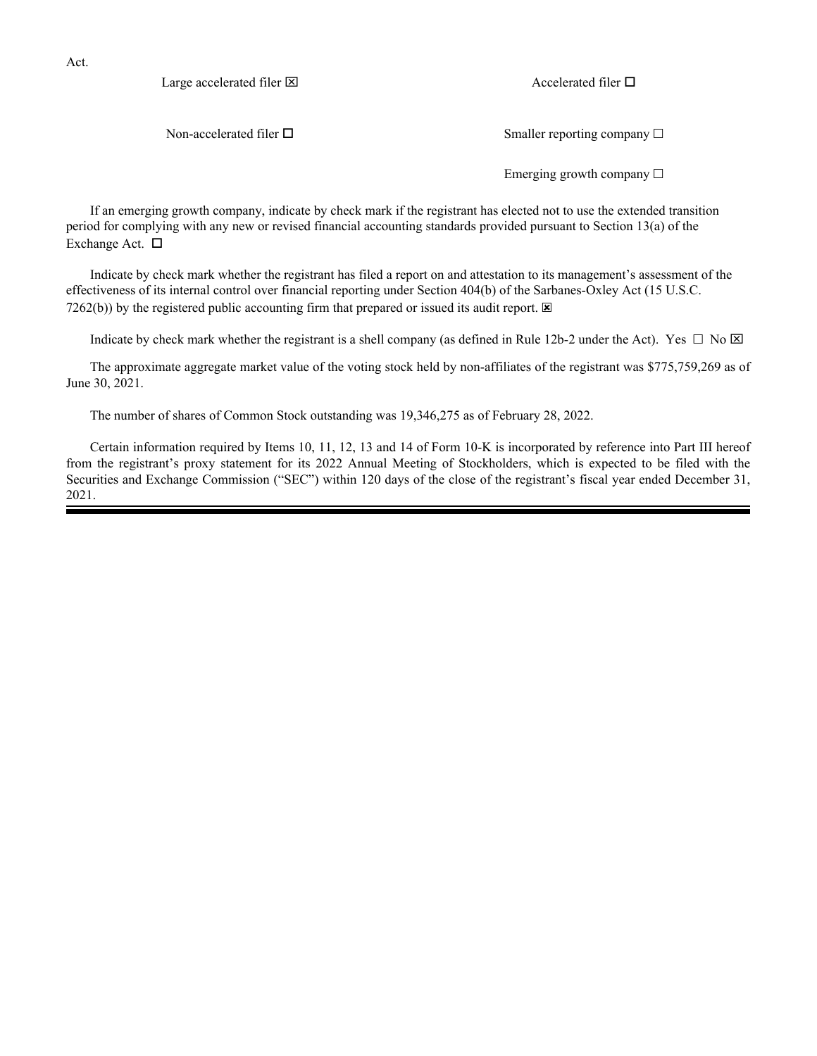Act.

| Large accelerated filer ☒ | Accelerated filer ☐ |
| --- | --- |
| Non-accelerated filer ☐ | Smaller reporting company ☐ |
| | Emerging growth company ☐ |

If an emerging growth company, indicate by check mark if the registrant has elected not to use the extended transition period for complying with any new or revised financial accounting standards provided pursuant to Section 13(a) of the Exchange Act. ☐

Indicate by check mark whether the registrant has filed a report on and attestation to its management's assessment of the effectiveness of its internal control over financial reporting under Section 404(b) of the Sarbanes-Oxley Act (15 U.S.C. 7262(b)) by the registered public accounting firm that prepared or issued its audit report. ☒

Indicate by check mark whether the registrant is a shell company (as defined in Rule 12b-2 under the Act). Yes ☐ No ☒

The approximate aggregate market value of the voting stock held by non-affiliates of the registrant was $775,759,269 as of June 30, 2021.

The number of shares of Common Stock outstanding was 19,346,275 as of February 28, 2022.

Certain information required by Items 10, 11, 12, 13 and 14 of Form 10-K is incorporated by reference into Part III hereof from the registrant's proxy statement for its 2022 Annual Meeting of Stockholders, which is expected to be filed with the Securities and Exchange Commission ("SEC") within 120 days of the close of the registrant's fiscal year ended December 31, 2021.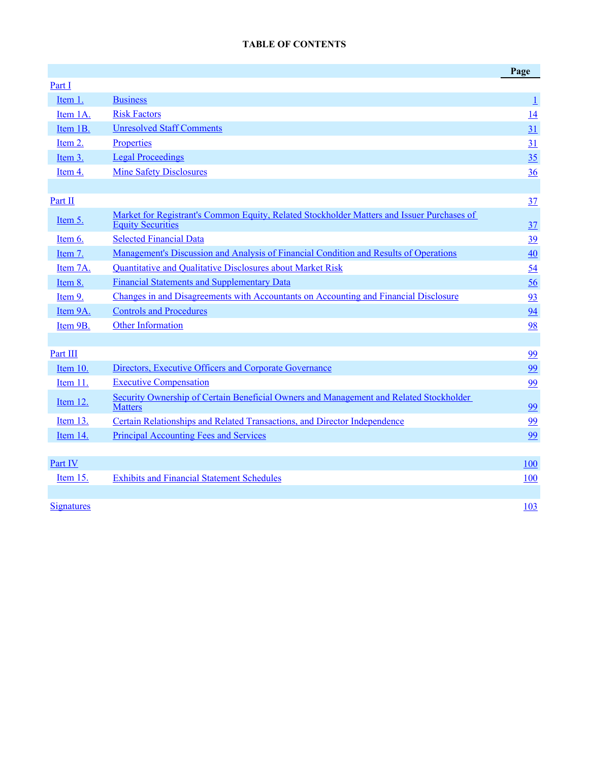**TABLE OF CONTENTS**

| | | Page |
|---|---|---|
| Part I | | |
| Item 1. | Business | 1 |
| Item 1A. | Risk Factors | 14 |
| Item 1B. | Unresolved Staff Comments | 31 |
| Item 2. | Properties | 31 |
| Item 3. | Legal Proceedings | 35 |
| Item 4. | Mine Safety Disclosures | 36 |
| | | |
| Part II | | 37 |
| Item 5. | Market for Registrant's Common Equity, Related Stockholder Matters and Issuer Purchases of Equity Securities | 37 |
| Item 6. | Selected Financial Data | 39 |
| Item 7. | Management's Discussion and Analysis of Financial Condition and Results of Operations | 40 |
| Item 7A. | Quantitative and Qualitative Disclosures about Market Risk | 54 |
| Item 8. | Financial Statements and Supplementary Data | 56 |
| Item 9. | Changes in and Disagreements with Accountants on Accounting and Financial Disclosure | 93 |
| Item 9A. | Controls and Procedures | 94 |
| Item 9B. | Other Information | 98 |
| | | |
| Part III | | 99 |
| Item 10. | Directors, Executive Officers and Corporate Governance | 99 |
| Item 11. | Executive Compensation | 99 |
| Item 12. | Security Ownership of Certain Beneficial Owners and Management and Related Stockholder Matters | 99 |
| Item 13. | Certain Relationships and Related Transactions, and Director Independence | 99 |
| Item 14. | Principal Accounting Fees and Services | 99 |
| | | |
| Part IV | | 100 |
| Item 15. | Exhibits and Financial Statement Schedules | 100 |
| | | |
| Signatures | | 103 |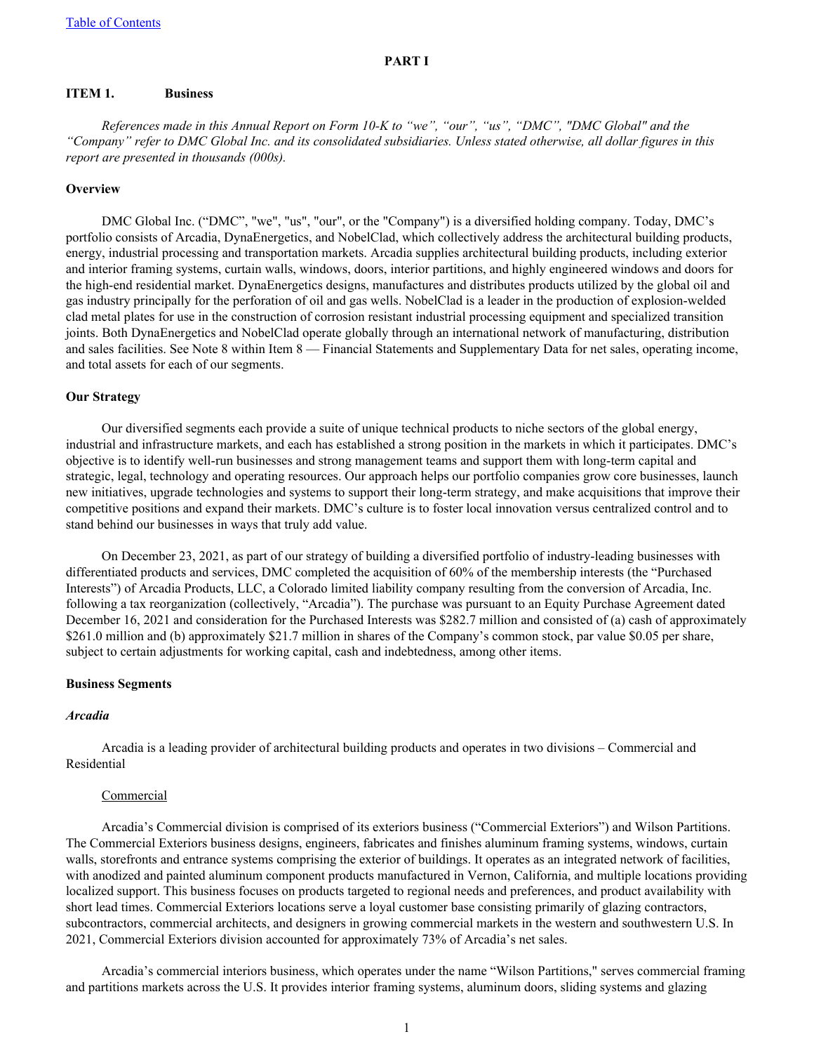# PART I

## ITEM 1. Business

*References made in this Annual Report on Form 10-K to "we", "our", "us", "DMC", "DMC Global" and the "Company" refer to DMC Global Inc. and its consolidated subsidiaries. Unless stated otherwise, all dollar figures in this report are presented in thousands (000s).*

### Overview

DMC Global Inc. ("DMC", "we", "us", "our", or the "Company") is a diversified holding company. Today, DMC's portfolio consists of Arcadia, DynaEnergetics, and NobelClad, which collectively address the architectural building products, energy, industrial processing and transportation markets. Arcadia supplies architectural building products, including exterior and interior framing systems, curtain walls, windows, doors, interior partitions, and highly engineered windows and doors for the high-end residential market. DynaEnergetics designs, manufactures and distributes products utilized by the global oil and gas industry principally for the perforation of oil and gas wells. NobelClad is a leader in the production of explosion-welded clad metal plates for use in the construction of corrosion resistant industrial processing equipment and specialized transition joints. Both DynaEnergetics and NobelClad operate globally through an international network of manufacturing, distribution and sales facilities. See Note 8 within Item 8 — Financial Statements and Supplementary Data for net sales, operating income, and total assets for each of our segments.

### Our Strategy

Our diversified segments each provide a suite of unique technical products to niche sectors of the global energy, industrial and infrastructure markets, and each has established a strong position in the markets in which it participates. DMC's objective is to identify well-run businesses and strong management teams and support them with long-term capital and strategic, legal, technology and operating resources. Our approach helps our portfolio companies grow core businesses, launch new initiatives, upgrade technologies and systems to support their long-term strategy, and make acquisitions that improve their competitive positions and expand their markets. DMC's culture is to foster local innovation versus centralized control and to stand behind our businesses in ways that truly add value.

On December 23, 2021, as part of our strategy of building a diversified portfolio of industry-leading businesses with differentiated products and services, DMC completed the acquisition of 60% of the membership interests (the "Purchased Interests") of Arcadia Products, LLC, a Colorado limited liability company resulting from the conversion of Arcadia, Inc. following a tax reorganization (collectively, "Arcadia"). The purchase was pursuant to an Equity Purchase Agreement dated December 16, 2021 and consideration for the Purchased Interests was $282.7 million and consisted of (a) cash of approximately $261.0 million and (b) approximately $21.7 million in shares of the Company's common stock, par value $0.05 per share, subject to certain adjustments for working capital, cash and indebtedness, among other items.

### Business Segments

#### *Arcadia*

Arcadia is a leading provider of architectural building products and operates in two divisions – Commercial and Residential

Commercial

Arcadia's Commercial division is comprised of its exteriors business ("Commercial Exteriors") and Wilson Partitions. The Commercial Exteriors business designs, engineers, fabricates and finishes aluminum framing systems, windows, curtain walls, storefronts and entrance systems comprising the exterior of buildings. It operates as an integrated network of facilities, with anodized and painted aluminum component products manufactured in Vernon, California, and multiple locations providing localized support. This business focuses on products targeted to regional needs and preferences, and product availability with short lead times. Commercial Exteriors locations serve a loyal customer base consisting primarily of glazing contractors, subcontractors, commercial architects, and designers in growing commercial markets in the western and southwestern U.S. In 2021, Commercial Exteriors division accounted for approximately 73% of Arcadia's net sales.

Arcadia's commercial interiors business, which operates under the name "Wilson Partitions," serves commercial framing and partitions markets across the U.S. It provides interior framing systems, aluminum doors, sliding systems and glazing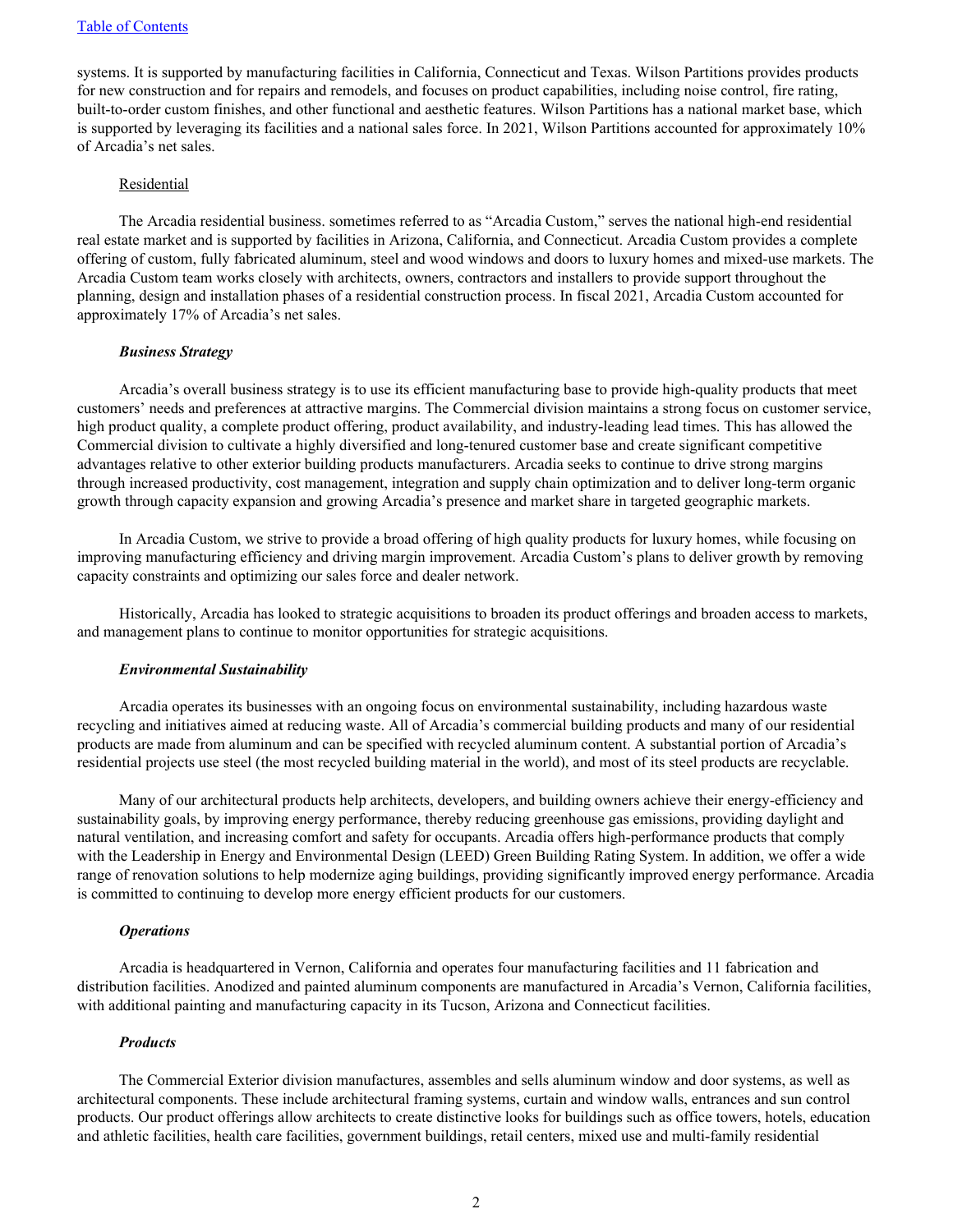systems. It is supported by manufacturing facilities in California, Connecticut and Texas. Wilson Partitions provides products for new construction and for repairs and remodels, and focuses on product capabilities, including noise control, fire rating, built-to-order custom finishes, and other functional and aesthetic features. Wilson Partitions has a national market base, which is supported by leveraging its facilities and a national sales force. In 2021, Wilson Partitions accounted for approximately 10% of Arcadia's net sales.

Residential

The Arcadia residential business. sometimes referred to as "Arcadia Custom," serves the national high-end residential real estate market and is supported by facilities in Arizona, California, and Connecticut. Arcadia Custom provides a complete offering of custom, fully fabricated aluminum, steel and wood windows and doors to luxury homes and mixed-use markets. The Arcadia Custom team works closely with architects, owners, contractors and installers to provide support throughout the planning, design and installation phases of a residential construction process. In fiscal 2021, Arcadia Custom accounted for approximately 17% of Arcadia's net sales.

***Business Strategy***

Arcadia's overall business strategy is to use its efficient manufacturing base to provide high-quality products that meet customers' needs and preferences at attractive margins. The Commercial division maintains a strong focus on customer service, high product quality, a complete product offering, product availability, and industry-leading lead times. This has allowed the Commercial division to cultivate a highly diversified and long-tenured customer base and create significant competitive advantages relative to other exterior building products manufacturers. Arcadia seeks to continue to drive strong margins through increased productivity, cost management, integration and supply chain optimization and to deliver long-term organic growth through capacity expansion and growing Arcadia's presence and market share in targeted geographic markets.

In Arcadia Custom, we strive to provide a broad offering of high quality products for luxury homes, while focusing on improving manufacturing efficiency and driving margin improvement. Arcadia Custom's plans to deliver growth by removing capacity constraints and optimizing our sales force and dealer network.

Historically, Arcadia has looked to strategic acquisitions to broaden its product offerings and broaden access to markets, and management plans to continue to monitor opportunities for strategic acquisitions.

***Environmental Sustainability***

Arcadia operates its businesses with an ongoing focus on environmental sustainability, including hazardous waste recycling and initiatives aimed at reducing waste. All of Arcadia's commercial building products and many of our residential products are made from aluminum and can be specified with recycled aluminum content. A substantial portion of Arcadia's residential projects use steel (the most recycled building material in the world), and most of its steel products are recyclable.

Many of our architectural products help architects, developers, and building owners achieve their energy-efficiency and sustainability goals, by improving energy performance, thereby reducing greenhouse gas emissions, providing daylight and natural ventilation, and increasing comfort and safety for occupants. Arcadia offers high-performance products that comply with the Leadership in Energy and Environmental Design (LEED) Green Building Rating System. In addition, we offer a wide range of renovation solutions to help modernize aging buildings, providing significantly improved energy performance. Arcadia is committed to continuing to develop more energy efficient products for our customers.

***Operations***

Arcadia is headquartered in Vernon, California and operates four manufacturing facilities and 11 fabrication and distribution facilities. Anodized and painted aluminum components are manufactured in Arcadia's Vernon, California facilities, with additional painting and manufacturing capacity in its Tucson, Arizona and Connecticut facilities.

***Products***

The Commercial Exterior division manufactures, assembles and sells aluminum window and door systems, as well as architectural components. These include architectural framing systems, curtain and window walls, entrances and sun control products. Our product offerings allow architects to create distinctive looks for buildings such as office towers, hotels, education and athletic facilities, health care facilities, government buildings, retail centers, mixed use and multi-family residential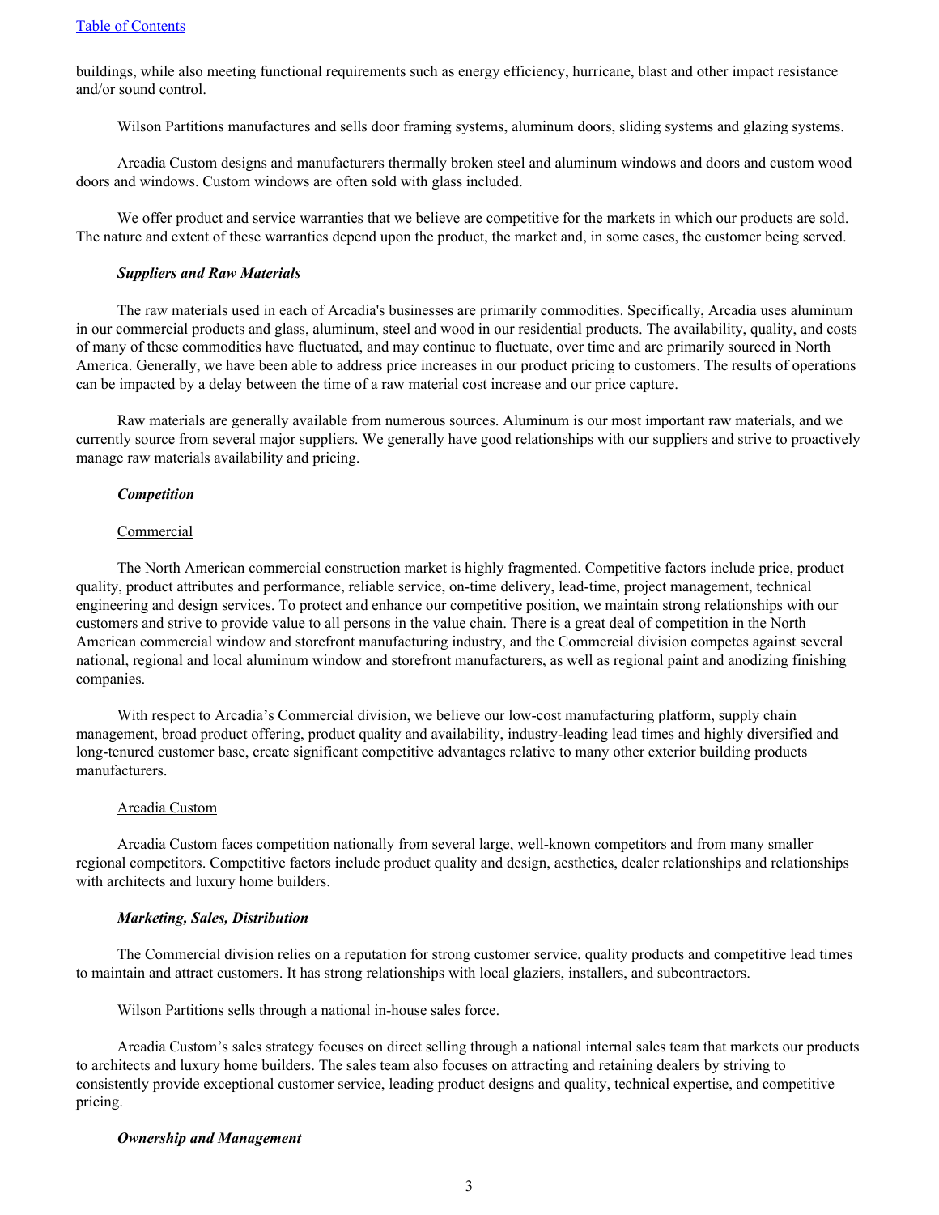buildings, while also meeting functional requirements such as energy efficiency, hurricane, blast and other impact resistance and/or sound control.

Wilson Partitions manufactures and sells door framing systems, aluminum doors, sliding systems and glazing systems.

Arcadia Custom designs and manufacturers thermally broken steel and aluminum windows and doors and custom wood doors and windows. Custom windows are often sold with glass included.

We offer product and service warranties that we believe are competitive for the markets in which our products are sold. The nature and extent of these warranties depend upon the product, the market and, in some cases, the customer being served.

***Suppliers and Raw Materials***

The raw materials used in each of Arcadia's businesses are primarily commodities. Specifically, Arcadia uses aluminum in our commercial products and glass, aluminum, steel and wood in our residential products. The availability, quality, and costs of many of these commodities have fluctuated, and may continue to fluctuate, over time and are primarily sourced in North America. Generally, we have been able to address price increases in our product pricing to customers. The results of operations can be impacted by a delay between the time of a raw material cost increase and our price capture.

Raw materials are generally available from numerous sources. Aluminum is our most important raw materials, and we currently source from several major suppliers. We generally have good relationships with our suppliers and strive to proactively manage raw materials availability and pricing.

***Competition***

Commercial

The North American commercial construction market is highly fragmented. Competitive factors include price, product quality, product attributes and performance, reliable service, on-time delivery, lead-time, project management, technical engineering and design services. To protect and enhance our competitive position, we maintain strong relationships with our customers and strive to provide value to all persons in the value chain. There is a great deal of competition in the North American commercial window and storefront manufacturing industry, and the Commercial division competes against several national, regional and local aluminum window and storefront manufacturers, as well as regional paint and anodizing finishing companies.

With respect to Arcadia's Commercial division, we believe our low-cost manufacturing platform, supply chain management, broad product offering, product quality and availability, industry-leading lead times and highly diversified and long-tenured customer base, create significant competitive advantages relative to many other exterior building products manufacturers.

Arcadia Custom

Arcadia Custom faces competition nationally from several large, well-known competitors and from many smaller regional competitors. Competitive factors include product quality and design, aesthetics, dealer relationships and relationships with architects and luxury home builders.

***Marketing, Sales, Distribution***

The Commercial division relies on a reputation for strong customer service, quality products and competitive lead times to maintain and attract customers. It has strong relationships with local glaziers, installers, and subcontractors.

Wilson Partitions sells through a national in-house sales force.

Arcadia Custom's sales strategy focuses on direct selling through a national internal sales team that markets our products to architects and luxury home builders. The sales team also focuses on attracting and retaining dealers by striving to consistently provide exceptional customer service, leading product designs and quality, technical expertise, and competitive pricing.

***Ownership and Management***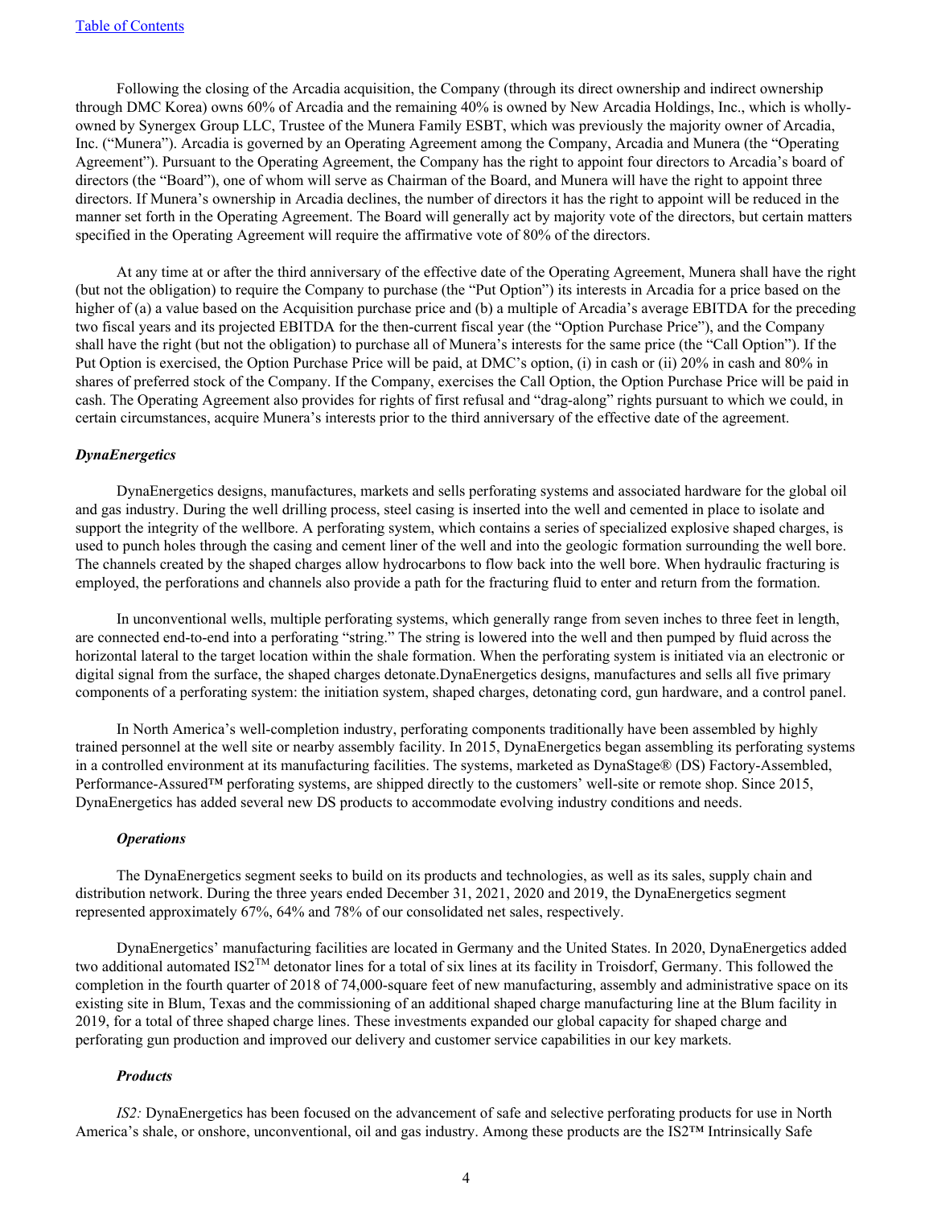Following the closing of the Arcadia acquisition, the Company (through its direct ownership and indirect ownership through DMC Korea) owns 60% of Arcadia and the remaining 40% is owned by New Arcadia Holdings, Inc., which is wholly-owned by Synergex Group LLC, Trustee of the Munera Family ESBT, which was previously the majority owner of Arcadia, Inc. ("Munera"). Arcadia is governed by an Operating Agreement among the Company, Arcadia and Munera (the "Operating Agreement"). Pursuant to the Operating Agreement, the Company has the right to appoint four directors to Arcadia's board of directors (the "Board"), one of whom will serve as Chairman of the Board, and Munera will have the right to appoint three directors. If Munera's ownership in Arcadia declines, the number of directors it has the right to appoint will be reduced in the manner set forth in the Operating Agreement. The Board will generally act by majority vote of the directors, but certain matters specified in the Operating Agreement will require the affirmative vote of 80% of the directors.

At any time at or after the third anniversary of the effective date of the Operating Agreement, Munera shall have the right (but not the obligation) to require the Company to purchase (the "Put Option") its interests in Arcadia for a price based on the higher of (a) a value based on the Acquisition purchase price and (b) a multiple of Arcadia's average EBITDA for the preceding two fiscal years and its projected EBITDA for the then-current fiscal year (the "Option Purchase Price"), and the Company shall have the right (but not the obligation) to purchase all of Munera's interests for the same price (the "Call Option"). If the Put Option is exercised, the Option Purchase Price will be paid, at DMC's option, (i) in cash or (ii) 20% in cash and 80% in shares of preferred stock of the Company. If the Company, exercises the Call Option, the Option Purchase Price will be paid in cash. The Operating Agreement also provides for rights of first refusal and "drag-along" rights pursuant to which we could, in certain circumstances, acquire Munera's interests prior to the third anniversary of the effective date of the agreement.

### *DynaEnergetics*

DynaEnergetics designs, manufactures, markets and sells perforating systems and associated hardware for the global oil and gas industry. During the well drilling process, steel casing is inserted into the well and cemented in place to isolate and support the integrity of the wellbore. A perforating system, which contains a series of specialized explosive shaped charges, is used to punch holes through the casing and cement liner of the well and into the geologic formation surrounding the well bore. The channels created by the shaped charges allow hydrocarbons to flow back into the well bore. When hydraulic fracturing is employed, the perforations and channels also provide a path for the fracturing fluid to enter and return from the formation.

In unconventional wells, multiple perforating systems, which generally range from seven inches to three feet in length, are connected end-to-end into a perforating "string." The string is lowered into the well and then pumped by fluid across the horizontal lateral to the target location within the shale formation. When the perforating system is initiated via an electronic or digital signal from the surface, the shaped charges detonate.DynaEnergetics designs, manufactures and sells all five primary components of a perforating system: the initiation system, shaped charges, detonating cord, gun hardware, and a control panel.

In North America's well-completion industry, perforating components traditionally have been assembled by highly trained personnel at the well site or nearby assembly facility. In 2015, DynaEnergetics began assembling its perforating systems in a controlled environment at its manufacturing facilities. The systems, marketed as DynaStage® (DS) Factory-Assembled, Performance-Assured™ perforating systems, are shipped directly to the customers' well-site or remote shop. Since 2015, DynaEnergetics has added several new DS products to accommodate evolving industry conditions and needs.

#### *Operations*

The DynaEnergetics segment seeks to build on its products and technologies, as well as its sales, supply chain and distribution network. During the three years ended December 31, 2021, 2020 and 2019, the DynaEnergetics segment represented approximately 67%, 64% and 78% of our consolidated net sales, respectively.

DynaEnergetics' manufacturing facilities are located in Germany and the United States. In 2020, DynaEnergetics added two additional automated IS2™ detonator lines for a total of six lines at its facility in Troisdorf, Germany. This followed the completion in the fourth quarter of 2018 of 74,000-square feet of new manufacturing, assembly and administrative space on its existing site in Blum, Texas and the commissioning of an additional shaped charge manufacturing line at the Blum facility in 2019, for a total of three shaped charge lines. These investments expanded our global capacity for shaped charge and perforating gun production and improved our delivery and customer service capabilities in our key markets.

#### *Products*

*IS2:* DynaEnergetics has been focused on the advancement of safe and selective perforating products for use in North America's shale, or onshore, unconventional, oil and gas industry. Among these products are the IS2™ Intrinsically Safe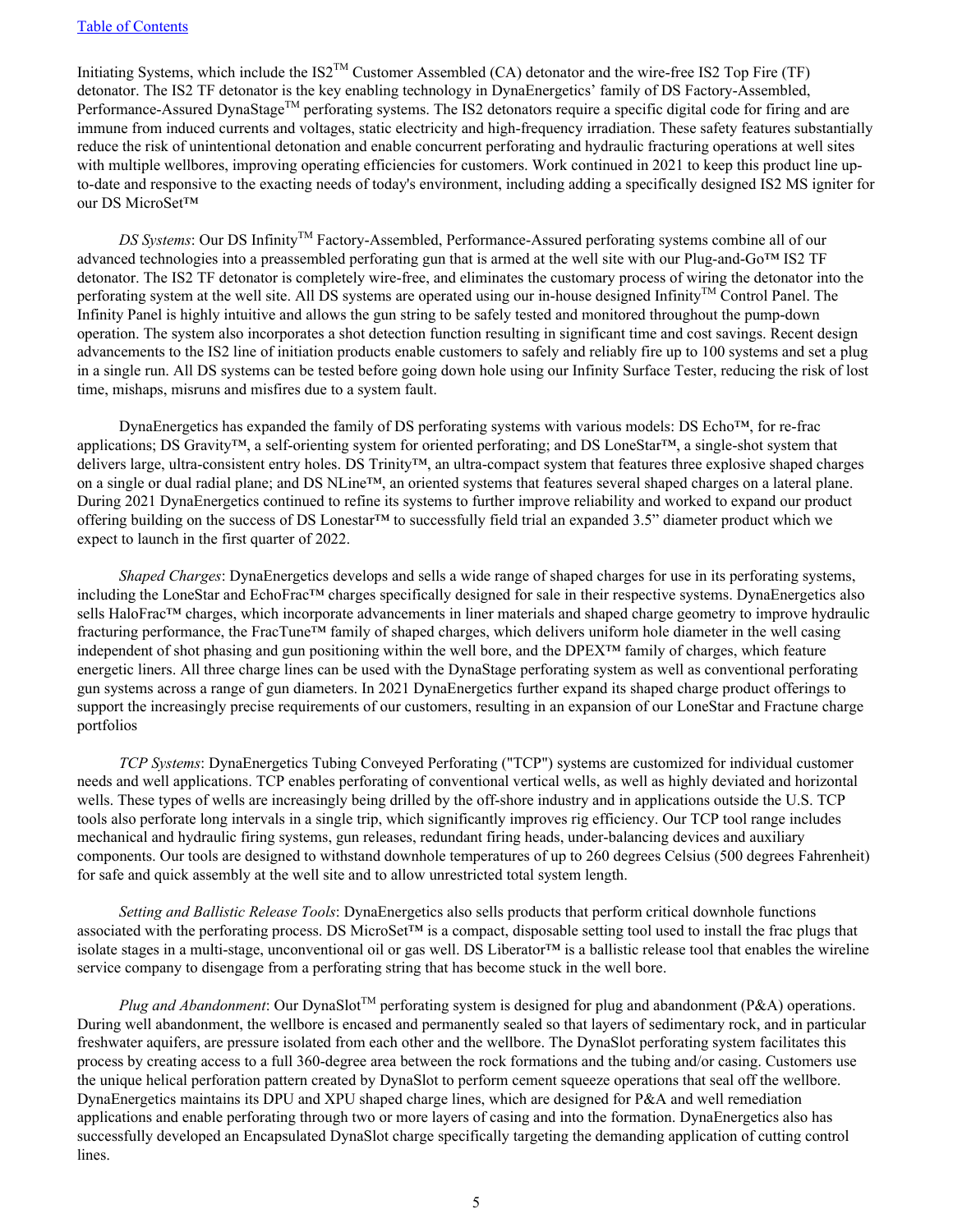Initiating Systems, which include the IS2™ Customer Assembled (CA) detonator and the wire-free IS2 Top Fire (TF) detonator. The IS2 TF detonator is the key enabling technology in DynaEnergetics' family of DS Factory-Assembled, Performance-Assured DynaStage™ perforating systems. The IS2 detonators require a specific digital code for firing and are immune from induced currents and voltages, static electricity and high-frequency irradiation. These safety features substantially reduce the risk of unintentional detonation and enable concurrent perforating and hydraulic fracturing operations at well sites with multiple wellbores, improving operating efficiencies for customers. Work continued in 2021 to keep this product line up-to-date and responsive to the exacting needs of today's environment, including adding a specifically designed IS2 MS igniter for our DS MicroSet™

*DS Systems*: Our DS Infinity™ Factory-Assembled, Performance-Assured perforating systems combine all of our advanced technologies into a preassembled perforating gun that is armed at the well site with our Plug-and-Go™ IS2 TF detonator. The IS2 TF detonator is completely wire-free, and eliminates the customary process of wiring the detonator into the perforating system at the well site. All DS systems are operated using our in-house designed Infinity™ Control Panel. The Infinity Panel is highly intuitive and allows the gun string to be safely tested and monitored throughout the pump-down operation. The system also incorporates a shot detection function resulting in significant time and cost savings. Recent design advancements to the IS2 line of initiation products enable customers to safely and reliably fire up to 100 systems and set a plug in a single run. All DS systems can be tested before going down hole using our Infinity Surface Tester, reducing the risk of lost time, mishaps, misruns and misfires due to a system fault.

DynaEnergetics has expanded the family of DS perforating systems with various models: DS Echo™, for re-frac applications; DS Gravity™, a self-orienting system for oriented perforating; and DS LoneStar™, a single-shot system that delivers large, ultra-consistent entry holes. DS Trinity™, an ultra-compact system that features three explosive shaped charges on a single or dual radial plane; and DS NLine™, an oriented systems that features several shaped charges on a lateral plane. During 2021 DynaEnergetics continued to refine its systems to further improve reliability and worked to expand our product offering building on the success of DS Lonestar™ to successfully field trial an expanded 3.5" diameter product which we expect to launch in the first quarter of 2022.

*Shaped Charges*: DynaEnergetics develops and sells a wide range of shaped charges for use in its perforating systems, including the LoneStar and EchoFrac™ charges specifically designed for sale in their respective systems. DynaEnergetics also sells HaloFrac™ charges, which incorporate advancements in liner materials and shaped charge geometry to improve hydraulic fracturing performance, the FracTune™ family of shaped charges, which delivers uniform hole diameter in the well casing independent of shot phasing and gun positioning within the well bore, and the DPEX™ family of charges, which feature energetic liners. All three charge lines can be used with the DynaStage perforating system as well as conventional perforating gun systems across a range of gun diameters. In 2021 DynaEnergetics further expand its shaped charge product offerings to support the increasingly precise requirements of our customers, resulting in an expansion of our LoneStar and Fractune charge portfolios

*TCP Systems*: DynaEnergetics Tubing Conveyed Perforating ("TCP") systems are customized for individual customer needs and well applications. TCP enables perforating of conventional vertical wells, as well as highly deviated and horizontal wells. These types of wells are increasingly being drilled by the off-shore industry and in applications outside the U.S. TCP tools also perforate long intervals in a single trip, which significantly improves rig efficiency. Our TCP tool range includes mechanical and hydraulic firing systems, gun releases, redundant firing heads, under-balancing devices and auxiliary components. Our tools are designed to withstand downhole temperatures of up to 260 degrees Celsius (500 degrees Fahrenheit) for safe and quick assembly at the well site and to allow unrestricted total system length.

*Setting and Ballistic Release Tools*: DynaEnergetics also sells products that perform critical downhole functions associated with the perforating process. DS MicroSet™ is a compact, disposable setting tool used to install the frac plugs that isolate stages in a multi-stage, unconventional oil or gas well. DS Liberator™ is a ballistic release tool that enables the wireline service company to disengage from a perforating string that has become stuck in the well bore.

*Plug and Abandonment*: Our DynaSlot™ perforating system is designed for plug and abandonment (P&A) operations. During well abandonment, the wellbore is encased and permanently sealed so that layers of sedimentary rock, and in particular freshwater aquifers, are pressure isolated from each other and the wellbore. The DynaSlot perforating system facilitates this process by creating access to a full 360-degree area between the rock formations and the tubing and/or casing. Customers use the unique helical perforation pattern created by DynaSlot to perform cement squeeze operations that seal off the wellbore. DynaEnergetics maintains its DPU and XPU shaped charge lines, which are designed for P&A and well remediation applications and enable perforating through two or more layers of casing and into the formation. DynaEnergetics also has successfully developed an Encapsulated DynaSlot charge specifically targeting the demanding application of cutting control lines.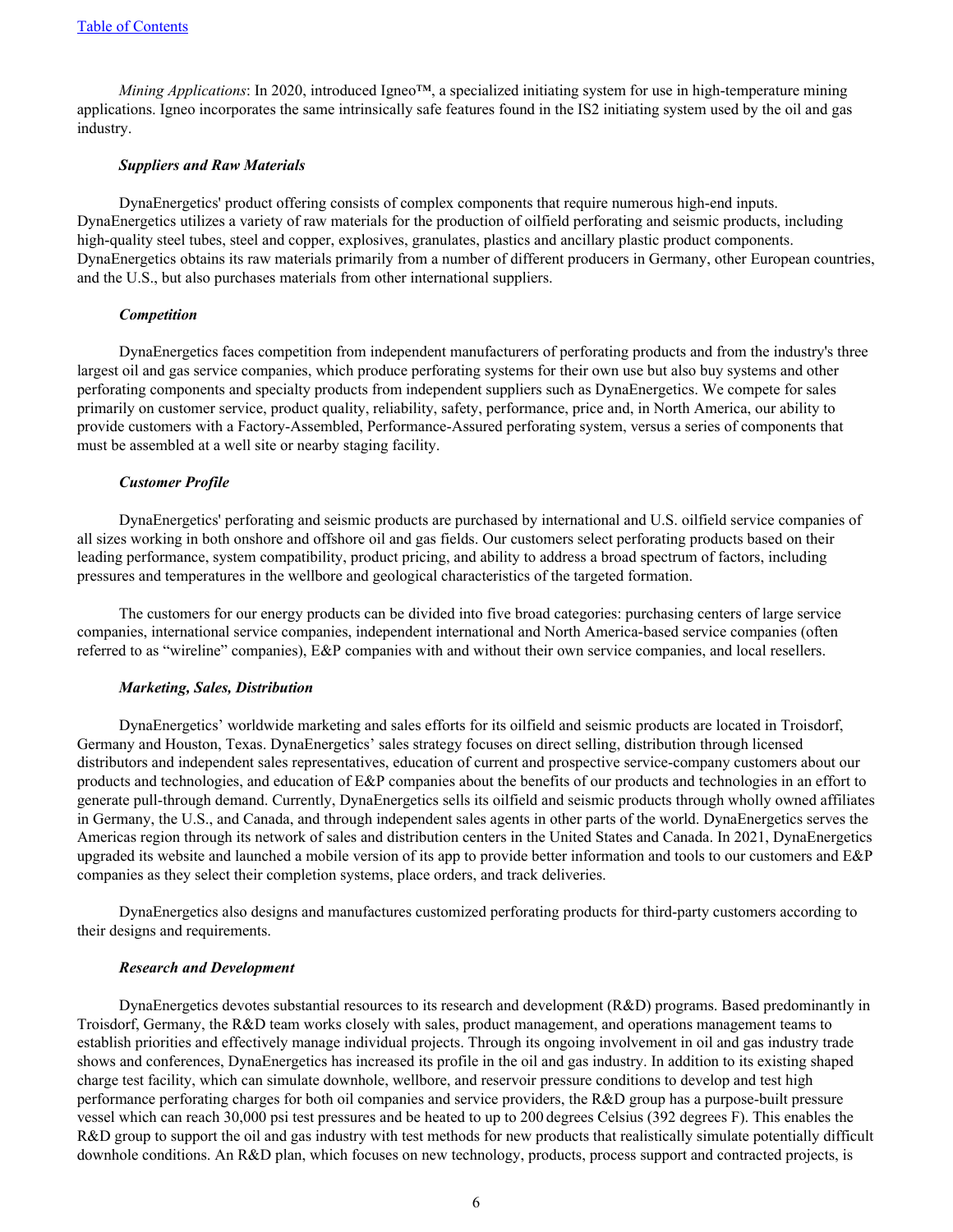*Mining Applications*: In 2020, introduced Igneo™, a specialized initiating system for use in high-temperature mining applications. Igneo incorporates the same intrinsically safe features found in the IS2 initiating system used by the oil and gas industry.

***Suppliers and Raw Materials***

DynaEnergetics' product offering consists of complex components that require numerous high-end inputs. DynaEnergetics utilizes a variety of raw materials for the production of oilfield perforating and seismic products, including high-quality steel tubes, steel and copper, explosives, granulates, plastics and ancillary plastic product components. DynaEnergetics obtains its raw materials primarily from a number of different producers in Germany, other European countries, and the U.S., but also purchases materials from other international suppliers.

***Competition***

DynaEnergetics faces competition from independent manufacturers of perforating products and from the industry's three largest oil and gas service companies, which produce perforating systems for their own use but also buy systems and other perforating components and specialty products from independent suppliers such as DynaEnergetics. We compete for sales primarily on customer service, product quality, reliability, safety, performance, price and, in North America, our ability to provide customers with a Factory-Assembled, Performance-Assured perforating system, versus a series of components that must be assembled at a well site or nearby staging facility.

***Customer Profile***

DynaEnergetics' perforating and seismic products are purchased by international and U.S. oilfield service companies of all sizes working in both onshore and offshore oil and gas fields. Our customers select perforating products based on their leading performance, system compatibility, product pricing, and ability to address a broad spectrum of factors, including pressures and temperatures in the wellbore and geological characteristics of the targeted formation.

The customers for our energy products can be divided into five broad categories: purchasing centers of large service companies, international service companies, independent international and North America-based service companies (often referred to as "wireline" companies), E&P companies with and without their own service companies, and local resellers.

***Marketing, Sales, Distribution***

DynaEnergetics' worldwide marketing and sales efforts for its oilfield and seismic products are located in Troisdorf, Germany and Houston, Texas. DynaEnergetics' sales strategy focuses on direct selling, distribution through licensed distributors and independent sales representatives, education of current and prospective service-company customers about our products and technologies, and education of E&P companies about the benefits of our products and technologies in an effort to generate pull-through demand. Currently, DynaEnergetics sells its oilfield and seismic products through wholly owned affiliates in Germany, the U.S., and Canada, and through independent sales agents in other parts of the world. DynaEnergetics serves the Americas region through its network of sales and distribution centers in the United States and Canada. In 2021, DynaEnergetics upgraded its website and launched a mobile version of its app to provide better information and tools to our customers and E&P companies as they select their completion systems, place orders, and track deliveries.

DynaEnergetics also designs and manufactures customized perforating products for third-party customers according to their designs and requirements.

***Research and Development***

DynaEnergetics devotes substantial resources to its research and development (R&D) programs. Based predominantly in Troisdorf, Germany, the R&D team works closely with sales, product management, and operations management teams to establish priorities and effectively manage individual projects. Through its ongoing involvement in oil and gas industry trade shows and conferences, DynaEnergetics has increased its profile in the oil and gas industry. In addition to its existing shaped charge test facility, which can simulate downhole, wellbore, and reservoir pressure conditions to develop and test high performance perforating charges for both oil companies and service providers, the R&D group has a purpose-built pressure vessel which can reach 30,000 psi test pressures and be heated to up to 200 degrees Celsius (392 degrees F). This enables the R&D group to support the oil and gas industry with test methods for new products that realistically simulate potentially difficult downhole conditions. An R&D plan, which focuses on new technology, products, process support and contracted projects, is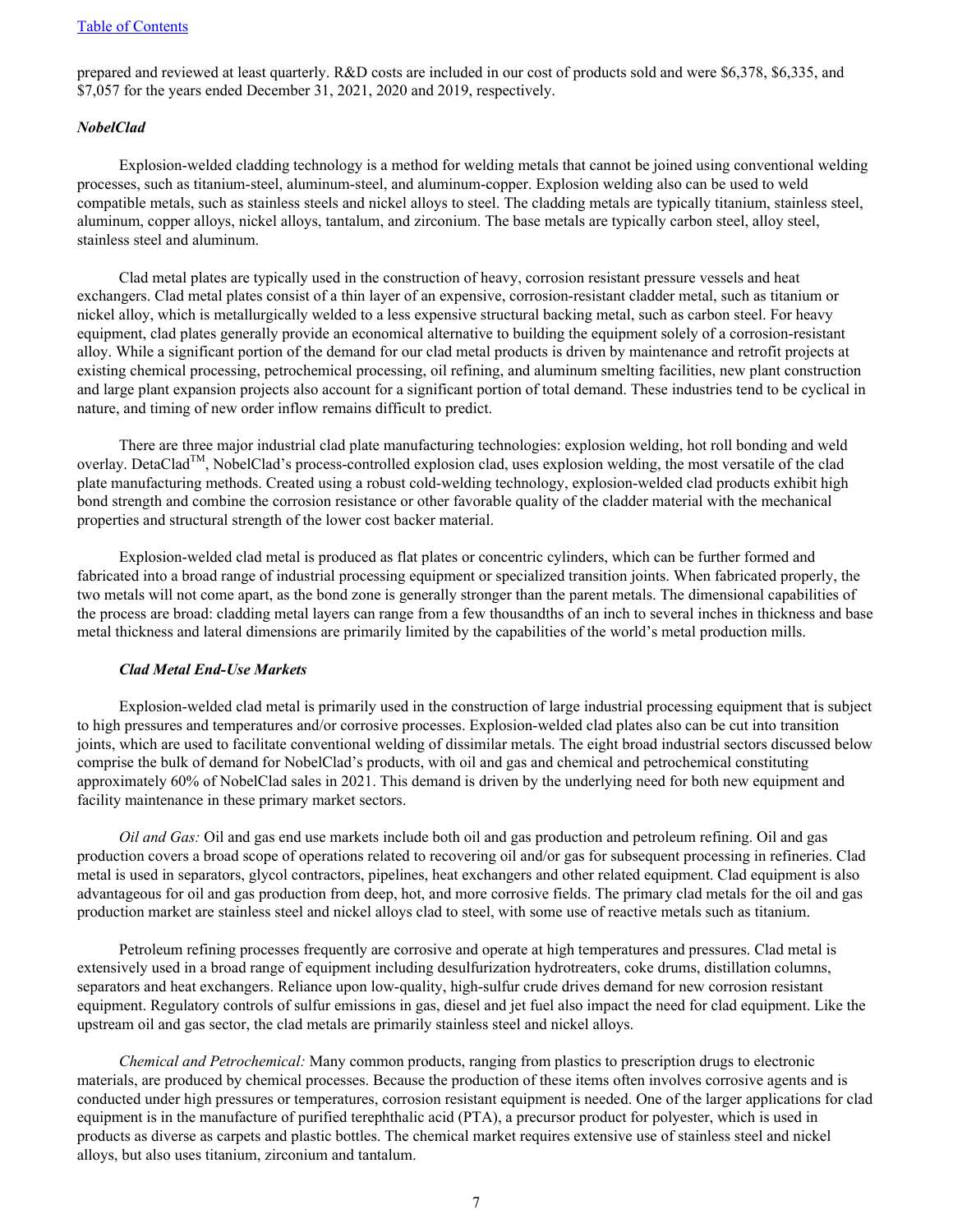prepared and reviewed at least quarterly. R&D costs are included in our cost of products sold and were $6,378, $6,335, and $7,057 for the years ended December 31, 2021, 2020 and 2019, respectively.

### *NobelClad*

Explosion-welded cladding technology is a method for welding metals that cannot be joined using conventional welding processes, such as titanium-steel, aluminum-steel, and aluminum-copper. Explosion welding also can be used to weld compatible metals, such as stainless steels and nickel alloys to steel. The cladding metals are typically titanium, stainless steel, aluminum, copper alloys, nickel alloys, tantalum, and zirconium. The base metals are typically carbon steel, alloy steel, stainless steel and aluminum.

Clad metal plates are typically used in the construction of heavy, corrosion resistant pressure vessels and heat exchangers. Clad metal plates consist of a thin layer of an expensive, corrosion-resistant cladder metal, such as titanium or nickel alloy, which is metallurgically welded to a less expensive structural backing metal, such as carbon steel. For heavy equipment, clad plates generally provide an economical alternative to building the equipment solely of a corrosion-resistant alloy. While a significant portion of the demand for our clad metal products is driven by maintenance and retrofit projects at existing chemical processing, petrochemical processing, oil refining, and aluminum smelting facilities, new plant construction and large plant expansion projects also account for a significant portion of total demand. These industries tend to be cyclical in nature, and timing of new order inflow remains difficult to predict.

There are three major industrial clad plate manufacturing technologies: explosion welding, hot roll bonding and weld overlay. DetaClad™, NobelClad's process-controlled explosion clad, uses explosion welding, the most versatile of the clad plate manufacturing methods. Created using a robust cold-welding technology, explosion-welded clad products exhibit high bond strength and combine the corrosion resistance or other favorable quality of the cladder material with the mechanical properties and structural strength of the lower cost backer material.

Explosion-welded clad metal is produced as flat plates or concentric cylinders, which can be further formed and fabricated into a broad range of industrial processing equipment or specialized transition joints. When fabricated properly, the two metals will not come apart, as the bond zone is generally stronger than the parent metals. The dimensional capabilities of the process are broad: cladding metal layers can range from a few thousandths of an inch to several inches in thickness and base metal thickness and lateral dimensions are primarily limited by the capabilities of the world's metal production mills.

#### *Clad Metal End-Use Markets*

Explosion-welded clad metal is primarily used in the construction of large industrial processing equipment that is subject to high pressures and temperatures and/or corrosive processes. Explosion-welded clad plates also can be cut into transition joints, which are used to facilitate conventional welding of dissimilar metals. The eight broad industrial sectors discussed below comprise the bulk of demand for NobelClad's products, with oil and gas and chemical and petrochemical constituting approximately 60% of NobelClad sales in 2021. This demand is driven by the underlying need for both new equipment and facility maintenance in these primary market sectors.

*Oil and Gas:* Oil and gas end use markets include both oil and gas production and petroleum refining. Oil and gas production covers a broad scope of operations related to recovering oil and/or gas for subsequent processing in refineries. Clad metal is used in separators, glycol contractors, pipelines, heat exchangers and other related equipment. Clad equipment is also advantageous for oil and gas production from deep, hot, and more corrosive fields. The primary clad metals for the oil and gas production market are stainless steel and nickel alloys clad to steel, with some use of reactive metals such as titanium.

Petroleum refining processes frequently are corrosive and operate at high temperatures and pressures. Clad metal is extensively used in a broad range of equipment including desulfurization hydrotreaters, coke drums, distillation columns, separators and heat exchangers. Reliance upon low-quality, high-sulfur crude drives demand for new corrosion resistant equipment. Regulatory controls of sulfur emissions in gas, diesel and jet fuel also impact the need for clad equipment. Like the upstream oil and gas sector, the clad metals are primarily stainless steel and nickel alloys.

*Chemical and Petrochemical:* Many common products, ranging from plastics to prescription drugs to electronic materials, are produced by chemical processes. Because the production of these items often involves corrosive agents and is conducted under high pressures or temperatures, corrosion resistant equipment is needed. One of the larger applications for clad equipment is in the manufacture of purified terephthalic acid (PTA), a precursor product for polyester, which is used in products as diverse as carpets and plastic bottles. The chemical market requires extensive use of stainless steel and nickel alloys, but also uses titanium, zirconium and tantalum.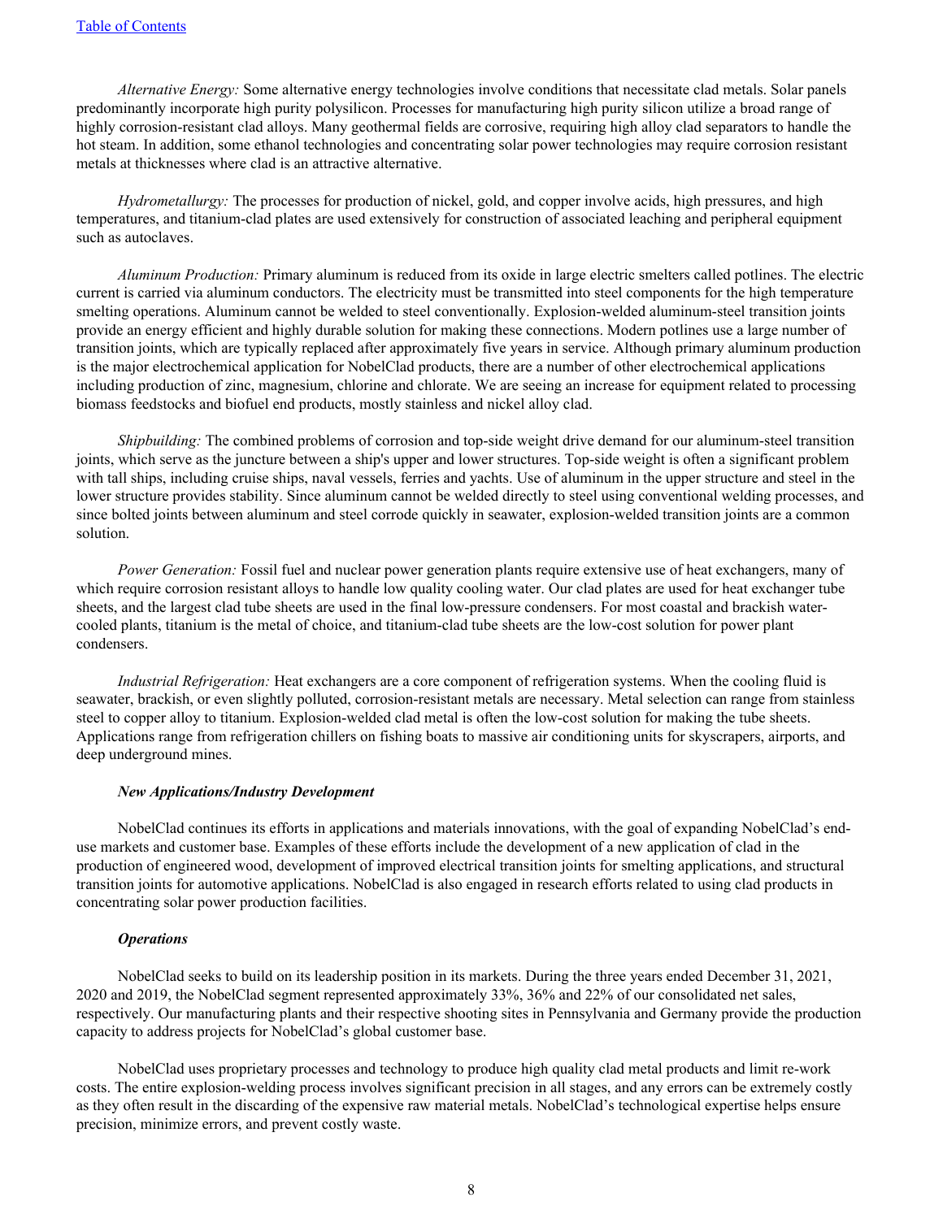*Alternative Energy:* Some alternative energy technologies involve conditions that necessitate clad metals. Solar panels predominantly incorporate high purity polysilicon. Processes for manufacturing high purity silicon utilize a broad range of highly corrosion-resistant clad alloys. Many geothermal fields are corrosive, requiring high alloy clad separators to handle the hot steam. In addition, some ethanol technologies and concentrating solar power technologies may require corrosion resistant metals at thicknesses where clad is an attractive alternative.

*Hydrometallurgy:* The processes for production of nickel, gold, and copper involve acids, high pressures, and high temperatures, and titanium-clad plates are used extensively for construction of associated leaching and peripheral equipment such as autoclaves.

*Aluminum Production:* Primary aluminum is reduced from its oxide in large electric smelters called potlines. The electric current is carried via aluminum conductors. The electricity must be transmitted into steel components for the high temperature smelting operations. Aluminum cannot be welded to steel conventionally. Explosion-welded aluminum-steel transition joints provide an energy efficient and highly durable solution for making these connections. Modern potlines use a large number of transition joints, which are typically replaced after approximately five years in service. Although primary aluminum production is the major electrochemical application for NobelClad products, there are a number of other electrochemical applications including production of zinc, magnesium, chlorine and chlorate. We are seeing an increase for equipment related to processing biomass feedstocks and biofuel end products, mostly stainless and nickel alloy clad.

*Shipbuilding:* The combined problems of corrosion and top-side weight drive demand for our aluminum-steel transition joints, which serve as the juncture between a ship's upper and lower structures. Top-side weight is often a significant problem with tall ships, including cruise ships, naval vessels, ferries and yachts. Use of aluminum in the upper structure and steel in the lower structure provides stability. Since aluminum cannot be welded directly to steel using conventional welding processes, and since bolted joints between aluminum and steel corrode quickly in seawater, explosion-welded transition joints are a common solution.

*Power Generation:* Fossil fuel and nuclear power generation plants require extensive use of heat exchangers, many of which require corrosion resistant alloys to handle low quality cooling water. Our clad plates are used for heat exchanger tube sheets, and the largest clad tube sheets are used in the final low-pressure condensers. For most coastal and brackish water-cooled plants, titanium is the metal of choice, and titanium-clad tube sheets are the low-cost solution for power plant condensers.

*Industrial Refrigeration:* Heat exchangers are a core component of refrigeration systems. When the cooling fluid is seawater, brackish, or even slightly polluted, corrosion-resistant metals are necessary. Metal selection can range from stainless steel to copper alloy to titanium. Explosion-welded clad metal is often the low-cost solution for making the tube sheets. Applications range from refrigeration chillers on fishing boats to massive air conditioning units for skyscrapers, airports, and deep underground mines.

***New Applications/Industry Development***

NobelClad continues its efforts in applications and materials innovations, with the goal of expanding NobelClad's end-use markets and customer base. Examples of these efforts include the development of a new application of clad in the production of engineered wood, development of improved electrical transition joints for smelting applications, and structural transition joints for automotive applications. NobelClad is also engaged in research efforts related to using clad products in concentrating solar power production facilities.

***Operations***

NobelClad seeks to build on its leadership position in its markets. During the three years ended December 31, 2021, 2020 and 2019, the NobelClad segment represented approximately 33%, 36% and 22% of our consolidated net sales, respectively. Our manufacturing plants and their respective shooting sites in Pennsylvania and Germany provide the production capacity to address projects for NobelClad's global customer base.

NobelClad uses proprietary processes and technology to produce high quality clad metal products and limit re-work costs. The entire explosion-welding process involves significant precision in all stages, and any errors can be extremely costly as they often result in the discarding of the expensive raw material metals. NobelClad's technological expertise helps ensure precision, minimize errors, and prevent costly waste.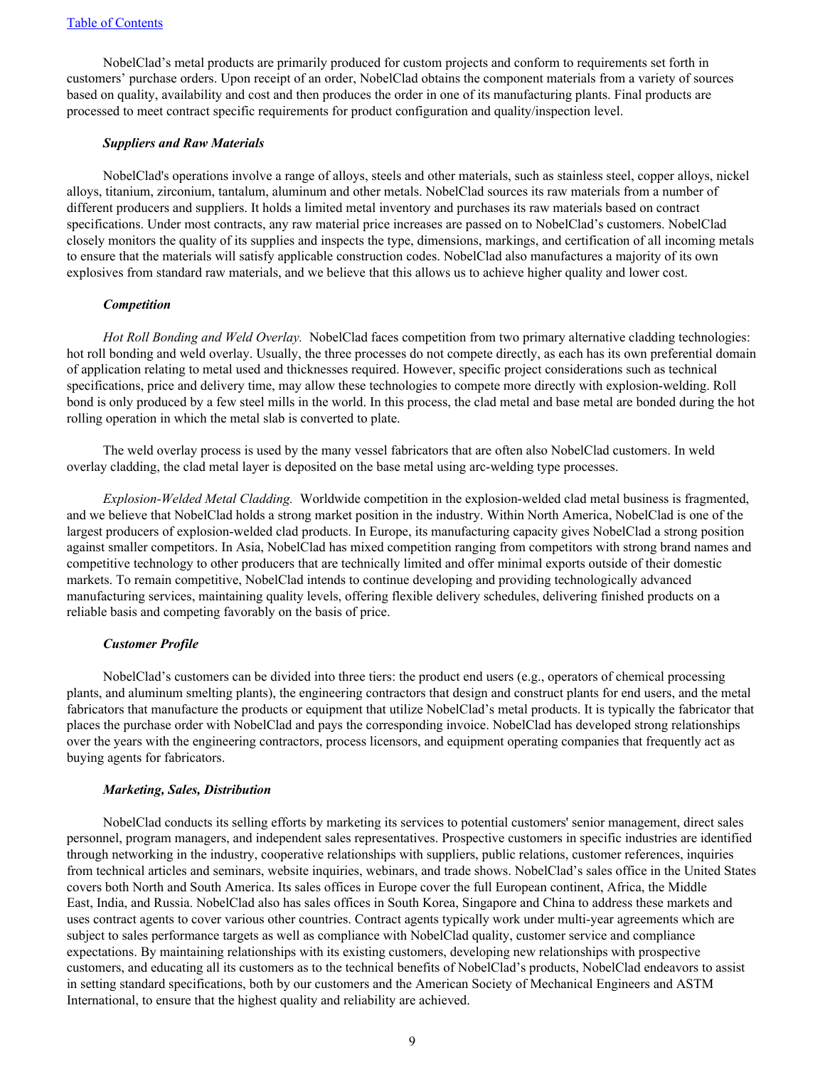NobelClad's metal products are primarily produced for custom projects and conform to requirements set forth in customers' purchase orders. Upon receipt of an order, NobelClad obtains the component materials from a variety of sources based on quality, availability and cost and then produces the order in one of its manufacturing plants. Final products are processed to meet contract specific requirements for product configuration and quality/inspection level.

***Suppliers and Raw Materials***

NobelClad's operations involve a range of alloys, steels and other materials, such as stainless steel, copper alloys, nickel alloys, titanium, zirconium, tantalum, aluminum and other metals. NobelClad sources its raw materials from a number of different producers and suppliers. It holds a limited metal inventory and purchases its raw materials based on contract specifications. Under most contracts, any raw material price increases are passed on to NobelClad's customers. NobelClad closely monitors the quality of its supplies and inspects the type, dimensions, markings, and certification of all incoming metals to ensure that the materials will satisfy applicable construction codes. NobelClad also manufactures a majority of its own explosives from standard raw materials, and we believe that this allows us to achieve higher quality and lower cost.

***Competition***

*Hot Roll Bonding and Weld Overlay.* NobelClad faces competition from two primary alternative cladding technologies: hot roll bonding and weld overlay. Usually, the three processes do not compete directly, as each has its own preferential domain of application relating to metal used and thicknesses required. However, specific project considerations such as technical specifications, price and delivery time, may allow these technologies to compete more directly with explosion-welding. Roll bond is only produced by a few steel mills in the world. In this process, the clad metal and base metal are bonded during the hot rolling operation in which the metal slab is converted to plate.

The weld overlay process is used by the many vessel fabricators that are often also NobelClad customers. In weld overlay cladding, the clad metal layer is deposited on the base metal using arc-welding type processes.

*Explosion-Welded Metal Cladding.* Worldwide competition in the explosion-welded clad metal business is fragmented, and we believe that NobelClad holds a strong market position in the industry. Within North America, NobelClad is one of the largest producers of explosion-welded clad products. In Europe, its manufacturing capacity gives NobelClad a strong position against smaller competitors. In Asia, NobelClad has mixed competition ranging from competitors with strong brand names and competitive technology to other producers that are technically limited and offer minimal exports outside of their domestic markets. To remain competitive, NobelClad intends to continue developing and providing technologically advanced manufacturing services, maintaining quality levels, offering flexible delivery schedules, delivering finished products on a reliable basis and competing favorably on the basis of price.

***Customer Profile***

NobelClad's customers can be divided into three tiers: the product end users (e.g., operators of chemical processing plants, and aluminum smelting plants), the engineering contractors that design and construct plants for end users, and the metal fabricators that manufacture the products or equipment that utilize NobelClad's metal products. It is typically the fabricator that places the purchase order with NobelClad and pays the corresponding invoice. NobelClad has developed strong relationships over the years with the engineering contractors, process licensors, and equipment operating companies that frequently act as buying agents for fabricators.

***Marketing, Sales, Distribution***

NobelClad conducts its selling efforts by marketing its services to potential customers' senior management, direct sales personnel, program managers, and independent sales representatives. Prospective customers in specific industries are identified through networking in the industry, cooperative relationships with suppliers, public relations, customer references, inquiries from technical articles and seminars, website inquiries, webinars, and trade shows. NobelClad's sales office in the United States covers both North and South America. Its sales offices in Europe cover the full European continent, Africa, the Middle East, India, and Russia. NobelClad also has sales offices in South Korea, Singapore and China to address these markets and uses contract agents to cover various other countries. Contract agents typically work under multi-year agreements which are subject to sales performance targets as well as compliance with NobelClad quality, customer service and compliance expectations. By maintaining relationships with its existing customers, developing new relationships with prospective customers, and educating all its customers as to the technical benefits of NobelClad's products, NobelClad endeavors to assist in setting standard specifications, both by our customers and the American Society of Mechanical Engineers and ASTM International, to ensure that the highest quality and reliability are achieved.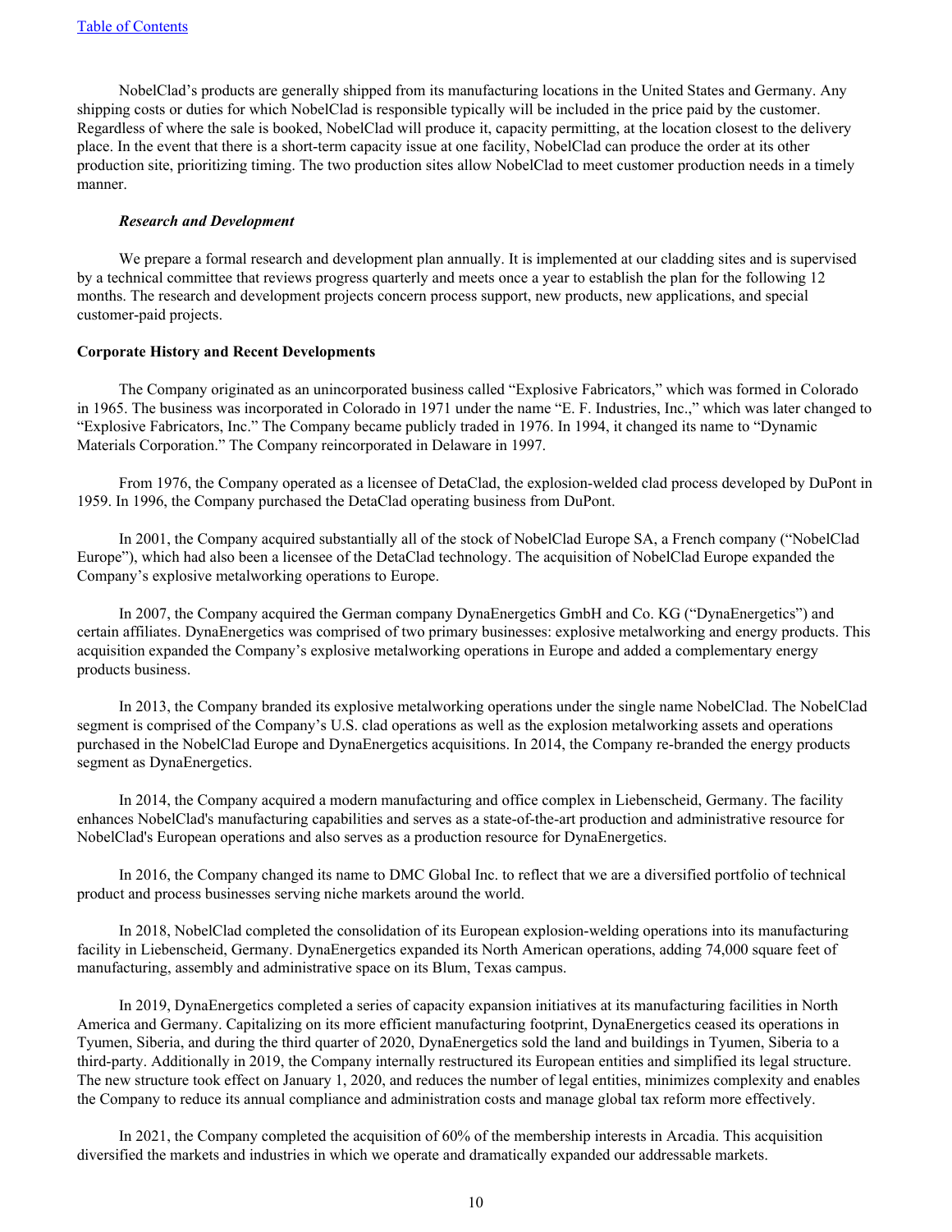NobelClad's products are generally shipped from its manufacturing locations in the United States and Germany. Any shipping costs or duties for which NobelClad is responsible typically will be included in the price paid by the customer. Regardless of where the sale is booked, NobelClad will produce it, capacity permitting, at the location closest to the delivery place. In the event that there is a short-term capacity issue at one facility, NobelClad can produce the order at its other production site, prioritizing timing. The two production sites allow NobelClad to meet customer production needs in a timely manner.

***Research and Development***

We prepare a formal research and development plan annually. It is implemented at our cladding sites and is supervised by a technical committee that reviews progress quarterly and meets once a year to establish the plan for the following 12 months. The research and development projects concern process support, new products, new applications, and special customer-paid projects.

**Corporate History and Recent Developments**

The Company originated as an unincorporated business called "Explosive Fabricators," which was formed in Colorado in 1965. The business was incorporated in Colorado in 1971 under the name "E. F. Industries, Inc.," which was later changed to "Explosive Fabricators, Inc." The Company became publicly traded in 1976. In 1994, it changed its name to "Dynamic Materials Corporation." The Company reincorporated in Delaware in 1997.

From 1976, the Company operated as a licensee of DetaClad, the explosion-welded clad process developed by DuPont in 1959. In 1996, the Company purchased the DetaClad operating business from DuPont.

In 2001, the Company acquired substantially all of the stock of NobelClad Europe SA, a French company ("NobelClad Europe"), which had also been a licensee of the DetaClad technology. The acquisition of NobelClad Europe expanded the Company's explosive metalworking operations to Europe.

In 2007, the Company acquired the German company DynaEnergetics GmbH and Co. KG ("DynaEnergetics") and certain affiliates. DynaEnergetics was comprised of two primary businesses: explosive metalworking and energy products. This acquisition expanded the Company's explosive metalworking operations in Europe and added a complementary energy products business.

In 2013, the Company branded its explosive metalworking operations under the single name NobelClad. The NobelClad segment is comprised of the Company's U.S. clad operations as well as the explosion metalworking assets and operations purchased in the NobelClad Europe and DynaEnergetics acquisitions. In 2014, the Company re-branded the energy products segment as DynaEnergetics.

In 2014, the Company acquired a modern manufacturing and office complex in Liebenscheid, Germany. The facility enhances NobelClad's manufacturing capabilities and serves as a state-of-the-art production and administrative resource for NobelClad's European operations and also serves as a production resource for DynaEnergetics.

In 2016, the Company changed its name to DMC Global Inc. to reflect that we are a diversified portfolio of technical product and process businesses serving niche markets around the world.

In 2018, NobelClad completed the consolidation of its European explosion-welding operations into its manufacturing facility in Liebenscheid, Germany. DynaEnergetics expanded its North American operations, adding 74,000 square feet of manufacturing, assembly and administrative space on its Blum, Texas campus.

In 2019, DynaEnergetics completed a series of capacity expansion initiatives at its manufacturing facilities in North America and Germany. Capitalizing on its more efficient manufacturing footprint, DynaEnergetics ceased its operations in Tyumen, Siberia, and during the third quarter of 2020, DynaEnergetics sold the land and buildings in Tyumen, Siberia to a third-party. Additionally in 2019, the Company internally restructured its European entities and simplified its legal structure. The new structure took effect on January 1, 2020, and reduces the number of legal entities, minimizes complexity and enables the Company to reduce its annual compliance and administration costs and manage global tax reform more effectively.

In 2021, the Company completed the acquisition of 60% of the membership interests in Arcadia. This acquisition diversified the markets and industries in which we operate and dramatically expanded our addressable markets.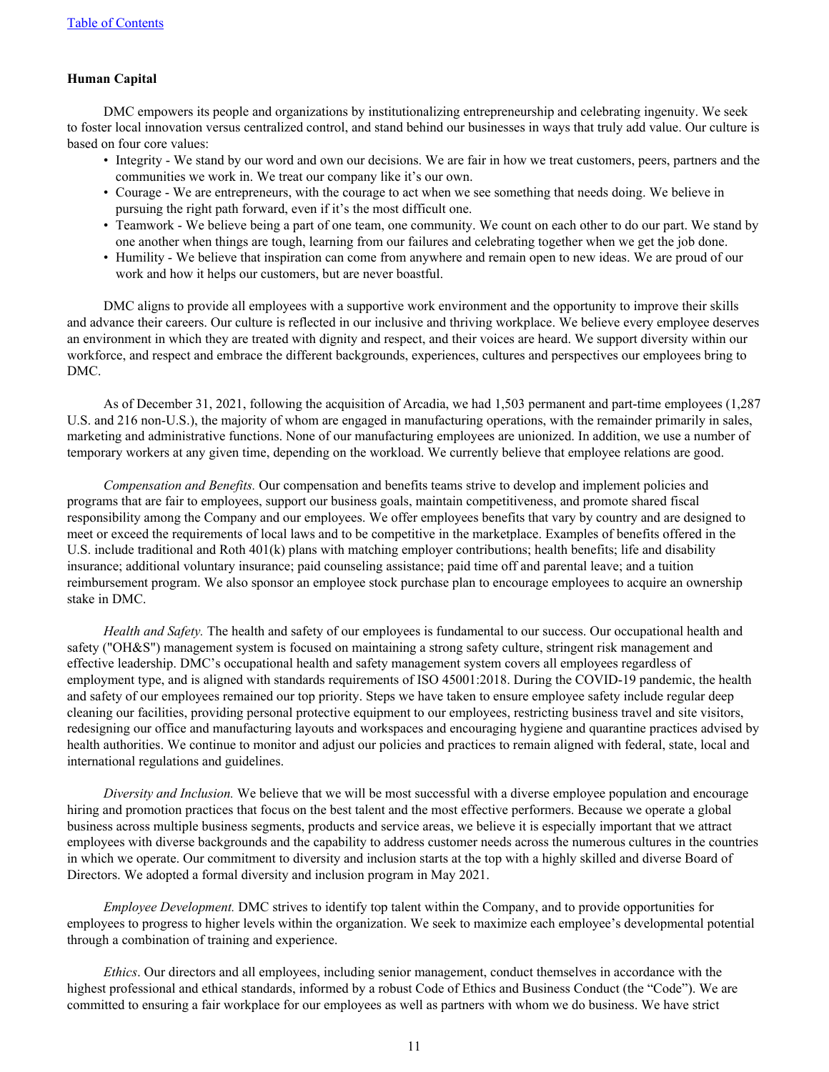**Human Capital**

DMC empowers its people and organizations by institutionalizing entrepreneurship and celebrating ingenuity. We seek to foster local innovation versus centralized control, and stand behind our businesses in ways that truly add value. Our culture is based on four core values:

- Integrity - We stand by our word and own our decisions. We are fair in how we treat customers, peers, partners and the communities we work in. We treat our company like it's our own.
- Courage - We are entrepreneurs, with the courage to act when we see something that needs doing. We believe in pursuing the right path forward, even if it's the most difficult one.
- Teamwork - We believe being a part of one team, one community. We count on each other to do our part. We stand by one another when things are tough, learning from our failures and celebrating together when we get the job done.
- Humility - We believe that inspiration can come from anywhere and remain open to new ideas. We are proud of our work and how it helps our customers, but are never boastful.

DMC aligns to provide all employees with a supportive work environment and the opportunity to improve their skills and advance their careers. Our culture is reflected in our inclusive and thriving workplace. We believe every employee deserves an environment in which they are treated with dignity and respect, and their voices are heard. We support diversity within our workforce, and respect and embrace the different backgrounds, experiences, cultures and perspectives our employees bring to DMC.

As of December 31, 2021, following the acquisition of Arcadia, we had 1,503 permanent and part-time employees (1,287 U.S. and 216 non-U.S.), the majority of whom are engaged in manufacturing operations, with the remainder primarily in sales, marketing and administrative functions. None of our manufacturing employees are unionized. In addition, we use a number of temporary workers at any given time, depending on the workload. We currently believe that employee relations are good.

*Compensation and Benefits.* Our compensation and benefits teams strive to develop and implement policies and programs that are fair to employees, support our business goals, maintain competitiveness, and promote shared fiscal responsibility among the Company and our employees. We offer employees benefits that vary by country and are designed to meet or exceed the requirements of local laws and to be competitive in the marketplace. Examples of benefits offered in the U.S. include traditional and Roth 401(k) plans with matching employer contributions; health benefits; life and disability insurance; additional voluntary insurance; paid counseling assistance; paid time off and parental leave; and a tuition reimbursement program. We also sponsor an employee stock purchase plan to encourage employees to acquire an ownership stake in DMC.

*Health and Safety.* The health and safety of our employees is fundamental to our success. Our occupational health and safety ("OH&S") management system is focused on maintaining a strong safety culture, stringent risk management and effective leadership. DMC's occupational health and safety management system covers all employees regardless of employment type, and is aligned with standards requirements of ISO 45001:2018. During the COVID-19 pandemic, the health and safety of our employees remained our top priority. Steps we have taken to ensure employee safety include regular deep cleaning our facilities, providing personal protective equipment to our employees, restricting business travel and site visitors, redesigning our office and manufacturing layouts and workspaces and encouraging hygiene and quarantine practices advised by health authorities. We continue to monitor and adjust our policies and practices to remain aligned with federal, state, local and international regulations and guidelines.

*Diversity and Inclusion.* We believe that we will be most successful with a diverse employee population and encourage hiring and promotion practices that focus on the best talent and the most effective performers. Because we operate a global business across multiple business segments, products and service areas, we believe it is especially important that we attract employees with diverse backgrounds and the capability to address customer needs across the numerous cultures in the countries in which we operate. Our commitment to diversity and inclusion starts at the top with a highly skilled and diverse Board of Directors. We adopted a formal diversity and inclusion program in May 2021.

*Employee Development.* DMC strives to identify top talent within the Company, and to provide opportunities for employees to progress to higher levels within the organization. We seek to maximize each employee's developmental potential through a combination of training and experience.

*Ethics*. Our directors and all employees, including senior management, conduct themselves in accordance with the highest professional and ethical standards, informed by a robust Code of Ethics and Business Conduct (the "Code"). We are committed to ensuring a fair workplace for our employees as well as partners with whom we do business. We have strict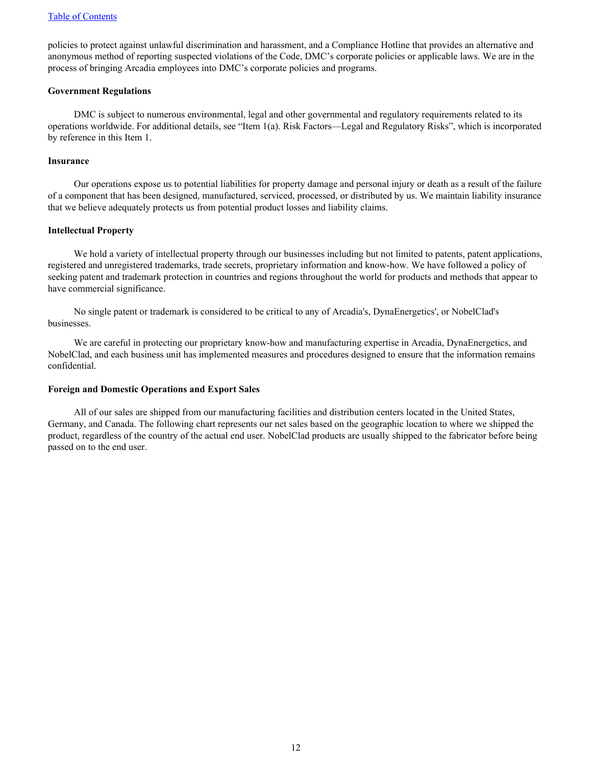policies to protect against unlawful discrimination and harassment, and a Compliance Hotline that provides an alternative and anonymous method of reporting suspected violations of the Code, DMC's corporate policies or applicable laws. We are in the process of bringing Arcadia employees into DMC's corporate policies and programs.

**Government Regulations**

DMC is subject to numerous environmental, legal and other governmental and regulatory requirements related to its operations worldwide. For additional details, see "Item 1(a). Risk Factors—Legal and Regulatory Risks", which is incorporated by reference in this Item 1.

**Insurance**

Our operations expose us to potential liabilities for property damage and personal injury or death as a result of the failure of a component that has been designed, manufactured, serviced, processed, or distributed by us. We maintain liability insurance that we believe adequately protects us from potential product losses and liability claims.

**Intellectual Property**

We hold a variety of intellectual property through our businesses including but not limited to patents, patent applications, registered and unregistered trademarks, trade secrets, proprietary information and know-how. We have followed a policy of seeking patent and trademark protection in countries and regions throughout the world for products and methods that appear to have commercial significance.

No single patent or trademark is considered to be critical to any of Arcadia's, DynaEnergetics', or NobelClad's businesses.

We are careful in protecting our proprietary know-how and manufacturing expertise in Arcadia, DynaEnergetics, and NobelClad, and each business unit has implemented measures and procedures designed to ensure that the information remains confidential.

**Foreign and Domestic Operations and Export Sales**

All of our sales are shipped from our manufacturing facilities and distribution centers located in the United States, Germany, and Canada. The following chart represents our net sales based on the geographic location to where we shipped the product, regardless of the country of the actual end user. NobelClad products are usually shipped to the fabricator before being passed on to the end user.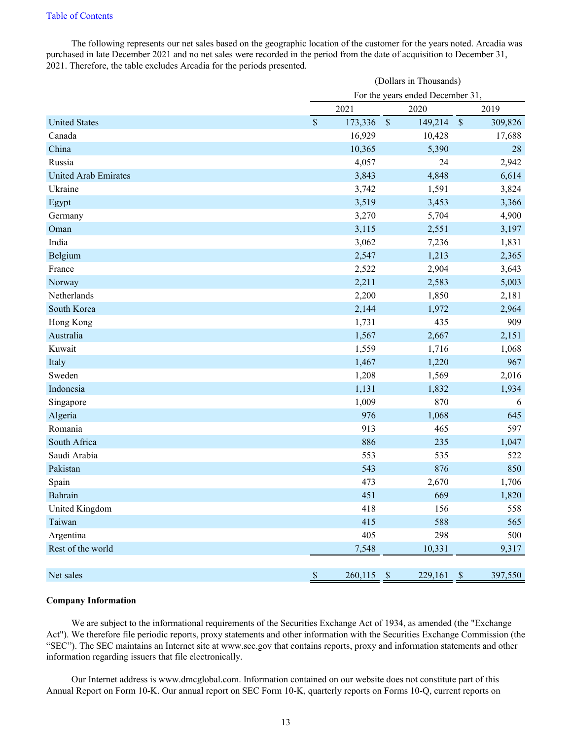Table of Contents

The following represents our net sales based on the geographic location of the customer for the years noted. Arcadia was purchased in late December 2021 and no net sales were recorded in the period from the date of acquisition to December 31, 2021. Therefore, the table excludes Arcadia for the periods presented.

| | (Dollars in Thousands) | | |
|---|---|---|---|
| | For the years ended December 31, | | |
| | 2021 | 2020 | 2019 |
| United States | $ 173,336 | $ 149,214 | $ 309,826 |
| Canada | 16,929 | 10,428 | 17,688 |
| China | 10,365 | 5,390 | 28 |
| Russia | 4,057 | 24 | 2,942 |
| United Arab Emirates | 3,843 | 4,848 | 6,614 |
| Ukraine | 3,742 | 1,591 | 3,824 |
| Egypt | 3,519 | 3,453 | 3,366 |
| Germany | 3,270 | 5,704 | 4,900 |
| Oman | 3,115 | 2,551 | 3,197 |
| India | 3,062 | 7,236 | 1,831 |
| Belgium | 2,547 | 1,213 | 2,365 |
| France | 2,522 | 2,904 | 3,643 |
| Norway | 2,211 | 2,583 | 5,003 |
| Netherlands | 2,200 | 1,850 | 2,181 |
| South Korea | 2,144 | 1,972 | 2,964 |
| Hong Kong | 1,731 | 435 | 909 |
| Australia | 1,567 | 2,667 | 2,151 |
| Kuwait | 1,559 | 1,716 | 1,068 |
| Italy | 1,467 | 1,220 | 967 |
| Sweden | 1,208 | 1,569 | 2,016 |
| Indonesia | 1,131 | 1,832 | 1,934 |
| Singapore | 1,009 | 870 | 6 |
| Algeria | 976 | 1,068 | 645 |
| Romania | 913 | 465 | 597 |
| South Africa | 886 | 235 | 1,047 |
| Saudi Arabia | 553 | 535 | 522 |
| Pakistan | 543 | 876 | 850 |
| Spain | 473 | 2,670 | 1,706 |
| Bahrain | 451 | 669 | 1,820 |
| United Kingdom | 418 | 156 | 558 |
| Taiwan | 415 | 588 | 565 |
| Argentina | 405 | 298 | 500 |
| Rest of the world | 7,548 | 10,331 | 9,317 |
| Net sales | $ 260,115 | $ 229,161 | $ 397,550 |

**Company Information**

We are subject to the informational requirements of the Securities Exchange Act of 1934, as amended (the "Exchange Act"). We therefore file periodic reports, proxy statements and other information with the Securities Exchange Commission (the "SEC"). The SEC maintains an Internet site at www.sec.gov that contains reports, proxy and information statements and other information regarding issuers that file electronically.

Our Internet address is www.dmcglobal.com. Information contained on our website does not constitute part of this Annual Report on Form 10-K. Our annual report on SEC Form 10-K, quarterly reports on Forms 10-Q, current reports on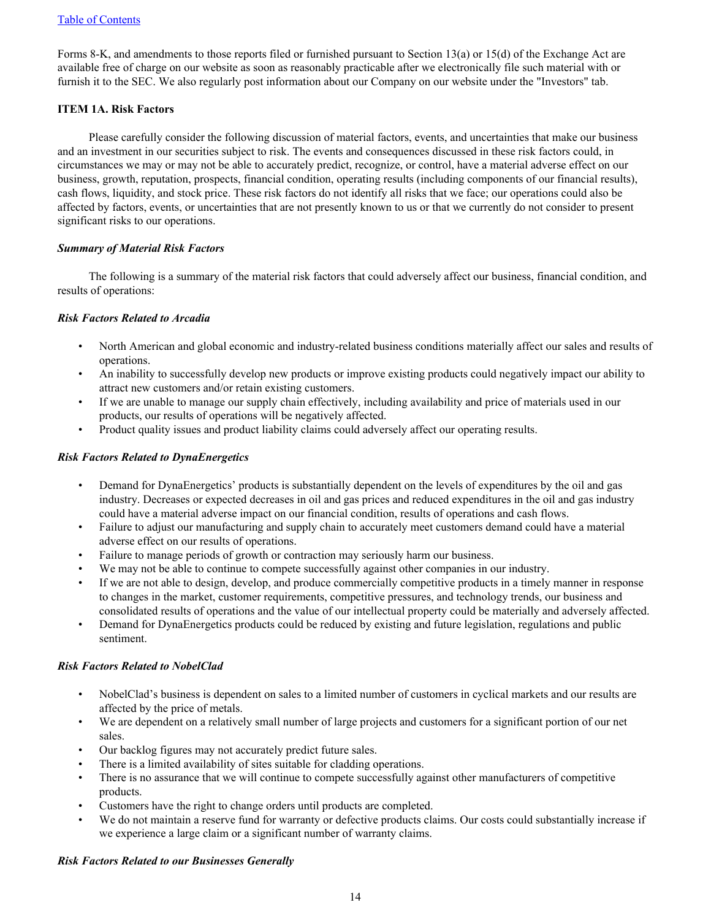Forms 8-K, and amendments to those reports filed or furnished pursuant to Section 13(a) or 15(d) of the Exchange Act are available free of charge on our website as soon as reasonably practicable after we electronically file such material with or furnish it to the SEC. We also regularly post information about our Company on our website under the "Investors" tab.

**ITEM 1A. Risk Factors**

Please carefully consider the following discussion of material factors, events, and uncertainties that make our business and an investment in our securities subject to risk. The events and consequences discussed in these risk factors could, in circumstances we may or may not be able to accurately predict, recognize, or control, have a material adverse effect on our business, growth, reputation, prospects, financial condition, operating results (including components of our financial results), cash flows, liquidity, and stock price. These risk factors do not identify all risks that we face; our operations could also be affected by factors, events, or uncertainties that are not presently known to us or that we currently do not consider to present significant risks to our operations.

***Summary of Material Risk Factors***

The following is a summary of the material risk factors that could adversely affect our business, financial condition, and results of operations:

***Risk Factors Related to Arcadia***

- North American and global economic and industry-related business conditions materially affect our sales and results of operations.
- An inability to successfully develop new products or improve existing products could negatively impact our ability to attract new customers and/or retain existing customers.
- If we are unable to manage our supply chain effectively, including availability and price of materials used in our products, our results of operations will be negatively affected.
- Product quality issues and product liability claims could adversely affect our operating results.

***Risk Factors Related to DynaEnergetics***

- Demand for DynaEnergetics' products is substantially dependent on the levels of expenditures by the oil and gas industry. Decreases or expected decreases in oil and gas prices and reduced expenditures in the oil and gas industry could have a material adverse impact on our financial condition, results of operations and cash flows.
- Failure to adjust our manufacturing and supply chain to accurately meet customers demand could have a material adverse effect on our results of operations.
- Failure to manage periods of growth or contraction may seriously harm our business.
- We may not be able to continue to compete successfully against other companies in our industry.
- If we are not able to design, develop, and produce commercially competitive products in a timely manner in response to changes in the market, customer requirements, competitive pressures, and technology trends, our business and consolidated results of operations and the value of our intellectual property could be materially and adversely affected.
- Demand for DynaEnergetics products could be reduced by existing and future legislation, regulations and public sentiment.

***Risk Factors Related to NobelClad***

- NobelClad's business is dependent on sales to a limited number of customers in cyclical markets and our results are affected by the price of metals.
- We are dependent on a relatively small number of large projects and customers for a significant portion of our net sales.
- Our backlog figures may not accurately predict future sales.
- There is a limited availability of sites suitable for cladding operations.
- There is no assurance that we will continue to compete successfully against other manufacturers of competitive products.
- Customers have the right to change orders until products are completed.
- We do not maintain a reserve fund for warranty or defective products claims. Our costs could substantially increase if we experience a large claim or a significant number of warranty claims.

***Risk Factors Related to our Businesses Generally***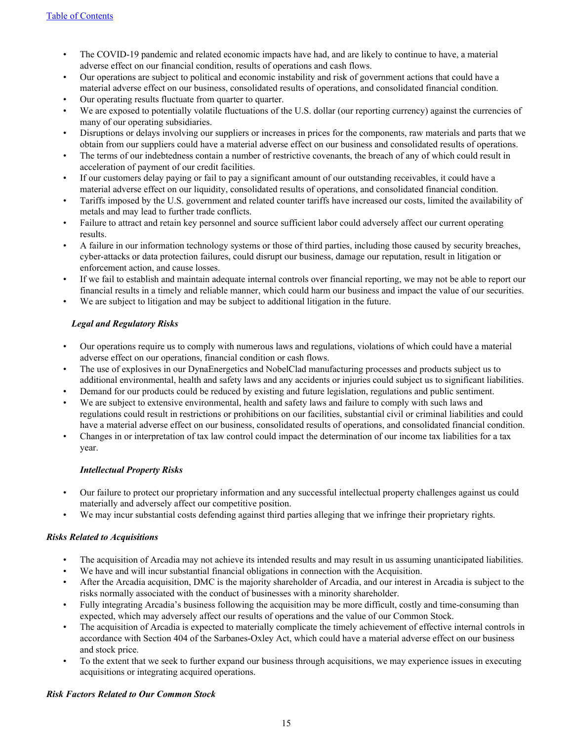- The COVID-19 pandemic and related economic impacts have had, and are likely to continue to have, a material adverse effect on our financial condition, results of operations and cash flows.
- Our operations are subject to political and economic instability and risk of government actions that could have a material adverse effect on our business, consolidated results of operations, and consolidated financial condition.
- Our operating results fluctuate from quarter to quarter.
- We are exposed to potentially volatile fluctuations of the U.S. dollar (our reporting currency) against the currencies of many of our operating subsidiaries.
- Disruptions or delays involving our suppliers or increases in prices for the components, raw materials and parts that we obtain from our suppliers could have a material adverse effect on our business and consolidated results of operations.
- The terms of our indebtedness contain a number of restrictive covenants, the breach of any of which could result in acceleration of payment of our credit facilities.
- If our customers delay paying or fail to pay a significant amount of our outstanding receivables, it could have a material adverse effect on our liquidity, consolidated results of operations, and consolidated financial condition.
- Tariffs imposed by the U.S. government and related counter tariffs have increased our costs, limited the availability of metals and may lead to further trade conflicts.
- Failure to attract and retain key personnel and source sufficient labor could adversely affect our current operating results.
- A failure in our information technology systems or those of third parties, including those caused by security breaches, cyber-attacks or data protection failures, could disrupt our business, damage our reputation, result in litigation or enforcement action, and cause losses.
- If we fail to establish and maintain adequate internal controls over financial reporting, we may not be able to report our financial results in a timely and reliable manner, which could harm our business and impact the value of our securities.
- We are subject to litigation and may be subject to additional litigation in the future.

***Legal and Regulatory Risks***

- Our operations require us to comply with numerous laws and regulations, violations of which could have a material adverse effect on our operations, financial condition or cash flows.
- The use of explosives in our DynaEnergetics and NobelClad manufacturing processes and products subject us to additional environmental, health and safety laws and any accidents or injuries could subject us to significant liabilities.
- Demand for our products could be reduced by existing and future legislation, regulations and public sentiment.
- We are subject to extensive environmental, health and safety laws and failure to comply with such laws and regulations could result in restrictions or prohibitions on our facilities, substantial civil or criminal liabilities and could have a material adverse effect on our business, consolidated results of operations, and consolidated financial condition.
- Changes in or interpretation of tax law control could impact the determination of our income tax liabilities for a tax year.

***Intellectual Property Risks***

- Our failure to protect our proprietary information and any successful intellectual property challenges against us could materially and adversely affect our competitive position.
- We may incur substantial costs defending against third parties alleging that we infringe their proprietary rights.

***Risks Related to Acquisitions***

- The acquisition of Arcadia may not achieve its intended results and may result in us assuming unanticipated liabilities.
- We have and will incur substantial financial obligations in connection with the Acquisition.
- After the Arcadia acquisition, DMC is the majority shareholder of Arcadia, and our interest in Arcadia is subject to the risks normally associated with the conduct of businesses with a minority shareholder.
- Fully integrating Arcadia's business following the acquisition may be more difficult, costly and time-consuming than expected, which may adversely affect our results of operations and the value of our Common Stock.
- The acquisition of Arcadia is expected to materially complicate the timely achievement of effective internal controls in accordance with Section 404 of the Sarbanes-Oxley Act, which could have a material adverse effect on our business and stock price.
- To the extent that we seek to further expand our business through acquisitions, we may experience issues in executing acquisitions or integrating acquired operations.

***Risk Factors Related to Our Common Stock***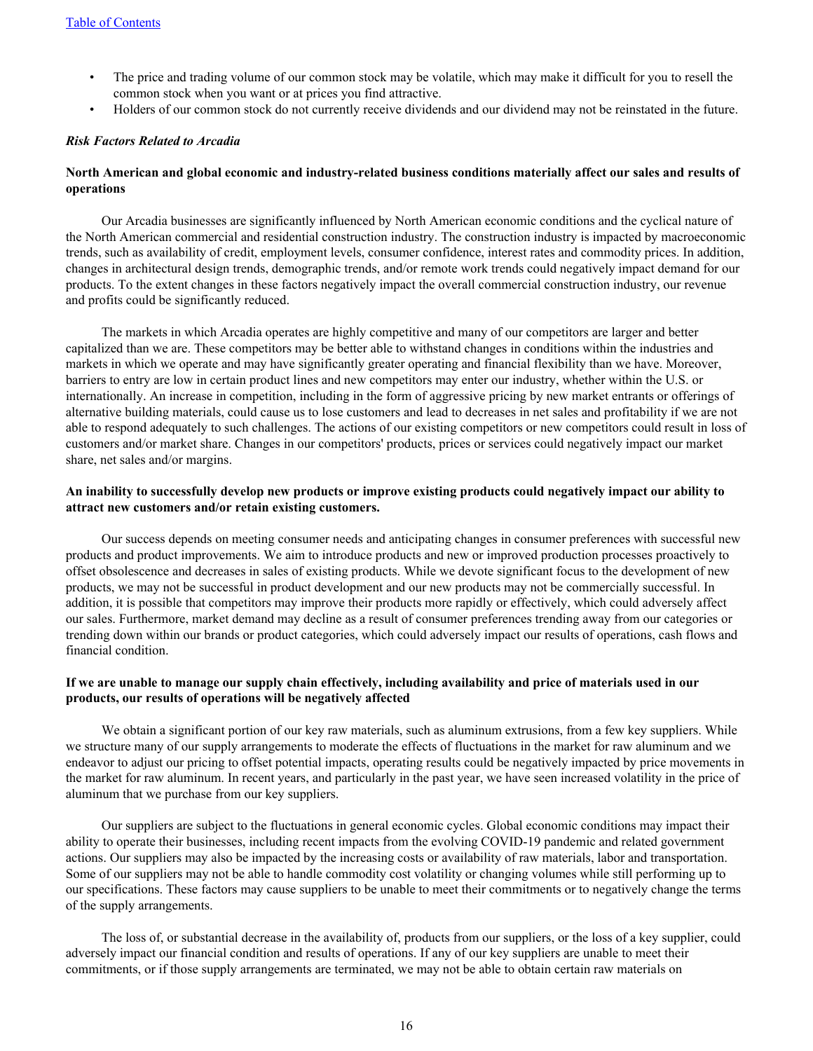- The price and trading volume of our common stock may be volatile, which may make it difficult for you to resell the common stock when you want or at prices you find attractive.
- Holders of our common stock do not currently receive dividends and our dividend may not be reinstated in the future.

*Risk Factors Related to Arcadia*

**North American and global economic and industry-related business conditions materially affect our sales and results of operations**

Our Arcadia businesses are significantly influenced by North American economic conditions and the cyclical nature of the North American commercial and residential construction industry. The construction industry is impacted by macroeconomic trends, such as availability of credit, employment levels, consumer confidence, interest rates and commodity prices. In addition, changes in architectural design trends, demographic trends, and/or remote work trends could negatively impact demand for our products. To the extent changes in these factors negatively impact the overall commercial construction industry, our revenue and profits could be significantly reduced.

The markets in which Arcadia operates are highly competitive and many of our competitors are larger and better capitalized than we are. These competitors may be better able to withstand changes in conditions within the industries and markets in which we operate and may have significantly greater operating and financial flexibility than we have. Moreover, barriers to entry are low in certain product lines and new competitors may enter our industry, whether within the U.S. or internationally. An increase in competition, including in the form of aggressive pricing by new market entrants or offerings of alternative building materials, could cause us to lose customers and lead to decreases in net sales and profitability if we are not able to respond adequately to such challenges. The actions of our existing competitors or new competitors could result in loss of customers and/or market share. Changes in our competitors' products, prices or services could negatively impact our market share, net sales and/or margins.

**An inability to successfully develop new products or improve existing products could negatively impact our ability to attract new customers and/or retain existing customers.**

Our success depends on meeting consumer needs and anticipating changes in consumer preferences with successful new products and product improvements. We aim to introduce products and new or improved production processes proactively to offset obsolescence and decreases in sales of existing products. While we devote significant focus to the development of new products, we may not be successful in product development and our new products may not be commercially successful. In addition, it is possible that competitors may improve their products more rapidly or effectively, which could adversely affect our sales. Furthermore, market demand may decline as a result of consumer preferences trending away from our categories or trending down within our brands or product categories, which could adversely impact our results of operations, cash flows and financial condition.

**If we are unable to manage our supply chain effectively, including availability and price of materials used in our products, our results of operations will be negatively affected**

We obtain a significant portion of our key raw materials, such as aluminum extrusions, from a few key suppliers. While we structure many of our supply arrangements to moderate the effects of fluctuations in the market for raw aluminum and we endeavor to adjust our pricing to offset potential impacts, operating results could be negatively impacted by price movements in the market for raw aluminum. In recent years, and particularly in the past year, we have seen increased volatility in the price of aluminum that we purchase from our key suppliers.

Our suppliers are subject to the fluctuations in general economic cycles. Global economic conditions may impact their ability to operate their businesses, including recent impacts from the evolving COVID-19 pandemic and related government actions. Our suppliers may also be impacted by the increasing costs or availability of raw materials, labor and transportation. Some of our suppliers may not be able to handle commodity cost volatility or changing volumes while still performing up to our specifications. These factors may cause suppliers to be unable to meet their commitments or to negatively change the terms of the supply arrangements.

The loss of, or substantial decrease in the availability of, products from our suppliers, or the loss of a key supplier, could adversely impact our financial condition and results of operations. If any of our key suppliers are unable to meet their commitments, or if those supply arrangements are terminated, we may not be able to obtain certain raw materials on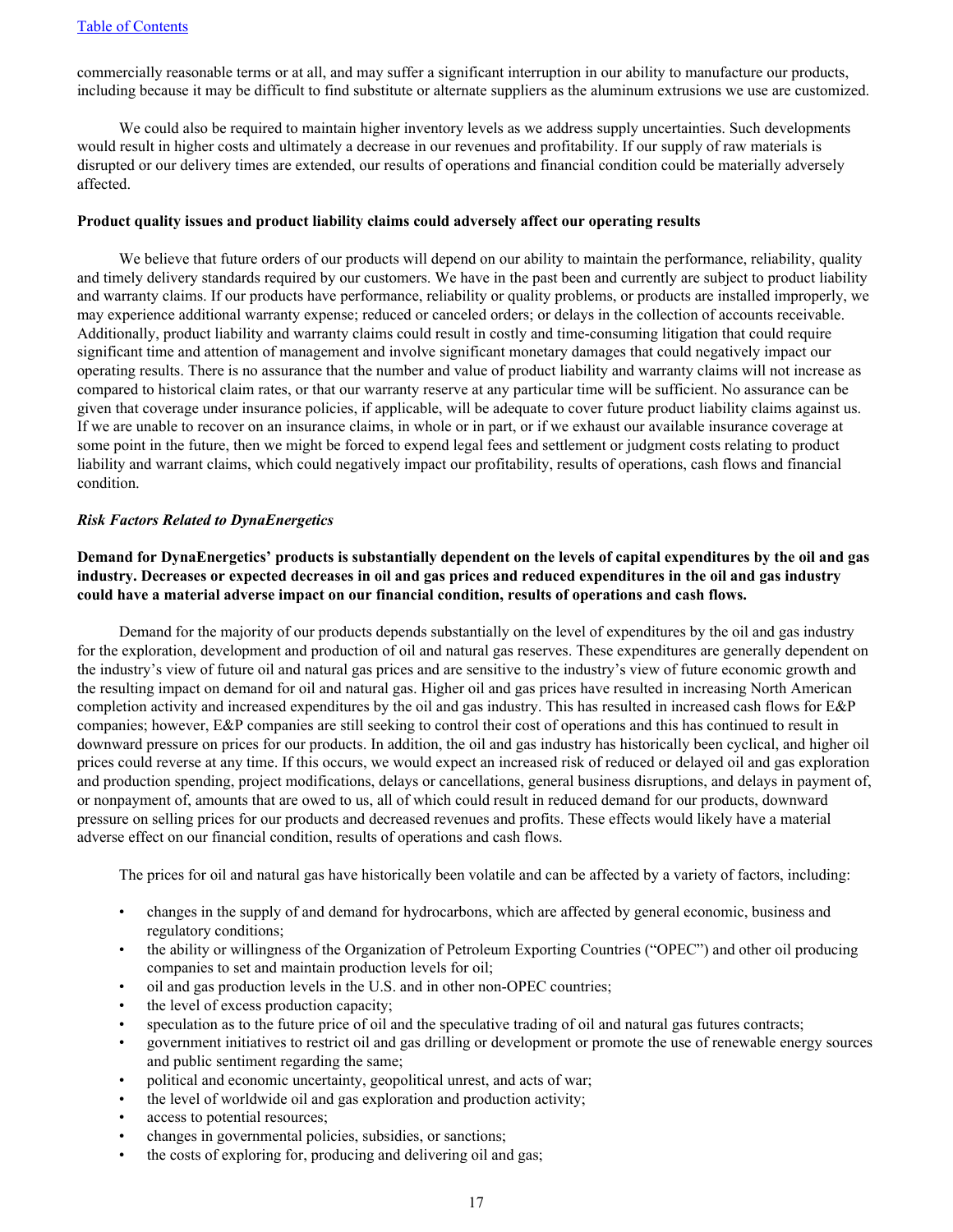commercially reasonable terms or at all, and may suffer a significant interruption in our ability to manufacture our products, including because it may be difficult to find substitute or alternate suppliers as the aluminum extrusions we use are customized.

We could also be required to maintain higher inventory levels as we address supply uncertainties. Such developments would result in higher costs and ultimately a decrease in our revenues and profitability. If our supply of raw materials is disrupted or our delivery times are extended, our results of operations and financial condition could be materially adversely affected.

**Product quality issues and product liability claims could adversely affect our operating results**

We believe that future orders of our products will depend on our ability to maintain the performance, reliability, quality and timely delivery standards required by our customers. We have in the past been and currently are subject to product liability and warranty claims. If our products have performance, reliability or quality problems, or products are installed improperly, we may experience additional warranty expense; reduced or canceled orders; or delays in the collection of accounts receivable. Additionally, product liability and warranty claims could result in costly and time-consuming litigation that could require significant time and attention of management and involve significant monetary damages that could negatively impact our operating results. There is no assurance that the number and value of product liability and warranty claims will not increase as compared to historical claim rates, or that our warranty reserve at any particular time will be sufficient. No assurance can be given that coverage under insurance policies, if applicable, will be adequate to cover future product liability claims against us. If we are unable to recover on an insurance claims, in whole or in part, or if we exhaust our available insurance coverage at some point in the future, then we might be forced to expend legal fees and settlement or judgment costs relating to product liability and warrant claims, which could negatively impact our profitability, results of operations, cash flows and financial condition.

*Risk Factors Related to DynaEnergetics*

**Demand for DynaEnergetics' products is substantially dependent on the levels of capital expenditures by the oil and gas industry. Decreases or expected decreases in oil and gas prices and reduced expenditures in the oil and gas industry could have a material adverse impact on our financial condition, results of operations and cash flows.**

Demand for the majority of our products depends substantially on the level of expenditures by the oil and gas industry for the exploration, development and production of oil and natural gas reserves. These expenditures are generally dependent on the industry's view of future oil and natural gas prices and are sensitive to the industry's view of future economic growth and the resulting impact on demand for oil and natural gas. Higher oil and gas prices have resulted in increasing North American completion activity and increased expenditures by the oil and gas industry. This has resulted in increased cash flows for E&P companies; however, E&P companies are still seeking to control their cost of operations and this has continued to result in downward pressure on prices for our products. In addition, the oil and gas industry has historically been cyclical, and higher oil prices could reverse at any time. If this occurs, we would expect an increased risk of reduced or delayed oil and gas exploration and production spending, project modifications, delays or cancellations, general business disruptions, and delays in payment of, or nonpayment of, amounts that are owed to us, all of which could result in reduced demand for our products, downward pressure on selling prices for our products and decreased revenues and profits. These effects would likely have a material adverse effect on our financial condition, results of operations and cash flows.

The prices for oil and natural gas have historically been volatile and can be affected by a variety of factors, including:

- changes in the supply of and demand for hydrocarbons, which are affected by general economic, business and regulatory conditions;
- the ability or willingness of the Organization of Petroleum Exporting Countries ("OPEC") and other oil producing companies to set and maintain production levels for oil;
- oil and gas production levels in the U.S. and in other non-OPEC countries;
- the level of excess production capacity;
- speculation as to the future price of oil and the speculative trading of oil and natural gas futures contracts;
- government initiatives to restrict oil and gas drilling or development or promote the use of renewable energy sources and public sentiment regarding the same;
- political and economic uncertainty, geopolitical unrest, and acts of war;
- the level of worldwide oil and gas exploration and production activity;
- access to potential resources;
- changes in governmental policies, subsidies, or sanctions;
- the costs of exploring for, producing and delivering oil and gas;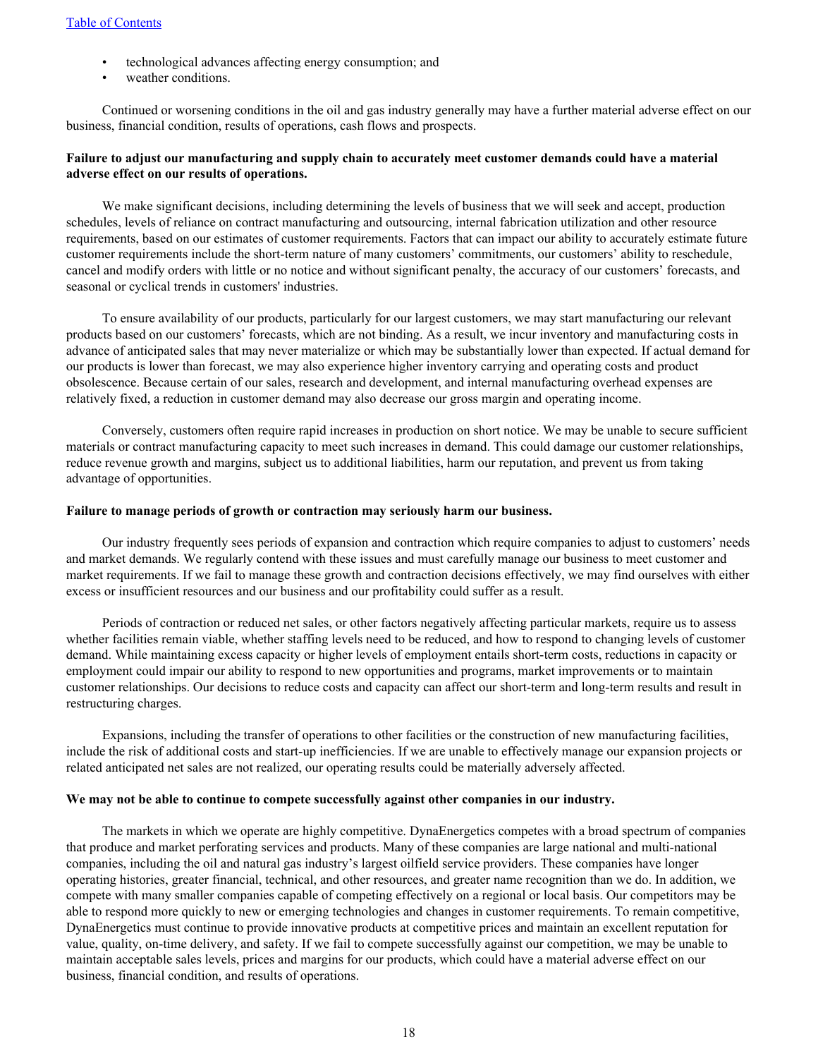- technological advances affecting energy consumption; and
- weather conditions.

Continued or worsening conditions in the oil and gas industry generally may have a further material adverse effect on our business, financial condition, results of operations, cash flows and prospects.

**Failure to adjust our manufacturing and supply chain to accurately meet customer demands could have a material adverse effect on our results of operations.**

We make significant decisions, including determining the levels of business that we will seek and accept, production schedules, levels of reliance on contract manufacturing and outsourcing, internal fabrication utilization and other resource requirements, based on our estimates of customer requirements. Factors that can impact our ability to accurately estimate future customer requirements include the short-term nature of many customers' commitments, our customers' ability to reschedule, cancel and modify orders with little or no notice and without significant penalty, the accuracy of our customers' forecasts, and seasonal or cyclical trends in customers' industries.

To ensure availability of our products, particularly for our largest customers, we may start manufacturing our relevant products based on our customers' forecasts, which are not binding. As a result, we incur inventory and manufacturing costs in advance of anticipated sales that may never materialize or which may be substantially lower than expected. If actual demand for our products is lower than forecast, we may also experience higher inventory carrying and operating costs and product obsolescence. Because certain of our sales, research and development, and internal manufacturing overhead expenses are relatively fixed, a reduction in customer demand may also decrease our gross margin and operating income.

Conversely, customers often require rapid increases in production on short notice. We may be unable to secure sufficient materials or contract manufacturing capacity to meet such increases in demand. This could damage our customer relationships, reduce revenue growth and margins, subject us to additional liabilities, harm our reputation, and prevent us from taking advantage of opportunities.

**Failure to manage periods of growth or contraction may seriously harm our business.**

Our industry frequently sees periods of expansion and contraction which require companies to adjust to customers' needs and market demands. We regularly contend with these issues and must carefully manage our business to meet customer and market requirements. If we fail to manage these growth and contraction decisions effectively, we may find ourselves with either excess or insufficient resources and our business and our profitability could suffer as a result.

Periods of contraction or reduced net sales, or other factors negatively affecting particular markets, require us to assess whether facilities remain viable, whether staffing levels need to be reduced, and how to respond to changing levels of customer demand. While maintaining excess capacity or higher levels of employment entails short-term costs, reductions in capacity or employment could impair our ability to respond to new opportunities and programs, market improvements or to maintain customer relationships. Our decisions to reduce costs and capacity can affect our short-term and long-term results and result in restructuring charges.

Expansions, including the transfer of operations to other facilities or the construction of new manufacturing facilities, include the risk of additional costs and start-up inefficiencies. If we are unable to effectively manage our expansion projects or related anticipated net sales are not realized, our operating results could be materially adversely affected.

**We may not be able to continue to compete successfully against other companies in our industry.**

The markets in which we operate are highly competitive. DynaEnergetics competes with a broad spectrum of companies that produce and market perforating services and products. Many of these companies are large national and multi-national companies, including the oil and natural gas industry's largest oilfield service providers. These companies have longer operating histories, greater financial, technical, and other resources, and greater name recognition than we do. In addition, we compete with many smaller companies capable of competing effectively on a regional or local basis. Our competitors may be able to respond more quickly to new or emerging technologies and changes in customer requirements. To remain competitive, DynaEnergetics must continue to provide innovative products at competitive prices and maintain an excellent reputation for value, quality, on-time delivery, and safety. If we fail to compete successfully against our competition, we may be unable to maintain acceptable sales levels, prices and margins for our products, which could have a material adverse effect on our business, financial condition, and results of operations.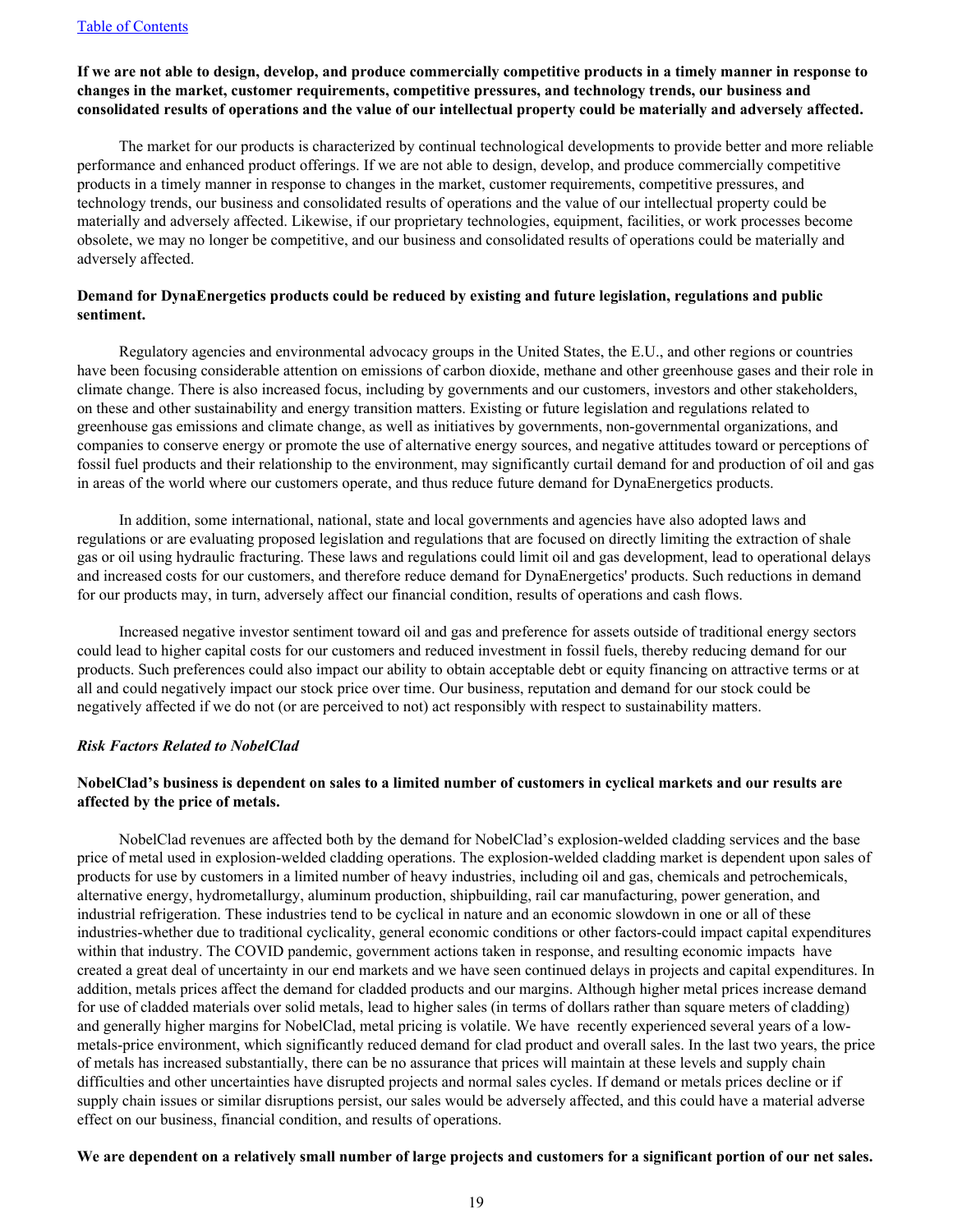**If we are not able to design, develop, and produce commercially competitive products in a timely manner in response to changes in the market, customer requirements, competitive pressures, and technology trends, our business and consolidated results of operations and the value of our intellectual property could be materially and adversely affected.**

The market for our products is characterized by continual technological developments to provide better and more reliable performance and enhanced product offerings. If we are not able to design, develop, and produce commercially competitive products in a timely manner in response to changes in the market, customer requirements, competitive pressures, and technology trends, our business and consolidated results of operations and the value of our intellectual property could be materially and adversely affected. Likewise, if our proprietary technologies, equipment, facilities, or work processes become obsolete, we may no longer be competitive, and our business and consolidated results of operations could be materially and adversely affected.

**Demand for DynaEnergetics products could be reduced by existing and future legislation, regulations and public sentiment.**

Regulatory agencies and environmental advocacy groups in the United States, the E.U., and other regions or countries have been focusing considerable attention on emissions of carbon dioxide, methane and other greenhouse gases and their role in climate change. There is also increased focus, including by governments and our customers, investors and other stakeholders, on these and other sustainability and energy transition matters. Existing or future legislation and regulations related to greenhouse gas emissions and climate change, as well as initiatives by governments, non-governmental organizations, and companies to conserve energy or promote the use of alternative energy sources, and negative attitudes toward or perceptions of fossil fuel products and their relationship to the environment, may significantly curtail demand for and production of oil and gas in areas of the world where our customers operate, and thus reduce future demand for DynaEnergetics products.

In addition, some international, national, state and local governments and agencies have also adopted laws and regulations or are evaluating proposed legislation and regulations that are focused on directly limiting the extraction of shale gas or oil using hydraulic fracturing. These laws and regulations could limit oil and gas development, lead to operational delays and increased costs for our customers, and therefore reduce demand for DynaEnergetics' products. Such reductions in demand for our products may, in turn, adversely affect our financial condition, results of operations and cash flows.

Increased negative investor sentiment toward oil and gas and preference for assets outside of traditional energy sectors could lead to higher capital costs for our customers and reduced investment in fossil fuels, thereby reducing demand for our products. Such preferences could also impact our ability to obtain acceptable debt or equity financing on attractive terms or at all and could negatively impact our stock price over time. Our business, reputation and demand for our stock could be negatively affected if we do not (or are perceived to not) act responsibly with respect to sustainability matters.

***Risk Factors Related to NobelClad***

**NobelClad's business is dependent on sales to a limited number of customers in cyclical markets and our results are affected by the price of metals.**

NobelClad revenues are affected both by the demand for NobelClad's explosion-welded cladding services and the base price of metal used in explosion-welded cladding operations. The explosion-welded cladding market is dependent upon sales of products for use by customers in a limited number of heavy industries, including oil and gas, chemicals and petrochemicals, alternative energy, hydrometallurgy, aluminum production, shipbuilding, rail car manufacturing, power generation, and industrial refrigeration. These industries tend to be cyclical in nature and an economic slowdown in one or all of these industries-whether due to traditional cyclicality, general economic conditions or other factors-could impact capital expenditures within that industry. The COVID pandemic, government actions taken in response, and resulting economic impacts have created a great deal of uncertainty in our end markets and we have seen continued delays in projects and capital expenditures. In addition, metals prices affect the demand for cladded products and our margins. Although higher metal prices increase demand for use of cladded materials over solid metals, lead to higher sales (in terms of dollars rather than square meters of cladding) and generally higher margins for NobelClad, metal pricing is volatile. We have recently experienced several years of a low-metals-price environment, which significantly reduced demand for clad product and overall sales. In the last two years, the price of metals has increased substantially, there can be no assurance that prices will maintain at these levels and supply chain difficulties and other uncertainties have disrupted projects and normal sales cycles. If demand or metals prices decline or if supply chain issues or similar disruptions persist, our sales would be adversely affected, and this could have a material adverse effect on our business, financial condition, and results of operations.

**We are dependent on a relatively small number of large projects and customers for a significant portion of our net sales.**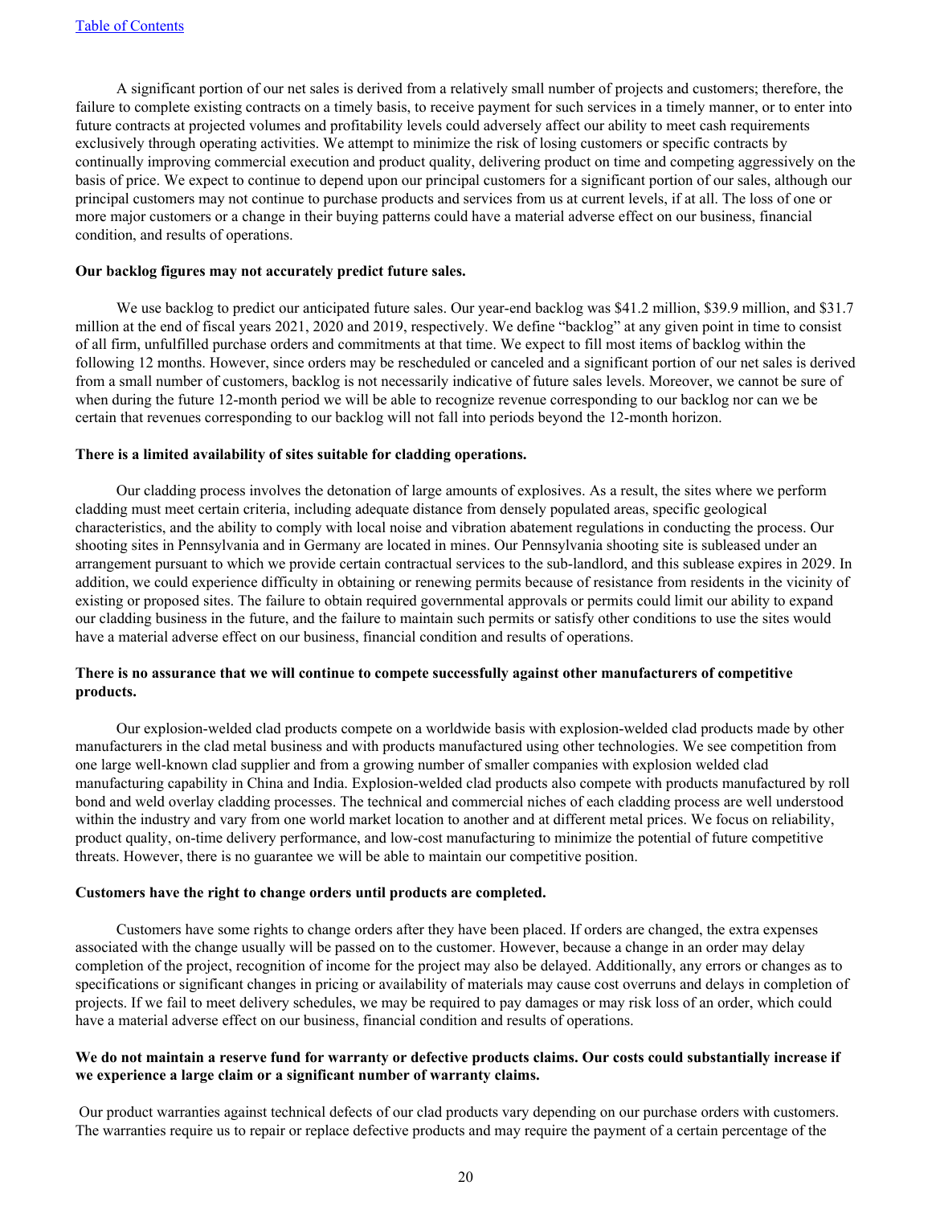A significant portion of our net sales is derived from a relatively small number of projects and customers; therefore, the failure to complete existing contracts on a timely basis, to receive payment for such services in a timely manner, or to enter into future contracts at projected volumes and profitability levels could adversely affect our ability to meet cash requirements exclusively through operating activities. We attempt to minimize the risk of losing customers or specific contracts by continually improving commercial execution and product quality, delivering product on time and competing aggressively on the basis of price. We expect to continue to depend upon our principal customers for a significant portion of our sales, although our principal customers may not continue to purchase products and services from us at current levels, if at all. The loss of one or more major customers or a change in their buying patterns could have a material adverse effect on our business, financial condition, and results of operations.

**Our backlog figures may not accurately predict future sales.**

We use backlog to predict our anticipated future sales. Our year-end backlog was $41.2 million, $39.9 million, and $31.7 million at the end of fiscal years 2021, 2020 and 2019, respectively. We define "backlog" at any given point in time to consist of all firm, unfulfilled purchase orders and commitments at that time. We expect to fill most items of backlog within the following 12 months. However, since orders may be rescheduled or canceled and a significant portion of our net sales is derived from a small number of customers, backlog is not necessarily indicative of future sales levels. Moreover, we cannot be sure of when during the future 12-month period we will be able to recognize revenue corresponding to our backlog nor can we be certain that revenues corresponding to our backlog will not fall into periods beyond the 12-month horizon.

**There is a limited availability of sites suitable for cladding operations.**

Our cladding process involves the detonation of large amounts of explosives. As a result, the sites where we perform cladding must meet certain criteria, including adequate distance from densely populated areas, specific geological characteristics, and the ability to comply with local noise and vibration abatement regulations in conducting the process. Our shooting sites in Pennsylvania and in Germany are located in mines. Our Pennsylvania shooting site is subleased under an arrangement pursuant to which we provide certain contractual services to the sub-landlord, and this sublease expires in 2029. In addition, we could experience difficulty in obtaining or renewing permits because of resistance from residents in the vicinity of existing or proposed sites. The failure to obtain required governmental approvals or permits could limit our ability to expand our cladding business in the future, and the failure to maintain such permits or satisfy other conditions to use the sites would have a material adverse effect on our business, financial condition and results of operations.

**There is no assurance that we will continue to compete successfully against other manufacturers of competitive products.**

Our explosion-welded clad products compete on a worldwide basis with explosion-welded clad products made by other manufacturers in the clad metal business and with products manufactured using other technologies. We see competition from one large well-known clad supplier and from a growing number of smaller companies with explosion welded clad manufacturing capability in China and India. Explosion-welded clad products also compete with products manufactured by roll bond and weld overlay cladding processes. The technical and commercial niches of each cladding process are well understood within the industry and vary from one world market location to another and at different metal prices. We focus on reliability, product quality, on-time delivery performance, and low-cost manufacturing to minimize the potential of future competitive threats. However, there is no guarantee we will be able to maintain our competitive position.

**Customers have the right to change orders until products are completed.**

Customers have some rights to change orders after they have been placed. If orders are changed, the extra expenses associated with the change usually will be passed on to the customer. However, because a change in an order may delay completion of the project, recognition of income for the project may also be delayed. Additionally, any errors or changes as to specifications or significant changes in pricing or availability of materials may cause cost overruns and delays in completion of projects. If we fail to meet delivery schedules, we may be required to pay damages or may risk loss of an order, which could have a material adverse effect on our business, financial condition and results of operations.

**We do not maintain a reserve fund for warranty or defective products claims. Our costs could substantially increase if we experience a large claim or a significant number of warranty claims.**

Our product warranties against technical defects of our clad products vary depending on our purchase orders with customers. The warranties require us to repair or replace defective products and may require the payment of a certain percentage of the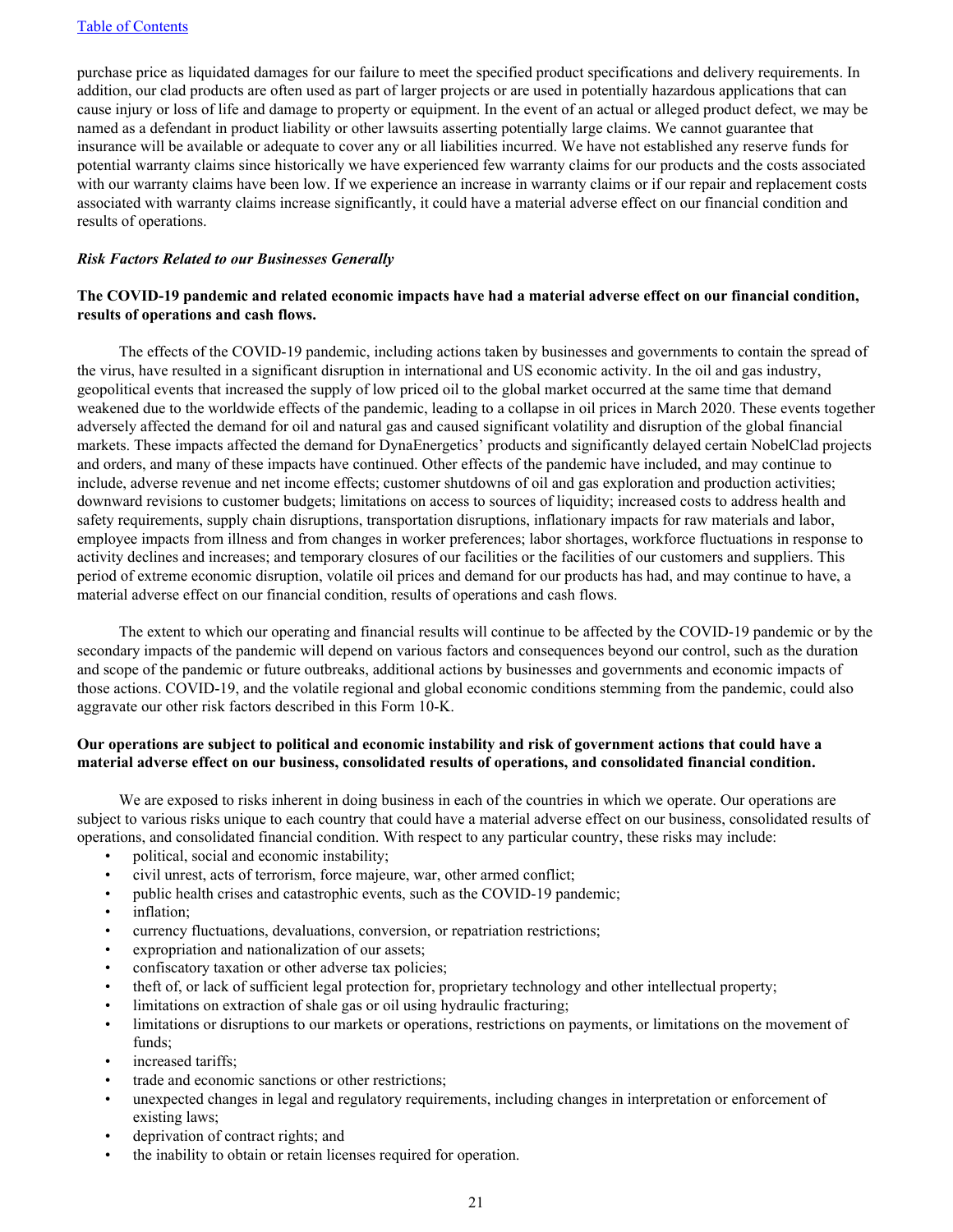purchase price as liquidated damages for our failure to meet the specified product specifications and delivery requirements. In addition, our clad products are often used as part of larger projects or are used in potentially hazardous applications that can cause injury or loss of life and damage to property or equipment. In the event of an actual or alleged product defect, we may be named as a defendant in product liability or other lawsuits asserting potentially large claims. We cannot guarantee that insurance will be available or adequate to cover any or all liabilities incurred. We have not established any reserve funds for potential warranty claims since historically we have experienced few warranty claims for our products and the costs associated with our warranty claims have been low. If we experience an increase in warranty claims or if our repair and replacement costs associated with warranty claims increase significantly, it could have a material adverse effect on our financial condition and results of operations.

*Risk Factors Related to our Businesses Generally*

**The COVID-19 pandemic and related economic impacts have had a material adverse effect on our financial condition, results of operations and cash flows.**

The effects of the COVID-19 pandemic, including actions taken by businesses and governments to contain the spread of the virus, have resulted in a significant disruption in international and US economic activity. In the oil and gas industry, geopolitical events that increased the supply of low priced oil to the global market occurred at the same time that demand weakened due to the worldwide effects of the pandemic, leading to a collapse in oil prices in March 2020. These events together adversely affected the demand for oil and natural gas and caused significant volatility and disruption of the global financial markets. These impacts affected the demand for DynaEnergetics' products and significantly delayed certain NobelClad projects and orders, and many of these impacts have continued. Other effects of the pandemic have included, and may continue to include, adverse revenue and net income effects; customer shutdowns of oil and gas exploration and production activities; downward revisions to customer budgets; limitations on access to sources of liquidity; increased costs to address health and safety requirements, supply chain disruptions, transportation disruptions, inflationary impacts for raw materials and labor, employee impacts from illness and from changes in worker preferences; labor shortages, workforce fluctuations in response to activity declines and increases; and temporary closures of our facilities or the facilities of our customers and suppliers. This period of extreme economic disruption, volatile oil prices and demand for our products has had, and may continue to have, a material adverse effect on our financial condition, results of operations and cash flows.

The extent to which our operating and financial results will continue to be affected by the COVID-19 pandemic or by the secondary impacts of the pandemic will depend on various factors and consequences beyond our control, such as the duration and scope of the pandemic or future outbreaks, additional actions by businesses and governments and economic impacts of those actions. COVID-19, and the volatile regional and global economic conditions stemming from the pandemic, could also aggravate our other risk factors described in this Form 10-K.

**Our operations are subject to political and economic instability and risk of government actions that could have a material adverse effect on our business, consolidated results of operations, and consolidated financial condition.**

We are exposed to risks inherent in doing business in each of the countries in which we operate. Our operations are subject to various risks unique to each country that could have a material adverse effect on our business, consolidated results of operations, and consolidated financial condition. With respect to any particular country, these risks may include:

- political, social and economic instability;
- civil unrest, acts of terrorism, force majeure, war, other armed conflict;
- public health crises and catastrophic events, such as the COVID-19 pandemic;
- inflation;
- currency fluctuations, devaluations, conversion, or repatriation restrictions;
- expropriation and nationalization of our assets;
- confiscatory taxation or other adverse tax policies;
- theft of, or lack of sufficient legal protection for, proprietary technology and other intellectual property;
- limitations on extraction of shale gas or oil using hydraulic fracturing;
- limitations or disruptions to our markets or operations, restrictions on payments, or limitations on the movement of funds;
- increased tariffs;
- trade and economic sanctions or other restrictions;
- unexpected changes in legal and regulatory requirements, including changes in interpretation or enforcement of existing laws;
- deprivation of contract rights; and
- the inability to obtain or retain licenses required for operation.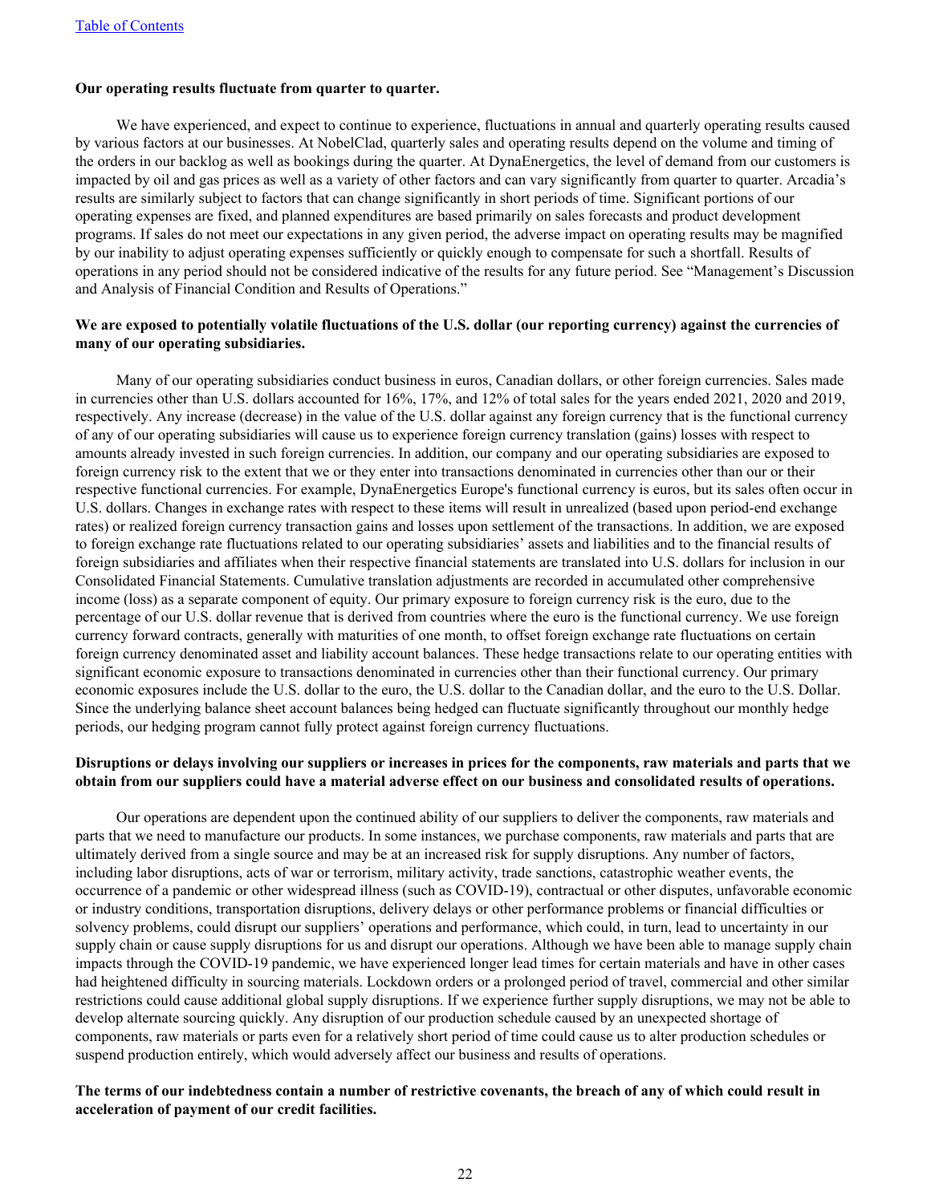**Our operating results fluctuate from quarter to quarter.**

We have experienced, and expect to continue to experience, fluctuations in annual and quarterly operating results caused by various factors at our businesses. At NobelClad, quarterly sales and operating results depend on the volume and timing of the orders in our backlog as well as bookings during the quarter. At DynaEnergetics, the level of demand from our customers is impacted by oil and gas prices as well as a variety of other factors and can vary significantly from quarter to quarter. Arcadia's results are similarly subject to factors that can change significantly in short periods of time. Significant portions of our operating expenses are fixed, and planned expenditures are based primarily on sales forecasts and product development programs. If sales do not meet our expectations in any given period, the adverse impact on operating results may be magnified by our inability to adjust operating expenses sufficiently or quickly enough to compensate for such a shortfall. Results of operations in any period should not be considered indicative of the results for any future period. See "Management's Discussion and Analysis of Financial Condition and Results of Operations."

**We are exposed to potentially volatile fluctuations of the U.S. dollar (our reporting currency) against the currencies of many of our operating subsidiaries.**

Many of our operating subsidiaries conduct business in euros, Canadian dollars, or other foreign currencies. Sales made in currencies other than U.S. dollars accounted for 16%, 17%, and 12% of total sales for the years ended 2021, 2020 and 2019, respectively. Any increase (decrease) in the value of the U.S. dollar against any foreign currency that is the functional currency of any of our operating subsidiaries will cause us to experience foreign currency translation (gains) losses with respect to amounts already invested in such foreign currencies. In addition, our company and our operating subsidiaries are exposed to foreign currency risk to the extent that we or they enter into transactions denominated in currencies other than our or their respective functional currencies. For example, DynaEnergetics Europe's functional currency is euros, but its sales often occur in U.S. dollars. Changes in exchange rates with respect to these items will result in unrealized (based upon period-end exchange rates) or realized foreign currency transaction gains and losses upon settlement of the transactions. In addition, we are exposed to foreign exchange rate fluctuations related to our operating subsidiaries' assets and liabilities and to the financial results of foreign subsidiaries and affiliates when their respective financial statements are translated into U.S. dollars for inclusion in our Consolidated Financial Statements. Cumulative translation adjustments are recorded in accumulated other comprehensive income (loss) as a separate component of equity. Our primary exposure to foreign currency risk is the euro, due to the percentage of our U.S. dollar revenue that is derived from countries where the euro is the functional currency. We use foreign currency forward contracts, generally with maturities of one month, to offset foreign exchange rate fluctuations on certain foreign currency denominated asset and liability account balances. These hedge transactions relate to our operating entities with significant economic exposure to transactions denominated in currencies other than their functional currency. Our primary economic exposures include the U.S. dollar to the euro, the U.S. dollar to the Canadian dollar, and the euro to the U.S. Dollar. Since the underlying balance sheet account balances being hedged can fluctuate significantly throughout our monthly hedge periods, our hedging program cannot fully protect against foreign currency fluctuations.

**Disruptions or delays involving our suppliers or increases in prices for the components, raw materials and parts that we obtain from our suppliers could have a material adverse effect on our business and consolidated results of operations.**

Our operations are dependent upon the continued ability of our suppliers to deliver the components, raw materials and parts that we need to manufacture our products. In some instances, we purchase components, raw materials and parts that are ultimately derived from a single source and may be at an increased risk for supply disruptions. Any number of factors, including labor disruptions, acts of war or terrorism, military activity, trade sanctions, catastrophic weather events, the occurrence of a pandemic or other widespread illness (such as COVID-19), contractual or other disputes, unfavorable economic or industry conditions, transportation disruptions, delivery delays or other performance problems or financial difficulties or solvency problems, could disrupt our suppliers' operations and performance, which could, in turn, lead to uncertainty in our supply chain or cause supply disruptions for us and disrupt our operations. Although we have been able to manage supply chain impacts through the COVID-19 pandemic, we have experienced longer lead times for certain materials and have in other cases had heightened difficulty in sourcing materials. Lockdown orders or a prolonged period of travel, commercial and other similar restrictions could cause additional global supply disruptions. If we experience further supply disruptions, we may not be able to develop alternate sourcing quickly. Any disruption of our production schedule caused by an unexpected shortage of components, raw materials or parts even for a relatively short period of time could cause us to alter production schedules or suspend production entirely, which would adversely affect our business and results of operations.

**The terms of our indebtedness contain a number of restrictive covenants, the breach of any of which could result in acceleration of payment of our credit facilities.**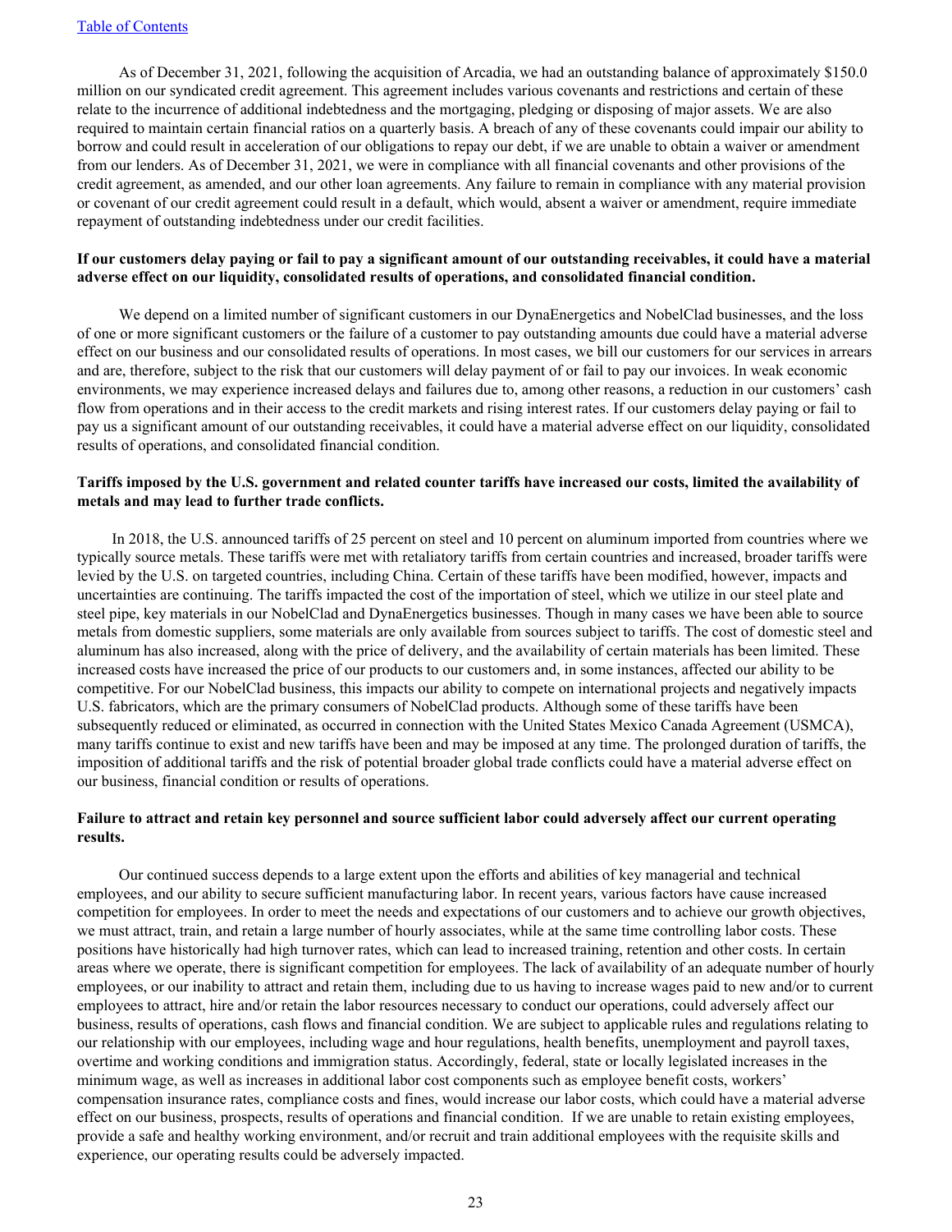As of December 31, 2021, following the acquisition of Arcadia, we had an outstanding balance of approximately $150.0 million on our syndicated credit agreement. This agreement includes various covenants and restrictions and certain of these relate to the incurrence of additional indebtedness and the mortgaging, pledging or disposing of major assets. We are also required to maintain certain financial ratios on a quarterly basis. A breach of any of these covenants could impair our ability to borrow and could result in acceleration of our obligations to repay our debt, if we are unable to obtain a waiver or amendment from our lenders. As of December 31, 2021, we were in compliance with all financial covenants and other provisions of the credit agreement, as amended, and our other loan agreements. Any failure to remain in compliance with any material provision or covenant of our credit agreement could result in a default, which would, absent a waiver or amendment, require immediate repayment of outstanding indebtedness under our credit facilities.

**If our customers delay paying or fail to pay a significant amount of our outstanding receivables, it could have a material adverse effect on our liquidity, consolidated results of operations, and consolidated financial condition.**

We depend on a limited number of significant customers in our DynaEnergetics and NobelClad businesses, and the loss of one or more significant customers or the failure of a customer to pay outstanding amounts due could have a material adverse effect on our business and our consolidated results of operations. In most cases, we bill our customers for our services in arrears and are, therefore, subject to the risk that our customers will delay payment of or fail to pay our invoices. In weak economic environments, we may experience increased delays and failures due to, among other reasons, a reduction in our customers' cash flow from operations and in their access to the credit markets and rising interest rates. If our customers delay paying or fail to pay us a significant amount of our outstanding receivables, it could have a material adverse effect on our liquidity, consolidated results of operations, and consolidated financial condition.

**Tariffs imposed by the U.S. government and related counter tariffs have increased our costs, limited the availability of metals and may lead to further trade conflicts.**

In 2018, the U.S. announced tariffs of 25 percent on steel and 10 percent on aluminum imported from countries where we typically source metals. These tariffs were met with retaliatory tariffs from certain countries and increased, broader tariffs were levied by the U.S. on targeted countries, including China. Certain of these tariffs have been modified, however, impacts and uncertainties are continuing. The tariffs impacted the cost of the importation of steel, which we utilize in our steel plate and steel pipe, key materials in our NobelClad and DynaEnergetics businesses. Though in many cases we have been able to source metals from domestic suppliers, some materials are only available from sources subject to tariffs. The cost of domestic steel and aluminum has also increased, along with the price of delivery, and the availability of certain materials has been limited. These increased costs have increased the price of our products to our customers and, in some instances, affected our ability to be competitive. For our NobelClad business, this impacts our ability to compete on international projects and negatively impacts U.S. fabricators, which are the primary consumers of NobelClad products. Although some of these tariffs have been subsequently reduced or eliminated, as occurred in connection with the United States Mexico Canada Agreement (USMCA), many tariffs continue to exist and new tariffs have been and may be imposed at any time. The prolonged duration of tariffs, the imposition of additional tariffs and the risk of potential broader global trade conflicts could have a material adverse effect on our business, financial condition or results of operations.

**Failure to attract and retain key personnel and source sufficient labor could adversely affect our current operating results.**

Our continued success depends to a large extent upon the efforts and abilities of key managerial and technical employees, and our ability to secure sufficient manufacturing labor. In recent years, various factors have cause increased competition for employees. In order to meet the needs and expectations of our customers and to achieve our growth objectives, we must attract, train, and retain a large number of hourly associates, while at the same time controlling labor costs. These positions have historically had high turnover rates, which can lead to increased training, retention and other costs. In certain areas where we operate, there is significant competition for employees. The lack of availability of an adequate number of hourly employees, or our inability to attract and retain them, including due to us having to increase wages paid to new and/or to current employees to attract, hire and/or retain the labor resources necessary to conduct our operations, could adversely affect our business, results of operations, cash flows and financial condition. We are subject to applicable rules and regulations relating to our relationship with our employees, including wage and hour regulations, health benefits, unemployment and payroll taxes, overtime and working conditions and immigration status. Accordingly, federal, state or locally legislated increases in the minimum wage, as well as increases in additional labor cost components such as employee benefit costs, workers' compensation insurance rates, compliance costs and fines, would increase our labor costs, which could have a material adverse effect on our business, prospects, results of operations and financial condition. If we are unable to retain existing employees, provide a safe and healthy working environment, and/or recruit and train additional employees with the requisite skills and experience, our operating results could be adversely impacted.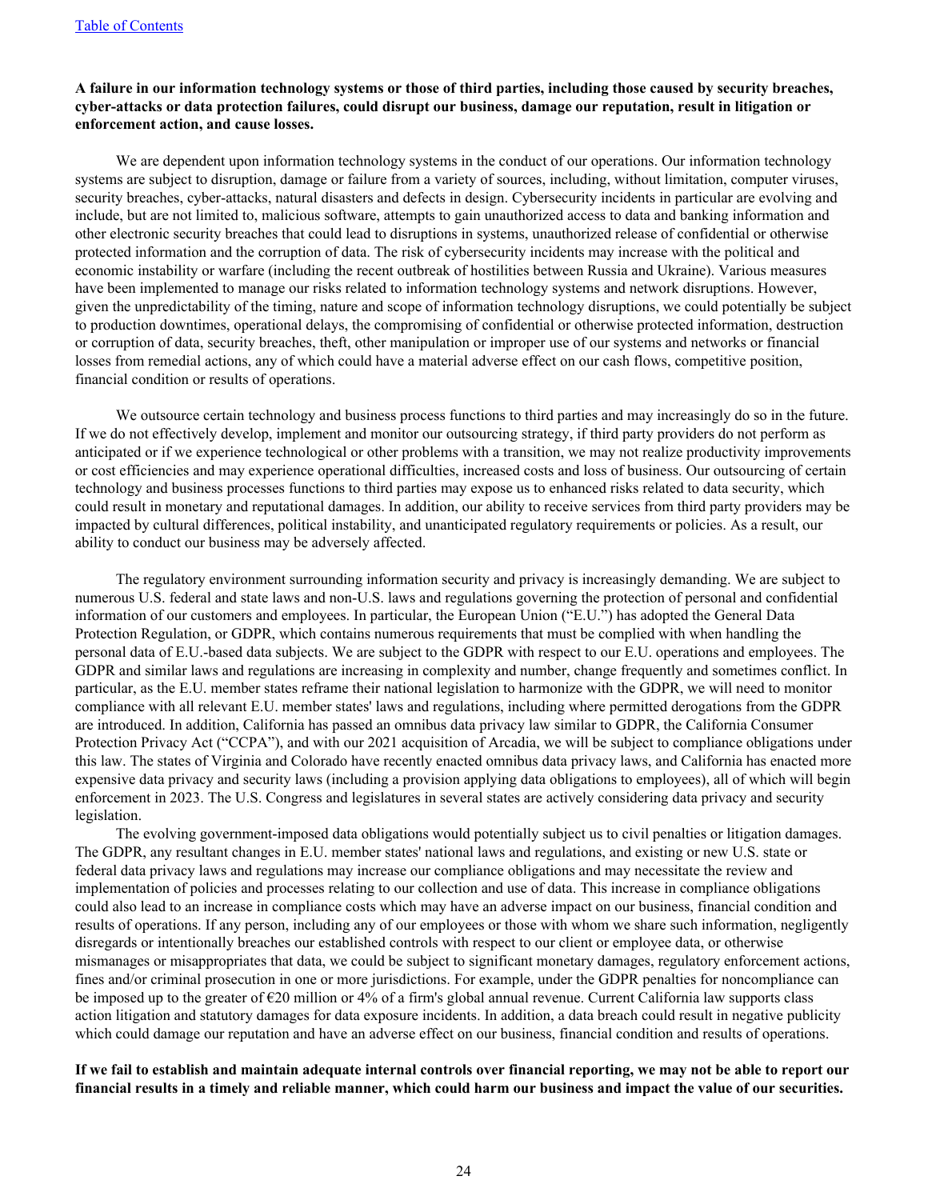**A failure in our information technology systems or those of third parties, including those caused by security breaches, cyber-attacks or data protection failures, could disrupt our business, damage our reputation, result in litigation or enforcement action, and cause losses.**

We are dependent upon information technology systems in the conduct of our operations. Our information technology systems are subject to disruption, damage or failure from a variety of sources, including, without limitation, computer viruses, security breaches, cyber-attacks, natural disasters and defects in design. Cybersecurity incidents in particular are evolving and include, but are not limited to, malicious software, attempts to gain unauthorized access to data and banking information and other electronic security breaches that could lead to disruptions in systems, unauthorized release of confidential or otherwise protected information and the corruption of data. The risk of cybersecurity incidents may increase with the political and economic instability or warfare (including the recent outbreak of hostilities between Russia and Ukraine). Various measures have been implemented to manage our risks related to information technology systems and network disruptions. However, given the unpredictability of the timing, nature and scope of information technology disruptions, we could potentially be subject to production downtimes, operational delays, the compromising of confidential or otherwise protected information, destruction or corruption of data, security breaches, theft, other manipulation or improper use of our systems and networks or financial losses from remedial actions, any of which could have a material adverse effect on our cash flows, competitive position, financial condition or results of operations.

We outsource certain technology and business process functions to third parties and may increasingly do so in the future. If we do not effectively develop, implement and monitor our outsourcing strategy, if third party providers do not perform as anticipated or if we experience technological or other problems with a transition, we may not realize productivity improvements or cost efficiencies and may experience operational difficulties, increased costs and loss of business. Our outsourcing of certain technology and business processes functions to third parties may expose us to enhanced risks related to data security, which could result in monetary and reputational damages. In addition, our ability to receive services from third party providers may be impacted by cultural differences, political instability, and unanticipated regulatory requirements or policies. As a result, our ability to conduct our business may be adversely affected.

The regulatory environment surrounding information security and privacy is increasingly demanding. We are subject to numerous U.S. federal and state laws and non-U.S. laws and regulations governing the protection of personal and confidential information of our customers and employees. In particular, the European Union ("E.U.") has adopted the General Data Protection Regulation, or GDPR, which contains numerous requirements that must be complied with when handling the personal data of E.U.-based data subjects. We are subject to the GDPR with respect to our E.U. operations and employees. The GDPR and similar laws and regulations are increasing in complexity and number, change frequently and sometimes conflict. In particular, as the E.U. member states reframe their national legislation to harmonize with the GDPR, we will need to monitor compliance with all relevant E.U. member states' laws and regulations, including where permitted derogations from the GDPR are introduced. In addition, California has passed an omnibus data privacy law similar to GDPR, the California Consumer Protection Privacy Act ("CCPA"), and with our 2021 acquisition of Arcadia, we will be subject to compliance obligations under this law. The states of Virginia and Colorado have recently enacted omnibus data privacy laws, and California has enacted more expensive data privacy and security laws (including a provision applying data obligations to employees), all of which will begin enforcement in 2023. The U.S. Congress and legislatures in several states are actively considering data privacy and security legislation.

The evolving government-imposed data obligations would potentially subject us to civil penalties or litigation damages. The GDPR, any resultant changes in E.U. member states' national laws and regulations, and existing or new U.S. state or federal data privacy laws and regulations may increase our compliance obligations and may necessitate the review and implementation of policies and processes relating to our collection and use of data. This increase in compliance obligations could also lead to an increase in compliance costs which may have an adverse impact on our business, financial condition and results of operations. If any person, including any of our employees or those with whom we share such information, negligently disregards or intentionally breaches our established controls with respect to our client or employee data, or otherwise mismanages or misappropriates that data, we could be subject to significant monetary damages, regulatory enforcement actions, fines and/or criminal prosecution in one or more jurisdictions. For example, under the GDPR penalties for noncompliance can be imposed up to the greater of €20 million or 4% of a firm's global annual revenue. Current California law supports class action litigation and statutory damages for data exposure incidents. In addition, a data breach could result in negative publicity which could damage our reputation and have an adverse effect on our business, financial condition and results of operations.

**If we fail to establish and maintain adequate internal controls over financial reporting, we may not be able to report our financial results in a timely and reliable manner, which could harm our business and impact the value of our securities.**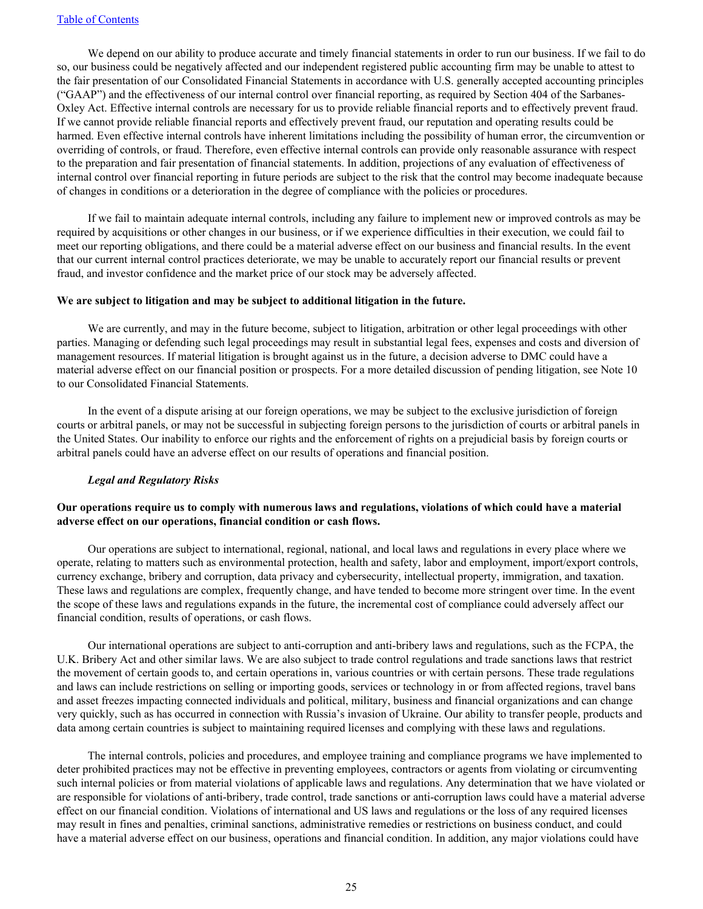We depend on our ability to produce accurate and timely financial statements in order to run our business. If we fail to do so, our business could be negatively affected and our independent registered public accounting firm may be unable to attest to the fair presentation of our Consolidated Financial Statements in accordance with U.S. generally accepted accounting principles ("GAAP") and the effectiveness of our internal control over financial reporting, as required by Section 404 of the Sarbanes-Oxley Act. Effective internal controls are necessary for us to provide reliable financial reports and to effectively prevent fraud. If we cannot provide reliable financial reports and effectively prevent fraud, our reputation and operating results could be harmed. Even effective internal controls have inherent limitations including the possibility of human error, the circumvention or overriding of controls, or fraud. Therefore, even effective internal controls can provide only reasonable assurance with respect to the preparation and fair presentation of financial statements. In addition, projections of any evaluation of effectiveness of internal control over financial reporting in future periods are subject to the risk that the control may become inadequate because of changes in conditions or a deterioration in the degree of compliance with the policies or procedures.

If we fail to maintain adequate internal controls, including any failure to implement new or improved controls as may be required by acquisitions or other changes in our business, or if we experience difficulties in their execution, we could fail to meet our reporting obligations, and there could be a material adverse effect on our business and financial results. In the event that our current internal control practices deteriorate, we may be unable to accurately report our financial results or prevent fraud, and investor confidence and the market price of our stock may be adversely affected.

**We are subject to litigation and may be subject to additional litigation in the future.**

We are currently, and may in the future become, subject to litigation, arbitration or other legal proceedings with other parties. Managing or defending such legal proceedings may result in substantial legal fees, expenses and costs and diversion of management resources. If material litigation is brought against us in the future, a decision adverse to DMC could have a material adverse effect on our financial position or prospects. For a more detailed discussion of pending litigation, see Note 10 to our Consolidated Financial Statements.

In the event of a dispute arising at our foreign operations, we may be subject to the exclusive jurisdiction of foreign courts or arbitral panels, or may not be successful in subjecting foreign persons to the jurisdiction of courts or arbitral panels in the United States. Our inability to enforce our rights and the enforcement of rights on a prejudicial basis by foreign courts or arbitral panels could have an adverse effect on our results of operations and financial position.

***Legal and Regulatory Risks***

**Our operations require us to comply with numerous laws and regulations, violations of which could have a material adverse effect on our operations, financial condition or cash flows.**

Our operations are subject to international, regional, national, and local laws and regulations in every place where we operate, relating to matters such as environmental protection, health and safety, labor and employment, import/export controls, currency exchange, bribery and corruption, data privacy and cybersecurity, intellectual property, immigration, and taxation. These laws and regulations are complex, frequently change, and have tended to become more stringent over time. In the event the scope of these laws and regulations expands in the future, the incremental cost of compliance could adversely affect our financial condition, results of operations, or cash flows.

Our international operations are subject to anti-corruption and anti-bribery laws and regulations, such as the FCPA, the U.K. Bribery Act and other similar laws. We are also subject to trade control regulations and trade sanctions laws that restrict the movement of certain goods to, and certain operations in, various countries or with certain persons. These trade regulations and laws can include restrictions on selling or importing goods, services or technology in or from affected regions, travel bans and asset freezes impacting connected individuals and political, military, business and financial organizations and can change very quickly, such as has occurred in connection with Russia's invasion of Ukraine. Our ability to transfer people, products and data among certain countries is subject to maintaining required licenses and complying with these laws and regulations.

The internal controls, policies and procedures, and employee training and compliance programs we have implemented to deter prohibited practices may not be effective in preventing employees, contractors or agents from violating or circumventing such internal policies or from material violations of applicable laws and regulations. Any determination that we have violated or are responsible for violations of anti-bribery, trade control, trade sanctions or anti-corruption laws could have a material adverse effect on our financial condition. Violations of international and US laws and regulations or the loss of any required licenses may result in fines and penalties, criminal sanctions, administrative remedies or restrictions on business conduct, and could have a material adverse effect on our business, operations and financial condition. In addition, any major violations could have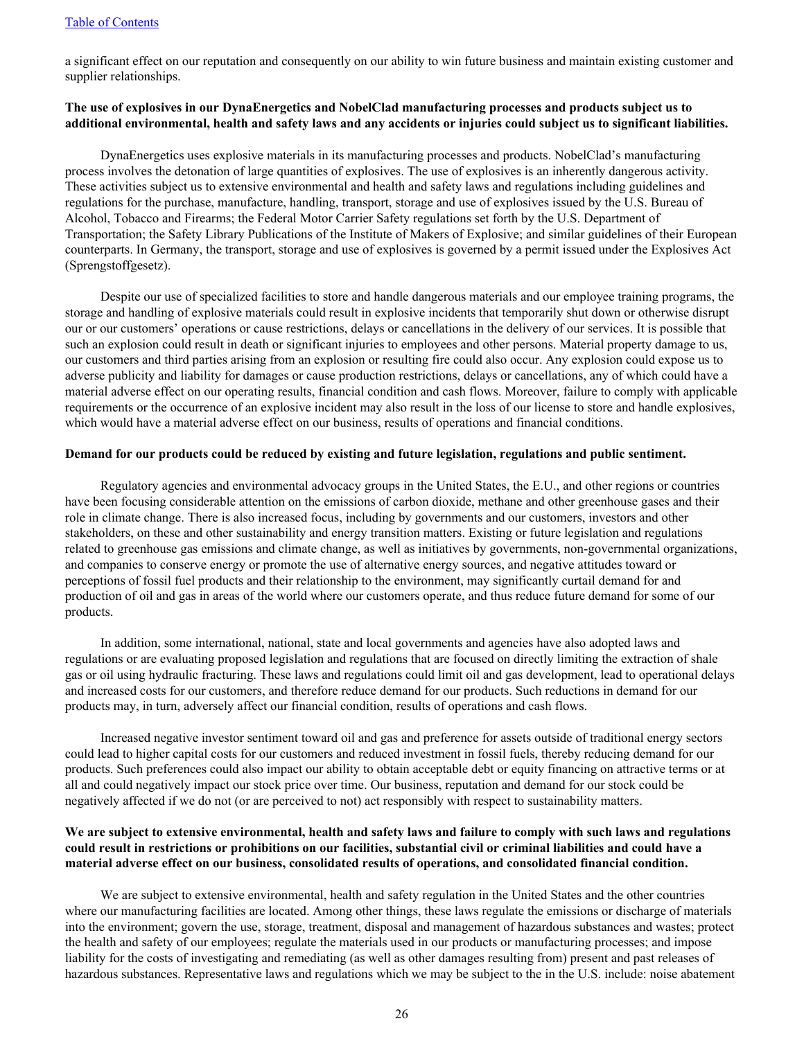a significant effect on our reputation and consequently on our ability to win future business and maintain existing customer and supplier relationships.

**The use of explosives in our DynaEnergetics and NobelClad manufacturing processes and products subject us to additional environmental, health and safety laws and any accidents or injuries could subject us to significant liabilities.**

DynaEnergetics uses explosive materials in its manufacturing processes and products. NobelClad's manufacturing process involves the detonation of large quantities of explosives. The use of explosives is an inherently dangerous activity. These activities subject us to extensive environmental and health and safety laws and regulations including guidelines and regulations for the purchase, manufacture, handling, transport, storage and use of explosives issued by the U.S. Bureau of Alcohol, Tobacco and Firearms; the Federal Motor Carrier Safety regulations set forth by the U.S. Department of Transportation; the Safety Library Publications of the Institute of Makers of Explosive; and similar guidelines of their European counterparts. In Germany, the transport, storage and use of explosives is governed by a permit issued under the Explosives Act (Sprengstoffgesetz).

Despite our use of specialized facilities to store and handle dangerous materials and our employee training programs, the storage and handling of explosive materials could result in explosive incidents that temporarily shut down or otherwise disrupt our or our customers' operations or cause restrictions, delays or cancellations in the delivery of our services. It is possible that such an explosion could result in death or significant injuries to employees and other persons. Material property damage to us, our customers and third parties arising from an explosion or resulting fire could also occur. Any explosion could expose us to adverse publicity and liability for damages or cause production restrictions, delays or cancellations, any of which could have a material adverse effect on our operating results, financial condition and cash flows. Moreover, failure to comply with applicable requirements or the occurrence of an explosive incident may also result in the loss of our license to store and handle explosives, which would have a material adverse effect on our business, results of operations and financial conditions.

**Demand for our products could be reduced by existing and future legislation, regulations and public sentiment.**

Regulatory agencies and environmental advocacy groups in the United States, the E.U., and other regions or countries have been focusing considerable attention on the emissions of carbon dioxide, methane and other greenhouse gases and their role in climate change. There is also increased focus, including by governments and our customers, investors and other stakeholders, on these and other sustainability and energy transition matters. Existing or future legislation and regulations related to greenhouse gas emissions and climate change, as well as initiatives by governments, non-governmental organizations, and companies to conserve energy or promote the use of alternative energy sources, and negative attitudes toward or perceptions of fossil fuel products and their relationship to the environment, may significantly curtail demand for and production of oil and gas in areas of the world where our customers operate, and thus reduce future demand for some of our products.

In addition, some international, national, state and local governments and agencies have also adopted laws and regulations or are evaluating proposed legislation and regulations that are focused on directly limiting the extraction of shale gas or oil using hydraulic fracturing. These laws and regulations could limit oil and gas development, lead to operational delays and increased costs for our customers, and therefore reduce demand for our products. Such reductions in demand for our products may, in turn, adversely affect our financial condition, results of operations and cash flows.

Increased negative investor sentiment toward oil and gas and preference for assets outside of traditional energy sectors could lead to higher capital costs for our customers and reduced investment in fossil fuels, thereby reducing demand for our products. Such preferences could also impact our ability to obtain acceptable debt or equity financing on attractive terms or at all and could negatively impact our stock price over time. Our business, reputation and demand for our stock could be negatively affected if we do not (or are perceived to not) act responsibly with respect to sustainability matters.

**We are subject to extensive environmental, health and safety laws and failure to comply with such laws and regulations could result in restrictions or prohibitions on our facilities, substantial civil or criminal liabilities and could have a material adverse effect on our business, consolidated results of operations, and consolidated financial condition.**

We are subject to extensive environmental, health and safety regulation in the United States and the other countries where our manufacturing facilities are located. Among other things, these laws regulate the emissions or discharge of materials into the environment; govern the use, storage, treatment, disposal and management of hazardous substances and wastes; protect the health and safety of our employees; regulate the materials used in our products or manufacturing processes; and impose liability for the costs of investigating and remediating (as well as other damages resulting from) present and past releases of hazardous substances. Representative laws and regulations which we may be subject to the in the U.S. include: noise abatement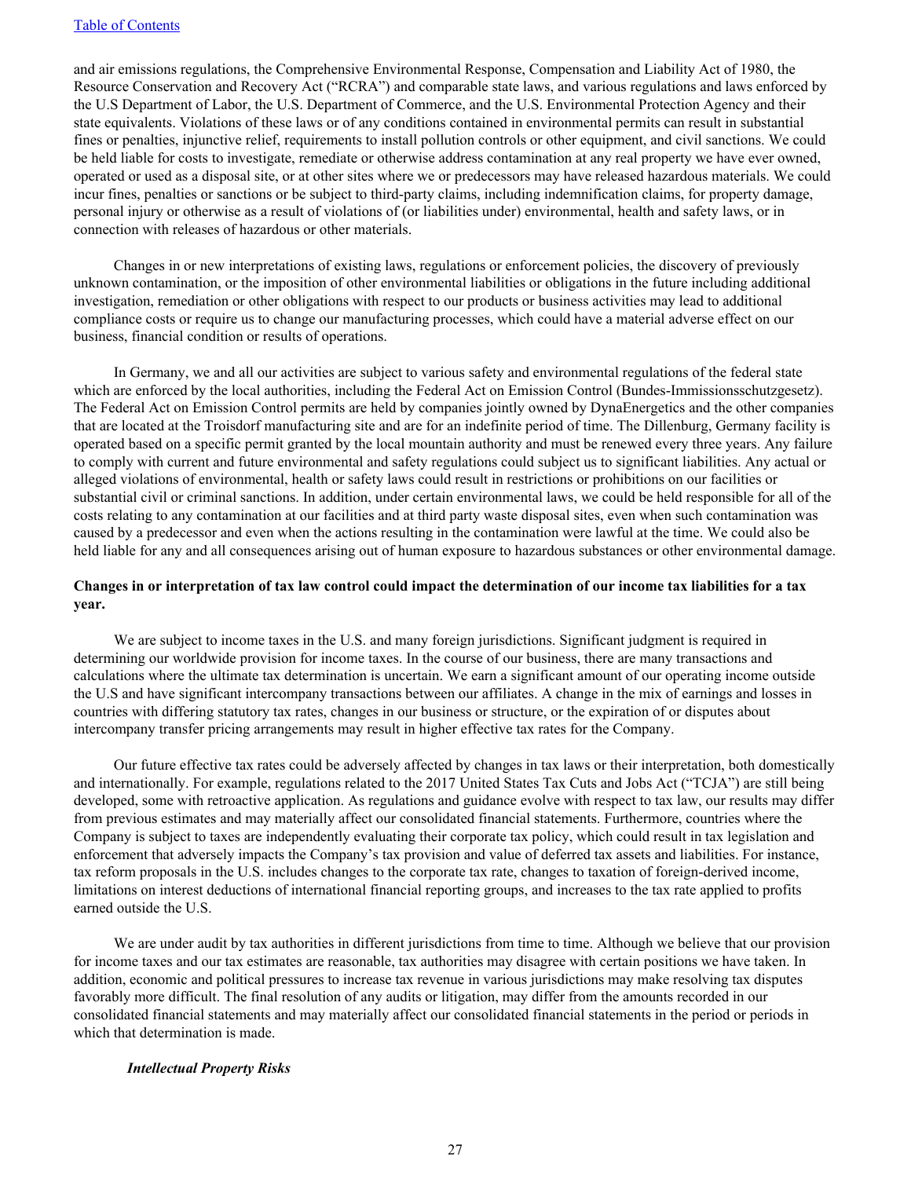and air emissions regulations, the Comprehensive Environmental Response, Compensation and Liability Act of 1980, the Resource Conservation and Recovery Act ("RCRA") and comparable state laws, and various regulations and laws enforced by the U.S Department of Labor, the U.S. Department of Commerce, and the U.S. Environmental Protection Agency and their state equivalents. Violations of these laws or of any conditions contained in environmental permits can result in substantial fines or penalties, injunctive relief, requirements to install pollution controls or other equipment, and civil sanctions. We could be held liable for costs to investigate, remediate or otherwise address contamination at any real property we have ever owned, operated or used as a disposal site, or at other sites where we or predecessors may have released hazardous materials. We could incur fines, penalties or sanctions or be subject to third-party claims, including indemnification claims, for property damage, personal injury or otherwise as a result of violations of (or liabilities under) environmental, health and safety laws, or in connection with releases of hazardous or other materials.

Changes in or new interpretations of existing laws, regulations or enforcement policies, the discovery of previously unknown contamination, or the imposition of other environmental liabilities or obligations in the future including additional investigation, remediation or other obligations with respect to our products or business activities may lead to additional compliance costs or require us to change our manufacturing processes, which could have a material adverse effect on our business, financial condition or results of operations.

In Germany, we and all our activities are subject to various safety and environmental regulations of the federal state which are enforced by the local authorities, including the Federal Act on Emission Control (Bundes-Immissionsschutzgesetz). The Federal Act on Emission Control permits are held by companies jointly owned by DynaEnergetics and the other companies that are located at the Troisdorf manufacturing site and are for an indefinite period of time. The Dillenburg, Germany facility is operated based on a specific permit granted by the local mountain authority and must be renewed every three years. Any failure to comply with current and future environmental and safety regulations could subject us to significant liabilities. Any actual or alleged violations of environmental, health or safety laws could result in restrictions or prohibitions on our facilities or substantial civil or criminal sanctions. In addition, under certain environmental laws, we could be held responsible for all of the costs relating to any contamination at our facilities and at third party waste disposal sites, even when such contamination was caused by a predecessor and even when the actions resulting in the contamination were lawful at the time. We could also be held liable for any and all consequences arising out of human exposure to hazardous substances or other environmental damage.

**Changes in or interpretation of tax law control could impact the determination of our income tax liabilities for a tax year.**

We are subject to income taxes in the U.S. and many foreign jurisdictions. Significant judgment is required in determining our worldwide provision for income taxes. In the course of our business, there are many transactions and calculations where the ultimate tax determination is uncertain. We earn a significant amount of our operating income outside the U.S and have significant intercompany transactions between our affiliates. A change in the mix of earnings and losses in countries with differing statutory tax rates, changes in our business or structure, or the expiration of or disputes about intercompany transfer pricing arrangements may result in higher effective tax rates for the Company.

Our future effective tax rates could be adversely affected by changes in tax laws or their interpretation, both domestically and internationally. For example, regulations related to the 2017 United States Tax Cuts and Jobs Act ("TCJA") are still being developed, some with retroactive application. As regulations and guidance evolve with respect to tax law, our results may differ from previous estimates and may materially affect our consolidated financial statements. Furthermore, countries where the Company is subject to taxes are independently evaluating their corporate tax policy, which could result in tax legislation and enforcement that adversely impacts the Company's tax provision and value of deferred tax assets and liabilities. For instance, tax reform proposals in the U.S. includes changes to the corporate tax rate, changes to taxation of foreign-derived income, limitations on interest deductions of international financial reporting groups, and increases to the tax rate applied to profits earned outside the U.S.

We are under audit by tax authorities in different jurisdictions from time to time. Although we believe that our provision for income taxes and our tax estimates are reasonable, tax authorities may disagree with certain positions we have taken. In addition, economic and political pressures to increase tax revenue in various jurisdictions may make resolving tax disputes favorably more difficult. The final resolution of any audits or litigation, may differ from the amounts recorded in our consolidated financial statements and may materially affect our consolidated financial statements in the period or periods in which that determination is made.

***Intellectual Property Risks***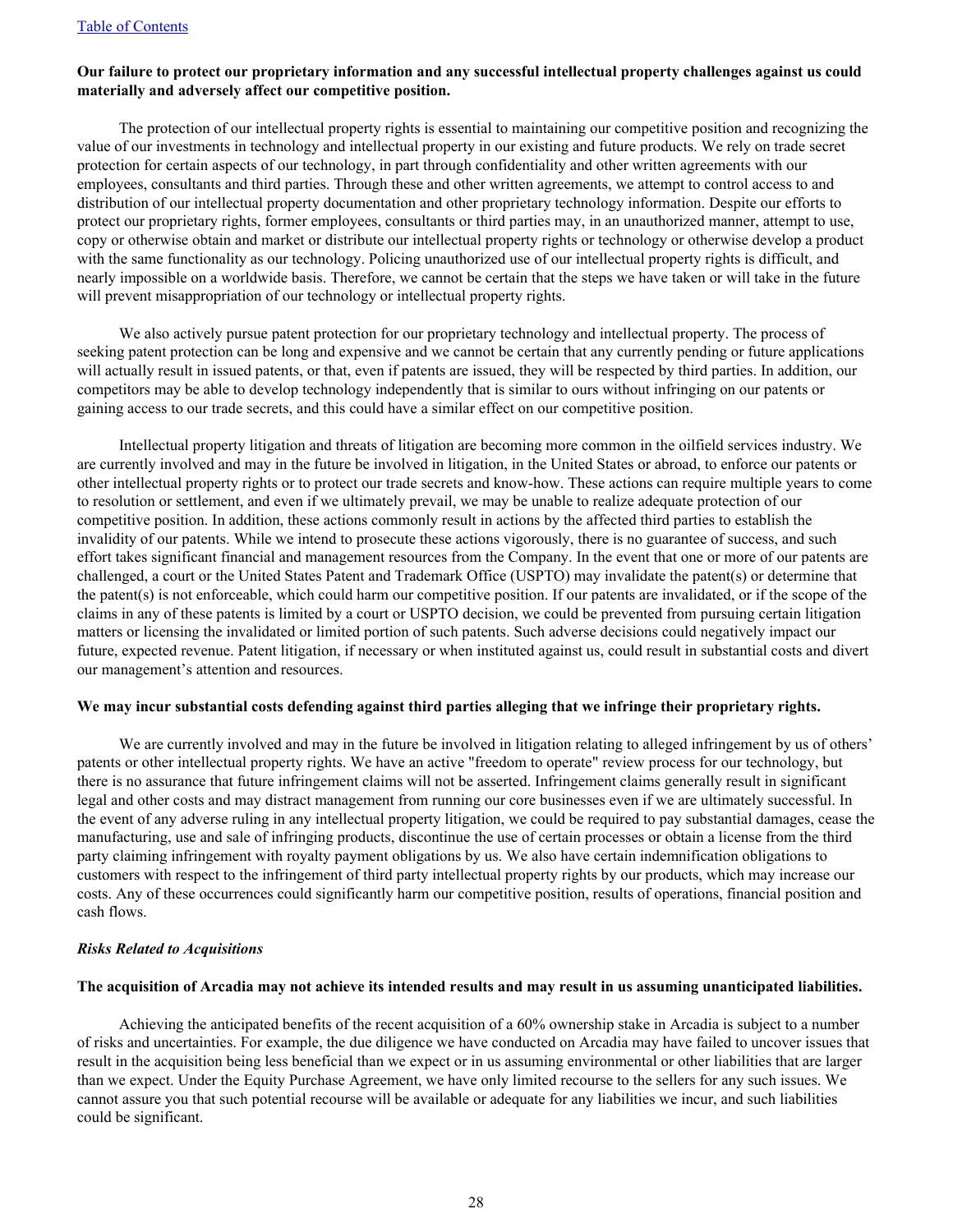**Our failure to protect our proprietary information and any successful intellectual property challenges against us could materially and adversely affect our competitive position.**

The protection of our intellectual property rights is essential to maintaining our competitive position and recognizing the value of our investments in technology and intellectual property in our existing and future products. We rely on trade secret protection for certain aspects of our technology, in part through confidentiality and other written agreements with our employees, consultants and third parties. Through these and other written agreements, we attempt to control access to and distribution of our intellectual property documentation and other proprietary technology information. Despite our efforts to protect our proprietary rights, former employees, consultants or third parties may, in an unauthorized manner, attempt to use, copy or otherwise obtain and market or distribute our intellectual property rights or technology or otherwise develop a product with the same functionality as our technology. Policing unauthorized use of our intellectual property rights is difficult, and nearly impossible on a worldwide basis. Therefore, we cannot be certain that the steps we have taken or will take in the future will prevent misappropriation of our technology or intellectual property rights.

We also actively pursue patent protection for our proprietary technology and intellectual property. The process of seeking patent protection can be long and expensive and we cannot be certain that any currently pending or future applications will actually result in issued patents, or that, even if patents are issued, they will be respected by third parties. In addition, our competitors may be able to develop technology independently that is similar to ours without infringing on our patents or gaining access to our trade secrets, and this could have a similar effect on our competitive position.

Intellectual property litigation and threats of litigation are becoming more common in the oilfield services industry. We are currently involved and may in the future be involved in litigation, in the United States or abroad, to enforce our patents or other intellectual property rights or to protect our trade secrets and know-how. These actions can require multiple years to come to resolution or settlement, and even if we ultimately prevail, we may be unable to realize adequate protection of our competitive position. In addition, these actions commonly result in actions by the affected third parties to establish the invalidity of our patents. While we intend to prosecute these actions vigorously, there is no guarantee of success, and such effort takes significant financial and management resources from the Company. In the event that one or more of our patents are challenged, a court or the United States Patent and Trademark Office (USPTO) may invalidate the patent(s) or determine that the patent(s) is not enforceable, which could harm our competitive position. If our patents are invalidated, or if the scope of the claims in any of these patents is limited by a court or USPTO decision, we could be prevented from pursuing certain litigation matters or licensing the invalidated or limited portion of such patents. Such adverse decisions could negatively impact our future, expected revenue. Patent litigation, if necessary or when instituted against us, could result in substantial costs and divert our management's attention and resources.

**We may incur substantial costs defending against third parties alleging that we infringe their proprietary rights.**

We are currently involved and may in the future be involved in litigation relating to alleged infringement by us of others' patents or other intellectual property rights. We have an active "freedom to operate" review process for our technology, but there is no assurance that future infringement claims will not be asserted. Infringement claims generally result in significant legal and other costs and may distract management from running our core businesses even if we are ultimately successful. In the event of any adverse ruling in any intellectual property litigation, we could be required to pay substantial damages, cease the manufacturing, use and sale of infringing products, discontinue the use of certain processes or obtain a license from the third party claiming infringement with royalty payment obligations by us. We also have certain indemnification obligations to customers with respect to the infringement of third party intellectual property rights by our products, which may increase our costs. Any of these occurrences could significantly harm our competitive position, results of operations, financial position and cash flows.

***Risks Related to Acquisitions***

**The acquisition of Arcadia may not achieve its intended results and may result in us assuming unanticipated liabilities.**

Achieving the anticipated benefits of the recent acquisition of a 60% ownership stake in Arcadia is subject to a number of risks and uncertainties. For example, the due diligence we have conducted on Arcadia may have failed to uncover issues that result in the acquisition being less beneficial than we expect or in us assuming environmental or other liabilities that are larger than we expect. Under the Equity Purchase Agreement, we have only limited recourse to the sellers for any such issues. We cannot assure you that such potential recourse will be available or adequate for any liabilities we incur, and such liabilities could be significant.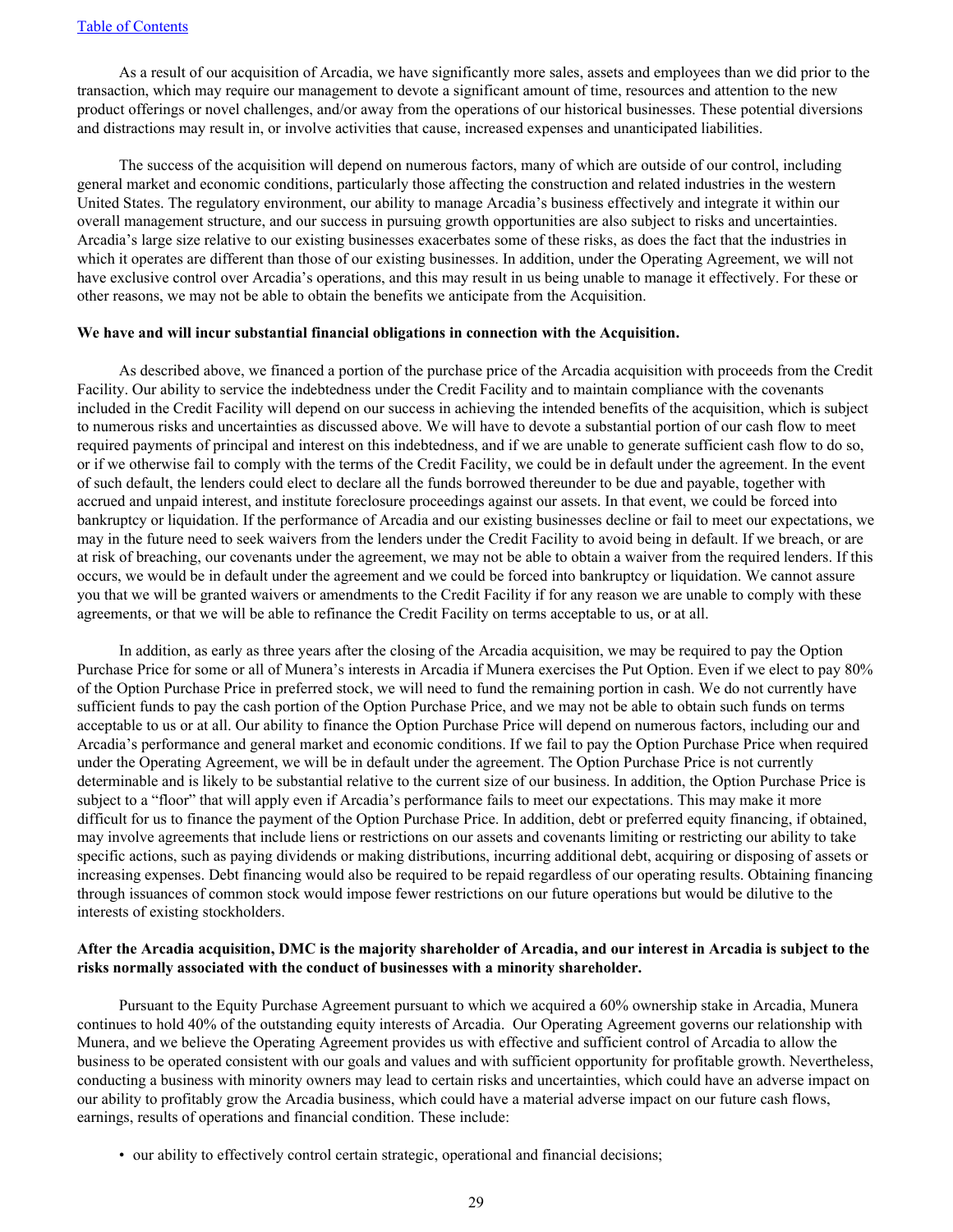As a result of our acquisition of Arcadia, we have significantly more sales, assets and employees than we did prior to the transaction, which may require our management to devote a significant amount of time, resources and attention to the new product offerings or novel challenges, and/or away from the operations of our historical businesses. These potential diversions and distractions may result in, or involve activities that cause, increased expenses and unanticipated liabilities.

The success of the acquisition will depend on numerous factors, many of which are outside of our control, including general market and economic conditions, particularly those affecting the construction and related industries in the western United States. The regulatory environment, our ability to manage Arcadia's business effectively and integrate it within our overall management structure, and our success in pursuing growth opportunities are also subject to risks and uncertainties. Arcadia's large size relative to our existing businesses exacerbates some of these risks, as does the fact that the industries in which it operates are different than those of our existing businesses. In addition, under the Operating Agreement, we will not have exclusive control over Arcadia's operations, and this may result in us being unable to manage it effectively. For these or other reasons, we may not be able to obtain the benefits we anticipate from the Acquisition.

**We have and will incur substantial financial obligations in connection with the Acquisition.**

As described above, we financed a portion of the purchase price of the Arcadia acquisition with proceeds from the Credit Facility. Our ability to service the indebtedness under the Credit Facility and to maintain compliance with the covenants included in the Credit Facility will depend on our success in achieving the intended benefits of the acquisition, which is subject to numerous risks and uncertainties as discussed above. We will have to devote a substantial portion of our cash flow to meet required payments of principal and interest on this indebtedness, and if we are unable to generate sufficient cash flow to do so, or if we otherwise fail to comply with the terms of the Credit Facility, we could be in default under the agreement. In the event of such default, the lenders could elect to declare all the funds borrowed thereunder to be due and payable, together with accrued and unpaid interest, and institute foreclosure proceedings against our assets. In that event, we could be forced into bankruptcy or liquidation. If the performance of Arcadia and our existing businesses decline or fail to meet our expectations, we may in the future need to seek waivers from the lenders under the Credit Facility to avoid being in default. If we breach, or are at risk of breaching, our covenants under the agreement, we may not be able to obtain a waiver from the required lenders. If this occurs, we would be in default under the agreement and we could be forced into bankruptcy or liquidation. We cannot assure you that we will be granted waivers or amendments to the Credit Facility if for any reason we are unable to comply with these agreements, or that we will be able to refinance the Credit Facility on terms acceptable to us, or at all.

In addition, as early as three years after the closing of the Arcadia acquisition, we may be required to pay the Option Purchase Price for some or all of Munera's interests in Arcadia if Munera exercises the Put Option. Even if we elect to pay 80% of the Option Purchase Price in preferred stock, we will need to fund the remaining portion in cash. We do not currently have sufficient funds to pay the cash portion of the Option Purchase Price, and we may not be able to obtain such funds on terms acceptable to us or at all. Our ability to finance the Option Purchase Price will depend on numerous factors, including our and Arcadia's performance and general market and economic conditions. If we fail to pay the Option Purchase Price when required under the Operating Agreement, we will be in default under the agreement. The Option Purchase Price is not currently determinable and is likely to be substantial relative to the current size of our business. In addition, the Option Purchase Price is subject to a "floor" that will apply even if Arcadia's performance fails to meet our expectations. This may make it more difficult for us to finance the payment of the Option Purchase Price. In addition, debt or preferred equity financing, if obtained, may involve agreements that include liens or restrictions on our assets and covenants limiting or restricting our ability to take specific actions, such as paying dividends or making distributions, incurring additional debt, acquiring or disposing of assets or increasing expenses. Debt financing would also be required to be repaid regardless of our operating results. Obtaining financing through issuances of common stock would impose fewer restrictions on our future operations but would be dilutive to the interests of existing stockholders.

**After the Arcadia acquisition, DMC is the majority shareholder of Arcadia, and our interest in Arcadia is subject to the risks normally associated with the conduct of businesses with a minority shareholder.**

Pursuant to the Equity Purchase Agreement pursuant to which we acquired a 60% ownership stake in Arcadia, Munera continues to hold 40% of the outstanding equity interests of Arcadia. Our Operating Agreement governs our relationship with Munera, and we believe the Operating Agreement provides us with effective and sufficient control of Arcadia to allow the business to be operated consistent with our goals and values and with sufficient opportunity for profitable growth. Nevertheless, conducting a business with minority owners may lead to certain risks and uncertainties, which could have an adverse impact on our ability to profitably grow the Arcadia business, which could have a material adverse impact on our future cash flows, earnings, results of operations and financial condition. These include:

- our ability to effectively control certain strategic, operational and financial decisions;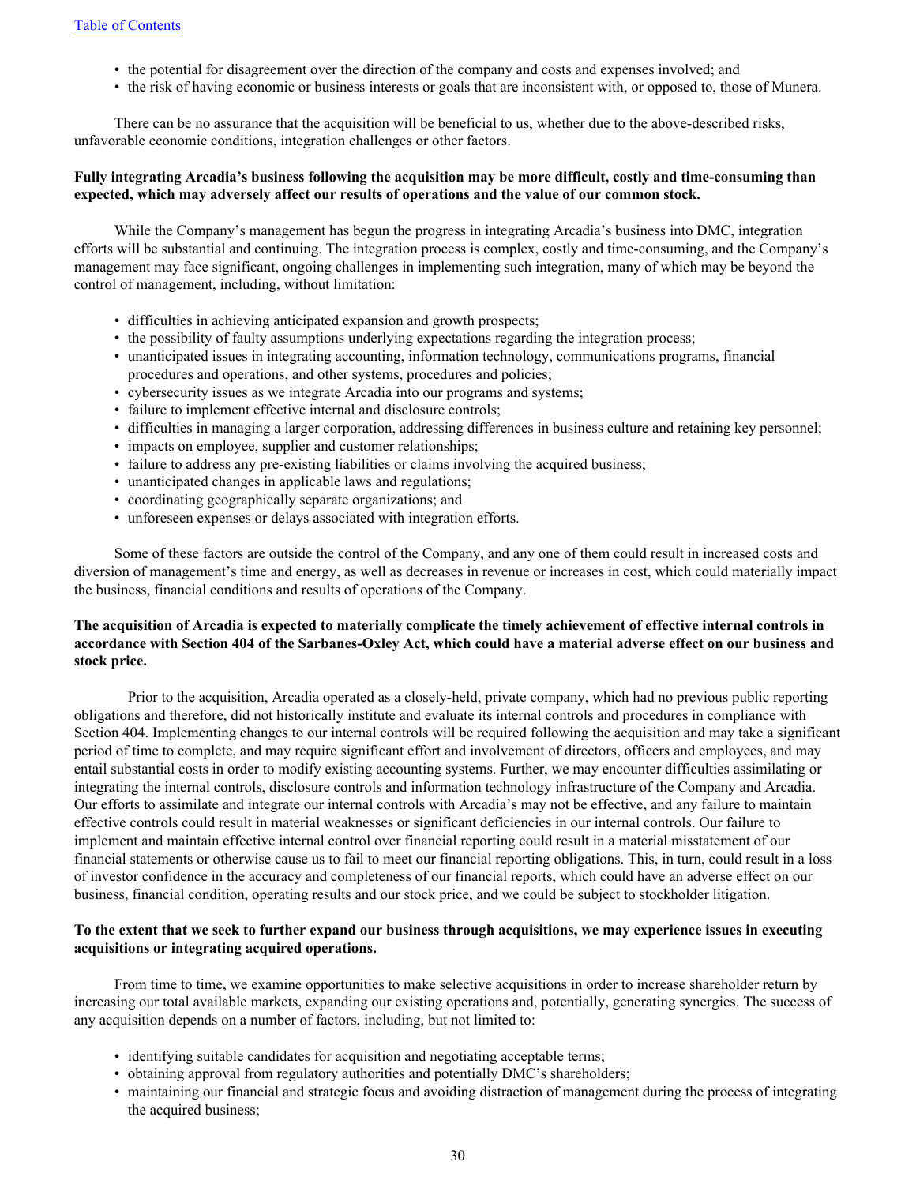- the potential for disagreement over the direction of the company and costs and expenses involved; and
- the risk of having economic or business interests or goals that are inconsistent with, or opposed to, those of Munera.

There can be no assurance that the acquisition will be beneficial to us, whether due to the above-described risks, unfavorable economic conditions, integration challenges or other factors.

**Fully integrating Arcadia's business following the acquisition may be more difficult, costly and time-consuming than expected, which may adversely affect our results of operations and the value of our common stock.**

While the Company's management has begun the progress in integrating Arcadia's business into DMC, integration efforts will be substantial and continuing. The integration process is complex, costly and time-consuming, and the Company's management may face significant, ongoing challenges in implementing such integration, many of which may be beyond the control of management, including, without limitation:

- difficulties in achieving anticipated expansion and growth prospects;
- the possibility of faulty assumptions underlying expectations regarding the integration process;
- unanticipated issues in integrating accounting, information technology, communications programs, financial procedures and operations, and other systems, procedures and policies;
- cybersecurity issues as we integrate Arcadia into our programs and systems;
- failure to implement effective internal and disclosure controls;
- difficulties in managing a larger corporation, addressing differences in business culture and retaining key personnel;
- impacts on employee, supplier and customer relationships;
- failure to address any pre-existing liabilities or claims involving the acquired business;
- unanticipated changes in applicable laws and regulations;
- coordinating geographically separate organizations; and
- unforeseen expenses or delays associated with integration efforts.

Some of these factors are outside the control of the Company, and any one of them could result in increased costs and diversion of management's time and energy, as well as decreases in revenue or increases in cost, which could materially impact the business, financial conditions and results of operations of the Company.

**The acquisition of Arcadia is expected to materially complicate the timely achievement of effective internal controls in accordance with Section 404 of the Sarbanes-Oxley Act, which could have a material adverse effect on our business and stock price.**

Prior to the acquisition, Arcadia operated as a closely-held, private company, which had no previous public reporting obligations and therefore, did not historically institute and evaluate its internal controls and procedures in compliance with Section 404. Implementing changes to our internal controls will be required following the acquisition and may take a significant period of time to complete, and may require significant effort and involvement of directors, officers and employees, and may entail substantial costs in order to modify existing accounting systems. Further, we may encounter difficulties assimilating or integrating the internal controls, disclosure controls and information technology infrastructure of the Company and Arcadia. Our efforts to assimilate and integrate our internal controls with Arcadia's may not be effective, and any failure to maintain effective controls could result in material weaknesses or significant deficiencies in our internal controls. Our failure to implement and maintain effective internal control over financial reporting could result in a material misstatement of our financial statements or otherwise cause us to fail to meet our financial reporting obligations. This, in turn, could result in a loss of investor confidence in the accuracy and completeness of our financial reports, which could have an adverse effect on our business, financial condition, operating results and our stock price, and we could be subject to stockholder litigation.

**To the extent that we seek to further expand our business through acquisitions, we may experience issues in executing acquisitions or integrating acquired operations.**

From time to time, we examine opportunities to make selective acquisitions in order to increase shareholder return by increasing our total available markets, expanding our existing operations and, potentially, generating synergies. The success of any acquisition depends on a number of factors, including, but not limited to:

- identifying suitable candidates for acquisition and negotiating acceptable terms;
- obtaining approval from regulatory authorities and potentially DMC's shareholders;
- maintaining our financial and strategic focus and avoiding distraction of management during the process of integrating the acquired business;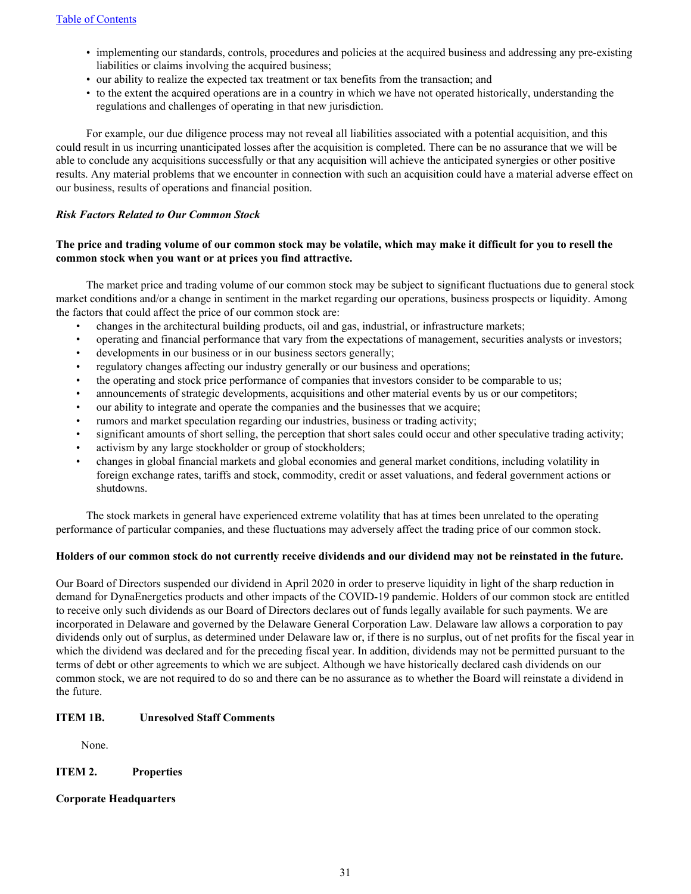- implementing our standards, controls, procedures and policies at the acquired business and addressing any pre-existing liabilities or claims involving the acquired business;
- our ability to realize the expected tax treatment or tax benefits from the transaction; and
- to the extent the acquired operations are in a country in which we have not operated historically, understanding the regulations and challenges of operating in that new jurisdiction.

For example, our due diligence process may not reveal all liabilities associated with a potential acquisition, and this could result in us incurring unanticipated losses after the acquisition is completed. There can be no assurance that we will be able to conclude any acquisitions successfully or that any acquisition will achieve the anticipated synergies or other positive results. Any material problems that we encounter in connection with such an acquisition could have a material adverse effect on our business, results of operations and financial position.

***Risk Factors Related to Our Common Stock***

**The price and trading volume of our common stock may be volatile, which may make it difficult for you to resell the common stock when you want or at prices you find attractive.**

The market price and trading volume of our common stock may be subject to significant fluctuations due to general stock market conditions and/or a change in sentiment in the market regarding our operations, business prospects or liquidity. Among the factors that could affect the price of our common stock are:

- changes in the architectural building products, oil and gas, industrial, or infrastructure markets;
- operating and financial performance that vary from the expectations of management, securities analysts or investors;
- developments in our business or in our business sectors generally;
- regulatory changes affecting our industry generally or our business and operations;
- the operating and stock price performance of companies that investors consider to be comparable to us;
- announcements of strategic developments, acquisitions and other material events by us or our competitors;
- our ability to integrate and operate the companies and the businesses that we acquire;
- rumors and market speculation regarding our industries, business or trading activity;
- significant amounts of short selling, the perception that short sales could occur and other speculative trading activity;
- activism by any large stockholder or group of stockholders;
- changes in global financial markets and global economies and general market conditions, including volatility in foreign exchange rates, tariffs and stock, commodity, credit or asset valuations, and federal government actions or shutdowns.

The stock markets in general have experienced extreme volatility that has at times been unrelated to the operating performance of particular companies, and these fluctuations may adversely affect the trading price of our common stock.

**Holders of our common stock do not currently receive dividends and our dividend may not be reinstated in the future.**

Our Board of Directors suspended our dividend in April 2020 in order to preserve liquidity in light of the sharp reduction in demand for DynaEnergetics products and other impacts of the COVID-19 pandemic. Holders of our common stock are entitled to receive only such dividends as our Board of Directors declares out of funds legally available for such payments. We are incorporated in Delaware and governed by the Delaware General Corporation Law. Delaware law allows a corporation to pay dividends only out of surplus, as determined under Delaware law or, if there is no surplus, out of net profits for the fiscal year in which the dividend was declared and for the preceding fiscal year. In addition, dividends may not be permitted pursuant to the terms of debt or other agreements to which we are subject. Although we have historically declared cash dividends on our common stock, we are not required to do so and there can be no assurance as to whether the Board will reinstate a dividend in the future.

## ITEM 1B. Unresolved Staff Comments

None.

## ITEM 2. Properties

### Corporate Headquarters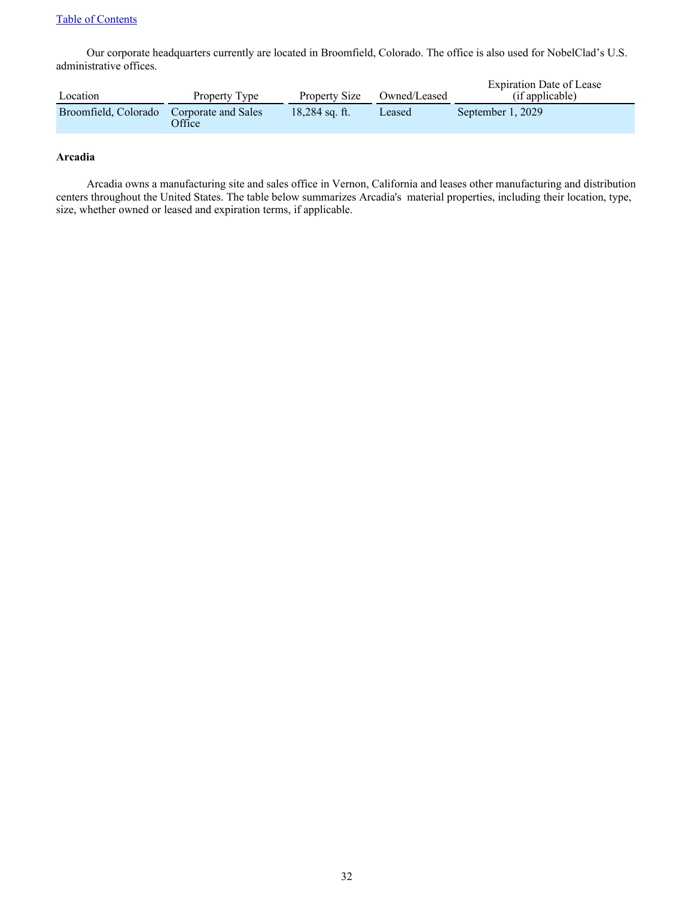Our corporate headquarters currently are located in Broomfield, Colorado. The office is also used for NobelClad’s U.S. administrative offices.

| Location | Property Type | Property Size | Owned/Leased | Expiration Date of Lease (if applicable) |
| --- | --- | --- | --- | --- |
| Broomfield, Colorado | Corporate and Sales Office | 18,284 sq. ft. | Leased | September 1, 2029 |

**Arcadia**

Arcadia owns a manufacturing site and sales office in Vernon, California and leases other manufacturing and distribution centers throughout the United States. The table below summarizes Arcadia's  material properties, including their location, type, size, whether owned or leased and expiration terms, if applicable.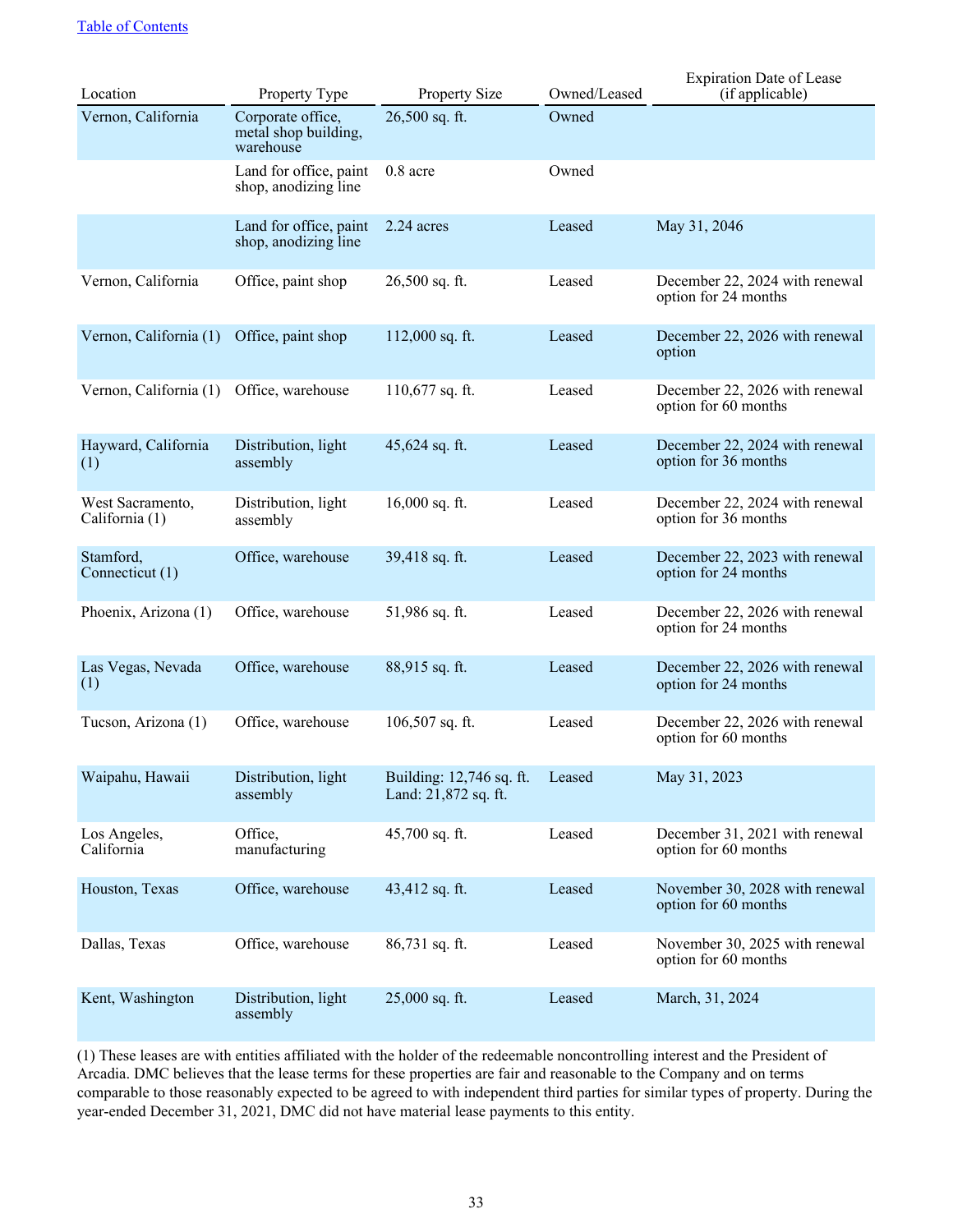| Location | Property Type | Property Size | Owned/Leased | Expiration Date of Lease (if applicable) |
|---|---|---|---|---|
| Vernon, California | Corporate office, metal shop building, warehouse | 26,500 sq. ft. | Owned | |
| | Land for office, paint shop, anodizing line | 0.8 acre | Owned | |
| | Land for office, paint shop, anodizing line | 2.24 acres | Leased | May 31, 2046 |
| Vernon, California | Office, paint shop | 26,500 sq. ft. | Leased | December 22, 2024 with renewal option for 24 months |
| Vernon, California (1) | Office, paint shop | 112,000 sq. ft. | Leased | December 22, 2026 with renewal option |
| Vernon, California (1) | Office, warehouse | 110,677 sq. ft. | Leased | December 22, 2026 with renewal option for 60 months |
| Hayward, California (1) | Distribution, light assembly | 45,624 sq. ft. | Leased | December 22, 2024 with renewal option for 36 months |
| West Sacramento, California (1) | Distribution, light assembly | 16,000 sq. ft. | Leased | December 22, 2024 with renewal option for 36 months |
| Stamford, Connecticut (1) | Office, warehouse | 39,418 sq. ft. | Leased | December 22, 2023 with renewal option for 24 months |
| Phoenix, Arizona (1) | Office, warehouse | 51,986 sq. ft. | Leased | December 22, 2026 with renewal option for 24 months |
| Las Vegas, Nevada (1) | Office, warehouse | 88,915 sq. ft. | Leased | December 22, 2026 with renewal option for 24 months |
| Tucson, Arizona (1) | Office, warehouse | 106,507 sq. ft. | Leased | December 22, 2026 with renewal option for 60 months |
| Waipahu, Hawaii | Distribution, light assembly | Building: 12,746 sq. ft. Land: 21,872 sq. ft. | Leased | May 31, 2023 |
| Los Angeles, California | Office, manufacturing | 45,700 sq. ft. | Leased | December 31, 2021 with renewal option for 60 months |
| Houston, Texas | Office, warehouse | 43,412 sq. ft. | Leased | November 30, 2028 with renewal option for 60 months |
| Dallas, Texas | Office, warehouse | 86,731 sq. ft. | Leased | November 30, 2025 with renewal option for 60 months |
| Kent, Washington | Distribution, light assembly | 25,000 sq. ft. | Leased | March, 31, 2024 |

(1) These leases are with entities affiliated with the holder of the redeemable noncontrolling interest and the President of Arcadia. DMC believes that the lease terms for these properties are fair and reasonable to the Company and on terms comparable to those reasonably expected to be agreed to with independent third parties for similar types of property. During the year-ended December 31, 2021, DMC did not have material lease payments to this entity.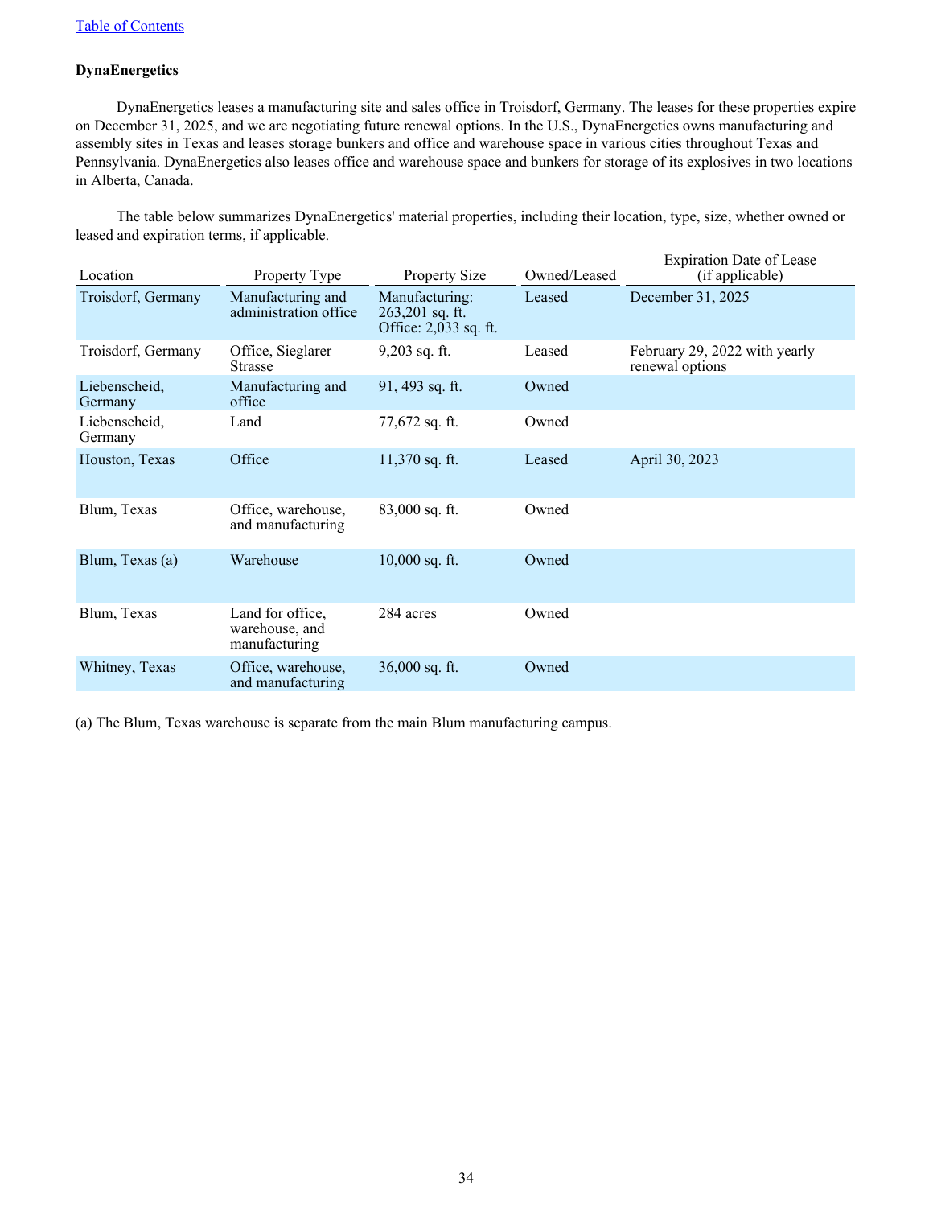**DynaEnergetics**

DynaEnergetics leases a manufacturing site and sales office in Troisdorf, Germany. The leases for these properties expire on December 31, 2025, and we are negotiating future renewal options. In the U.S., DynaEnergetics owns manufacturing and assembly sites in Texas and leases storage bunkers and office and warehouse space in various cities throughout Texas and Pennsylvania. DynaEnergetics also leases office and warehouse space and bunkers for storage of its explosives in two locations in Alberta, Canada.

The table below summarizes DynaEnergetics' material properties, including their location, type, size, whether owned or leased and expiration terms, if applicable.

| Location | Property Type | Property Size | Owned/Leased | Expiration Date of Lease (if applicable) |
|---|---|---|---|---|
| Troisdorf, Germany | Manufacturing and administration office | Manufacturing: 263,201 sq. ft. Office: 2,033 sq. ft. | Leased | December 31, 2025 |
| Troisdorf, Germany | Office, Sieglarer Strasse | 9,203 sq. ft. | Leased | February 29, 2022 with yearly renewal options |
| Liebenscheid, Germany | Manufacturing and office | 91, 493 sq. ft. | Owned | |
| Liebenscheid, Germany | Land | 77,672 sq. ft. | Owned | |
| Houston, Texas | Office | 11,370 sq. ft. | Leased | April 30, 2023 |
| Blum, Texas | Office, warehouse, and manufacturing | 83,000 sq. ft. | Owned | |
| Blum, Texas (a) | Warehouse | 10,000 sq. ft. | Owned | |
| Blum, Texas | Land for office, warehouse, and manufacturing | 284 acres | Owned | |
| Whitney, Texas | Office, warehouse, and manufacturing | 36,000 sq. ft. | Owned | |

(a) The Blum, Texas warehouse is separate from the main Blum manufacturing campus.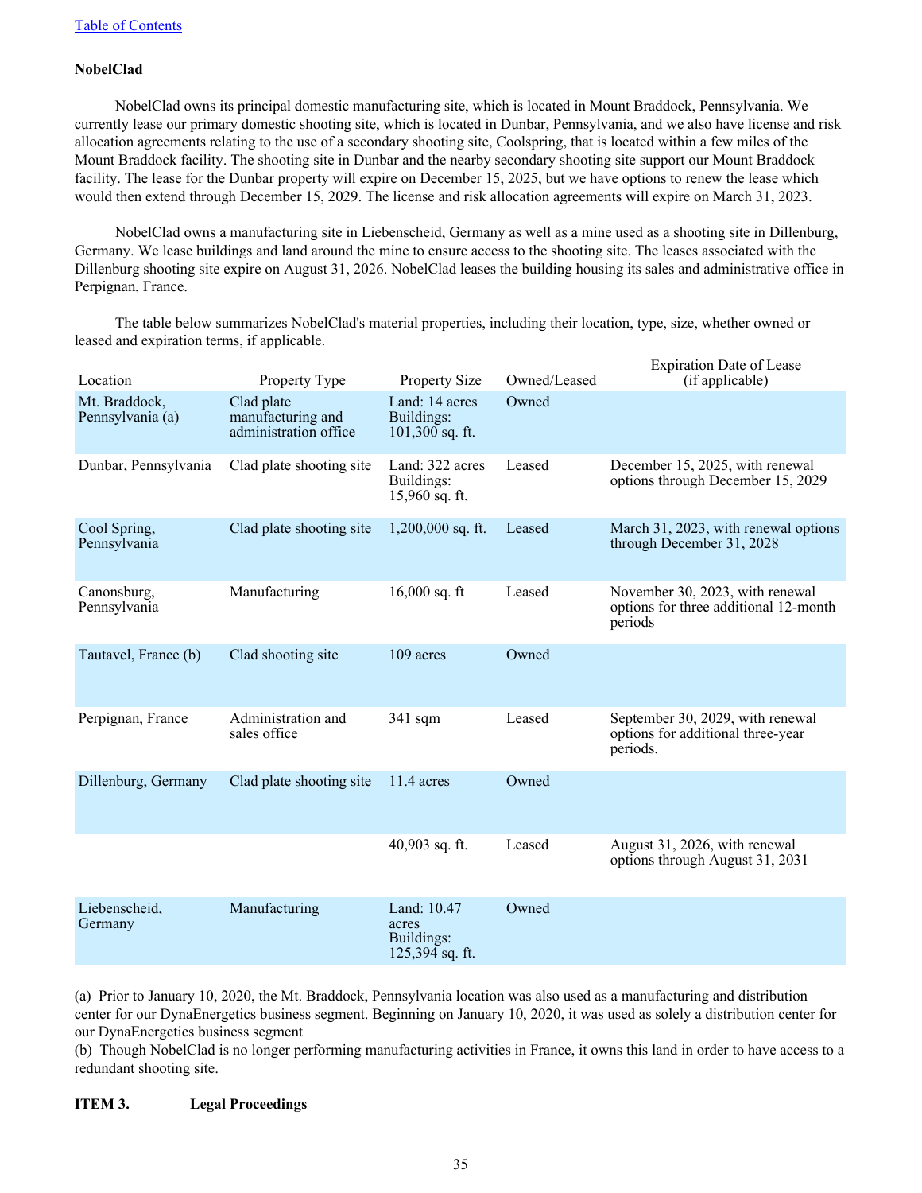[Table of Contents](#)

**NobelClad**

NobelClad owns its principal domestic manufacturing site, which is located in Mount Braddock, Pennsylvania. We currently lease our primary domestic shooting site, which is located in Dunbar, Pennsylvania, and we also have license and risk allocation agreements relating to the use of a secondary shooting site, Coolspring, that is located within a few miles of the Mount Braddock facility. The shooting site in Dunbar and the nearby secondary shooting site support our Mount Braddock facility. The lease for the Dunbar property will expire on December 15, 2025, but we have options to renew the lease which would then extend through December 15, 2029. The license and risk allocation agreements will expire on March 31, 2023.

NobelClad owns a manufacturing site in Liebenscheid, Germany as well as a mine used as a shooting site in Dillenburg, Germany. We lease buildings and land around the mine to ensure access to the shooting site. The leases associated with the Dillenburg shooting site expire on August 31, 2026. NobelClad leases the building housing its sales and administrative office in Perpignan, France.

The table below summarizes NobelClad's material properties, including their location, type, size, whether owned or leased and expiration terms, if applicable.

| Location | Property Type | Property Size | Owned/Leased | Expiration Date of Lease (if applicable) |
|---|---|---|---|---|
| Mt. Braddock, Pennsylvania (a) | Clad plate manufacturing and administration office | Land: 14 acres Buildings: 101,300 sq. ft. | Owned | |
| Dunbar, Pennsylvania | Clad plate shooting site | Land: 322 acres Buildings: 15,960 sq. ft. | Leased | December 15, 2025, with renewal options through December 15, 2029 |
| Cool Spring, Pennsylvania | Clad plate shooting site | 1,200,000 sq. ft. | Leased | March 31, 2023, with renewal options through December 31, 2028 |
| Canonsburg, Pennsylvania | Manufacturing | 16,000 sq. ft | Leased | November 30, 2023, with renewal options for three additional 12-month periods |
| Tautavel, France (b) | Clad shooting site | 109 acres | Owned | |
| Perpignan, France | Administration and sales office | 341 sqm | Leased | September 30, 2029, with renewal options for additional three-year periods. |
| Dillenburg, Germany | Clad plate shooting site | 11.4 acres | Owned | |
| | | 40,903 sq. ft. | Leased | August 31, 2026, with renewal options through August 31, 2031 |
| Liebenscheid, Germany | Manufacturing | Land: 10.47 acres Buildings: 125,394 sq. ft. | Owned | |

(a) Prior to January 10, 2020, the Mt. Braddock, Pennsylvania location was also used as a manufacturing and distribution center for our DynaEnergetics business segment. Beginning on January 10, 2020, it was used as solely a distribution center for our DynaEnergetics business segment

(b) Though NobelClad is no longer performing manufacturing activities in France, it owns this land in order to have access to a redundant shooting site.

**ITEM 3. Legal Proceedings**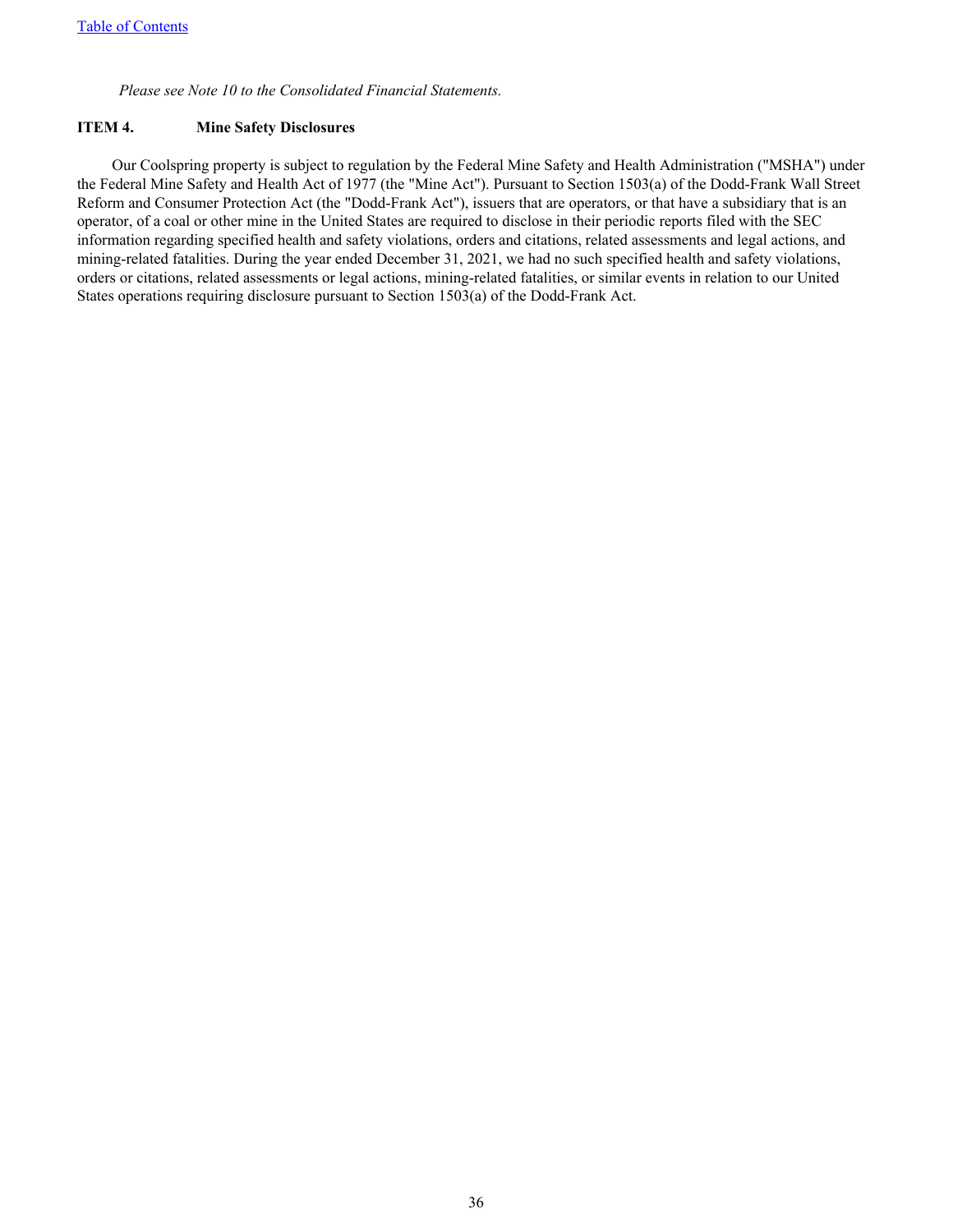*Please see Note 10 to the Consolidated Financial Statements.*

## ITEM 4. Mine Safety Disclosures

Our Coolspring property is subject to regulation by the Federal Mine Safety and Health Administration ("MSHA") under the Federal Mine Safety and Health Act of 1977 (the "Mine Act"). Pursuant to Section 1503(a) of the Dodd-Frank Wall Street Reform and Consumer Protection Act (the "Dodd-Frank Act"), issuers that are operators, or that have a subsidiary that is an operator, of a coal or other mine in the United States are required to disclose in their periodic reports filed with the SEC information regarding specified health and safety violations, orders and citations, related assessments and legal actions, and mining-related fatalities. During the year ended December 31, 2021, we had no such specified health and safety violations, orders or citations, related assessments or legal actions, mining-related fatalities, or similar events in relation to our United States operations requiring disclosure pursuant to Section 1503(a) of the Dodd-Frank Act.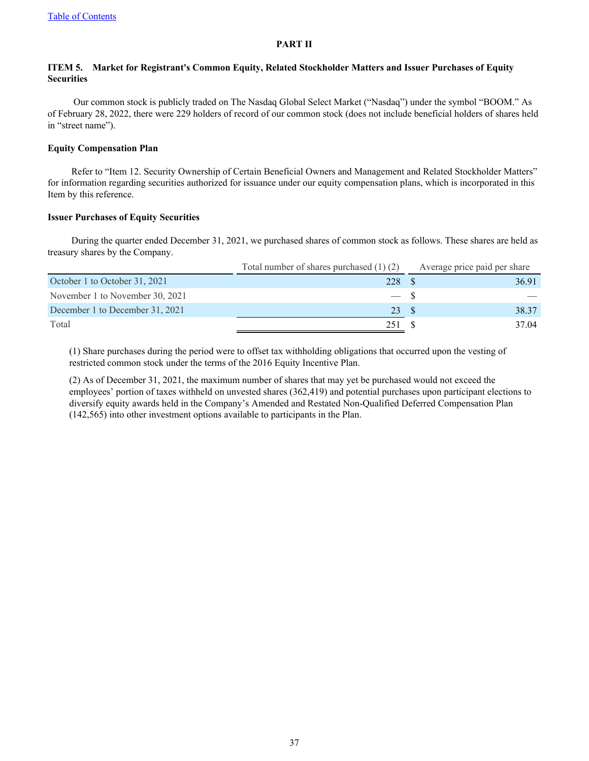# PART II

## ITEM 5. Market for Registrant's Common Equity, Related Stockholder Matters and Issuer Purchases of Equity Securities

Our common stock is publicly traded on The Nasdaq Global Select Market ("Nasdaq") under the symbol "BOOM." As of February 28, 2022, there were 229 holders of record of our common stock (does not include beneficial holders of shares held in "street name").

### Equity Compensation Plan

Refer to "Item 12. Security Ownership of Certain Beneficial Owners and Management and Related Stockholder Matters" for information regarding securities authorized for issuance under our equity compensation plans, which is incorporated in this Item by this reference.

### Issuer Purchases of Equity Securities

During the quarter ended December 31, 2021, we purchased shares of common stock as follows. These shares are held as treasury shares by the Company.

| | Total number of shares purchased (1) (2) | Average price paid per share |
|---|---|---|
| October 1 to October 31, 2021 | 228 | $ 36.91 |
| November 1 to November 30, 2021 | — | $ — |
| December 1 to December 31, 2021 | 23 | $ 38.37 |
| Total | 251 | $ 37.04 |

(1) Share purchases during the period were to offset tax withholding obligations that occurred upon the vesting of restricted common stock under the terms of the 2016 Equity Incentive Plan.

(2) As of December 31, 2021, the maximum number of shares that may yet be purchased would not exceed the employees' portion of taxes withheld on unvested shares (362,419) and potential purchases upon participant elections to diversify equity awards held in the Company's Amended and Restated Non-Qualified Deferred Compensation Plan (142,565) into other investment options available to participants in the Plan.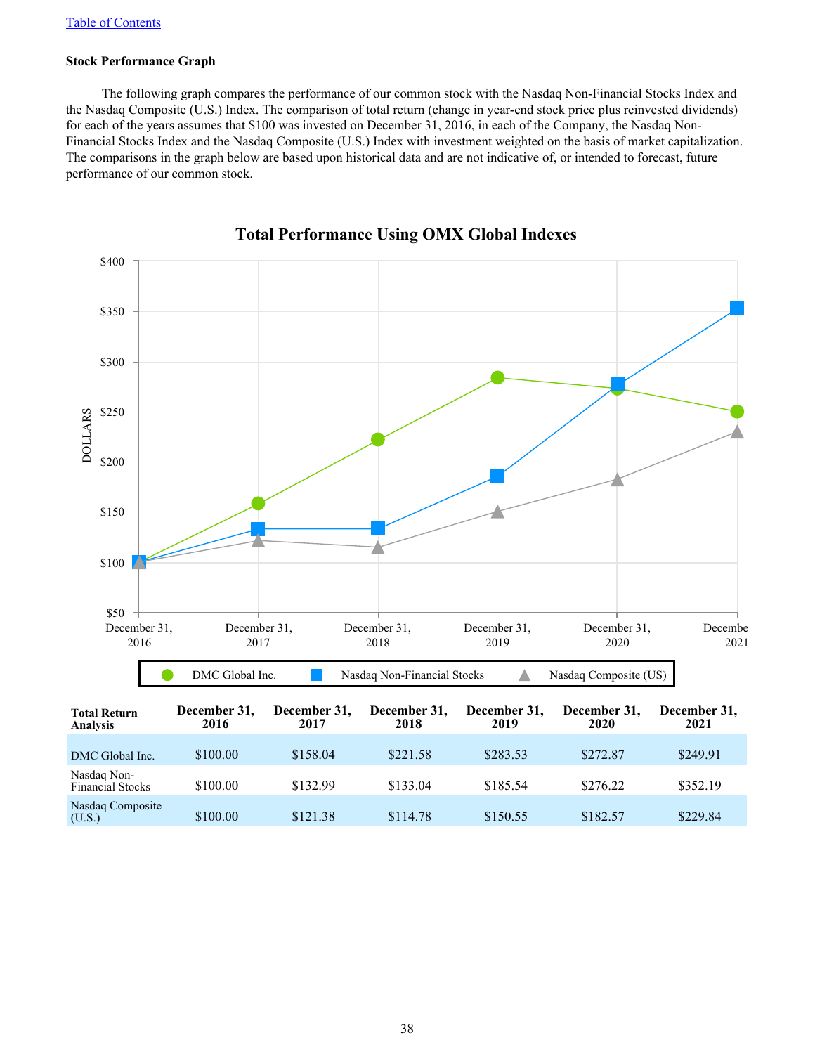[Table of Contents](#)

**Stock Performance Graph**

The following graph compares the performance of our common stock with the Nasdaq Non-Financial Stocks Index and the Nasdaq Composite (U.S.) Index. The comparison of total return (change in year-end stock price plus reinvested dividends) for each of the years assumes that $100 was invested on December 31, 2016, in each of the Company, the Nasdaq Non-Financial Stocks Index and the Nasdaq Composite (U.S.) Index with investment weighted on the basis of market capitalization. The comparisons in the graph below are based upon historical data and are not indicative of, or intended to forecast, future performance of our common stock.

**Total Performance Using OMX Global Indexes**

| Total Return Analysis | December 31, 2016 | December 31, 2017 | December 31, 2018 | December 31, 2019 | December 31, 2020 | December 31, 2021 |
|---|---|---|---|---|---|---|
| DMC Global Inc. | $100.00 | $158.04 | $221.58 | $283.53 | $272.87 | $249.91 |
| Nasdaq Non-Financial Stocks | $100.00 | $132.99 | $133.04 | $185.54 | $276.22 | $352.19 |
| Nasdaq Composite (U.S.) | $100.00 | $121.38 | $114.78 | $150.55 | $182.57 | $229.84 |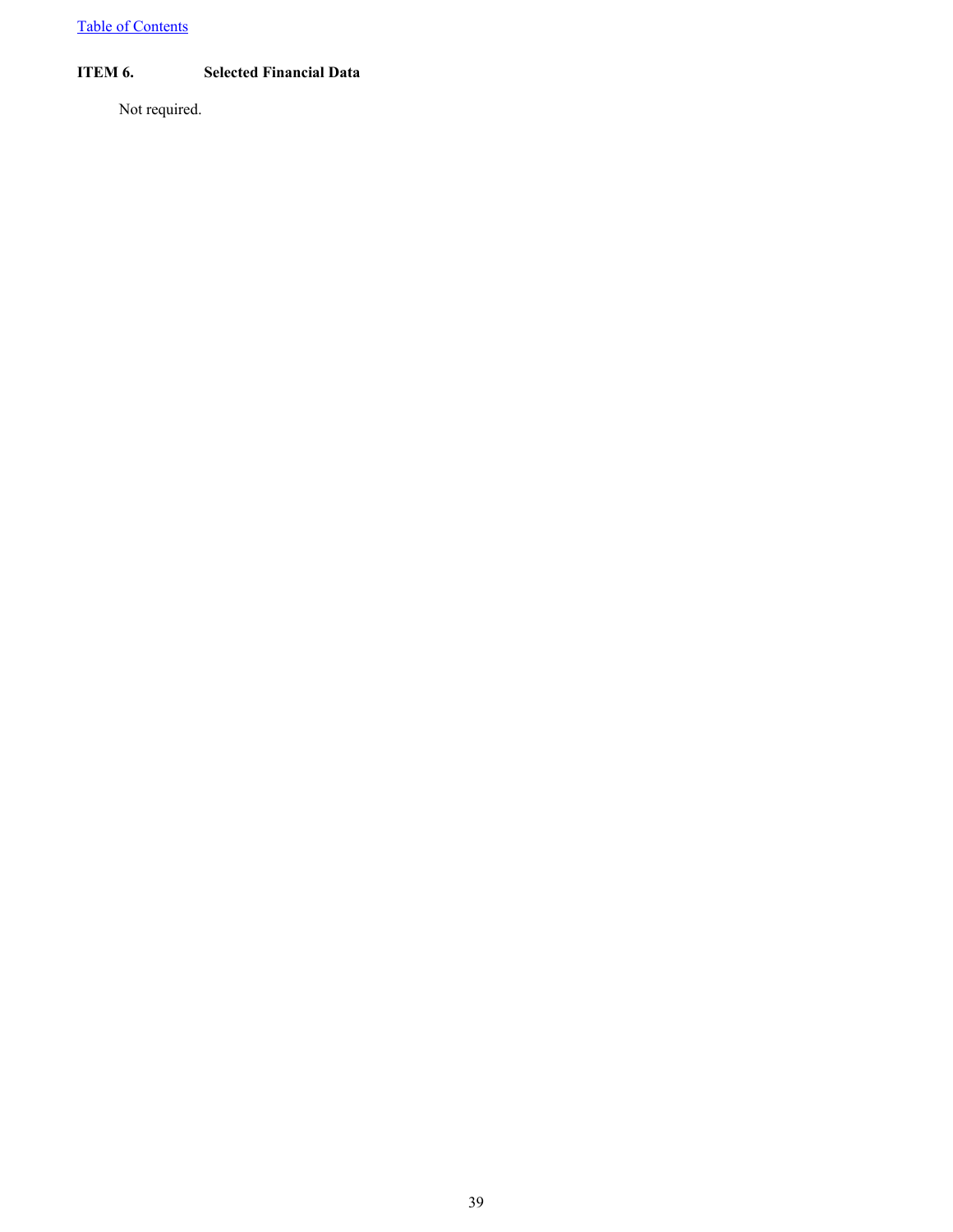## ITEM 6. Selected Financial Data

Not required.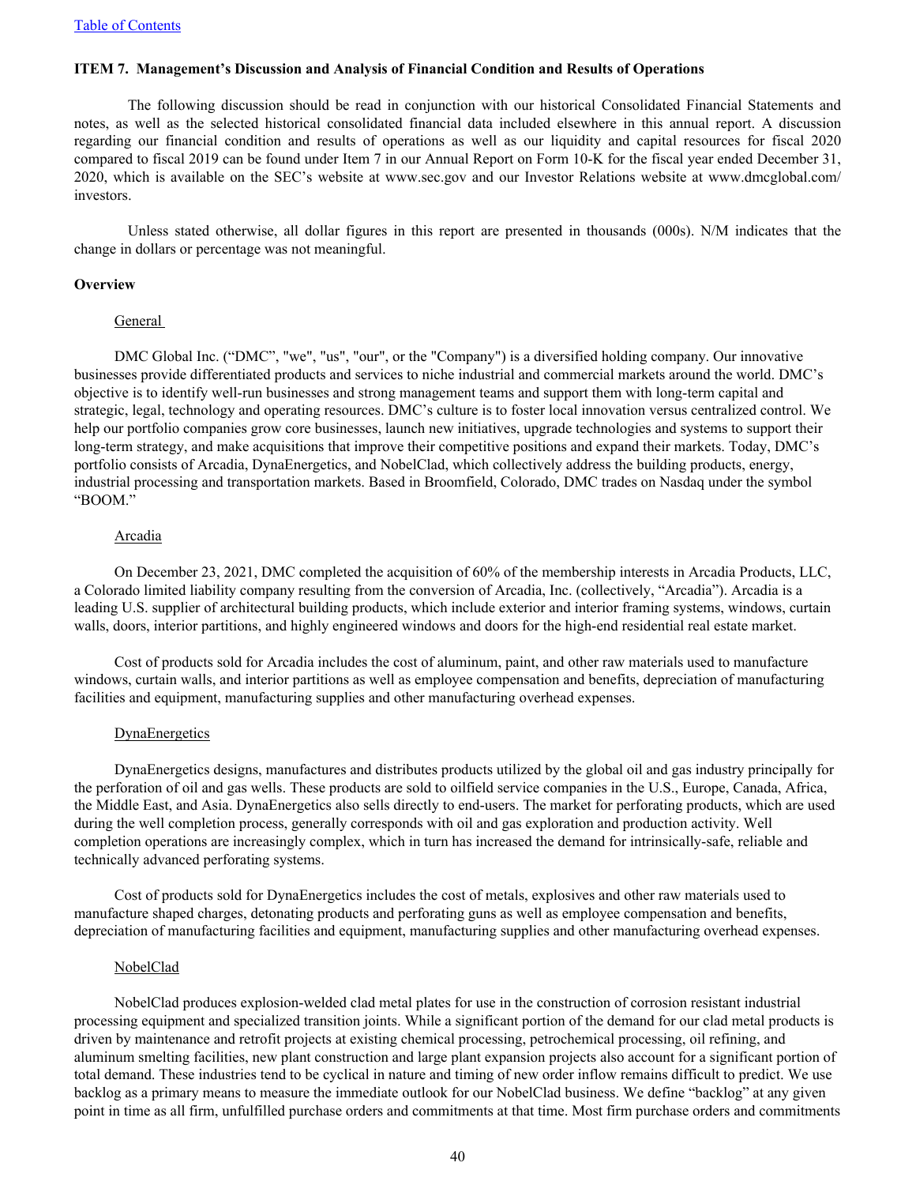## ITEM 7. Management's Discussion and Analysis of Financial Condition and Results of Operations

The following discussion should be read in conjunction with our historical Consolidated Financial Statements and notes, as well as the selected historical consolidated financial data included elsewhere in this annual report. A discussion regarding our financial condition and results of operations as well as our liquidity and capital resources for fiscal 2020 compared to fiscal 2019 can be found under Item 7 in our Annual Report on Form 10-K for the fiscal year ended December 31, 2020, which is available on the SEC's website at www.sec.gov and our Investor Relations website at www.dmcglobal.com/investors.

Unless stated otherwise, all dollar figures in this report are presented in thousands (000s). N/M indicates that the change in dollars or percentage was not meaningful.

### Overview

General

DMC Global Inc. ("DMC", "we", "us", "our", or the "Company") is a diversified holding company. Our innovative businesses provide differentiated products and services to niche industrial and commercial markets around the world. DMC's objective is to identify well-run businesses and strong management teams and support them with long-term capital and strategic, legal, technology and operating resources. DMC's culture is to foster local innovation versus centralized control. We help our portfolio companies grow core businesses, launch new initiatives, upgrade technologies and systems to support their long-term strategy, and make acquisitions that improve their competitive positions and expand their markets. Today, DMC's portfolio consists of Arcadia, DynaEnergetics, and NobelClad, which collectively address the building products, energy, industrial processing and transportation markets. Based in Broomfield, Colorado, DMC trades on Nasdaq under the symbol "BOOM."

Arcadia

On December 23, 2021, DMC completed the acquisition of 60% of the membership interests in Arcadia Products, LLC, a Colorado limited liability company resulting from the conversion of Arcadia, Inc. (collectively, "Arcadia"). Arcadia is a leading U.S. supplier of architectural building products, which include exterior and interior framing systems, windows, curtain walls, doors, interior partitions, and highly engineered windows and doors for the high-end residential real estate market.

Cost of products sold for Arcadia includes the cost of aluminum, paint, and other raw materials used to manufacture windows, curtain walls, and interior partitions as well as employee compensation and benefits, depreciation of manufacturing facilities and equipment, manufacturing supplies and other manufacturing overhead expenses.

DynaEnergetics

DynaEnergetics designs, manufactures and distributes products utilized by the global oil and gas industry principally for the perforation of oil and gas wells. These products are sold to oilfield service companies in the U.S., Europe, Canada, Africa, the Middle East, and Asia. DynaEnergetics also sells directly to end-users. The market for perforating products, which are used during the well completion process, generally corresponds with oil and gas exploration and production activity. Well completion operations are increasingly complex, which in turn has increased the demand for intrinsically-safe, reliable and technically advanced perforating systems.

Cost of products sold for DynaEnergetics includes the cost of metals, explosives and other raw materials used to manufacture shaped charges, detonating products and perforating guns as well as employee compensation and benefits, depreciation of manufacturing facilities and equipment, manufacturing supplies and other manufacturing overhead expenses.

NobelClad

NobelClad produces explosion-welded clad metal plates for use in the construction of corrosion resistant industrial processing equipment and specialized transition joints. While a significant portion of the demand for our clad metal products is driven by maintenance and retrofit projects at existing chemical processing, petrochemical processing, oil refining, and aluminum smelting facilities, new plant construction and large plant expansion projects also account for a significant portion of total demand. These industries tend to be cyclical in nature and timing of new order inflow remains difficult to predict. We use backlog as a primary means to measure the immediate outlook for our NobelClad business. We define "backlog" at any given point in time as all firm, unfulfilled purchase orders and commitments at that time. Most firm purchase orders and commitments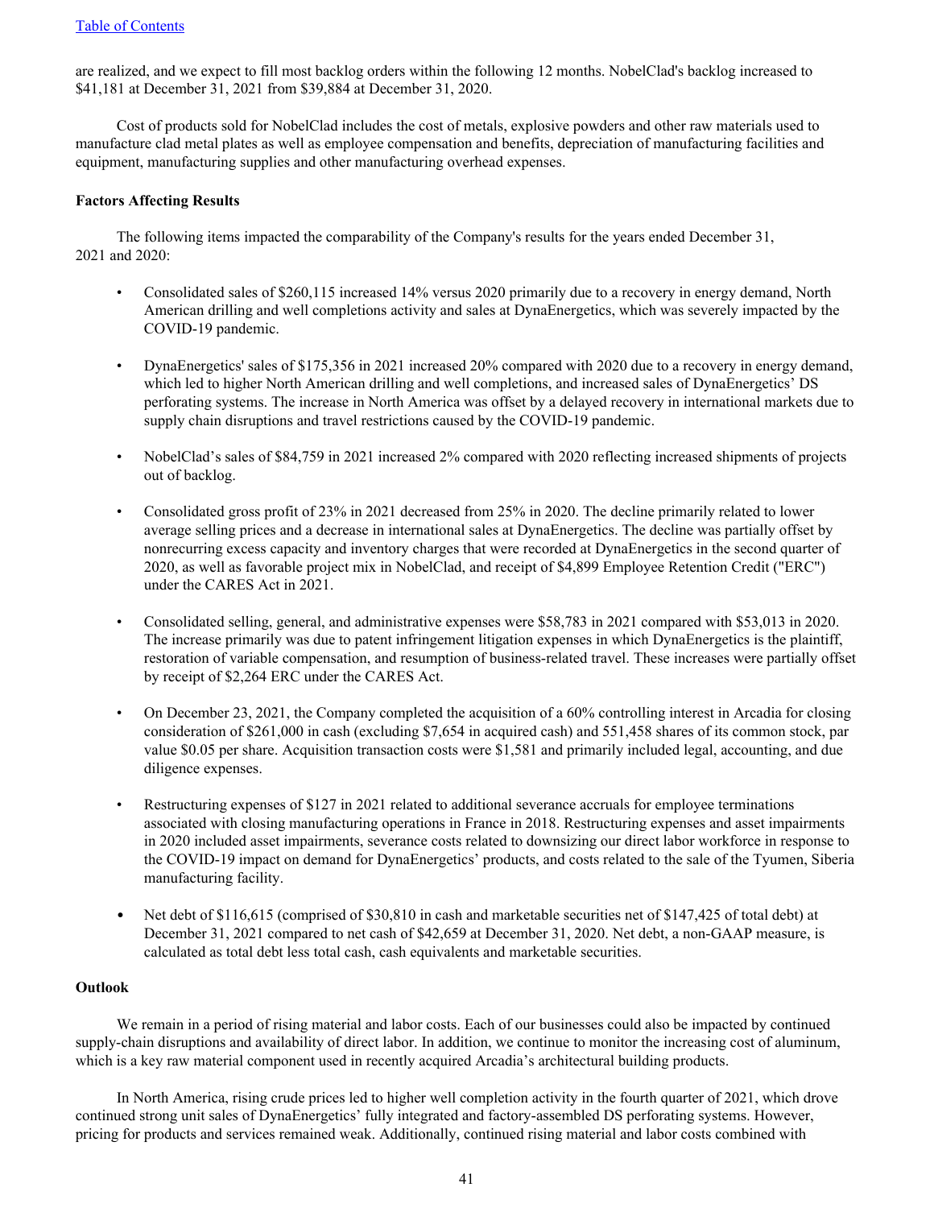are realized, and we expect to fill most backlog orders within the following 12 months. NobelClad's backlog increased to $41,181 at December 31, 2021 from $39,884 at December 31, 2020.

Cost of products sold for NobelClad includes the cost of metals, explosive powders and other raw materials used to manufacture clad metal plates as well as employee compensation and benefits, depreciation of manufacturing facilities and equipment, manufacturing supplies and other manufacturing overhead expenses.

**Factors Affecting Results**

The following items impacted the comparability of the Company's results for the years ended December 31, 2021 and 2020:

- Consolidated sales of $260,115 increased 14% versus 2020 primarily due to a recovery in energy demand, North American drilling and well completions activity and sales at DynaEnergetics, which was severely impacted by the COVID-19 pandemic.

- DynaEnergetics' sales of $175,356 in 2021 increased 20% compared with 2020 due to a recovery in energy demand, which led to higher North American drilling and well completions, and increased sales of DynaEnergetics' DS perforating systems. The increase in North America was offset by a delayed recovery in international markets due to supply chain disruptions and travel restrictions caused by the COVID-19 pandemic.

- NobelClad's sales of $84,759 in 2021 increased 2% compared with 2020 reflecting increased shipments of projects out of backlog.

- Consolidated gross profit of 23% in 2021 decreased from 25% in 2020. The decline primarily related to lower average selling prices and a decrease in international sales at DynaEnergetics. The decline was partially offset by nonrecurring excess capacity and inventory charges that were recorded at DynaEnergetics in the second quarter of 2020, as well as favorable project mix in NobelClad, and receipt of $4,899 Employee Retention Credit ("ERC") under the CARES Act in 2021.

- Consolidated selling, general, and administrative expenses were $58,783 in 2021 compared with $53,013 in 2020. The increase primarily was due to patent infringement litigation expenses in which DynaEnergetics is the plaintiff, restoration of variable compensation, and resumption of business-related travel. These increases were partially offset by receipt of $2,264 ERC under the CARES Act.

- On December 23, 2021, the Company completed the acquisition of a 60% controlling interest in Arcadia for closing consideration of $261,000 in cash (excluding $7,654 in acquired cash) and 551,458 shares of its common stock, par value $0.05 per share. Acquisition transaction costs were $1,581 and primarily included legal, accounting, and due diligence expenses.

- Restructuring expenses of $127 in 2021 related to additional severance accruals for employee terminations associated with closing manufacturing operations in France in 2018. Restructuring expenses and asset impairments in 2020 included asset impairments, severance costs related to downsizing our direct labor workforce in response to the COVID-19 impact on demand for DynaEnergetics' products, and costs related to the sale of the Tyumen, Siberia manufacturing facility.

- Net debt of $116,615 (comprised of $30,810 in cash and marketable securities net of $147,425 of total debt) at December 31, 2021 compared to net cash of $42,659 at December 31, 2020. Net debt, a non-GAAP measure, is calculated as total debt less total cash, cash equivalents and marketable securities.

**Outlook**

We remain in a period of rising material and labor costs. Each of our businesses could also be impacted by continued supply-chain disruptions and availability of direct labor. In addition, we continue to monitor the increasing cost of aluminum, which is a key raw material component used in recently acquired Arcadia's architectural building products.

In North America, rising crude prices led to higher well completion activity in the fourth quarter of 2021, which drove continued strong unit sales of DynaEnergetics' fully integrated and factory-assembled DS perforating systems. However, pricing for products and services remained weak. Additionally, continued rising material and labor costs combined with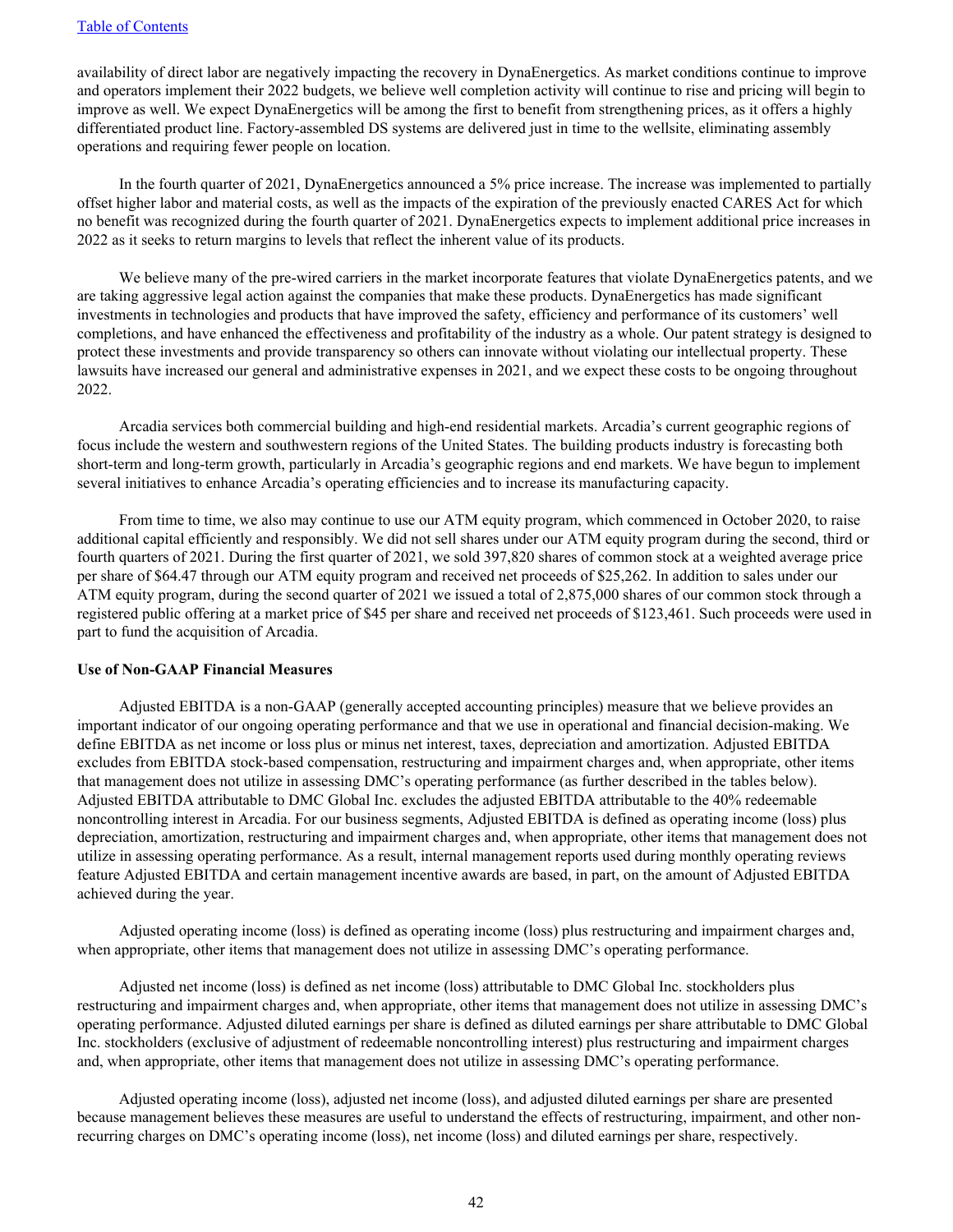availability of direct labor are negatively impacting the recovery in DynaEnergetics. As market conditions continue to improve and operators implement their 2022 budgets, we believe well completion activity will continue to rise and pricing will begin to improve as well. We expect DynaEnergetics will be among the first to benefit from strengthening prices, as it offers a highly differentiated product line. Factory-assembled DS systems are delivered just in time to the wellsite, eliminating assembly operations and requiring fewer people on location.

In the fourth quarter of 2021, DynaEnergetics announced a 5% price increase. The increase was implemented to partially offset higher labor and material costs, as well as the impacts of the expiration of the previously enacted CARES Act for which no benefit was recognized during the fourth quarter of 2021. DynaEnergetics expects to implement additional price increases in 2022 as it seeks to return margins to levels that reflect the inherent value of its products.

We believe many of the pre-wired carriers in the market incorporate features that violate DynaEnergetics patents, and we are taking aggressive legal action against the companies that make these products. DynaEnergetics has made significant investments in technologies and products that have improved the safety, efficiency and performance of its customers' well completions, and have enhanced the effectiveness and profitability of the industry as a whole. Our patent strategy is designed to protect these investments and provide transparency so others can innovate without violating our intellectual property. These lawsuits have increased our general and administrative expenses in 2021, and we expect these costs to be ongoing throughout 2022.

Arcadia services both commercial building and high-end residential markets. Arcadia's current geographic regions of focus include the western and southwestern regions of the United States. The building products industry is forecasting both short-term and long-term growth, particularly in Arcadia's geographic regions and end markets. We have begun to implement several initiatives to enhance Arcadia's operating efficiencies and to increase its manufacturing capacity.

From time to time, we also may continue to use our ATM equity program, which commenced in October 2020, to raise additional capital efficiently and responsibly. We did not sell shares under our ATM equity program during the second, third or fourth quarters of 2021. During the first quarter of 2021, we sold 397,820 shares of common stock at a weighted average price per share of $64.47 through our ATM equity program and received net proceeds of $25,262. In addition to sales under our ATM equity program, during the second quarter of 2021 we issued a total of 2,875,000 shares of our common stock through a registered public offering at a market price of $45 per share and received net proceeds of $123,461. Such proceeds were used in part to fund the acquisition of Arcadia.

**Use of Non-GAAP Financial Measures**

Adjusted EBITDA is a non-GAAP (generally accepted accounting principles) measure that we believe provides an important indicator of our ongoing operating performance and that we use in operational and financial decision-making. We define EBITDA as net income or loss plus or minus net interest, taxes, depreciation and amortization. Adjusted EBITDA excludes from EBITDA stock-based compensation, restructuring and impairment charges and, when appropriate, other items that management does not utilize in assessing DMC's operating performance (as further described in the tables below). Adjusted EBITDA attributable to DMC Global Inc. excludes the adjusted EBITDA attributable to the 40% redeemable noncontrolling interest in Arcadia. For our business segments, Adjusted EBITDA is defined as operating income (loss) plus depreciation, amortization, restructuring and impairment charges and, when appropriate, other items that management does not utilize in assessing operating performance. As a result, internal management reports used during monthly operating reviews feature Adjusted EBITDA and certain management incentive awards are based, in part, on the amount of Adjusted EBITDA achieved during the year.

Adjusted operating income (loss) is defined as operating income (loss) plus restructuring and impairment charges and, when appropriate, other items that management does not utilize in assessing DMC's operating performance.

Adjusted net income (loss) is defined as net income (loss) attributable to DMC Global Inc. stockholders plus restructuring and impairment charges and, when appropriate, other items that management does not utilize in assessing DMC's operating performance. Adjusted diluted earnings per share is defined as diluted earnings per share attributable to DMC Global Inc. stockholders (exclusive of adjustment of redeemable noncontrolling interest) plus restructuring and impairment charges and, when appropriate, other items that management does not utilize in assessing DMC's operating performance.

Adjusted operating income (loss), adjusted net income (loss), and adjusted diluted earnings per share are presented because management believes these measures are useful to understand the effects of restructuring, impairment, and other non-recurring charges on DMC's operating income (loss), net income (loss) and diluted earnings per share, respectively.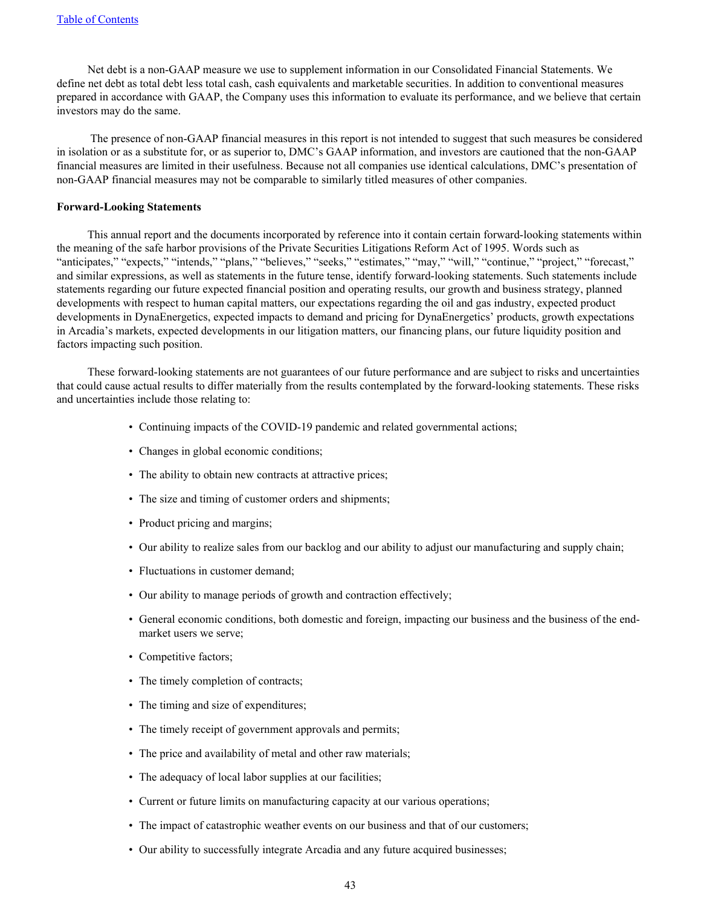Net debt is a non-GAAP measure we use to supplement information in our Consolidated Financial Statements. We define net debt as total debt less total cash, cash equivalents and marketable securities. In addition to conventional measures prepared in accordance with GAAP, the Company uses this information to evaluate its performance, and we believe that certain investors may do the same.

The presence of non-GAAP financial measures in this report is not intended to suggest that such measures be considered in isolation or as a substitute for, or as superior to, DMC's GAAP information, and investors are cautioned that the non-GAAP financial measures are limited in their usefulness. Because not all companies use identical calculations, DMC's presentation of non-GAAP financial measures may not be comparable to similarly titled measures of other companies.

**Forward-Looking Statements**

This annual report and the documents incorporated by reference into it contain certain forward-looking statements within the meaning of the safe harbor provisions of the Private Securities Litigations Reform Act of 1995. Words such as "anticipates," "expects," "intends," "plans," "believes," "seeks," "estimates," "may," "will," "continue," "project," "forecast," and similar expressions, as well as statements in the future tense, identify forward-looking statements. Such statements include statements regarding our future expected financial position and operating results, our growth and business strategy, planned developments with respect to human capital matters, our expectations regarding the oil and gas industry, expected product developments in DynaEnergetics, expected impacts to demand and pricing for DynaEnergetics' products, growth expectations in Arcadia's markets, expected developments in our litigation matters, our financing plans, our future liquidity position and factors impacting such position.

These forward-looking statements are not guarantees of our future performance and are subject to risks and uncertainties that could cause actual results to differ materially from the results contemplated by the forward-looking statements. These risks and uncertainties include those relating to:

- Continuing impacts of the COVID-19 pandemic and related governmental actions;
- Changes in global economic conditions;
- The ability to obtain new contracts at attractive prices;
- The size and timing of customer orders and shipments;
- Product pricing and margins;
- Our ability to realize sales from our backlog and our ability to adjust our manufacturing and supply chain;
- Fluctuations in customer demand;
- Our ability to manage periods of growth and contraction effectively;
- General economic conditions, both domestic and foreign, impacting our business and the business of the end-market users we serve;
- Competitive factors;
- The timely completion of contracts;
- The timing and size of expenditures;
- The timely receipt of government approvals and permits;
- The price and availability of metal and other raw materials;
- The adequacy of local labor supplies at our facilities;
- Current or future limits on manufacturing capacity at our various operations;
- The impact of catastrophic weather events on our business and that of our customers;
- Our ability to successfully integrate Arcadia and any future acquired businesses;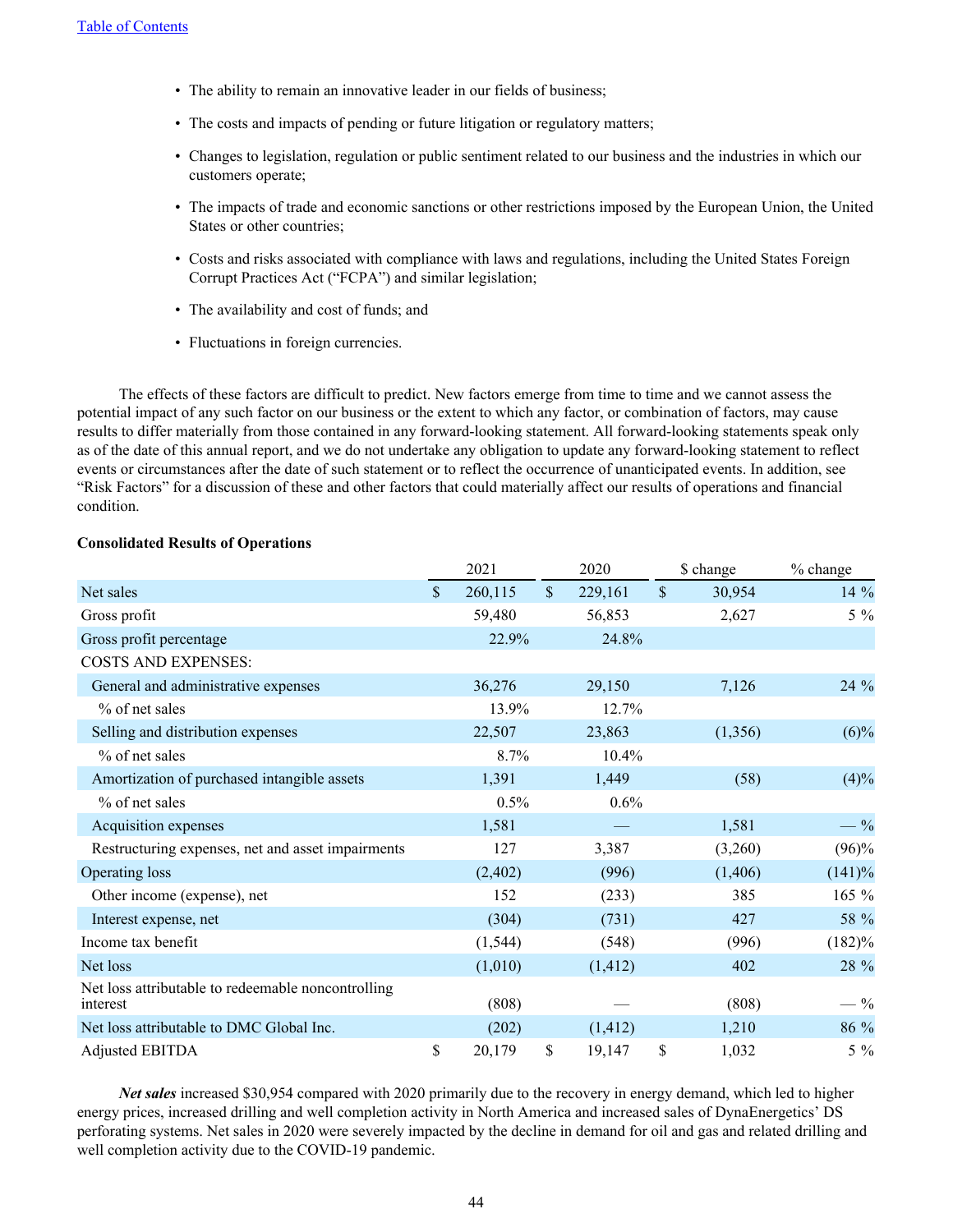- The ability to remain an innovative leader in our fields of business;
- The costs and impacts of pending or future litigation or regulatory matters;
- Changes to legislation, regulation or public sentiment related to our business and the industries in which our customers operate;
- The impacts of trade and economic sanctions or other restrictions imposed by the European Union, the United States or other countries;
- Costs and risks associated with compliance with laws and regulations, including the United States Foreign Corrupt Practices Act ("FCPA") and similar legislation;
- The availability and cost of funds; and
- Fluctuations in foreign currencies.

The effects of these factors are difficult to predict. New factors emerge from time to time and we cannot assess the potential impact of any such factor on our business or the extent to which any factor, or combination of factors, may cause results to differ materially from those contained in any forward-looking statement. All forward-looking statements speak only as of the date of this annual report, and we do not undertake any obligation to update any forward-looking statement to reflect events or circumstances after the date of such statement or to reflect the occurrence of unanticipated events. In addition, see "Risk Factors" for a discussion of these and other factors that could materially affect our results of operations and financial condition.

**Consolidated Results of Operations**

| | 2021 | 2020 | $ change | % change |
|---|---|---|---|---|
| Net sales | $ 260,115 | $ 229,161 | $ 30,954 | 14 % |
| Gross profit | 59,480 | 56,853 | 2,627 | 5 % |
| Gross profit percentage | 22.9% | 24.8% | | |
| COSTS AND EXPENSES: | | | | |
| General and administrative expenses | 36,276 | 29,150 | 7,126 | 24 % |
| % of net sales | 13.9% | 12.7% | | |
| Selling and distribution expenses | 22,507 | 23,863 | (1,356) | (6)% |
| % of net sales | 8.7% | 10.4% | | |
| Amortization of purchased intangible assets | 1,391 | 1,449 | (58) | (4)% |
| % of net sales | 0.5% | 0.6% | | |
| Acquisition expenses | 1,581 | — | 1,581 | — % |
| Restructuring expenses, net and asset impairments | 127 | 3,387 | (3,260) | (96)% |
| Operating loss | (2,402) | (996) | (1,406) | (141)% |
| Other income (expense), net | 152 | (233) | 385 | 165 % |
| Interest expense, net | (304) | (731) | 427 | 58 % |
| Income tax benefit | (1,544) | (548) | (996) | (182)% |
| Net loss | (1,010) | (1,412) | 402 | 28 % |
| Net loss attributable to redeemable noncontrolling interest | (808) | — | (808) | — % |
| Net loss attributable to DMC Global Inc. | (202) | (1,412) | 1,210 | 86 % |
| Adjusted EBITDA | $ 20,179 | $ 19,147 | $ 1,032 | 5 % |

***Net sales*** increased $30,954 compared with 2020 primarily due to the recovery in energy demand, which led to higher energy prices, increased drilling and well completion activity in North America and increased sales of DynaEnergetics' DS perforating systems. Net sales in 2020 were severely impacted by the decline in demand for oil and gas and related drilling and well completion activity due to the COVID-19 pandemic.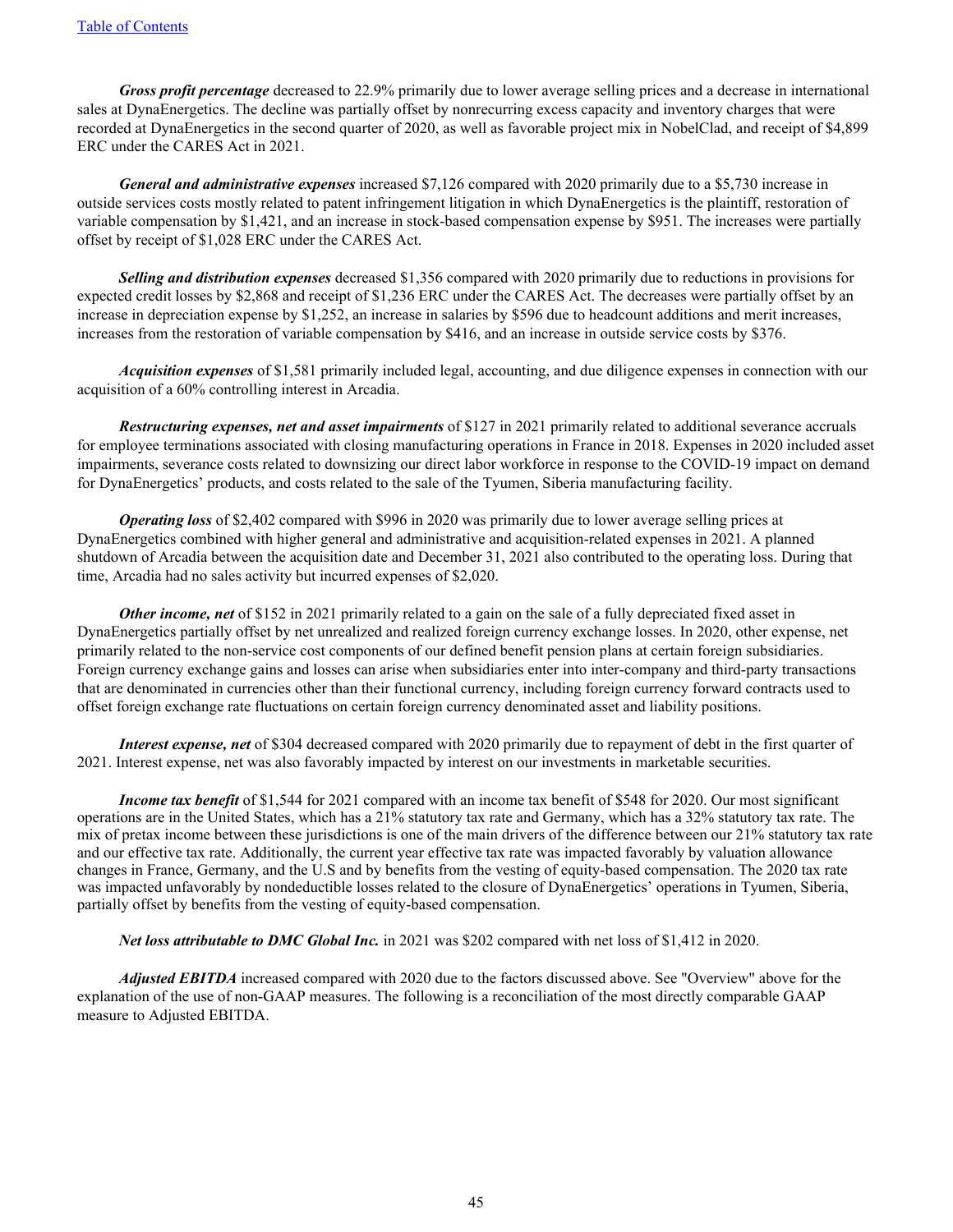***Gross profit percentage*** decreased to 22.9% primarily due to lower average selling prices and a decrease in international sales at DynaEnergetics. The decline was partially offset by nonrecurring excess capacity and inventory charges that were recorded at DynaEnergetics in the second quarter of 2020, as well as favorable project mix in NobelClad, and receipt of $4,899 ERC under the CARES Act in 2021.

***General and administrative expenses*** increased $7,126 compared with 2020 primarily due to a $5,730 increase in outside services costs mostly related to patent infringement litigation in which DynaEnergetics is the plaintiff, restoration of variable compensation by $1,421, and an increase in stock-based compensation expense by $951. The increases were partially offset by receipt of $1,028 ERC under the CARES Act.

***Selling and distribution expenses*** decreased $1,356 compared with 2020 primarily due to reductions in provisions for expected credit losses by $2,868 and receipt of $1,236 ERC under the CARES Act. The decreases were partially offset by an increase in depreciation expense by $1,252, an increase in salaries by $596 due to headcount additions and merit increases, increases from the restoration of variable compensation by $416, and an increase in outside service costs by $376.

***Acquisition expenses*** of $1,581 primarily included legal, accounting, and due diligence expenses in connection with our acquisition of a 60% controlling interest in Arcadia.

***Restructuring expenses, net and asset impairments*** of $127 in 2021 primarily related to additional severance accruals for employee terminations associated with closing manufacturing operations in France in 2018. Expenses in 2020 included asset impairments, severance costs related to downsizing our direct labor workforce in response to the COVID-19 impact on demand for DynaEnergetics' products, and costs related to the sale of the Tyumen, Siberia manufacturing facility.

***Operating loss*** of $2,402 compared with $996 in 2020 was primarily due to lower average selling prices at DynaEnergetics combined with higher general and administrative and acquisition-related expenses in 2021. A planned shutdown of Arcadia between the acquisition date and December 31, 2021 also contributed to the operating loss. During that time, Arcadia had no sales activity but incurred expenses of $2,020.

***Other income, net*** of $152 in 2021 primarily related to a gain on the sale of a fully depreciated fixed asset in DynaEnergetics partially offset by net unrealized and realized foreign currency exchange losses. In 2020, other expense, net primarily related to the non-service cost components of our defined benefit pension plans at certain foreign subsidiaries. Foreign currency exchange gains and losses can arise when subsidiaries enter into inter-company and third-party transactions that are denominated in currencies other than their functional currency, including foreign currency forward contracts used to offset foreign exchange rate fluctuations on certain foreign currency denominated asset and liability positions.

***Interest expense, net*** of $304 decreased compared with 2020 primarily due to repayment of debt in the first quarter of 2021. Interest expense, net was also favorably impacted by interest on our investments in marketable securities.

***Income tax benefit*** of $1,544 for 2021 compared with an income tax benefit of $548 for 2020. Our most significant operations are in the United States, which has a 21% statutory tax rate and Germany, which has a 32% statutory tax rate. The mix of pretax income between these jurisdictions is one of the main drivers of the difference between our 21% statutory tax rate and our effective tax rate. Additionally, the current year effective tax rate was impacted favorably by valuation allowance changes in France, Germany, and the U.S and by benefits from the vesting of equity-based compensation. The 2020 tax rate was impacted unfavorably by nondeductible losses related to the closure of DynaEnergetics' operations in Tyumen, Siberia, partially offset by benefits from the vesting of equity-based compensation.

***Net loss attributable to DMC Global Inc.*** in 2021 was $202 compared with net loss of $1,412 in 2020.

***Adjusted EBITDA*** increased compared with 2020 due to the factors discussed above. See "Overview" above for the explanation of the use of non-GAAP measures. The following is a reconciliation of the most directly comparable GAAP measure to Adjusted EBITDA.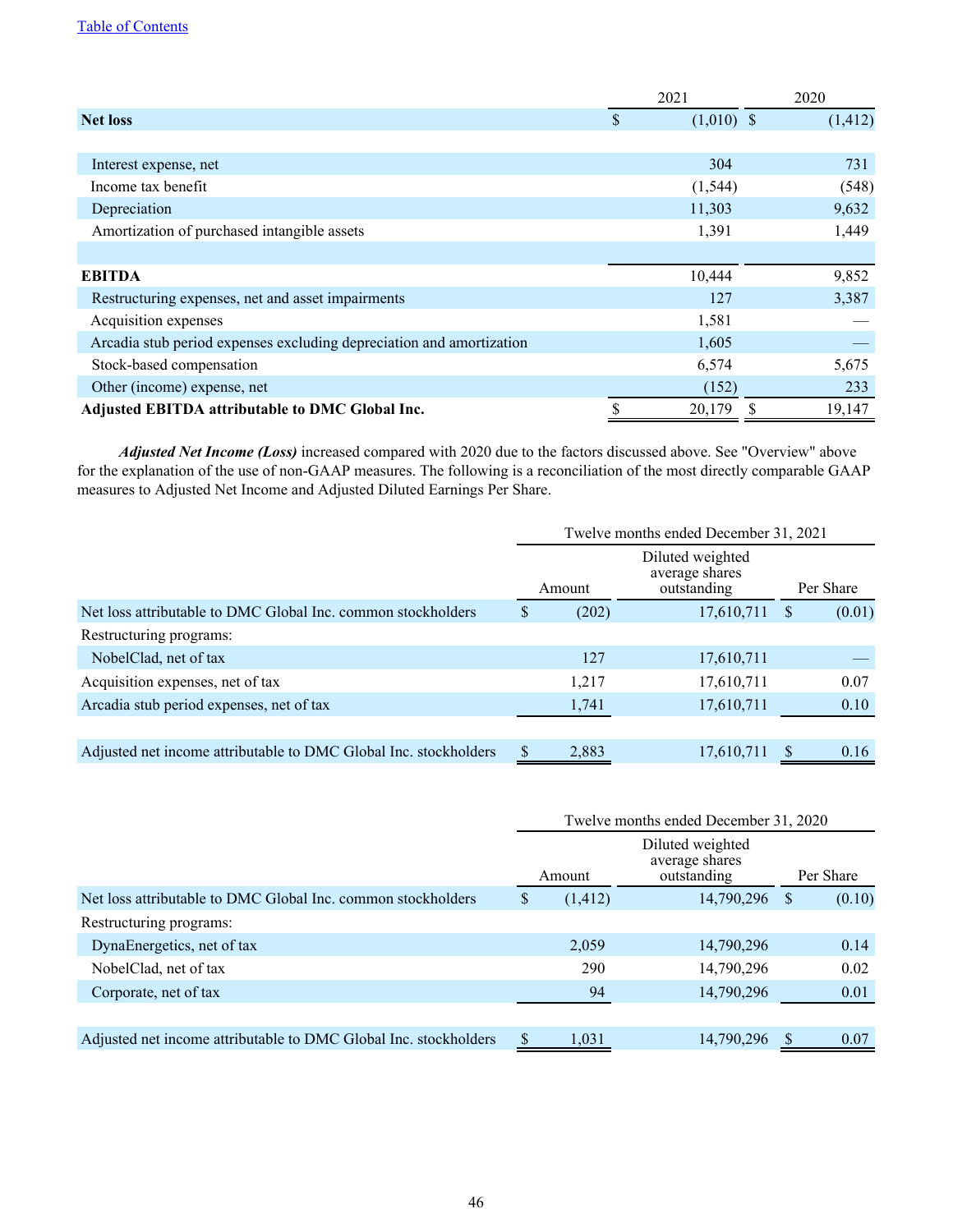[Table of Contents](#)

| | 2021 | 2020 |
|---|---|---|
| **Net loss** | $ (1,010) | $ (1,412) |
| | | |
| Interest expense, net | 304 | 731 |
| Income tax benefit | (1,544) | (548) |
| Depreciation | 11,303 | 9,632 |
| Amortization of purchased intangible assets | 1,391 | 1,449 |
| | | |
| **EBITDA** | 10,444 | 9,852 |
| Restructuring expenses, net and asset impairments | 127 | 3,387 |
| Acquisition expenses | 1,581 | — |
| Arcadia stub period expenses excluding depreciation and amortization | 1,605 | — |
| Stock-based compensation | 6,574 | 5,675 |
| Other (income) expense, net | (152) | 233 |
| **Adjusted EBITDA attributable to DMC Global Inc.** | $ 20,179 | $ 19,147 |

***Adjusted Net Income (Loss)*** increased compared with 2020 due to the factors discussed above. See "Overview" above for the explanation of the use of non-GAAP measures. The following is a reconciliation of the most directly comparable GAAP measures to Adjusted Net Income and Adjusted Diluted Earnings Per Share.

| | Twelve months ended December 31, 2021 | | |
|---|---|---|---|
| | Amount | Diluted weighted average shares outstanding | Per Share |
| Net loss attributable to DMC Global Inc. common stockholders | $ (202) | 17,610,711 | $ (0.01) |
| Restructuring programs: | | | |
| NobelClad, net of tax | 127 | 17,610,711 | — |
| Acquisition expenses, net of tax | 1,217 | 17,610,711 | 0.07 |
| Arcadia stub period expenses, net of tax | 1,741 | 17,610,711 | 0.10 |
| | | | |
| Adjusted net income attributable to DMC Global Inc. stockholders | $ 2,883 | 17,610,711 | $ 0.16 |

| | Twelve months ended December 31, 2020 | | |
|---|---|---|---|
| | Amount | Diluted weighted average shares outstanding | Per Share |
| Net loss attributable to DMC Global Inc. common stockholders | $ (1,412) | 14,790,296 | $ (0.10) |
| Restructuring programs: | | | |
| DynaEnergetics, net of tax | 2,059 | 14,790,296 | 0.14 |
| NobelClad, net of tax | 290 | 14,790,296 | 0.02 |
| Corporate, net of tax | 94 | 14,790,296 | 0.01 |
| | | | |
| Adjusted net income attributable to DMC Global Inc. stockholders | $ 1,031 | 14,790,296 | $ 0.07 |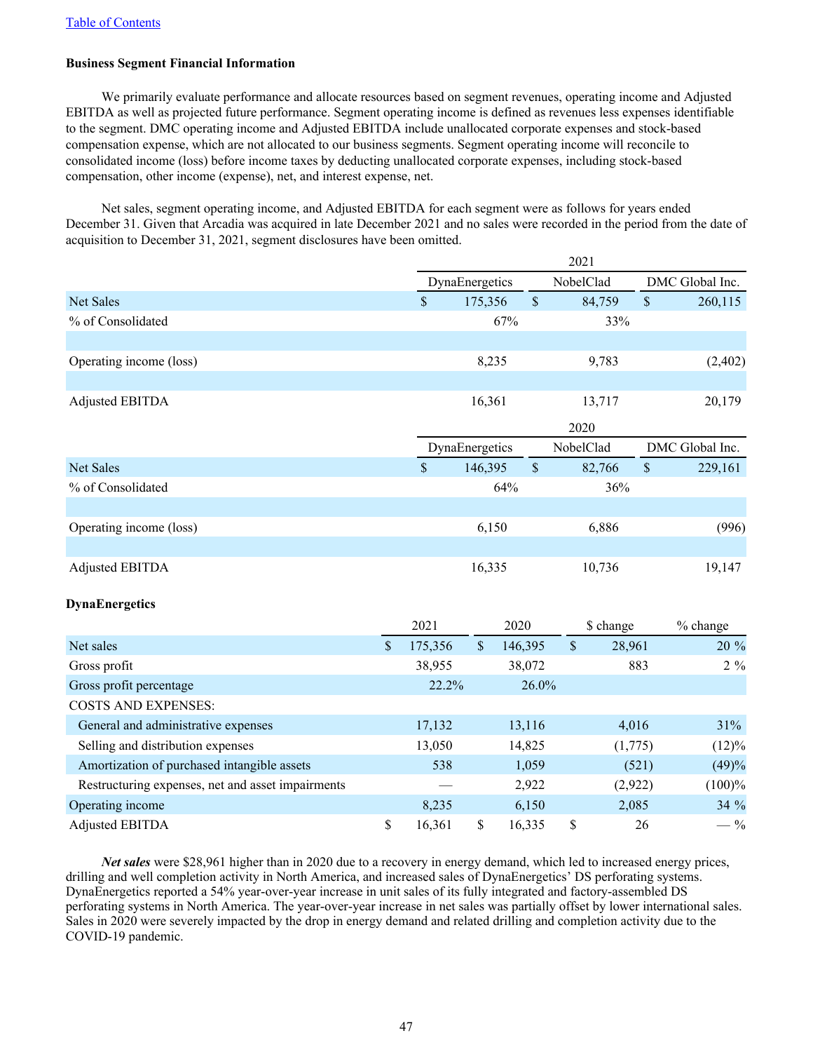Table of Contents

**Business Segment Financial Information**

We primarily evaluate performance and allocate resources based on segment revenues, operating income and Adjusted EBITDA as well as projected future performance. Segment operating income is defined as revenues less expenses identifiable to the segment. DMC operating income and Adjusted EBITDA include unallocated corporate expenses and stock-based compensation expense, which are not allocated to our business segments. Segment operating income will reconcile to consolidated income (loss) before income taxes by deducting unallocated corporate expenses, including stock-based compensation, other income (expense), net, and interest expense, net.

Net sales, segment operating income, and Adjusted EBITDA for each segment were as follows for years ended December 31. Given that Arcadia was acquired in late December 2021 and no sales were recorded in the period from the date of acquisition to December 31, 2021, segment disclosures have been omitted.

| | 2021 | | |
|---|---|---|---|
| | DynaEnergetics | NobelClad | DMC Global Inc. |
| Net Sales | $ 175,356 | $ 84,759 | $ 260,115 |
| % of Consolidated | 67% | 33% | |
| | | | |
| Operating income (loss) | 8,235 | 9,783 | (2,402) |
| | | | |
| Adjusted EBITDA | 16,361 | 13,717 | 20,179 |

| | 2020 | | |
|---|---|---|---|
| | DynaEnergetics | NobelClad | DMC Global Inc. |
| Net Sales | $ 146,395 | $ 82,766 | $ 229,161 |
| % of Consolidated | 64% | 36% | |
| | | | |
| Operating income (loss) | 6,150 | 6,886 | (996) |
| | | | |
| Adjusted EBITDA | 16,335 | 10,736 | 19,147 |

**DynaEnergetics**

| | 2021 | 2020 | $ change | % change |
|---|---|---|---|---|
| Net sales | $ 175,356 | $ 146,395 | $ 28,961 | 20 % |
| Gross profit | 38,955 | 38,072 | 883 | 2 % |
| Gross profit percentage | 22.2% | 26.0% | | |
| COSTS AND EXPENSES: | | | | |
| General and administrative expenses | 17,132 | 13,116 | 4,016 | 31% |
| Selling and distribution expenses | 13,050 | 14,825 | (1,775) | (12)% |
| Amortization of purchased intangible assets | 538 | 1,059 | (521) | (49)% |
| Restructuring expenses, net and asset impairments | — | 2,922 | (2,922) | (100)% |
| Operating income | 8,235 | 6,150 | 2,085 | 34 % |
| Adjusted EBITDA | $ 16,361 | $ 16,335 | $ 26 | — % |

***Net sales*** were $28,961 higher than in 2020 due to a recovery in energy demand, which led to increased energy prices, drilling and well completion activity in North America, and increased sales of DynaEnergetics' DS perforating systems. DynaEnergetics reported a 54% year-over-year increase in unit sales of its fully integrated and factory-assembled DS perforating systems in North America. The year-over-year increase in net sales was partially offset by lower international sales. Sales in 2020 were severely impacted by the drop in energy demand and related drilling and completion activity due to the COVID-19 pandemic.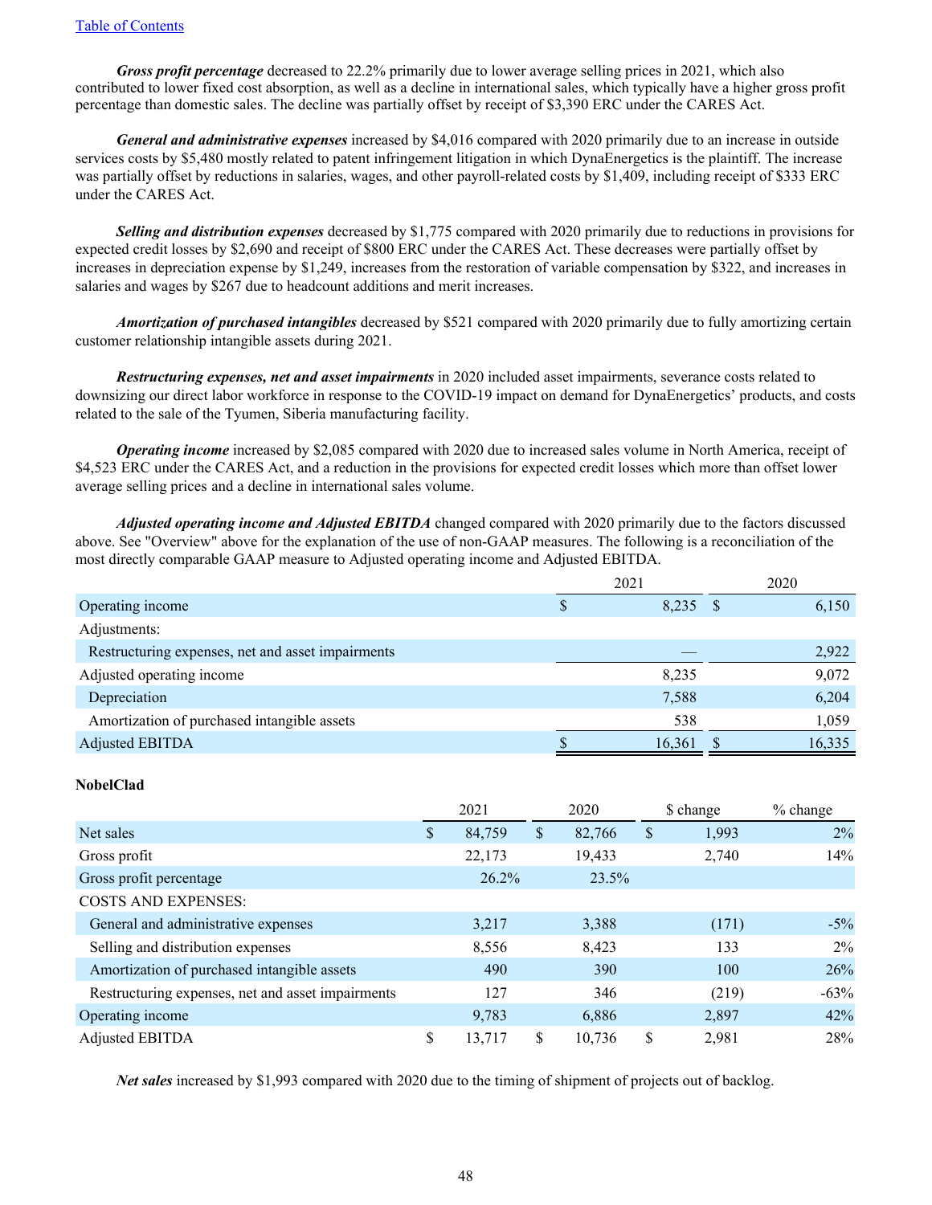***Gross profit percentage*** decreased to 22.2% primarily due to lower average selling prices in 2021, which also contributed to lower fixed cost absorption, as well as a decline in international sales, which typically have a higher gross profit percentage than domestic sales. The decline was partially offset by receipt of $3,390 ERC under the CARES Act.

***General and administrative expenses*** increased by $4,016 compared with 2020 primarily due to an increase in outside services costs by $5,480 mostly related to patent infringement litigation in which DynaEnergetics is the plaintiff. The increase was partially offset by reductions in salaries, wages, and other payroll-related costs by $1,409, including receipt of $333 ERC under the CARES Act.

***Selling and distribution expenses*** decreased by $1,775 compared with 2020 primarily due to reductions in provisions for expected credit losses by $2,690 and receipt of $800 ERC under the CARES Act. These decreases were partially offset by increases in depreciation expense by $1,249, increases from the restoration of variable compensation by $322, and increases in salaries and wages by $267 due to headcount additions and merit increases.

***Amortization of purchased intangibles*** decreased by $521 compared with 2020 primarily due to fully amortizing certain customer relationship intangible assets during 2021.

***Restructuring expenses, net and asset impairments*** in 2020 included asset impairments, severance costs related to downsizing our direct labor workforce in response to the COVID-19 impact on demand for DynaEnergetics' products, and costs related to the sale of the Tyumen, Siberia manufacturing facility.

***Operating income*** increased by $2,085 compared with 2020 due to increased sales volume in North America, receipt of $4,523 ERC under the CARES Act, and a reduction in the provisions for expected credit losses which more than offset lower average selling prices and a decline in international sales volume.

***Adjusted operating income and Adjusted EBITDA*** changed compared with 2020 primarily due to the factors discussed above. See "Overview" above for the explanation of the use of non-GAAP measures. The following is a reconciliation of the most directly comparable GAAP measure to Adjusted operating income and Adjusted EBITDA.

| | 2021 | 2020 |
|---|---|---|
| Operating income | $ 8,235 | $ 6,150 |
| Adjustments: | | |
| Restructuring expenses, net and asset impairments | — | 2,922 |
| Adjusted operating income | 8,235 | 9,072 |
| Depreciation | 7,588 | 6,204 |
| Amortization of purchased intangible assets | 538 | 1,059 |
| Adjusted EBITDA | $ 16,361 | $ 16,335 |

**NobelClad**

| | 2021 | 2020 | $ change | % change |
|---|---|---|---|---|
| Net sales | $ 84,759 | $ 82,766 | $ 1,993 | 2% |
| Gross profit | 22,173 | 19,433 | 2,740 | 14% |
| Gross profit percentage | 26.2% | 23.5% | | |
| COSTS AND EXPENSES: | | | | |
| General and administrative expenses | 3,217 | 3,388 | (171) | -5% |
| Selling and distribution expenses | 8,556 | 8,423 | 133 | 2% |
| Amortization of purchased intangible assets | 490 | 390 | 100 | 26% |
| Restructuring expenses, net and asset impairments | 127 | 346 | (219) | -63% |
| Operating income | 9,783 | 6,886 | 2,897 | 42% |
| Adjusted EBITDA | $ 13,717 | $ 10,736 | $ 2,981 | 28% |

***Net sales*** increased by $1,993 compared with 2020 due to the timing of shipment of projects out of backlog.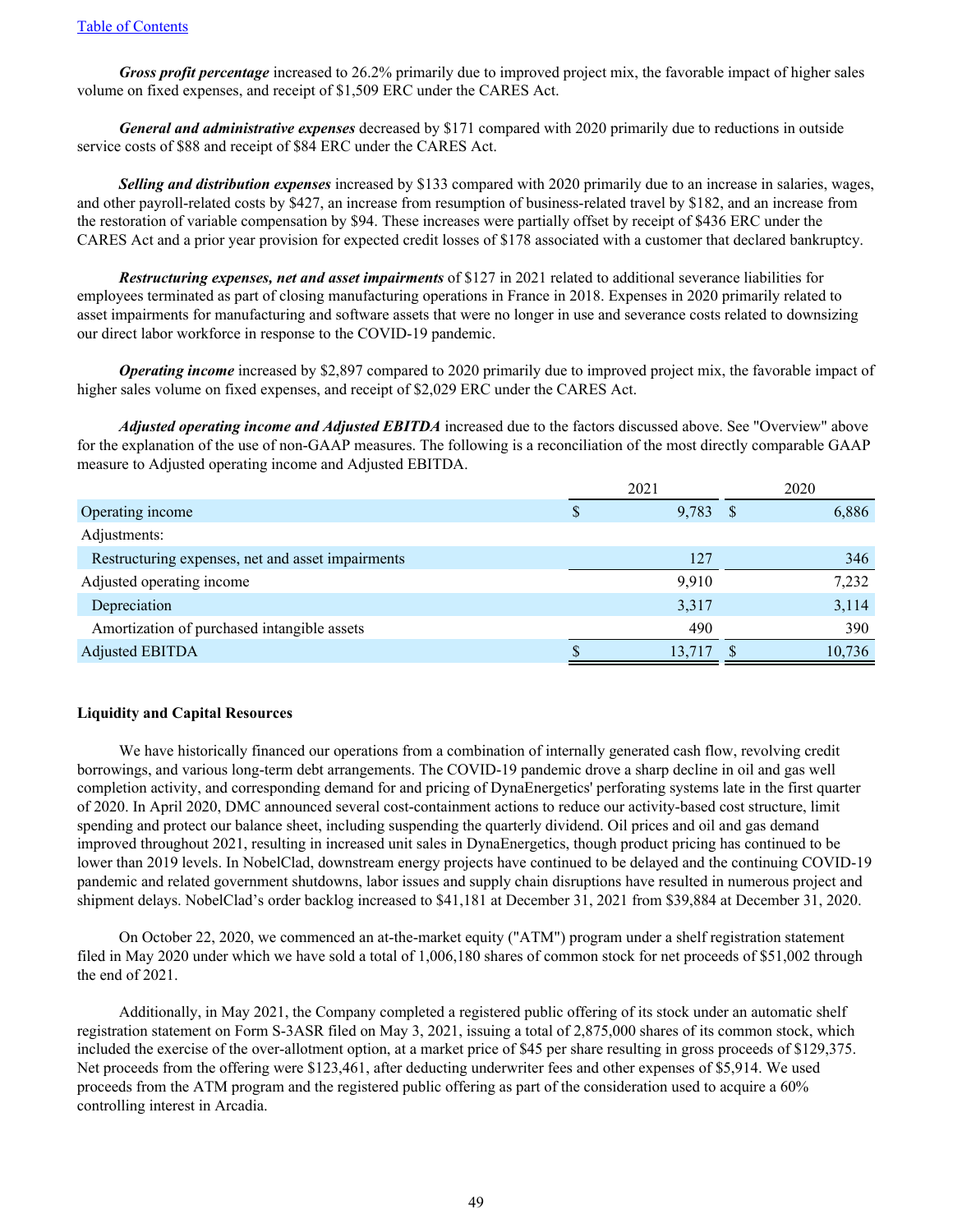***Gross profit percentage*** increased to 26.2% primarily due to improved project mix, the favorable impact of higher sales volume on fixed expenses, and receipt of $1,509 ERC under the CARES Act.

***General and administrative expenses*** decreased by $171 compared with 2020 primarily due to reductions in outside service costs of $88 and receipt of $84 ERC under the CARES Act.

***Selling and distribution expenses*** increased by $133 compared with 2020 primarily due to an increase in salaries, wages, and other payroll-related costs by $427, an increase from resumption of business-related travel by $182, and an increase from the restoration of variable compensation by $94. These increases were partially offset by receipt of $436 ERC under the CARES Act and a prior year provision for expected credit losses of $178 associated with a customer that declared bankruptcy.

***Restructuring expenses, net and asset impairments*** of $127 in 2021 related to additional severance liabilities for employees terminated as part of closing manufacturing operations in France in 2018. Expenses in 2020 primarily related to asset impairments for manufacturing and software assets that were no longer in use and severance costs related to downsizing our direct labor workforce in response to the COVID-19 pandemic.

***Operating income*** increased by $2,897 compared to 2020 primarily due to improved project mix, the favorable impact of higher sales volume on fixed expenses, and receipt of $2,029 ERC under the CARES Act.

***Adjusted operating income and Adjusted EBITDA*** increased due to the factors discussed above. See "Overview" above for the explanation of the use of non-GAAP measures. The following is a reconciliation of the most directly comparable GAAP measure to Adjusted operating income and Adjusted EBITDA.

| | 2021 | 2020 |
|---|---|---|
| Operating income | $ 9,783 | $ 6,886 |
| Adjustments: | | |
| Restructuring expenses, net and asset impairments | 127 | 346 |
| Adjusted operating income | 9,910 | 7,232 |
| Depreciation | 3,317 | 3,114 |
| Amortization of purchased intangible assets | 490 | 390 |
| Adjusted EBITDA | $ 13,717 | $ 10,736 |

**Liquidity and Capital Resources**

We have historically financed our operations from a combination of internally generated cash flow, revolving credit borrowings, and various long-term debt arrangements. The COVID-19 pandemic drove a sharp decline in oil and gas well completion activity, and corresponding demand for and pricing of DynaEnergetics' perforating systems late in the first quarter of 2020. In April 2020, DMC announced several cost-containment actions to reduce our activity-based cost structure, limit spending and protect our balance sheet, including suspending the quarterly dividend. Oil prices and oil and gas demand improved throughout 2021, resulting in increased unit sales in DynaEnergetics, though product pricing has continued to be lower than 2019 levels. In NobelClad, downstream energy projects have continued to be delayed and the continuing COVID-19 pandemic and related government shutdowns, labor issues and supply chain disruptions have resulted in numerous project and shipment delays. NobelClad's order backlog increased to $41,181 at December 31, 2021 from $39,884 at December 31, 2020.

On October 22, 2020, we commenced an at-the-market equity ("ATM") program under a shelf registration statement filed in May 2020 under which we have sold a total of 1,006,180 shares of common stock for net proceeds of $51,002 through the end of 2021.

Additionally, in May 2021, the Company completed a registered public offering of its stock under an automatic shelf registration statement on Form S-3ASR filed on May 3, 2021, issuing a total of 2,875,000 shares of its common stock, which included the exercise of the over-allotment option, at a market price of $45 per share resulting in gross proceeds of $129,375. Net proceeds from the offering were $123,461, after deducting underwriter fees and other expenses of $5,914. We used proceeds from the ATM program and the registered public offering as part of the consideration used to acquire a 60% controlling interest in Arcadia.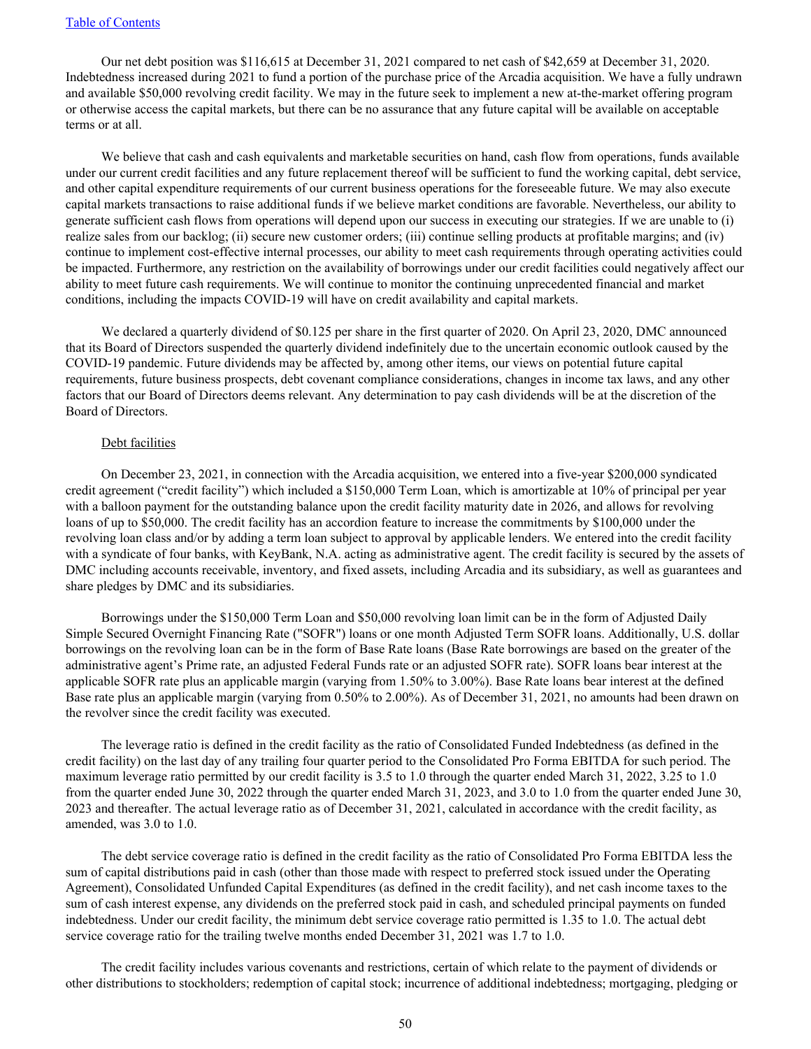Our net debt position was $116,615 at December 31, 2021 compared to net cash of $42,659 at December 31, 2020. Indebtedness increased during 2021 to fund a portion of the purchase price of the Arcadia acquisition. We have a fully undrawn and available $50,000 revolving credit facility. We may in the future seek to implement a new at-the-market offering program or otherwise access the capital markets, but there can be no assurance that any future capital will be available on acceptable terms or at all.

We believe that cash and cash equivalents and marketable securities on hand, cash flow from operations, funds available under our current credit facilities and any future replacement thereof will be sufficient to fund the working capital, debt service, and other capital expenditure requirements of our current business operations for the foreseeable future. We may also execute capital markets transactions to raise additional funds if we believe market conditions are favorable. Nevertheless, our ability to generate sufficient cash flows from operations will depend upon our success in executing our strategies. If we are unable to (i) realize sales from our backlog; (ii) secure new customer orders; (iii) continue selling products at profitable margins; and (iv) continue to implement cost-effective internal processes, our ability to meet cash requirements through operating activities could be impacted. Furthermore, any restriction on the availability of borrowings under our credit facilities could negatively affect our ability to meet future cash requirements. We will continue to monitor the continuing unprecedented financial and market conditions, including the impacts COVID-19 will have on credit availability and capital markets.

We declared a quarterly dividend of $0.125 per share in the first quarter of 2020. On April 23, 2020, DMC announced that its Board of Directors suspended the quarterly dividend indefinitely due to the uncertain economic outlook caused by the COVID-19 pandemic. Future dividends may be affected by, among other items, our views on potential future capital requirements, future business prospects, debt covenant compliance considerations, changes in income tax laws, and any other factors that our Board of Directors deems relevant. Any determination to pay cash dividends will be at the discretion of the Board of Directors.

Debt facilities

On December 23, 2021, in connection with the Arcadia acquisition, we entered into a five-year $200,000 syndicated credit agreement ("credit facility") which included a $150,000 Term Loan, which is amortizable at 10% of principal per year with a balloon payment for the outstanding balance upon the credit facility maturity date in 2026, and allows for revolving loans of up to $50,000. The credit facility has an accordion feature to increase the commitments by $100,000 under the revolving loan class and/or by adding a term loan subject to approval by applicable lenders. We entered into the credit facility with a syndicate of four banks, with KeyBank, N.A. acting as administrative agent. The credit facility is secured by the assets of DMC including accounts receivable, inventory, and fixed assets, including Arcadia and its subsidiary, as well as guarantees and share pledges by DMC and its subsidiaries.

Borrowings under the $150,000 Term Loan and $50,000 revolving loan limit can be in the form of Adjusted Daily Simple Secured Overnight Financing Rate ("SOFR") loans or one month Adjusted Term SOFR loans. Additionally, U.S. dollar borrowings on the revolving loan can be in the form of Base Rate loans (Base Rate borrowings are based on the greater of the administrative agent's Prime rate, an adjusted Federal Funds rate or an adjusted SOFR rate). SOFR loans bear interest at the applicable SOFR rate plus an applicable margin (varying from 1.50% to 3.00%). Base Rate loans bear interest at the defined Base rate plus an applicable margin (varying from 0.50% to 2.00%). As of December 31, 2021, no amounts had been drawn on the revolver since the credit facility was executed.

The leverage ratio is defined in the credit facility as the ratio of Consolidated Funded Indebtedness (as defined in the credit facility) on the last day of any trailing four quarter period to the Consolidated Pro Forma EBITDA for such period. The maximum leverage ratio permitted by our credit facility is 3.5 to 1.0 through the quarter ended March 31, 2022, 3.25 to 1.0 from the quarter ended June 30, 2022 through the quarter ended March 31, 2023, and 3.0 to 1.0 from the quarter ended June 30, 2023 and thereafter. The actual leverage ratio as of December 31, 2021, calculated in accordance with the credit facility, as amended, was 3.0 to 1.0.

The debt service coverage ratio is defined in the credit facility as the ratio of Consolidated Pro Forma EBITDA less the sum of capital distributions paid in cash (other than those made with respect to preferred stock issued under the Operating Agreement), Consolidated Unfunded Capital Expenditures (as defined in the credit facility), and net cash income taxes to the sum of cash interest expense, any dividends on the preferred stock paid in cash, and scheduled principal payments on funded indebtedness. Under our credit facility, the minimum debt service coverage ratio permitted is 1.35 to 1.0. The actual debt service coverage ratio for the trailing twelve months ended December 31, 2021 was 1.7 to 1.0.

The credit facility includes various covenants and restrictions, certain of which relate to the payment of dividends or other distributions to stockholders; redemption of capital stock; incurrence of additional indebtedness; mortgaging, pledging or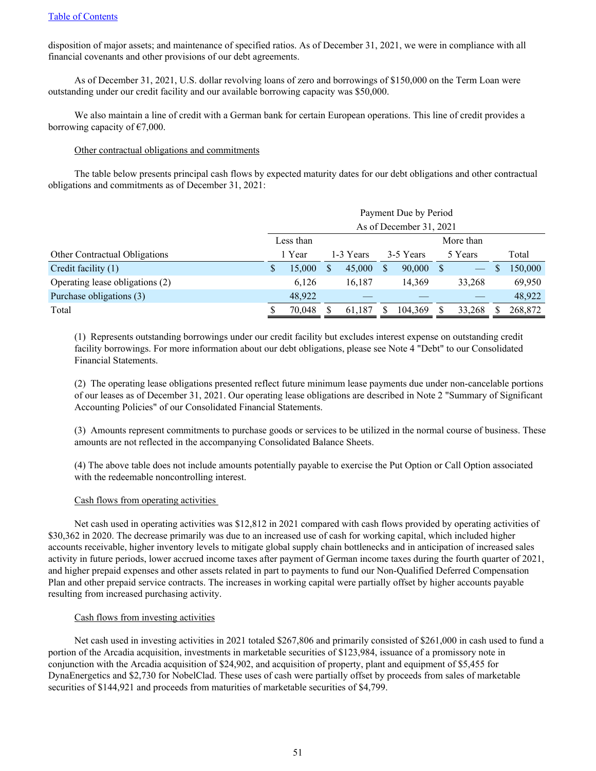disposition of major assets; and maintenance of specified ratios. As of December 31, 2021, we were in compliance with all financial covenants and other provisions of our debt agreements.

As of December 31, 2021, U.S. dollar revolving loans of zero and borrowings of $150,000 on the Term Loan were outstanding under our credit facility and our available borrowing capacity was $50,000.

We also maintain a line of credit with a German bank for certain European operations. This line of credit provides a borrowing capacity of €7,000.

Other contractual obligations and commitments

The table below presents principal cash flows by expected maturity dates for our debt obligations and other contractual obligations and commitments as of December 31, 2021:

| | Payment Due by Period As of December 31, 2021 | | | | |
|---|---|---|---|---|---|
| Other Contractual Obligations | Less than 1 Year | 1-3 Years | 3-5 Years | More than 5 Years | Total |
| Credit facility (1) | $ 15,000 | $ 45,000 | $ 90,000 | $ — | $ 150,000 |
| Operating lease obligations (2) | 6,126 | 16,187 | 14,369 | 33,268 | 69,950 |
| Purchase obligations (3) | 48,922 | — | — | — | 48,922 |
| Total | $ 70,048 | $ 61,187 | $ 104,369 | $ 33,268 | $ 268,872 |

(1) Represents outstanding borrowings under our credit facility but excludes interest expense on outstanding credit facility borrowings. For more information about our debt obligations, please see Note 4 "Debt" to our Consolidated Financial Statements.

(2) The operating lease obligations presented reflect future minimum lease payments due under non-cancelable portions of our leases as of December 31, 2021. Our operating lease obligations are described in Note 2 "Summary of Significant Accounting Policies" of our Consolidated Financial Statements.

(3) Amounts represent commitments to purchase goods or services to be utilized in the normal course of business. These amounts are not reflected in the accompanying Consolidated Balance Sheets.

(4) The above table does not include amounts potentially payable to exercise the Put Option or Call Option associated with the redeemable noncontrolling interest.

Cash flows from operating activities

Net cash used in operating activities was $12,812 in 2021 compared with cash flows provided by operating activities of $30,362 in 2020. The decrease primarily was due to an increased use of cash for working capital, which included higher accounts receivable, higher inventory levels to mitigate global supply chain bottlenecks and in anticipation of increased sales activity in future periods, lower accrued income taxes after payment of German income taxes during the fourth quarter of 2021, and higher prepaid expenses and other assets related in part to payments to fund our Non-Qualified Deferred Compensation Plan and other prepaid service contracts. The increases in working capital were partially offset by higher accounts payable resulting from increased purchasing activity.

Cash flows from investing activities

Net cash used in investing activities in 2021 totaled $267,806 and primarily consisted of $261,000 in cash used to fund a portion of the Arcadia acquisition, investments in marketable securities of $123,984, issuance of a promissory note in conjunction with the Arcadia acquisition of $24,902, and acquisition of property, plant and equipment of $5,455 for DynaEnergetics and $2,730 for NobelClad. These uses of cash were partially offset by proceeds from sales of marketable securities of $144,921 and proceeds from maturities of marketable securities of $4,799.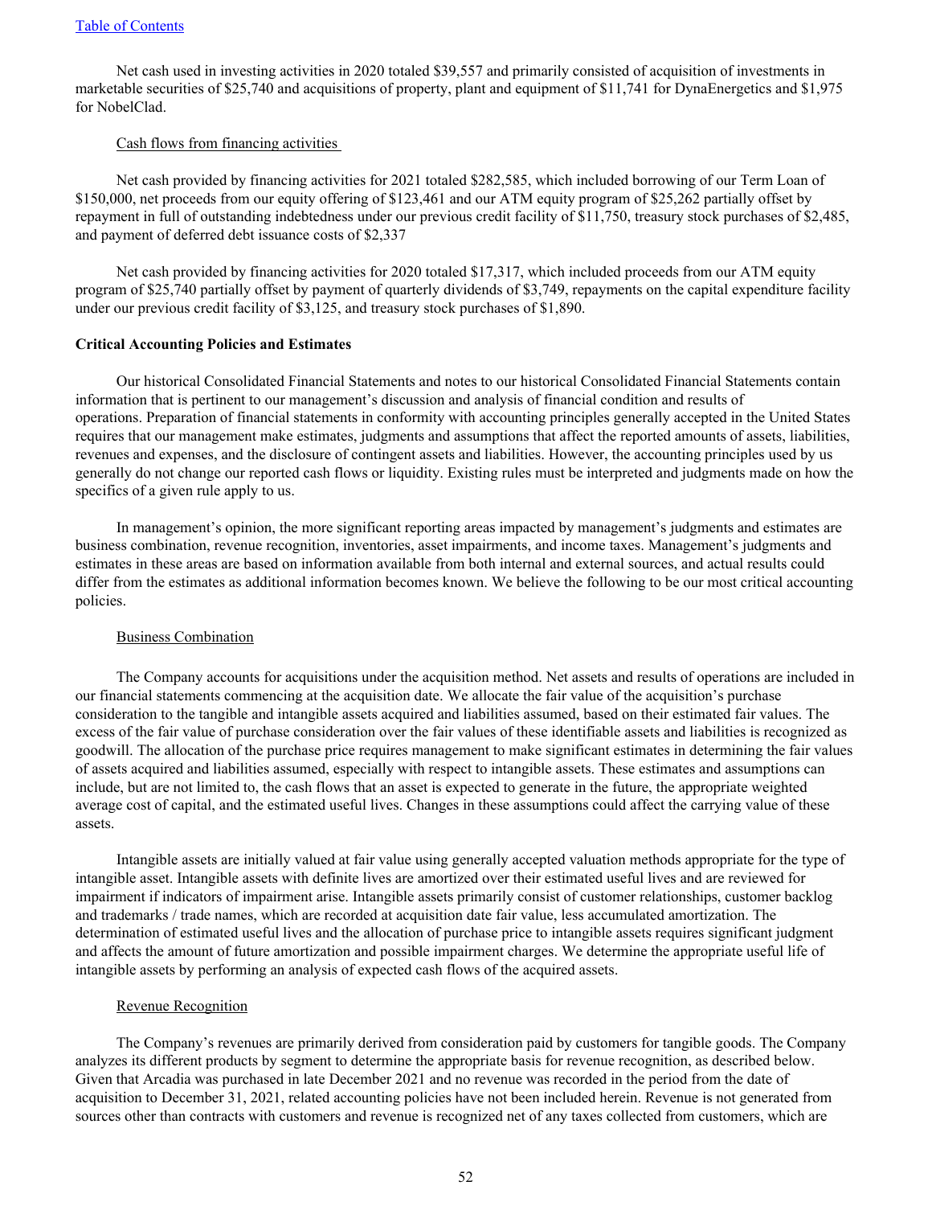Net cash used in investing activities in 2020 totaled $39,557 and primarily consisted of acquisition of investments in marketable securities of $25,740 and acquisitions of property, plant and equipment of $11,741 for DynaEnergetics and $1,975 for NobelClad.

Cash flows from financing activities

Net cash provided by financing activities for 2021 totaled $282,585, which included borrowing of our Term Loan of $150,000, net proceeds from our equity offering of $123,461 and our ATM equity program of $25,262 partially offset by repayment in full of outstanding indebtedness under our previous credit facility of $11,750, treasury stock purchases of $2,485, and payment of deferred debt issuance costs of $2,337

Net cash provided by financing activities for 2020 totaled $17,317, which included proceeds from our ATM equity program of $25,740 partially offset by payment of quarterly dividends of $3,749, repayments on the capital expenditure facility under our previous credit facility of $3,125, and treasury stock purchases of $1,890.

**Critical Accounting Policies and Estimates**

Our historical Consolidated Financial Statements and notes to our historical Consolidated Financial Statements contain information that is pertinent to our management's discussion and analysis of financial condition and results of operations. Preparation of financial statements in conformity with accounting principles generally accepted in the United States requires that our management make estimates, judgments and assumptions that affect the reported amounts of assets, liabilities, revenues and expenses, and the disclosure of contingent assets and liabilities. However, the accounting principles used by us generally do not change our reported cash flows or liquidity. Existing rules must be interpreted and judgments made on how the specifics of a given rule apply to us.

In management's opinion, the more significant reporting areas impacted by management's judgments and estimates are business combination, revenue recognition, inventories, asset impairments, and income taxes. Management's judgments and estimates in these areas are based on information available from both internal and external sources, and actual results could differ from the estimates as additional information becomes known. We believe the following to be our most critical accounting policies.

Business Combination

The Company accounts for acquisitions under the acquisition method. Net assets and results of operations are included in our financial statements commencing at the acquisition date. We allocate the fair value of the acquisition's purchase consideration to the tangible and intangible assets acquired and liabilities assumed, based on their estimated fair values. The excess of the fair value of purchase consideration over the fair values of these identifiable assets and liabilities is recognized as goodwill. The allocation of the purchase price requires management to make significant estimates in determining the fair values of assets acquired and liabilities assumed, especially with respect to intangible assets. These estimates and assumptions can include, but are not limited to, the cash flows that an asset is expected to generate in the future, the appropriate weighted average cost of capital, and the estimated useful lives. Changes in these assumptions could affect the carrying value of these assets.

Intangible assets are initially valued at fair value using generally accepted valuation methods appropriate for the type of intangible asset. Intangible assets with definite lives are amortized over their estimated useful lives and are reviewed for impairment if indicators of impairment arise. Intangible assets primarily consist of customer relationships, customer backlog and trademarks / trade names, which are recorded at acquisition date fair value, less accumulated amortization. The determination of estimated useful lives and the allocation of purchase price to intangible assets requires significant judgment and affects the amount of future amortization and possible impairment charges. We determine the appropriate useful life of intangible assets by performing an analysis of expected cash flows of the acquired assets.

Revenue Recognition

The Company's revenues are primarily derived from consideration paid by customers for tangible goods. The Company analyzes its different products by segment to determine the appropriate basis for revenue recognition, as described below. Given that Arcadia was purchased in late December 2021 and no revenue was recorded in the period from the date of acquisition to December 31, 2021, related accounting policies have not been included herein. Revenue is not generated from sources other than contracts with customers and revenue is recognized net of any taxes collected from customers, which are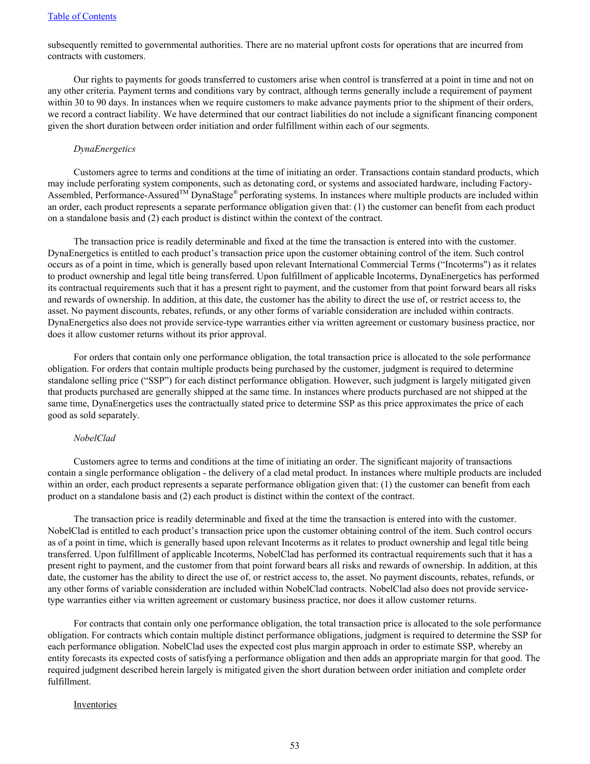subsequently remitted to governmental authorities. There are no material upfront costs for operations that are incurred from contracts with customers.

Our rights to payments for goods transferred to customers arise when control is transferred at a point in time and not on any other criteria. Payment terms and conditions vary by contract, although terms generally include a requirement of payment within 30 to 90 days. In instances when we require customers to make advance payments prior to the shipment of their orders, we record a contract liability. We have determined that our contract liabilities do not include a significant financing component given the short duration between order initiation and order fulfillment within each of our segments.

*DynaEnergetics*

Customers agree to terms and conditions at the time of initiating an order. Transactions contain standard products, which may include perforating system components, such as detonating cord, or systems and associated hardware, including Factory-Assembled, Performance-Assured™ DynaStage® perforating systems. In instances where multiple products are included within an order, each product represents a separate performance obligation given that: (1) the customer can benefit from each product on a standalone basis and (2) each product is distinct within the context of the contract.

The transaction price is readily determinable and fixed at the time the transaction is entered into with the customer. DynaEnergetics is entitled to each product's transaction price upon the customer obtaining control of the item. Such control occurs as of a point in time, which is generally based upon relevant International Commercial Terms ("Incoterms") as it relates to product ownership and legal title being transferred. Upon fulfillment of applicable Incoterms, DynaEnergetics has performed its contractual requirements such that it has a present right to payment, and the customer from that point forward bears all risks and rewards of ownership. In addition, at this date, the customer has the ability to direct the use of, or restrict access to, the asset. No payment discounts, rebates, refunds, or any other forms of variable consideration are included within contracts. DynaEnergetics also does not provide service-type warranties either via written agreement or customary business practice, nor does it allow customer returns without its prior approval.

For orders that contain only one performance obligation, the total transaction price is allocated to the sole performance obligation. For orders that contain multiple products being purchased by the customer, judgment is required to determine standalone selling price ("SSP") for each distinct performance obligation. However, such judgment is largely mitigated given that products purchased are generally shipped at the same time. In instances where products purchased are not shipped at the same time, DynaEnergetics uses the contractually stated price to determine SSP as this price approximates the price of each good as sold separately.

*NobelClad*

Customers agree to terms and conditions at the time of initiating an order. The significant majority of transactions contain a single performance obligation - the delivery of a clad metal product. In instances where multiple products are included within an order, each product represents a separate performance obligation given that: (1) the customer can benefit from each product on a standalone basis and (2) each product is distinct within the context of the contract.

The transaction price is readily determinable and fixed at the time the transaction is entered into with the customer. NobelClad is entitled to each product's transaction price upon the customer obtaining control of the item. Such control occurs as of a point in time, which is generally based upon relevant Incoterms as it relates to product ownership and legal title being transferred. Upon fulfillment of applicable Incoterms, NobelClad has performed its contractual requirements such that it has a present right to payment, and the customer from that point forward bears all risks and rewards of ownership. In addition, at this date, the customer has the ability to direct the use of, or restrict access to, the asset. No payment discounts, rebates, refunds, or any other forms of variable consideration are included within NobelClad contracts. NobelClad also does not provide service-type warranties either via written agreement or customary business practice, nor does it allow customer returns.

For contracts that contain only one performance obligation, the total transaction price is allocated to the sole performance obligation. For contracts which contain multiple distinct performance obligations, judgment is required to determine the SSP for each performance obligation. NobelClad uses the expected cost plus margin approach in order to estimate SSP, whereby an entity forecasts its expected costs of satisfying a performance obligation and then adds an appropriate margin for that good. The required judgment described herein largely is mitigated given the short duration between order initiation and complete order fulfillment.

Inventories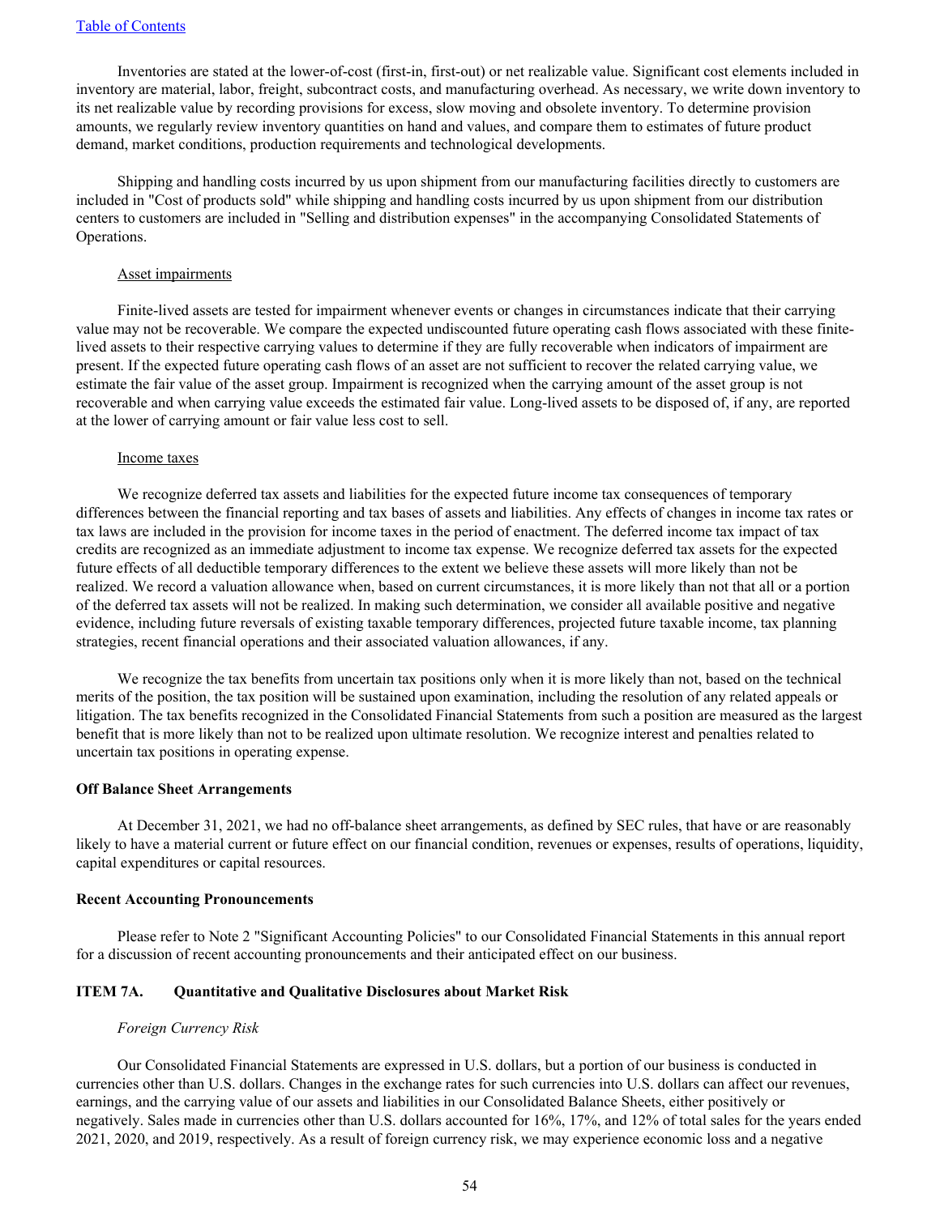Inventories are stated at the lower-of-cost (first-in, first-out) or net realizable value. Significant cost elements included in inventory are material, labor, freight, subcontract costs, and manufacturing overhead. As necessary, we write down inventory to its net realizable value by recording provisions for excess, slow moving and obsolete inventory. To determine provision amounts, we regularly review inventory quantities on hand and values, and compare them to estimates of future product demand, market conditions, production requirements and technological developments.

Shipping and handling costs incurred by us upon shipment from our manufacturing facilities directly to customers are included in "Cost of products sold" while shipping and handling costs incurred by us upon shipment from our distribution centers to customers are included in "Selling and distribution expenses" in the accompanying Consolidated Statements of Operations.

Asset impairments

Finite-lived assets are tested for impairment whenever events or changes in circumstances indicate that their carrying value may not be recoverable. We compare the expected undiscounted future operating cash flows associated with these finite-lived assets to their respective carrying values to determine if they are fully recoverable when indicators of impairment are present. If the expected future operating cash flows of an asset are not sufficient to recover the related carrying value, we estimate the fair value of the asset group. Impairment is recognized when the carrying amount of the asset group is not recoverable and when carrying value exceeds the estimated fair value. Long-lived assets to be disposed of, if any, are reported at the lower of carrying amount or fair value less cost to sell.

Income taxes

We recognize deferred tax assets and liabilities for the expected future income tax consequences of temporary differences between the financial reporting and tax bases of assets and liabilities. Any effects of changes in income tax rates or tax laws are included in the provision for income taxes in the period of enactment. The deferred income tax impact of tax credits are recognized as an immediate adjustment to income tax expense. We recognize deferred tax assets for the expected future effects of all deductible temporary differences to the extent we believe these assets will more likely than not be realized. We record a valuation allowance when, based on current circumstances, it is more likely than not that all or a portion of the deferred tax assets will not be realized. In making such determination, we consider all available positive and negative evidence, including future reversals of existing taxable temporary differences, projected future taxable income, tax planning strategies, recent financial operations and their associated valuation allowances, if any.

We recognize the tax benefits from uncertain tax positions only when it is more likely than not, based on the technical merits of the position, the tax position will be sustained upon examination, including the resolution of any related appeals or litigation. The tax benefits recognized in the Consolidated Financial Statements from such a position are measured as the largest benefit that is more likely than not to be realized upon ultimate resolution. We recognize interest and penalties related to uncertain tax positions in operating expense.

**Off Balance Sheet Arrangements**

At December 31, 2021, we had no off-balance sheet arrangements, as defined by SEC rules, that have or are reasonably likely to have a material current or future effect on our financial condition, revenues or expenses, results of operations, liquidity, capital expenditures or capital resources.

**Recent Accounting Pronouncements**

Please refer to Note 2 "Significant Accounting Policies" to our Consolidated Financial Statements in this annual report for a discussion of recent accounting pronouncements and their anticipated effect on our business.

## ITEM 7A. Quantitative and Qualitative Disclosures about Market Risk

*Foreign Currency Risk*

Our Consolidated Financial Statements are expressed in U.S. dollars, but a portion of our business is conducted in currencies other than U.S. dollars. Changes in the exchange rates for such currencies into U.S. dollars can affect our revenues, earnings, and the carrying value of our assets and liabilities in our Consolidated Balance Sheets, either positively or negatively. Sales made in currencies other than U.S. dollars accounted for 16%, 17%, and 12% of total sales for the years ended 2021, 2020, and 2019, respectively. As a result of foreign currency risk, we may experience economic loss and a negative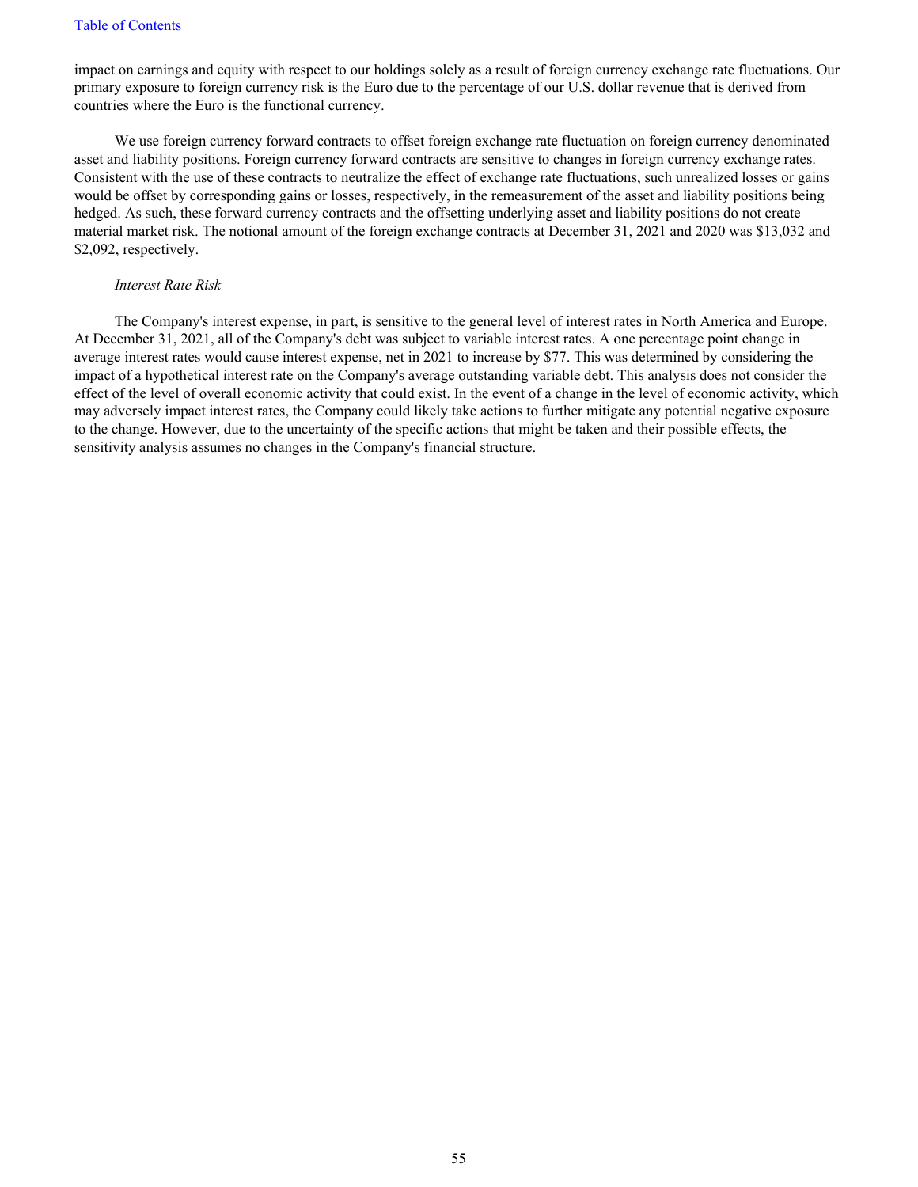impact on earnings and equity with respect to our holdings solely as a result of foreign currency exchange rate fluctuations. Our primary exposure to foreign currency risk is the Euro due to the percentage of our U.S. dollar revenue that is derived from countries where the Euro is the functional currency.

We use foreign currency forward contracts to offset foreign exchange rate fluctuation on foreign currency denominated asset and liability positions. Foreign currency forward contracts are sensitive to changes in foreign currency exchange rates. Consistent with the use of these contracts to neutralize the effect of exchange rate fluctuations, such unrealized losses or gains would be offset by corresponding gains or losses, respectively, in the remeasurement of the asset and liability positions being hedged. As such, these forward currency contracts and the offsetting underlying asset and liability positions do not create material market risk. The notional amount of the foreign exchange contracts at December 31, 2021 and 2020 was $13,032 and $2,092, respectively.

*Interest Rate Risk*

The Company's interest expense, in part, is sensitive to the general level of interest rates in North America and Europe. At December 31, 2021, all of the Company's debt was subject to variable interest rates. A one percentage point change in average interest rates would cause interest expense, net in 2021 to increase by $77. This was determined by considering the impact of a hypothetical interest rate on the Company's average outstanding variable debt. This analysis does not consider the effect of the level of overall economic activity that could exist. In the event of a change in the level of economic activity, which may adversely impact interest rates, the Company could likely take actions to further mitigate any potential negative exposure to the change. However, due to the uncertainty of the specific actions that might be taken and their possible effects, the sensitivity analysis assumes no changes in the Company's financial structure.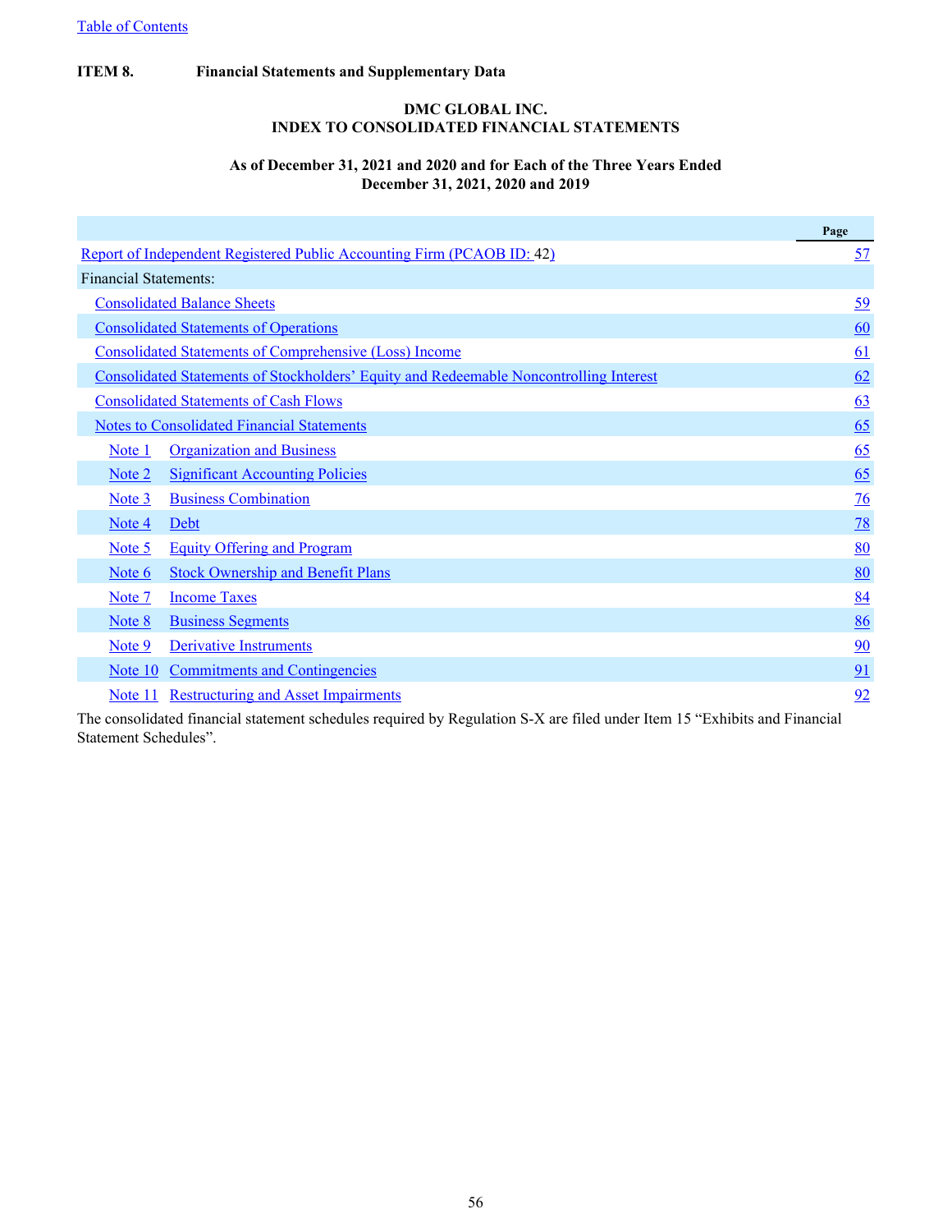Table of Contents

## ITEM 8. Financial Statements and Supplementary Data

### DMC GLOBAL INC.
### INDEX TO CONSOLIDATED FINANCIAL STATEMENTS

**As of December 31, 2021 and 2020 and for Each of the Three Years Ended December 31, 2021, 2020 and 2019**

| | | Page |
|---|---|---|
| Report of Independent Registered Public Accounting Firm (PCAOB ID: 42) | | 57 |
| Financial Statements: | | |
| Consolidated Balance Sheets | | 59 |
| Consolidated Statements of Operations | | 60 |
| Consolidated Statements of Comprehensive (Loss) Income | | 61 |
| Consolidated Statements of Stockholders' Equity and Redeemable Noncontrolling Interest | | 62 |
| Consolidated Statements of Cash Flows | | 63 |
| Notes to Consolidated Financial Statements | | 65 |
| Note 1 | Organization and Business | 65 |
| Note 2 | Significant Accounting Policies | 65 |
| Note 3 | Business Combination | 76 |
| Note 4 | Debt | 78 |
| Note 5 | Equity Offering and Program | 80 |
| Note 6 | Stock Ownership and Benefit Plans | 80 |
| Note 7 | Income Taxes | 84 |
| Note 8 | Business Segments | 86 |
| Note 9 | Derivative Instruments | 90 |
| Note 10 | Commitments and Contingencies | 91 |
| Note 11 | Restructuring and Asset Impairments | 92 |

The consolidated financial statement schedules required by Regulation S-X are filed under Item 15 "Exhibits and Financial Statement Schedules".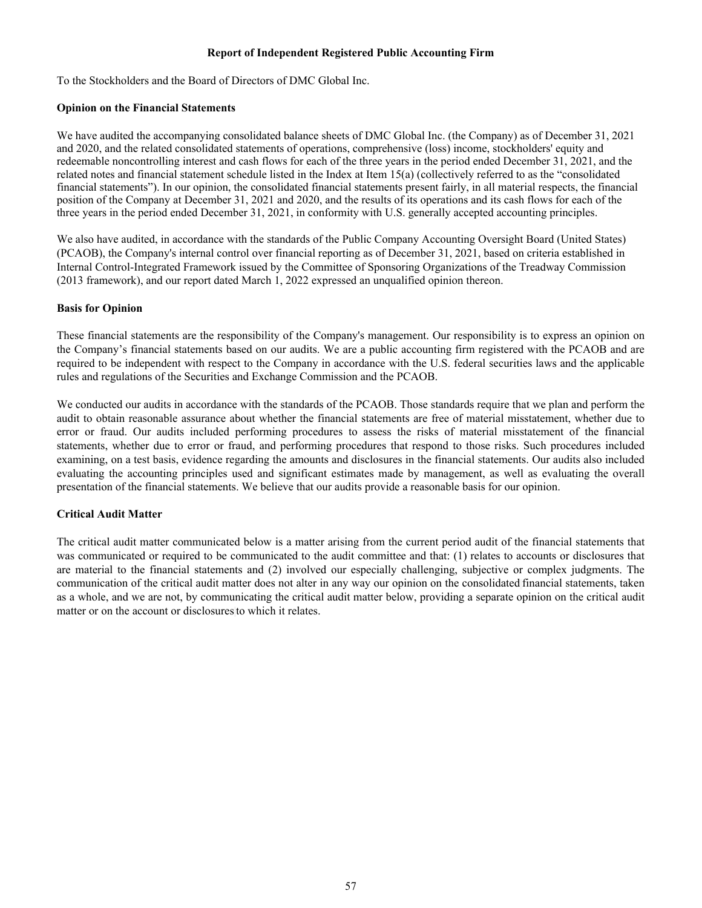## Report of Independent Registered Public Accounting Firm

To the Stockholders and the Board of Directors of DMC Global Inc.

**Opinion on the Financial Statements**

We have audited the accompanying consolidated balance sheets of DMC Global Inc. (the Company) as of December 31, 2021 and 2020, and the related consolidated statements of operations, comprehensive (loss) income, stockholders' equity and redeemable noncontrolling interest and cash flows for each of the three years in the period ended December 31, 2021, and the related notes and financial statement schedule listed in the Index at Item 15(a) (collectively referred to as the "consolidated financial statements"). In our opinion, the consolidated financial statements present fairly, in all material respects, the financial position of the Company at December 31, 2021 and 2020, and the results of its operations and its cash flows for each of the three years in the period ended December 31, 2021, in conformity with U.S. generally accepted accounting principles.

We also have audited, in accordance with the standards of the Public Company Accounting Oversight Board (United States) (PCAOB), the Company's internal control over financial reporting as of December 31, 2021, based on criteria established in Internal Control-Integrated Framework issued by the Committee of Sponsoring Organizations of the Treadway Commission (2013 framework), and our report dated March 1, 2022 expressed an unqualified opinion thereon.

**Basis for Opinion**

These financial statements are the responsibility of the Company's management. Our responsibility is to express an opinion on the Company's financial statements based on our audits. We are a public accounting firm registered with the PCAOB and are required to be independent with respect to the Company in accordance with the U.S. federal securities laws and the applicable rules and regulations of the Securities and Exchange Commission and the PCAOB.

We conducted our audits in accordance with the standards of the PCAOB. Those standards require that we plan and perform the audit to obtain reasonable assurance about whether the financial statements are free of material misstatement, whether due to error or fraud. Our audits included performing procedures to assess the risks of material misstatement of the financial statements, whether due to error or fraud, and performing procedures that respond to those risks. Such procedures included examining, on a test basis, evidence regarding the amounts and disclosures in the financial statements. Our audits also included evaluating the accounting principles used and significant estimates made by management, as well as evaluating the overall presentation of the financial statements. We believe that our audits provide a reasonable basis for our opinion.

**Critical Audit Matter**

The critical audit matter communicated below is a matter arising from the current period audit of the financial statements that was communicated or required to be communicated to the audit committee and that: (1) relates to accounts or disclosures that are material to the financial statements and (2) involved our especially challenging, subjective or complex judgments. The communication of the critical audit matter does not alter in any way our opinion on the consolidated financial statements, taken as a whole, and we are not, by communicating the critical audit matter below, providing a separate opinion on the critical audit matter or on the account or disclosures to which it relates.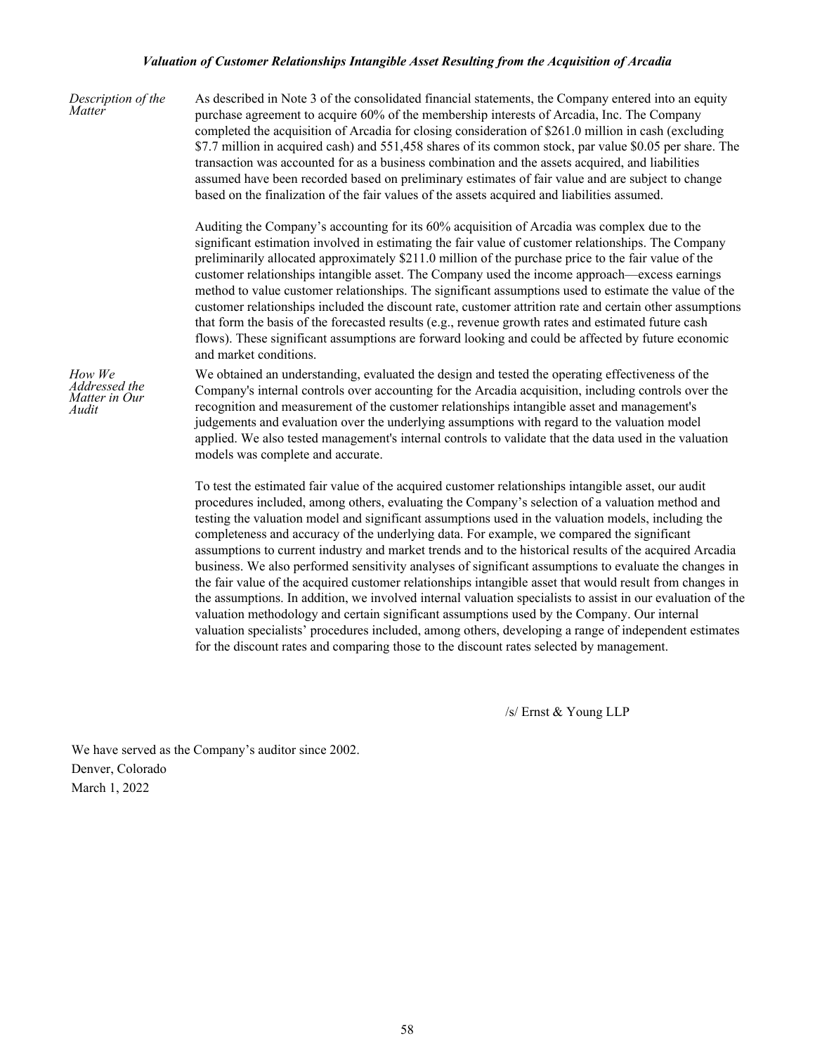### *Valuation of Customer Relationships Intangible Asset Resulting from the Acquisition of Arcadia*

| | |
|---|---|
| *Description of the Matter* | As described in Note 3 of the consolidated financial statements, the Company entered into an equity purchase agreement to acquire 60% of the membership interests of Arcadia, Inc. The Company completed the acquisition of Arcadia for closing consideration of $261.0 million in cash (excluding $7.7 million in acquired cash) and 551,458 shares of its common stock, par value $0.05 per share. The transaction was accounted for as a business combination and the assets acquired, and liabilities assumed have been recorded based on preliminary estimates of fair value and are subject to change based on the finalization of the fair values of the assets acquired and liabilities assumed.<br><br>Auditing the Company's accounting for its 60% acquisition of Arcadia was complex due to the significant estimation involved in estimating the fair value of customer relationships. The Company preliminarily allocated approximately $211.0 million of the purchase price to the fair value of the customer relationships intangible asset. The Company used the income approach—excess earnings method to value customer relationships. The significant assumptions used to estimate the value of the customer relationships included the discount rate, customer attrition rate and certain other assumptions that form the basis of the forecasted results (e.g., revenue growth rates and estimated future cash flows). These significant assumptions are forward looking and could be affected by future economic and market conditions. |
| *How We Addressed the Matter in Our Audit* | We obtained an understanding, evaluated the design and tested the operating effectiveness of the Company's internal controls over accounting for the Arcadia acquisition, including controls over the recognition and measurement of the customer relationships intangible asset and management's judgements and evaluation over the underlying assumptions with regard to the valuation model applied. We also tested management's internal controls to validate that the data used in the valuation models was complete and accurate.<br><br>To test the estimated fair value of the acquired customer relationships intangible asset, our audit procedures included, among others, evaluating the Company's selection of a valuation method and testing the valuation model and significant assumptions used in the valuation models, including the completeness and accuracy of the underlying data. For example, we compared the significant assumptions to current industry and market trends and to the historical results of the acquired Arcadia business. We also performed sensitivity analyses of significant assumptions to evaluate the changes in the fair value of the acquired customer relationships intangible asset that would result from changes in the assumptions. In addition, we involved internal valuation specialists to assist in our evaluation of the valuation methodology and certain significant assumptions used by the Company. Our internal valuation specialists' procedures included, among others, developing a range of independent estimates for the discount rates and comparing those to the discount rates selected by management. |

/s/ Ernst & Young LLP

We have served as the Company's auditor since 2002.

Denver, Colorado

March 1, 2022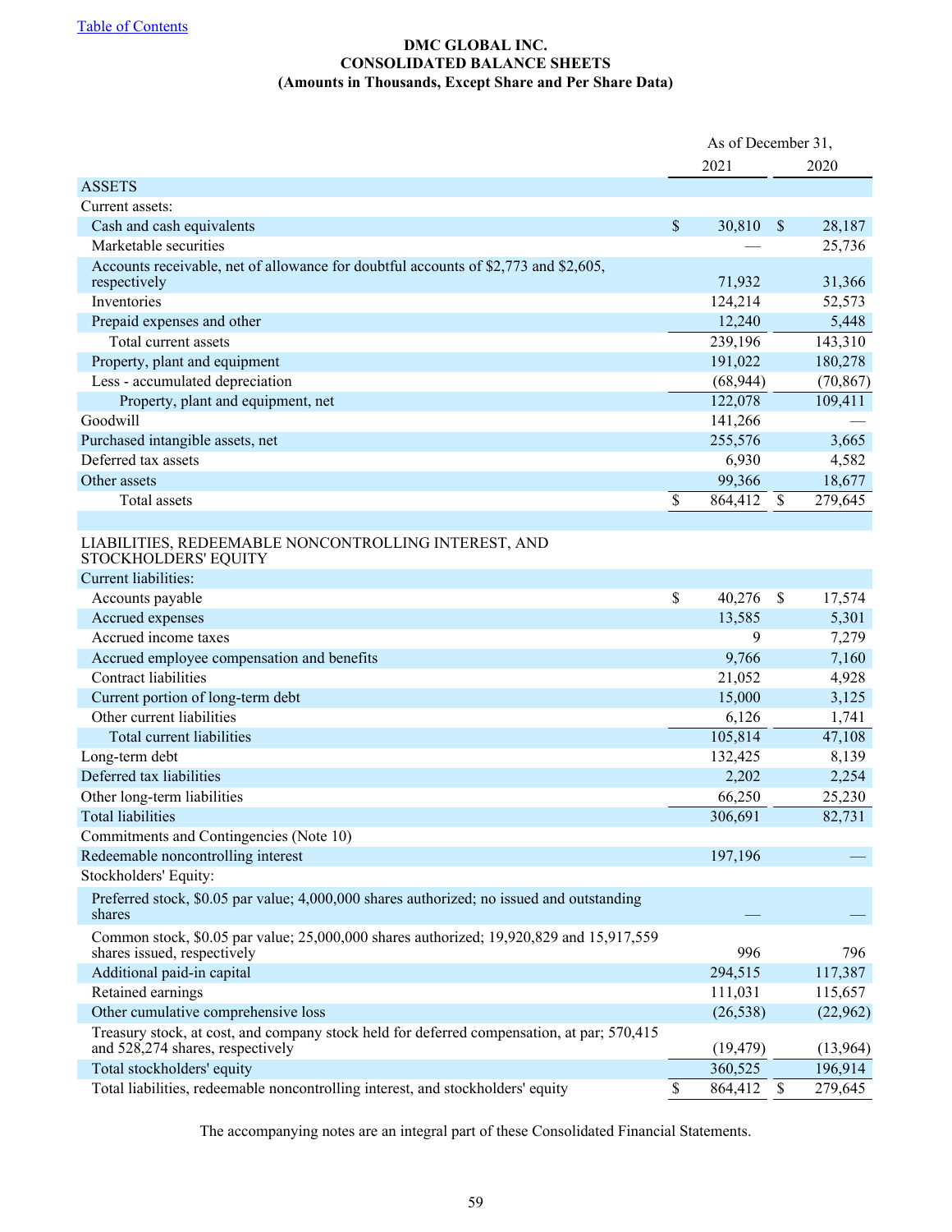[Table of Contents](#)

**DMC GLOBAL INC.**
**CONSOLIDATED BALANCE SHEETS**
**(Amounts in Thousands, Except Share and Per Share Data)**

| | As of December 31, 2021 | As of December 31, 2020 |
|---|---|---|
| **ASSETS** | | |
| Current assets: | | |
| Cash and cash equivalents | $ 30,810 | $ 28,187 |
| Marketable securities | — | 25,736 |
| Accounts receivable, net of allowance for doubtful accounts of $2,773 and $2,605, respectively | 71,932 | 31,366 |
| Inventories | 124,214 | 52,573 |
| Prepaid expenses and other | 12,240 | 5,448 |
| Total current assets | 239,196 | 143,310 |
| Property, plant and equipment | 191,022 | 180,278 |
| Less - accumulated depreciation | (68,944) | (70,867) |
| Property, plant and equipment, net | 122,078 | 109,411 |
| Goodwill | 141,266 | — |
| Purchased intangible assets, net | 255,576 | 3,665 |
| Deferred tax assets | 6,930 | 4,582 |
| Other assets | 99,366 | 18,677 |
| Total assets | $ 864,412 | $ 279,645 |
| | | |
| **LIABILITIES, REDEEMABLE NONCONTROLLING INTEREST, AND STOCKHOLDERS' EQUITY** | | |
| Current liabilities: | | |
| Accounts payable | $ 40,276 | $ 17,574 |
| Accrued expenses | 13,585 | 5,301 |
| Accrued income taxes | 9 | 7,279 |
| Accrued employee compensation and benefits | 9,766 | 7,160 |
| Contract liabilities | 21,052 | 4,928 |
| Current portion of long-term debt | 15,000 | 3,125 |
| Other current liabilities | 6,126 | 1,741 |
| Total current liabilities | 105,814 | 47,108 |
| Long-term debt | 132,425 | 8,139 |
| Deferred tax liabilities | 2,202 | 2,254 |
| Other long-term liabilities | 66,250 | 25,230 |
| Total liabilities | 306,691 | 82,731 |
| Commitments and Contingencies (Note 10) | | |
| Redeemable noncontrolling interest | 197,196 | — |
| Stockholders' Equity: | | |
| Preferred stock, $0.05 par value; 4,000,000 shares authorized; no issued and outstanding shares | — | — |
| Common stock, $0.05 par value; 25,000,000 shares authorized; 19,920,829 and 15,917,559 shares issued, respectively | 996 | 796 |
| Additional paid-in capital | 294,515 | 117,387 |
| Retained earnings | 111,031 | 115,657 |
| Other cumulative comprehensive loss | (26,538) | (22,962) |
| Treasury stock, at cost, and company stock held for deferred compensation, at par; 570,415 and 528,274 shares, respectively | (19,479) | (13,964) |
| Total stockholders' equity | 360,525 | 196,914 |
| Total liabilities, redeemable noncontrolling interest, and stockholders' equity | $ 864,412 | $ 279,645 |

The accompanying notes are an integral part of these Consolidated Financial Statements.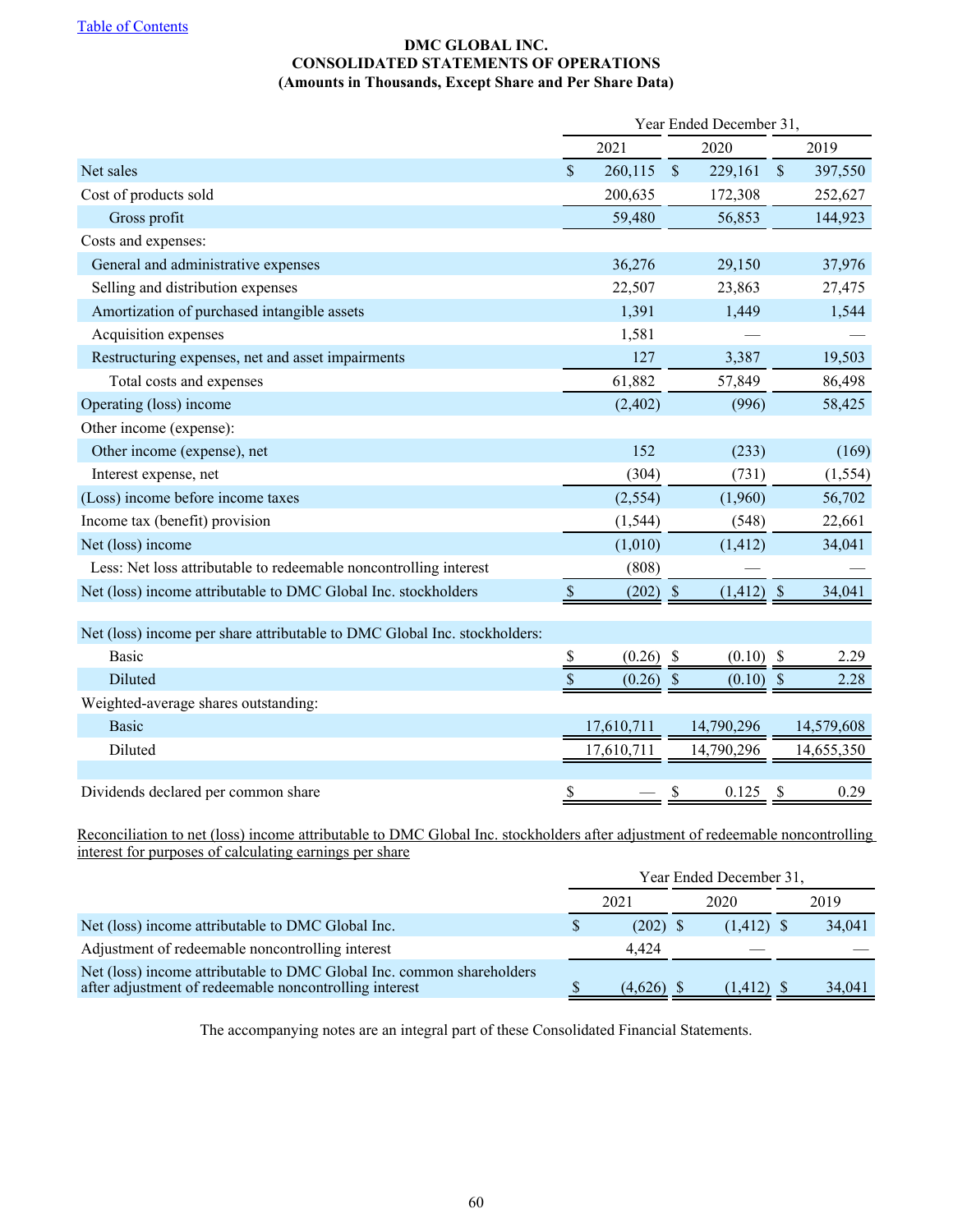[Table of Contents](#)

**DMC GLOBAL INC.**
**CONSOLIDATED STATEMENTS OF OPERATIONS**
**(Amounts in Thousands, Except Share and Per Share Data)**

| | Year Ended December 31, | | |
|---|---|---|---|
| | 2021 | 2020 | 2019 |
| Net sales | $ 260,115 | $ 229,161 | $ 397,550 |
| Cost of products sold | 200,635 | 172,308 | 252,627 |
| Gross profit | 59,480 | 56,853 | 144,923 |
| Costs and expenses: | | | |
| General and administrative expenses | 36,276 | 29,150 | 37,976 |
| Selling and distribution expenses | 22,507 | 23,863 | 27,475 |
| Amortization of purchased intangible assets | 1,391 | 1,449 | 1,544 |
| Acquisition expenses | 1,581 | — | — |
| Restructuring expenses, net and asset impairments | 127 | 3,387 | 19,503 |
| Total costs and expenses | 61,882 | 57,849 | 86,498 |
| Operating (loss) income | (2,402) | (996) | 58,425 |
| Other income (expense): | | | |
| Other income (expense), net | 152 | (233) | (169) |
| Interest expense, net | (304) | (731) | (1,554) |
| (Loss) income before income taxes | (2,554) | (1,960) | 56,702 |
| Income tax (benefit) provision | (1,544) | (548) | 22,661 |
| Net (loss) income | (1,010) | (1,412) | 34,041 |
| Less: Net loss attributable to redeemable noncontrolling interest | (808) | — | — |
| Net (loss) income attributable to DMC Global Inc. stockholders | $ (202) | $ (1,412) | $ 34,041 |
| | | | |
| Net (loss) income per share attributable to DMC Global Inc. stockholders: | | | |
| Basic | $ (0.26) | $ (0.10) | $ 2.29 |
| Diluted | $ (0.26) | $ (0.10) | $ 2.28 |
| Weighted-average shares outstanding: | | | |
| Basic | 17,610,711 | 14,790,296 | 14,579,608 |
| Diluted | 17,610,711 | 14,790,296 | 14,655,350 |
| | | | |
| Dividends declared per common share | $ — | $ 0.125 | $ 0.29 |

Reconciliation to net (loss) income attributable to DMC Global Inc. stockholders after adjustment of redeemable noncontrolling interest for purposes of calculating earnings per share

| | Year Ended December 31, | | |
|---|---|---|---|
| | 2021 | 2020 | 2019 |
| Net (loss) income attributable to DMC Global Inc. | $ (202) | $ (1,412) | $ 34,041 |
| Adjustment of redeemable noncontrolling interest | 4,424 | — | — |
| Net (loss) income attributable to DMC Global Inc. common shareholders after adjustment of redeemable noncontrolling interest | $ (4,626) | $ (1,412) | $ 34,041 |

The accompanying notes are an integral part of these Consolidated Financial Statements.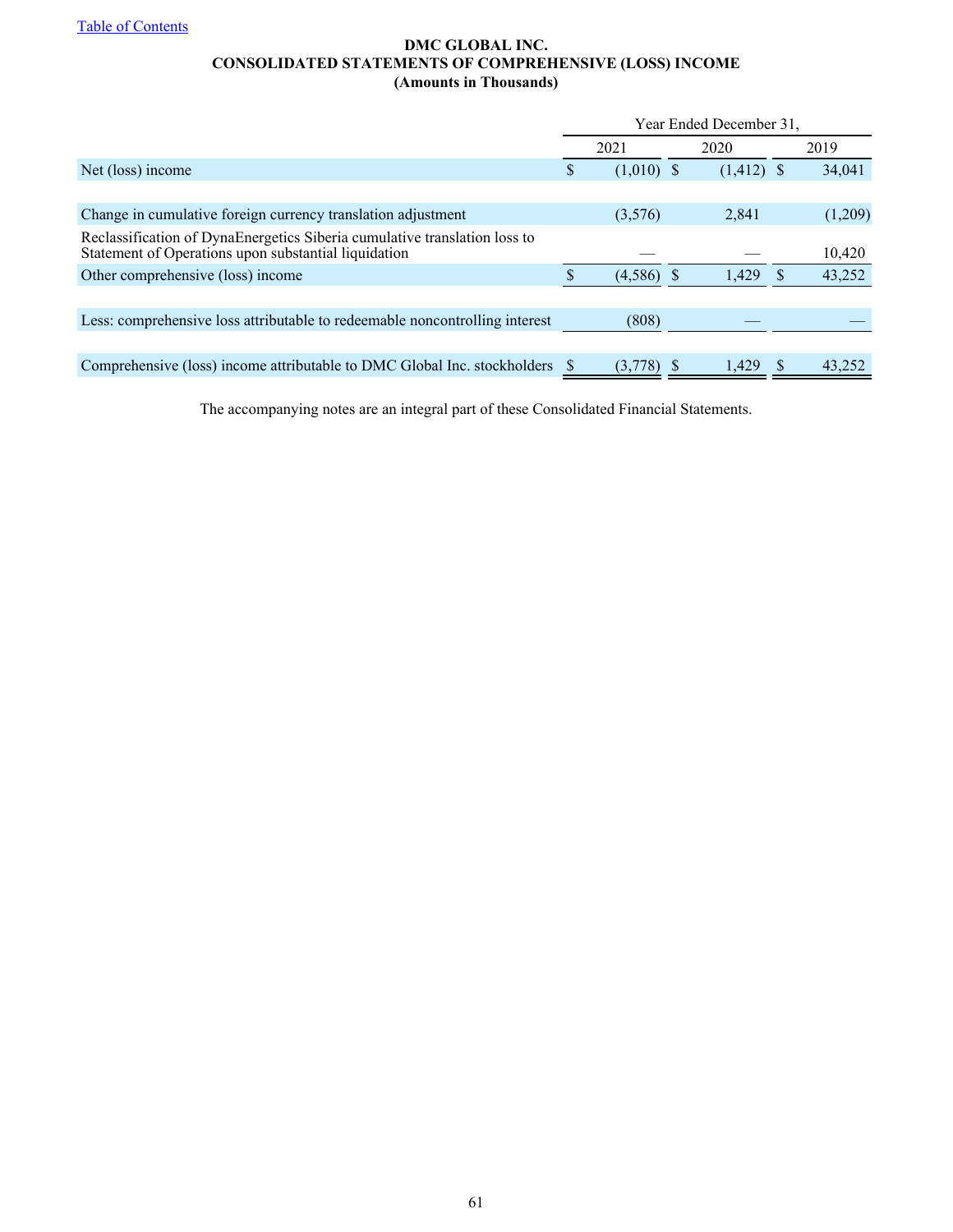**DMC GLOBAL INC.**
**CONSOLIDATED STATEMENTS OF COMPREHENSIVE (LOSS) INCOME**
**(Amounts in Thousands)**

| | Year Ended December 31, | | |
|---|---|---|---|
| | 2021 | 2020 | 2019 |
| Net (loss) income | $ (1,010) | $ (1,412) | $ 34,041 |
| | | | |
| Change in cumulative foreign currency translation adjustment | (3,576) | 2,841 | (1,209) |
| Reclassification of DynaEnergetics Siberia cumulative translation loss to Statement of Operations upon substantial liquidation | — | — | 10,420 |
| Other comprehensive (loss) income | $ (4,586) | $ 1,429 | $ 43,252 |
| | | | |
| Less: comprehensive loss attributable to redeemable noncontrolling interest | (808) | — | — |
| | | | |
| Comprehensive (loss) income attributable to DMC Global Inc. stockholders | $ (3,778) | $ 1,429 | $ 43,252 |

The accompanying notes are an integral part of these Consolidated Financial Statements.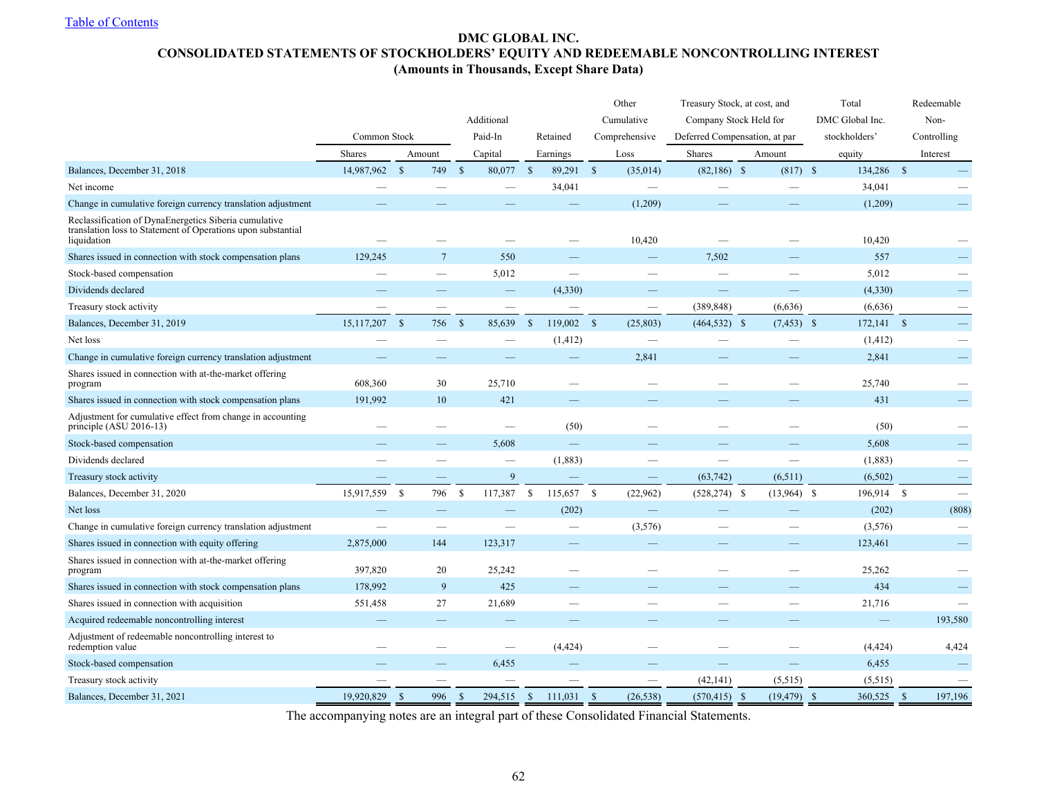Table of Contents

# DMC GLOBAL INC.
## CONSOLIDATED STATEMENTS OF STOCKHOLDERS' EQUITY AND REDEEMABLE NONCONTROLLING INTEREST
### (Amounts in Thousands, Except Share Data)

| | Common Stock | | Additional Paid-In Capital | Retained Earnings | Other Cumulative Comprehensive Loss | Treasury Stock, at cost, and Company Stock Held for Deferred Compensation, at par | | Total DMC Global Inc. stockholders' equity | Redeemable Non-Controlling Interest |
|---|---|---|---|---|---|---|---|---|---|
| | Shares | Amount | | | | Shares | Amount | | |
| Balances, December 31, 2018 | 14,987,962 | $ 749 | $ 80,077 | $ 89,291 | $ (35,014) | (82,186) | $ (817) | $ 134,286 | $ — |
| Net income | — | — | — | 34,041 | — | — | — | 34,041 | — |
| Change in cumulative foreign currency translation adjustment | — | — | — | — | (1,209) | — | — | (1,209) | — |
| Reclassification of DynaEnergetics Siberia cumulative translation loss to Statement of Operations upon substantial liquidation | — | — | — | — | 10,420 | — | — | 10,420 | — |
| Shares issued in connection with stock compensation plans | 129,245 | 7 | 550 | — | — | 7,502 | — | 557 | — |
| Stock-based compensation | — | — | 5,012 | — | — | — | — | 5,012 | — |
| Dividends declared | — | — | — | (4,330) | — | — | — | (4,330) | — |
| Treasury stock activity | — | — | — | — | — | (389,848) | (6,636) | (6,636) | — |
| Balances, December 31, 2019 | 15,117,207 | $ 756 | $ 85,639 | $ 119,002 | $ (25,803) | (464,532) | $ (7,453) | $ 172,141 | $ — |
| Net loss | — | — | — | (1,412) | — | — | — | (1,412) | — |
| Change in cumulative foreign currency translation adjustment | — | — | — | — | 2,841 | — | — | 2,841 | — |
| Shares issued in connection with at-the-market offering program | 608,360 | 30 | 25,710 | — | — | — | — | 25,740 | — |
| Shares issued in connection with stock compensation plans | 191,992 | 10 | 421 | — | — | — | — | 431 | — |
| Adjustment for cumulative effect from change in accounting principle (ASU 2016-13) | — | — | — | (50) | — | — | — | (50) | — |
| Stock-based compensation | — | — | 5,608 | — | — | — | — | 5,608 | — |
| Dividends declared | — | — | — | (1,883) | — | — | — | (1,883) | — |
| Treasury stock activity | — | — | 9 | — | — | (63,742) | (6,511) | (6,502) | — |
| Balances, December 31, 2020 | 15,917,559 | $ 796 | $ 117,387 | $ 115,657 | $ (22,962) | (528,274) | $ (13,964) | $ 196,914 | $ — |
| Net loss | — | — | — | (202) | — | — | — | (202) | (808) |
| Change in cumulative foreign currency translation adjustment | — | — | — | — | (3,576) | — | — | (3,576) | — |
| Shares issued in connection with equity offering | 2,875,000 | 144 | 123,317 | — | — | — | — | 123,461 | — |
| Shares issued in connection with at-the-market offering program | 397,820 | 20 | 25,242 | — | — | — | — | 25,262 | — |
| Shares issued in connection with stock compensation plans | 178,992 | 9 | 425 | — | — | — | — | 434 | — |
| Shares issued in connection with acquisition | 551,458 | 27 | 21,689 | — | — | — | — | 21,716 | — |
| Acquired redeemable noncontrolling interest | — | — | — | — | — | — | — | — | 193,580 |
| Adjustment of redeemable noncontrolling interest to redemption value | — | — | — | (4,424) | — | — | — | (4,424) | 4,424 |
| Stock-based compensation | — | — | 6,455 | — | — | — | — | 6,455 | — |
| Treasury stock activity | — | — | — | — | — | (42,141) | (5,515) | (5,515) | — |
| Balances, December 31, 2021 | 19,920,829 | $ 996 | $ 294,515 | $ 111,031 | $ (26,538) | (570,415) | $ (19,479) | $ 360,525 | $ 197,196 |

The accompanying notes are an integral part of these Consolidated Financial Statements.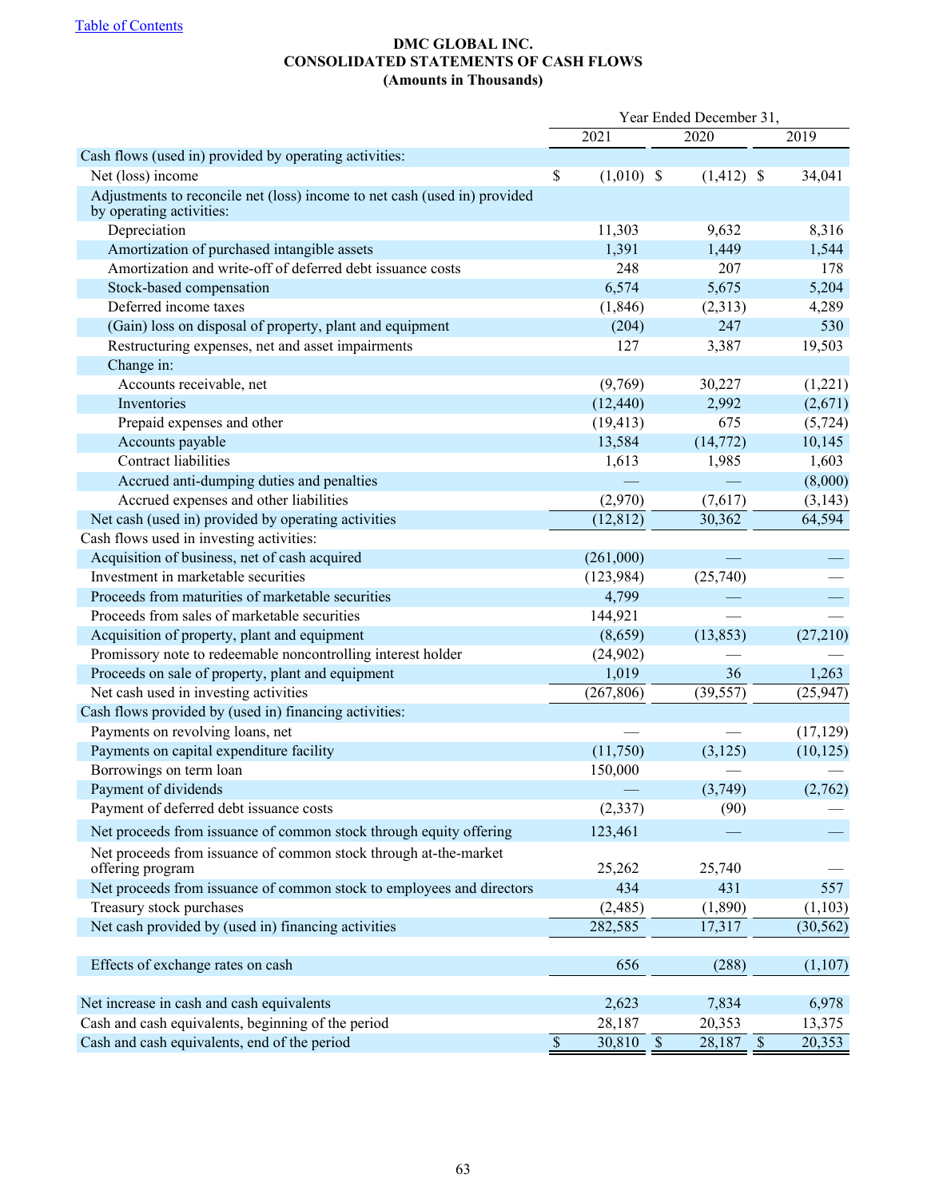[Table of Contents]

**DMC GLOBAL INC.**
**CONSOLIDATED STATEMENTS OF CASH FLOWS**
**(Amounts in Thousands)**

| | Year Ended December 31, | | |
|---|---|---|---|
| | 2021 | 2020 | 2019 |
| Cash flows (used in) provided by operating activities: | | | |
| Net (loss) income | $ (1,010) | $ (1,412) | $ 34,041 |
| Adjustments to reconcile net (loss) income to net cash (used in) provided by operating activities: | | | |
| Depreciation | 11,303 | 9,632 | 8,316 |
| Amortization of purchased intangible assets | 1,391 | 1,449 | 1,544 |
| Amortization and write-off of deferred debt issuance costs | 248 | 207 | 178 |
| Stock-based compensation | 6,574 | 5,675 | 5,204 |
| Deferred income taxes | (1,846) | (2,313) | 4,289 |
| (Gain) loss on disposal of property, plant and equipment | (204) | 247 | 530 |
| Restructuring expenses, net and asset impairments | 127 | 3,387 | 19,503 |
| Change in: | | | |
| Accounts receivable, net | (9,769) | 30,227 | (1,221) |
| Inventories | (12,440) | 2,992 | (2,671) |
| Prepaid expenses and other | (19,413) | 675 | (5,724) |
| Accounts payable | 13,584 | (14,772) | 10,145 |
| Contract liabilities | 1,613 | 1,985 | 1,603 |
| Accrued anti-dumping duties and penalties | — | — | (8,000) |
| Accrued expenses and other liabilities | (2,970) | (7,617) | (3,143) |
| Net cash (used in) provided by operating activities | (12,812) | 30,362 | 64,594 |
| Cash flows used in investing activities: | | | |
| Acquisition of business, net of cash acquired | (261,000) | — | — |
| Investment in marketable securities | (123,984) | (25,740) | — |
| Proceeds from maturities of marketable securities | 4,799 | — | — |
| Proceeds from sales of marketable securities | 144,921 | — | — |
| Acquisition of property, plant and equipment | (8,659) | (13,853) | (27,210) |
| Promissory note to redeemable noncontrolling interest holder | (24,902) | — | — |
| Proceeds on sale of property, plant and equipment | 1,019 | 36 | 1,263 |
| Net cash used in investing activities | (267,806) | (39,557) | (25,947) |
| Cash flows provided by (used in) financing activities: | | | |
| Payments on revolving loans, net | — | — | (17,129) |
| Payments on capital expenditure facility | (11,750) | (3,125) | (10,125) |
| Borrowings on term loan | 150,000 | — | — |
| Payment of dividends | — | (3,749) | (2,762) |
| Payment of deferred debt issuance costs | (2,337) | (90) | — |
| Net proceeds from issuance of common stock through equity offering | 123,461 | — | — |
| Net proceeds from issuance of common stock through at-the-market offering program | 25,262 | 25,740 | — |
| Net proceeds from issuance of common stock to employees and directors | 434 | 431 | 557 |
| Treasury stock purchases | (2,485) | (1,890) | (1,103) |
| Net cash provided by (used in) financing activities | 282,585 | 17,317 | (30,562) |
| Effects of exchange rates on cash | 656 | (288) | (1,107) |
| Net increase in cash and cash equivalents | 2,623 | 7,834 | 6,978 |
| Cash and cash equivalents, beginning of the period | 28,187 | 20,353 | 13,375 |
| Cash and cash equivalents, end of the period | $ 30,810 | $ 28,187 | $ 20,353 |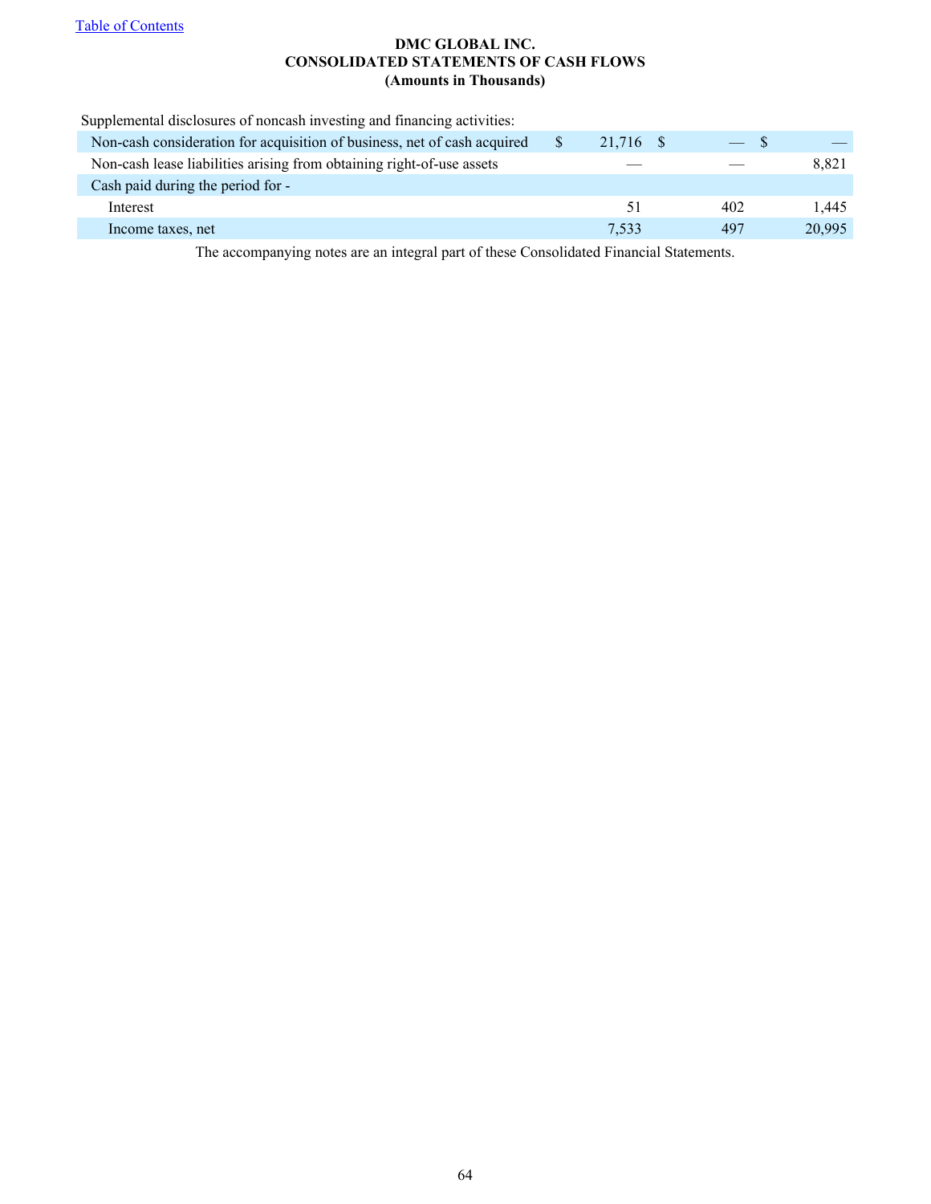Table of Contents

**DMC GLOBAL INC.**
**CONSOLIDATED STATEMENTS OF CASH FLOWS**
**(Amounts in Thousands)**

| | | | |
|---|---|---|---|
| Supplemental disclosures of noncash investing and financing activities: | | | |
| Non-cash consideration for acquisition of business, net of cash acquired | $ 21,716 | $ — | $ — |
| Non-cash lease liabilities arising from obtaining right-of-use assets | — | — | 8,821 |
| Cash paid during the period for - | | | |
| Interest | 51 | 402 | 1,445 |
| Income taxes, net | 7,533 | 497 | 20,995 |

The accompanying notes are an integral part of these Consolidated Financial Statements.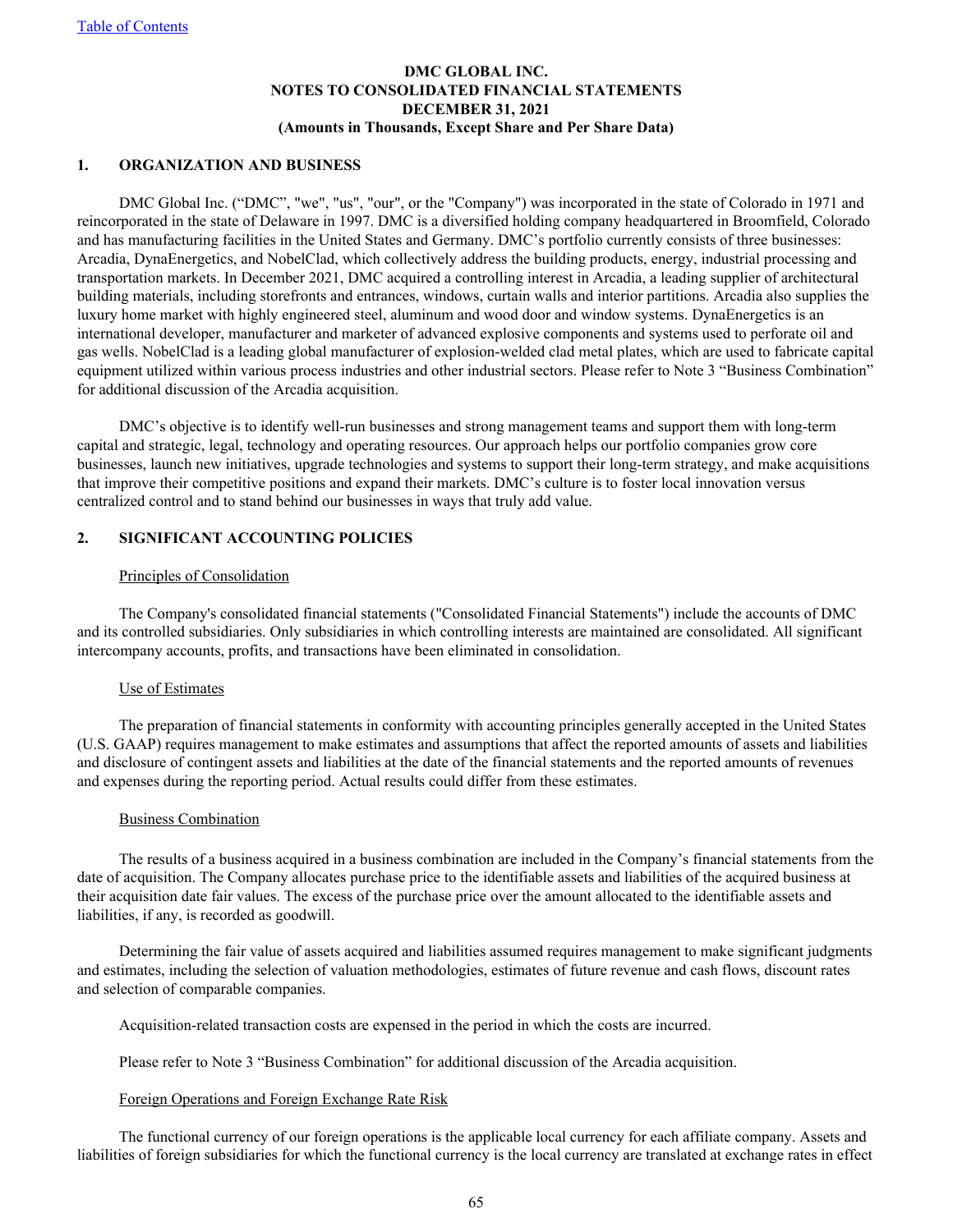# DMC GLOBAL INC.
# NOTES TO CONSOLIDATED FINANCIAL STATEMENTS
# DECEMBER 31, 2021
**(Amounts in Thousands, Except Share and Per Share Data)**

## 1. ORGANIZATION AND BUSINESS

DMC Global Inc. ("DMC", "we", "us", "our", or the "Company") was incorporated in the state of Colorado in 1971 and reincorporated in the state of Delaware in 1997. DMC is a diversified holding company headquartered in Broomfield, Colorado and has manufacturing facilities in the United States and Germany. DMC's portfolio currently consists of three businesses: Arcadia, DynaEnergetics, and NobelClad, which collectively address the building products, energy, industrial processing and transportation markets. In December 2021, DMC acquired a controlling interest in Arcadia, a leading supplier of architectural building materials, including storefronts and entrances, windows, curtain walls and interior partitions. Arcadia also supplies the luxury home market with highly engineered steel, aluminum and wood door and window systems. DynaEnergetics is an international developer, manufacturer and marketer of advanced explosive components and systems used to perforate oil and gas wells. NobelClad is a leading global manufacturer of explosion-welded clad metal plates, which are used to fabricate capital equipment utilized within various process industries and other industrial sectors. Please refer to Note 3 "Business Combination" for additional discussion of the Arcadia acquisition.

DMC's objective is to identify well-run businesses and strong management teams and support them with long-term capital and strategic, legal, technology and operating resources. Our approach helps our portfolio companies grow core businesses, launch new initiatives, upgrade technologies and systems to support their long-term strategy, and make acquisitions that improve their competitive positions and expand their markets. DMC's culture is to foster local innovation versus centralized control and to stand behind our businesses in ways that truly add value.

## 2. SIGNIFICANT ACCOUNTING POLICIES

### Principles of Consolidation

The Company's consolidated financial statements ("Consolidated Financial Statements") include the accounts of DMC and its controlled subsidiaries. Only subsidiaries in which controlling interests are maintained are consolidated. All significant intercompany accounts, profits, and transactions have been eliminated in consolidation.

### Use of Estimates

The preparation of financial statements in conformity with accounting principles generally accepted in the United States (U.S. GAAP) requires management to make estimates and assumptions that affect the reported amounts of assets and liabilities and disclosure of contingent assets and liabilities at the date of the financial statements and the reported amounts of revenues and expenses during the reporting period. Actual results could differ from these estimates.

### Business Combination

The results of a business acquired in a business combination are included in the Company's financial statements from the date of acquisition. The Company allocates purchase price to the identifiable assets and liabilities of the acquired business at their acquisition date fair values. The excess of the purchase price over the amount allocated to the identifiable assets and liabilities, if any, is recorded as goodwill.

Determining the fair value of assets acquired and liabilities assumed requires management to make significant judgments and estimates, including the selection of valuation methodologies, estimates of future revenue and cash flows, discount rates and selection of comparable companies.

Acquisition-related transaction costs are expensed in the period in which the costs are incurred.

Please refer to Note 3 "Business Combination" for additional discussion of the Arcadia acquisition.

### Foreign Operations and Foreign Exchange Rate Risk

The functional currency of our foreign operations is the applicable local currency for each affiliate company. Assets and liabilities of foreign subsidiaries for which the functional currency is the local currency are translated at exchange rates in effect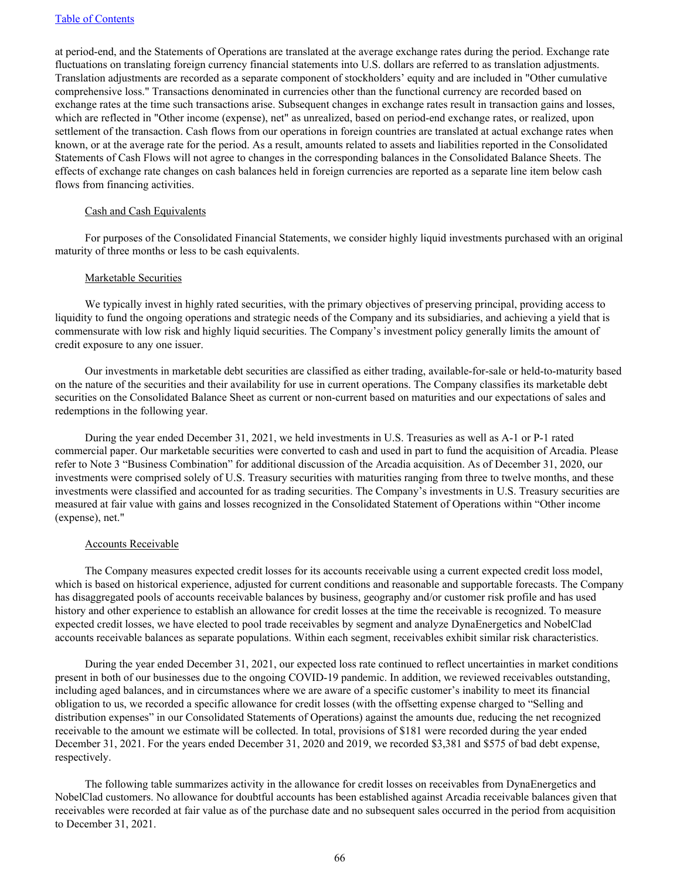at period-end, and the Statements of Operations are translated at the average exchange rates during the period. Exchange rate fluctuations on translating foreign currency financial statements into U.S. dollars are referred to as translation adjustments. Translation adjustments are recorded as a separate component of stockholders' equity and are included in "Other cumulative comprehensive loss." Transactions denominated in currencies other than the functional currency are recorded based on exchange rates at the time such transactions arise. Subsequent changes in exchange rates result in transaction gains and losses, which are reflected in "Other income (expense), net" as unrealized, based on period-end exchange rates, or realized, upon settlement of the transaction. Cash flows from our operations in foreign countries are translated at actual exchange rates when known, or at the average rate for the period. As a result, amounts related to assets and liabilities reported in the Consolidated Statements of Cash Flows will not agree to changes in the corresponding balances in the Consolidated Balance Sheets. The effects of exchange rate changes on cash balances held in foreign currencies are reported as a separate line item below cash flows from financing activities.

Cash and Cash Equivalents

For purposes of the Consolidated Financial Statements, we consider highly liquid investments purchased with an original maturity of three months or less to be cash equivalents.

Marketable Securities

We typically invest in highly rated securities, with the primary objectives of preserving principal, providing access to liquidity to fund the ongoing operations and strategic needs of the Company and its subsidiaries, and achieving a yield that is commensurate with low risk and highly liquid securities. The Company's investment policy generally limits the amount of credit exposure to any one issuer.

Our investments in marketable debt securities are classified as either trading, available-for-sale or held-to-maturity based on the nature of the securities and their availability for use in current operations. The Company classifies its marketable debt securities on the Consolidated Balance Sheet as current or non-current based on maturities and our expectations of sales and redemptions in the following year.

During the year ended December 31, 2021, we held investments in U.S. Treasuries as well as A-1 or P-1 rated commercial paper. Our marketable securities were converted to cash and used in part to fund the acquisition of Arcadia. Please refer to Note 3 "Business Combination" for additional discussion of the Arcadia acquisition. As of December 31, 2020, our investments were comprised solely of U.S. Treasury securities with maturities ranging from three to twelve months, and these investments were classified and accounted for as trading securities. The Company's investments in U.S. Treasury securities are measured at fair value with gains and losses recognized in the Consolidated Statement of Operations within "Other income (expense), net."

Accounts Receivable

The Company measures expected credit losses for its accounts receivable using a current expected credit loss model, which is based on historical experience, adjusted for current conditions and reasonable and supportable forecasts. The Company has disaggregated pools of accounts receivable balances by business, geography and/or customer risk profile and has used history and other experience to establish an allowance for credit losses at the time the receivable is recognized. To measure expected credit losses, we have elected to pool trade receivables by segment and analyze DynaEnergetics and NobelClad accounts receivable balances as separate populations. Within each segment, receivables exhibit similar risk characteristics.

During the year ended December 31, 2021, our expected loss rate continued to reflect uncertainties in market conditions present in both of our businesses due to the ongoing COVID-19 pandemic. In addition, we reviewed receivables outstanding, including aged balances, and in circumstances where we are aware of a specific customer's inability to meet its financial obligation to us, we recorded a specific allowance for credit losses (with the offsetting expense charged to "Selling and distribution expenses" in our Consolidated Statements of Operations) against the amounts due, reducing the net recognized receivable to the amount we estimate will be collected. In total, provisions of $181 were recorded during the year ended December 31, 2021. For the years ended December 31, 2020 and 2019, we recorded $3,381 and $575 of bad debt expense, respectively.

The following table summarizes activity in the allowance for credit losses on receivables from DynaEnergetics and NobelClad customers. No allowance for doubtful accounts has been established against Arcadia receivable balances given that receivables were recorded at fair value as of the purchase date and no subsequent sales occurred in the period from acquisition to December 31, 2021.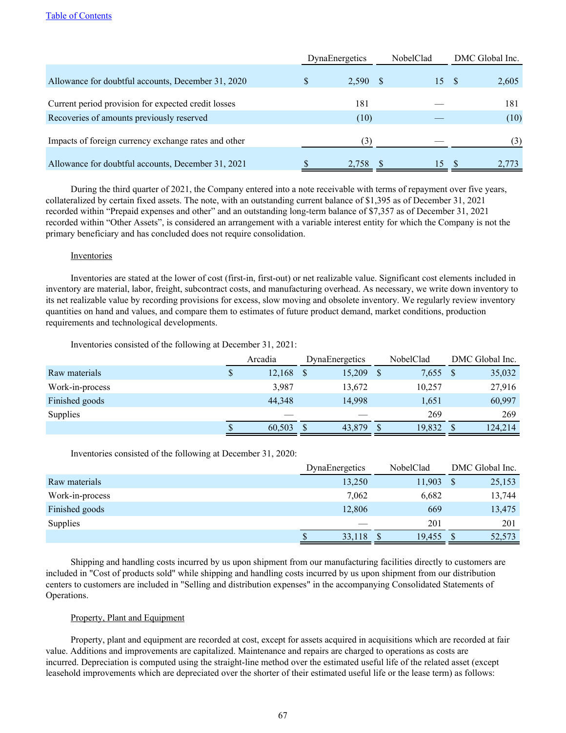| | DynaEnergetics | NobelClad | DMC Global Inc. |
|---|---|---|---|
| Allowance for doubtful accounts, December 31, 2020 | $ 2,590 | $ 15 | $ 2,605 |
| Current period provision for expected credit losses | 181 | — | 181 |
| Recoveries of amounts previously reserved | (10) | — | (10) |
| Impacts of foreign currency exchange rates and other | (3) | — | (3) |
| Allowance for doubtful accounts, December 31, 2021 | $ 2,758 | $ 15 | $ 2,773 |

During the third quarter of 2021, the Company entered into a note receivable with terms of repayment over five years, collateralized by certain fixed assets. The note, with an outstanding current balance of $1,395 as of December 31, 2021 recorded within "Prepaid expenses and other" and an outstanding long-term balance of $7,357 as of December 31, 2021 recorded within "Other Assets", is considered an arrangement with a variable interest entity for which the Company is not the primary beneficiary and has concluded does not require consolidation.

Inventories

Inventories are stated at the lower of cost (first-in, first-out) or net realizable value. Significant cost elements included in inventory are material, labor, freight, subcontract costs, and manufacturing overhead. As necessary, we write down inventory to its net realizable value by recording provisions for excess, slow moving and obsolete inventory. We regularly review inventory quantities on hand and values, and compare them to estimates of future product demand, market conditions, production requirements and technological developments.

Inventories consisted of the following at December 31, 2021:

| | Arcadia | DynaEnergetics | NobelClad | DMC Global Inc. |
|---|---|---|---|---|
| Raw materials | $ 12,168 | $ 15,209 | $ 7,655 | $ 35,032 |
| Work-in-process | 3,987 | 13,672 | 10,257 | 27,916 |
| Finished goods | 44,348 | 14,998 | 1,651 | 60,997 |
| Supplies | — | — | 269 | 269 |
| | $ 60,503 | $ 43,879 | $ 19,832 | $ 124,214 |

Inventories consisted of the following at December 31, 2020:

| | DynaEnergetics | NobelClad | DMC Global Inc. |
|---|---|---|---|
| Raw materials | 13,250 | 11,903 | $ 25,153 |
| Work-in-process | 7,062 | 6,682 | 13,744 |
| Finished goods | 12,806 | 669 | 13,475 |
| Supplies | — | 201 | 201 |
| | $ 33,118 | $ 19,455 | $ 52,573 |

Shipping and handling costs incurred by us upon shipment from our manufacturing facilities directly to customers are included in "Cost of products sold" while shipping and handling costs incurred by us upon shipment from our distribution centers to customers are included in "Selling and distribution expenses" in the accompanying Consolidated Statements of Operations.

Property, Plant and Equipment

Property, plant and equipment are recorded at cost, except for assets acquired in acquisitions which are recorded at fair value. Additions and improvements are capitalized. Maintenance and repairs are charged to operations as costs are incurred. Depreciation is computed using the straight-line method over the estimated useful life of the related asset (except leasehold improvements which are depreciated over the shorter of their estimated useful life or the lease term) as follows: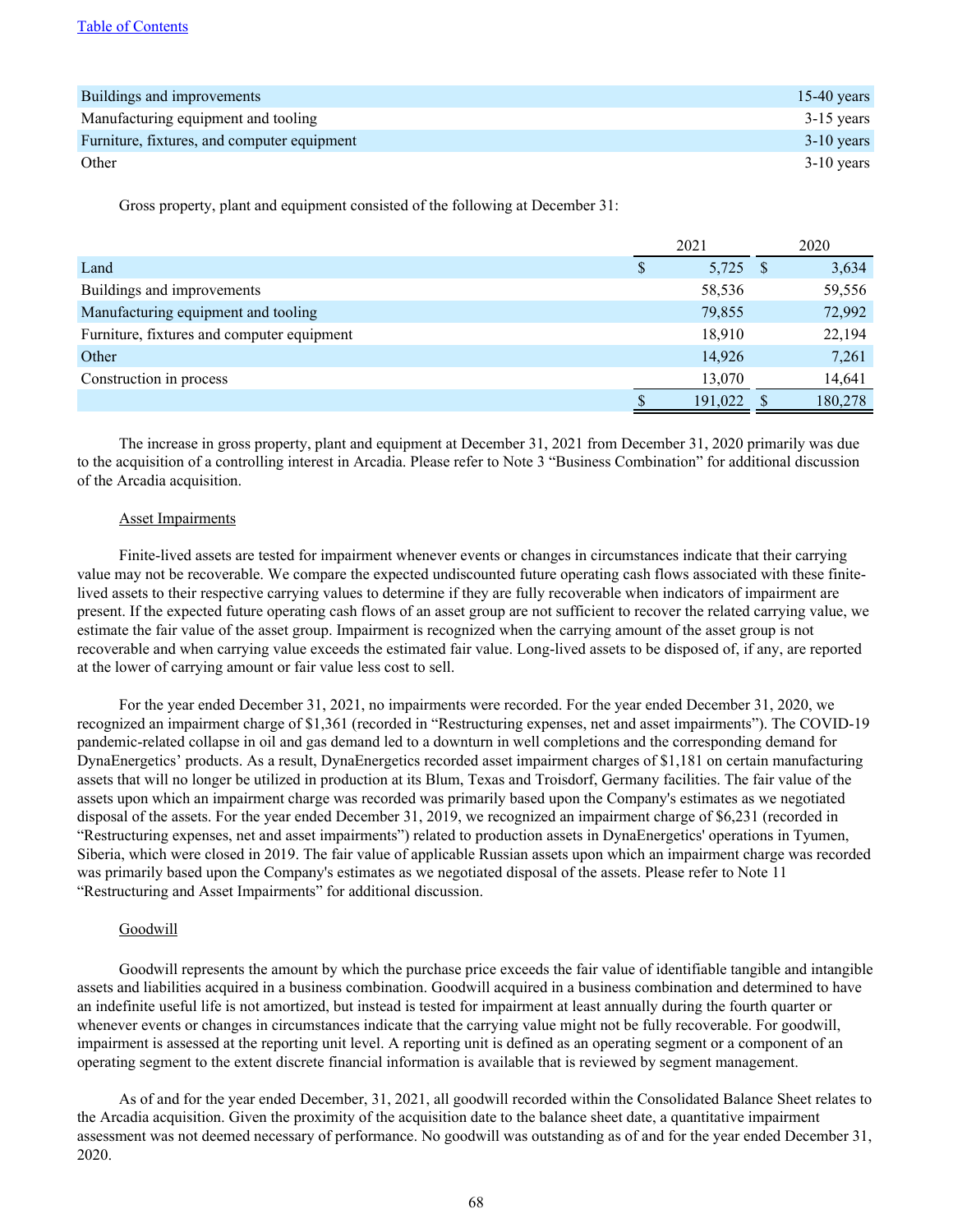| | |
|---|---|
| Buildings and improvements | 15-40 years |
| Manufacturing equipment and tooling | 3-15 years |
| Furniture, fixtures, and computer equipment | 3-10 years |
| Other | 3-10 years |

Gross property, plant and equipment consisted of the following at December 31:

| | 2021 | 2020 |
|---|---|---|
| Land | $ 5,725 | $ 3,634 |
| Buildings and improvements | 58,536 | 59,556 |
| Manufacturing equipment and tooling | 79,855 | 72,992 |
| Furniture, fixtures and computer equipment | 18,910 | 22,194 |
| Other | 14,926 | 7,261 |
| Construction in process | 13,070 | 14,641 |
| | $ 191,022 | $ 180,278 |

The increase in gross property, plant and equipment at December 31, 2021 from December 31, 2020 primarily was due to the acquisition of a controlling interest in Arcadia. Please refer to Note 3 "Business Combination" for additional discussion of the Arcadia acquisition.

Asset Impairments

Finite-lived assets are tested for impairment whenever events or changes in circumstances indicate that their carrying value may not be recoverable. We compare the expected undiscounted future operating cash flows associated with these finite-lived assets to their respective carrying values to determine if they are fully recoverable when indicators of impairment are present. If the expected future operating cash flows of an asset group are not sufficient to recover the related carrying value, we estimate the fair value of the asset group. Impairment is recognized when the carrying amount of the asset group is not recoverable and when carrying value exceeds the estimated fair value. Long-lived assets to be disposed of, if any, are reported at the lower of carrying amount or fair value less cost to sell.

For the year ended December 31, 2021, no impairments were recorded. For the year ended December 31, 2020, we recognized an impairment charge of $1,361 (recorded in "Restructuring expenses, net and asset impairments"). The COVID-19 pandemic-related collapse in oil and gas demand led to a downturn in well completions and the corresponding demand for DynaEnergetics' products. As a result, DynaEnergetics recorded asset impairment charges of $1,181 on certain manufacturing assets that will no longer be utilized in production at its Blum, Texas and Troisdorf, Germany facilities. The fair value of the assets upon which an impairment charge was recorded was primarily based upon the Company's estimates as we negotiated disposal of the assets. For the year ended December 31, 2019, we recognized an impairment charge of $6,231 (recorded in "Restructuring expenses, net and asset impairments") related to production assets in DynaEnergetics' operations in Tyumen, Siberia, which were closed in 2019. The fair value of applicable Russian assets upon which an impairment charge was recorded was primarily based upon the Company's estimates as we negotiated disposal of the assets. Please refer to Note 11 "Restructuring and Asset Impairments" for additional discussion.

Goodwill

Goodwill represents the amount by which the purchase price exceeds the fair value of identifiable tangible and intangible assets and liabilities acquired in a business combination. Goodwill acquired in a business combination and determined to have an indefinite useful life is not amortized, but instead is tested for impairment at least annually during the fourth quarter or whenever events or changes in circumstances indicate that the carrying value might not be fully recoverable. For goodwill, impairment is assessed at the reporting unit level. A reporting unit is defined as an operating segment or a component of an operating segment to the extent discrete financial information is available that is reviewed by segment management.

As of and for the year ended December, 31, 2021, all goodwill recorded within the Consolidated Balance Sheet relates to the Arcadia acquisition. Given the proximity of the acquisition date to the balance sheet date, a quantitative impairment assessment was not deemed necessary of performance. No goodwill was outstanding as of and for the year ended December 31, 2020.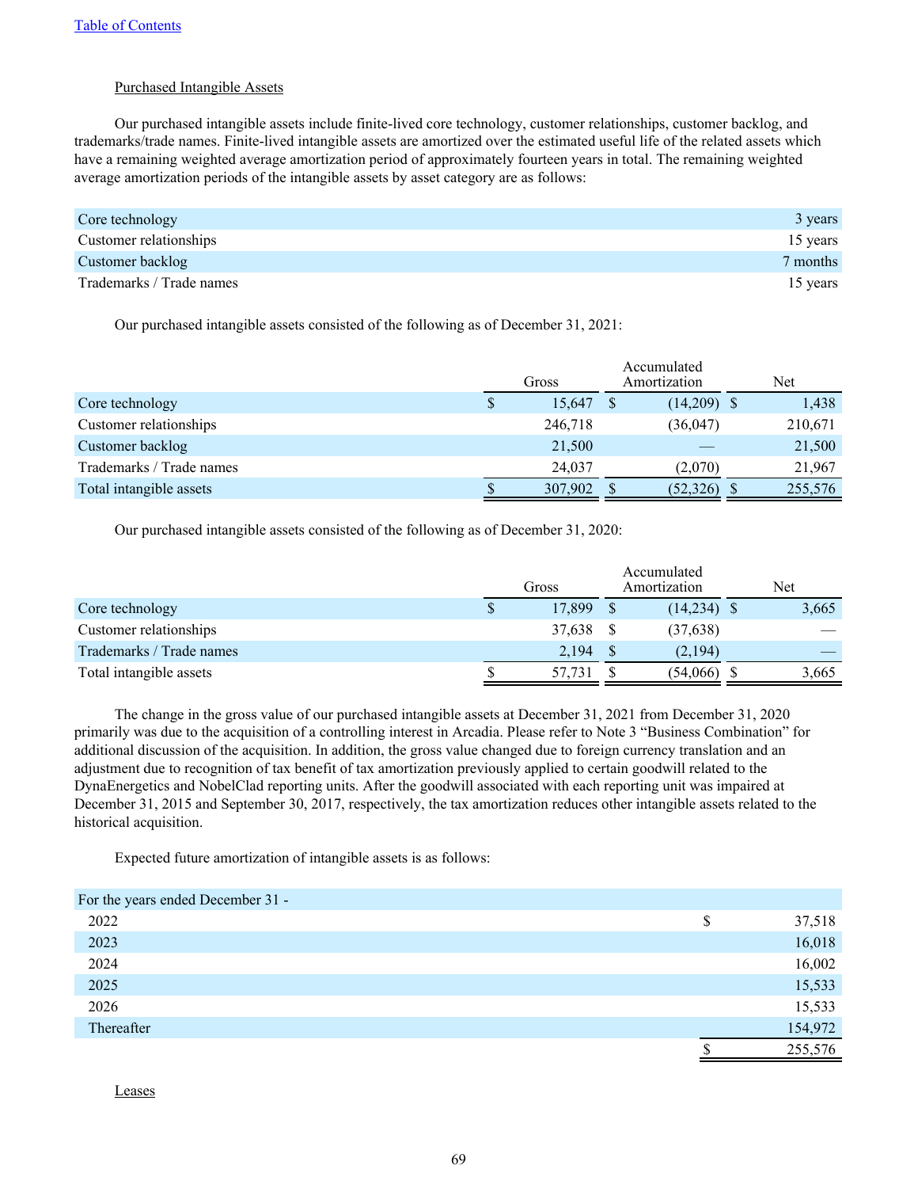Purchased Intangible Assets

Our purchased intangible assets include finite-lived core technology, customer relationships, customer backlog, and trademarks/trade names. Finite-lived intangible assets are amortized over the estimated useful life of the related assets which have a remaining weighted average amortization period of approximately fourteen years in total. The remaining weighted average amortization periods of the intangible assets by asset category are as follows:

| | |
|---|---|
| Core technology | 3 years |
| Customer relationships | 15 years |
| Customer backlog | 7 months |
| Trademarks / Trade names | 15 years |

Our purchased intangible assets consisted of the following as of December 31, 2021:

| | Gross | Accumulated Amortization | Net |
|---|---|---|---|
| Core technology | $ 15,647 | $ (14,209) | $ 1,438 |
| Customer relationships | 246,718 | (36,047) | 210,671 |
| Customer backlog | 21,500 | — | 21,500 |
| Trademarks / Trade names | 24,037 | (2,070) | 21,967 |
| Total intangible assets | $ 307,902 | $ (52,326) | $ 255,576 |

Our purchased intangible assets consisted of the following as of December 31, 2020:

| | Gross | Accumulated Amortization | Net |
|---|---|---|---|
| Core technology | $ 17,899 | $ (14,234) | $ 3,665 |
| Customer relationships | 37,638 | $ (37,638) | — |
| Trademarks / Trade names | 2,194 | $ (2,194) | — |
| Total intangible assets | $ 57,731 | $ (54,066) | $ 3,665 |

The change in the gross value of our purchased intangible assets at December 31, 2021 from December 31, 2020 primarily was due to the acquisition of a controlling interest in Arcadia. Please refer to Note 3 "Business Combination" for additional discussion of the acquisition. In addition, the gross value changed due to foreign currency translation and an adjustment due to recognition of tax benefit of tax amortization previously applied to certain goodwill related to the DynaEnergetics and NobelClad reporting units. After the goodwill associated with each reporting unit was impaired at December 31, 2015 and September 30, 2017, respectively, the tax amortization reduces other intangible assets related to the historical acquisition.

Expected future amortization of intangible assets is as follows:

| For the years ended December 31 - | |
|---|---|
| 2022 | $ 37,518 |
| 2023 | 16,018 |
| 2024 | 16,002 |
| 2025 | 15,533 |
| 2026 | 15,533 |
| Thereafter | 154,972 |
| | $ 255,576 |

Leases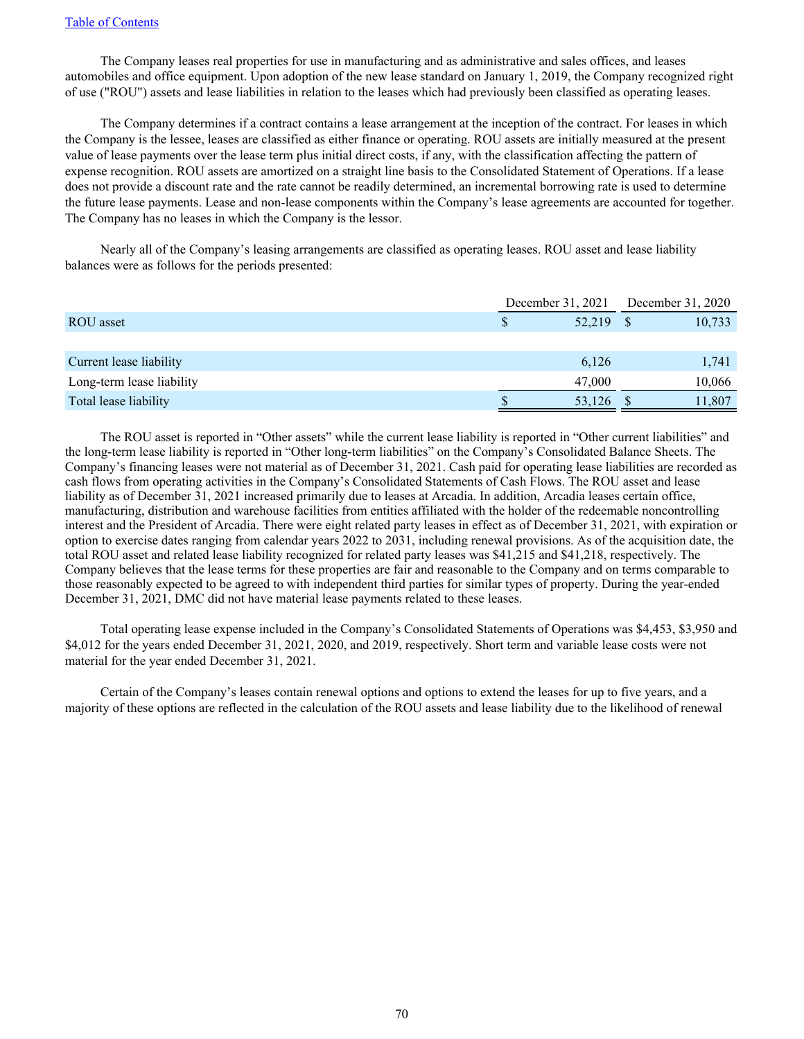The Company leases real properties for use in manufacturing and as administrative and sales offices, and leases automobiles and office equipment. Upon adoption of the new lease standard on January 1, 2019, the Company recognized right of use ("ROU") assets and lease liabilities in relation to the leases which had previously been classified as operating leases.

The Company determines if a contract contains a lease arrangement at the inception of the contract. For leases in which the Company is the lessee, leases are classified as either finance or operating. ROU assets are initially measured at the present value of lease payments over the lease term plus initial direct costs, if any, with the classification affecting the pattern of expense recognition. ROU assets are amortized on a straight line basis to the Consolidated Statement of Operations. If a lease does not provide a discount rate and the rate cannot be readily determined, an incremental borrowing rate is used to determine the future lease payments. Lease and non-lease components within the Company's lease agreements are accounted for together. The Company has no leases in which the Company is the lessor.

Nearly all of the Company's leasing arrangements are classified as operating leases. ROU asset and lease liability balances were as follows for the periods presented:

| | December 31, 2021 | December 31, 2020 |
|---|---|---|
| ROU asset | $ 52,219 | $ 10,733 |
| | | |
| Current lease liability | 6,126 | 1,741 |
| Long-term lease liability | 47,000 | 10,066 |
| Total lease liability | $ 53,126 | $ 11,807 |

The ROU asset is reported in "Other assets" while the current lease liability is reported in "Other current liabilities" and the long-term lease liability is reported in "Other long-term liabilities" on the Company's Consolidated Balance Sheets. The Company's financing leases were not material as of December 31, 2021. Cash paid for operating lease liabilities are recorded as cash flows from operating activities in the Company's Consolidated Statements of Cash Flows. The ROU asset and lease liability as of December 31, 2021 increased primarily due to leases at Arcadia. In addition, Arcadia leases certain office, manufacturing, distribution and warehouse facilities from entities affiliated with the holder of the redeemable noncontrolling interest and the President of Arcadia. There were eight related party leases in effect as of December 31, 2021, with expiration or option to exercise dates ranging from calendar years 2022 to 2031, including renewal provisions. As of the acquisition date, the total ROU asset and related lease liability recognized for related party leases was $41,215 and $41,218, respectively. The Company believes that the lease terms for these properties are fair and reasonable to the Company and on terms comparable to those reasonably expected to be agreed to with independent third parties for similar types of property. During the year-ended December 31, 2021, DMC did not have material lease payments related to these leases.

Total operating lease expense included in the Company's Consolidated Statements of Operations was $4,453, $3,950 and $4,012 for the years ended December 31, 2021, 2020, and 2019, respectively. Short term and variable lease costs were not material for the year ended December 31, 2021.

Certain of the Company's leases contain renewal options and options to extend the leases for up to five years, and a majority of these options are reflected in the calculation of the ROU assets and lease liability due to the likelihood of renewal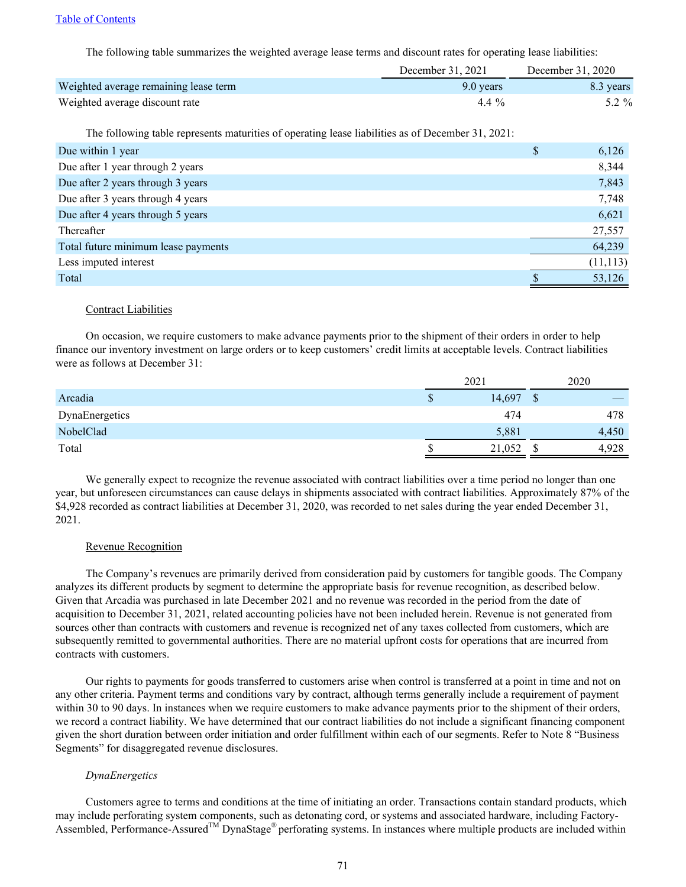The following table summarizes the weighted average lease terms and discount rates for operating lease liabilities:

| | December 31, 2021 | December 31, 2020 |
|---|---|---|
| Weighted average remaining lease term | 9.0 years | 8.3 years |
| Weighted average discount rate | 4.4 % | 5.2 % |

The following table represents maturities of operating lease liabilities as of December 31, 2021:

| | |
|---|---|
| Due within 1 year | $ 6,126 |
| Due after 1 year through 2 years | 8,344 |
| Due after 2 years through 3 years | 7,843 |
| Due after 3 years through 4 years | 7,748 |
| Due after 4 years through 5 years | 6,621 |
| Thereafter | 27,557 |
| Total future minimum lease payments | 64,239 |
| Less imputed interest | (11,113) |
| Total | $ 53,126 |

Contract Liabilities

On occasion, we require customers to make advance payments prior to the shipment of their orders in order to help finance our inventory investment on large orders or to keep customers' credit limits at acceptable levels. Contract liabilities were as follows at December 31:

| | 2021 | 2020 |
|---|---|---|
| Arcadia | $ 14,697 | $ — |
| DynaEnergetics | 474 | 478 |
| NobelClad | 5,881 | 4,450 |
| Total | $ 21,052 | $ 4,928 |

We generally expect to recognize the revenue associated with contract liabilities over a time period no longer than one year, but unforeseen circumstances can cause delays in shipments associated with contract liabilities. Approximately 87% of the $4,928 recorded as contract liabilities at December 31, 2020, was recorded to net sales during the year ended December 31, 2021.

Revenue Recognition

The Company's revenues are primarily derived from consideration paid by customers for tangible goods. The Company analyzes its different products by segment to determine the appropriate basis for revenue recognition, as described below. Given that Arcadia was purchased in late December 2021 and no revenue was recorded in the period from the date of acquisition to December 31, 2021, related accounting policies have not been included herein. Revenue is not generated from sources other than contracts with customers and revenue is recognized net of any taxes collected from customers, which are subsequently remitted to governmental authorities. There are no material upfront costs for operations that are incurred from contracts with customers.

Our rights to payments for goods transferred to customers arise when control is transferred at a point in time and not on any other criteria. Payment terms and conditions vary by contract, although terms generally include a requirement of payment within 30 to 90 days. In instances when we require customers to make advance payments prior to the shipment of their orders, we record a contract liability. We have determined that our contract liabilities do not include a significant financing component given the short duration between order initiation and order fulfillment within each of our segments. Refer to Note 8 "Business Segments" for disaggregated revenue disclosures.

*DynaEnergetics*

Customers agree to terms and conditions at the time of initiating an order. Transactions contain standard products, which may include perforating system components, such as detonating cord, or systems and associated hardware, including Factory-Assembled, Performance-Assured™ DynaStage® perforating systems. In instances where multiple products are included within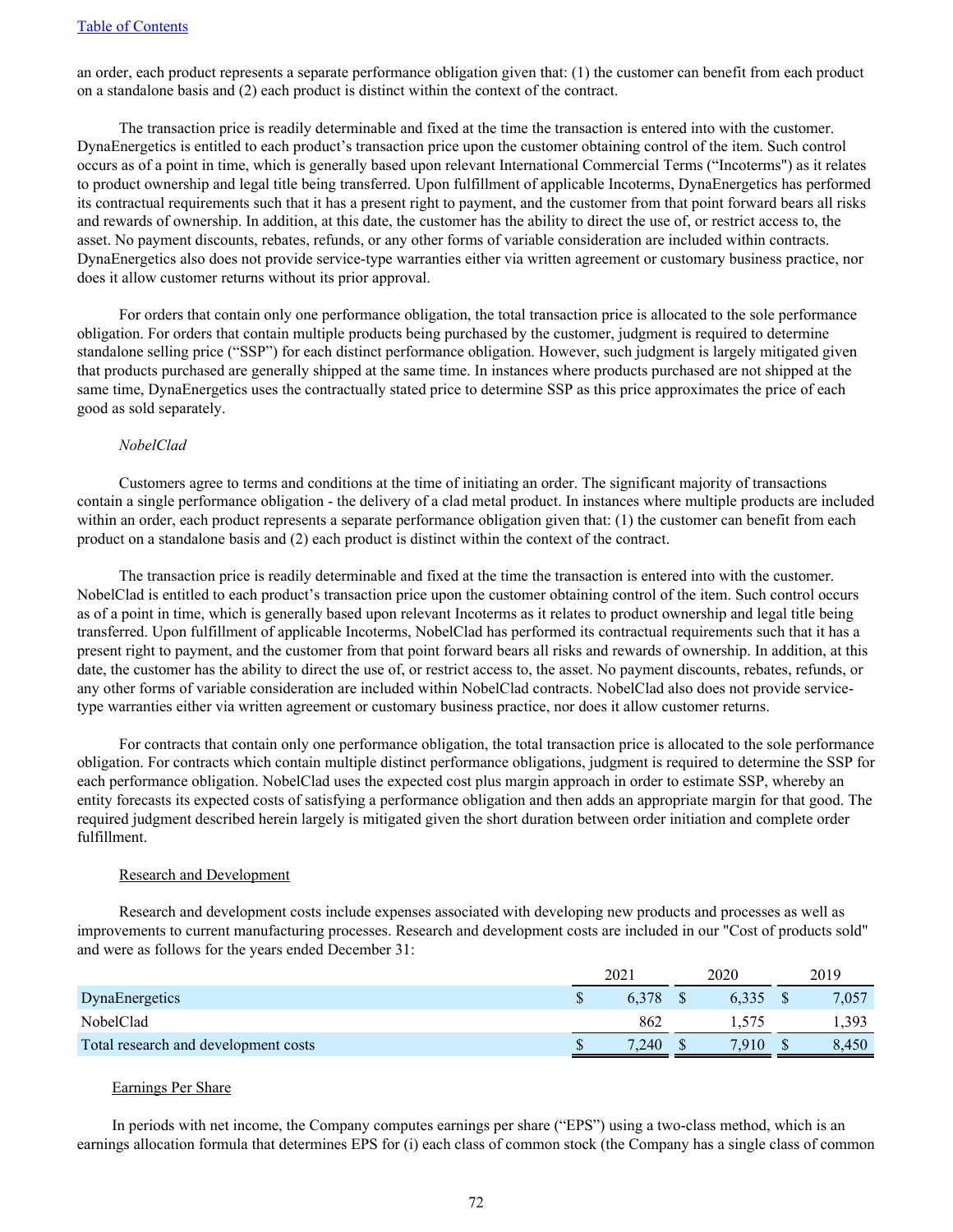an order, each product represents a separate performance obligation given that: (1) the customer can benefit from each product on a standalone basis and (2) each product is distinct within the context of the contract.

The transaction price is readily determinable and fixed at the time the transaction is entered into with the customer. DynaEnergetics is entitled to each product's transaction price upon the customer obtaining control of the item. Such control occurs as of a point in time, which is generally based upon relevant International Commercial Terms ("Incoterms") as it relates to product ownership and legal title being transferred. Upon fulfillment of applicable Incoterms, DynaEnergetics has performed its contractual requirements such that it has a present right to payment, and the customer from that point forward bears all risks and rewards of ownership. In addition, at this date, the customer has the ability to direct the use of, or restrict access to, the asset. No payment discounts, rebates, refunds, or any other forms of variable consideration are included within contracts. DynaEnergetics also does not provide service-type warranties either via written agreement or customary business practice, nor does it allow customer returns without its prior approval.

For orders that contain only one performance obligation, the total transaction price is allocated to the sole performance obligation. For orders that contain multiple products being purchased by the customer, judgment is required to determine standalone selling price ("SSP") for each distinct performance obligation. However, such judgment is largely mitigated given that products purchased are generally shipped at the same time. In instances where products purchased are not shipped at the same time, DynaEnergetics uses the contractually stated price to determine SSP as this price approximates the price of each good as sold separately.

*NobelClad*

Customers agree to terms and conditions at the time of initiating an order. The significant majority of transactions contain a single performance obligation - the delivery of a clad metal product. In instances where multiple products are included within an order, each product represents a separate performance obligation given that: (1) the customer can benefit from each product on a standalone basis and (2) each product is distinct within the context of the contract.

The transaction price is readily determinable and fixed at the time the transaction is entered into with the customer. NobelClad is entitled to each product's transaction price upon the customer obtaining control of the item. Such control occurs as of a point in time, which is generally based upon relevant Incoterms as it relates to product ownership and legal title being transferred. Upon fulfillment of applicable Incoterms, NobelClad has performed its contractual requirements such that it has a present right to payment, and the customer from that point forward bears all risks and rewards of ownership. In addition, at this date, the customer has the ability to direct the use of, or restrict access to, the asset. No payment discounts, rebates, refunds, or any other forms of variable consideration are included within NobelClad contracts. NobelClad also does not provide service-type warranties either via written agreement or customary business practice, nor does it allow customer returns.

For contracts that contain only one performance obligation, the total transaction price is allocated to the sole performance obligation. For contracts which contain multiple distinct performance obligations, judgment is required to determine the SSP for each performance obligation. NobelClad uses the expected cost plus margin approach in order to estimate SSP, whereby an entity forecasts its expected costs of satisfying a performance obligation and then adds an appropriate margin for that good. The required judgment described herein largely is mitigated given the short duration between order initiation and complete order fulfillment.

Research and Development

Research and development costs include expenses associated with developing new products and processes as well as improvements to current manufacturing processes. Research and development costs are included in our "Cost of products sold" and were as follows for the years ended December 31:

| | 2021 | 2020 | 2019 |
|---|---|---|---|
| DynaEnergetics | $ 6,378 | $ 6,335 | $ 7,057 |
| NobelClad | 862 | 1,575 | 1,393 |
| Total research and development costs | $ 7,240 | $ 7,910 | $ 8,450 |

Earnings Per Share

In periods with net income, the Company computes earnings per share ("EPS") using a two-class method, which is an earnings allocation formula that determines EPS for (i) each class of common stock (the Company has a single class of common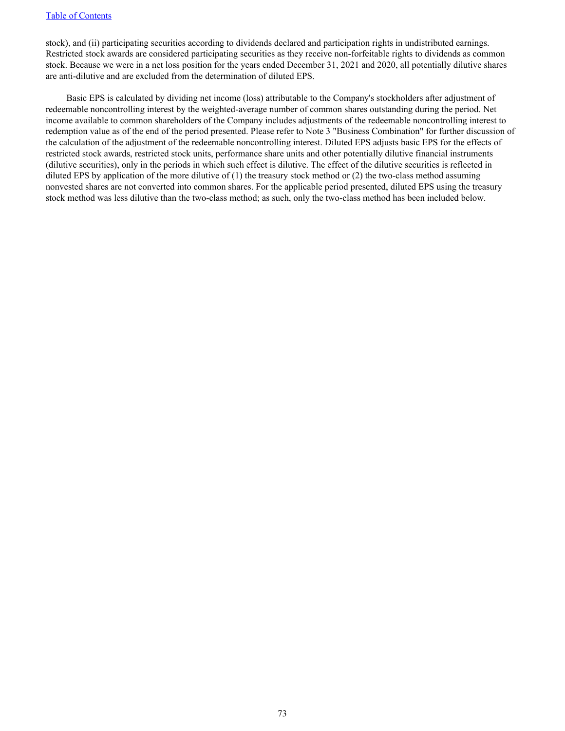stock), and (ii) participating securities according to dividends declared and participation rights in undistributed earnings. Restricted stock awards are considered participating securities as they receive non-forfeitable rights to dividends as common stock. Because we were in a net loss position for the years ended December 31, 2021 and 2020, all potentially dilutive shares are anti-dilutive and are excluded from the determination of diluted EPS.

Basic EPS is calculated by dividing net income (loss) attributable to the Company's stockholders after adjustment of redeemable noncontrolling interest by the weighted-average number of common shares outstanding during the period. Net income available to common shareholders of the Company includes adjustments of the redeemable noncontrolling interest to redemption value as of the end of the period presented. Please refer to Note 3 "Business Combination" for further discussion of the calculation of the adjustment of the redeemable noncontrolling interest. Diluted EPS adjusts basic EPS for the effects of restricted stock awards, restricted stock units, performance share units and other potentially dilutive financial instruments (dilutive securities), only in the periods in which such effect is dilutive. The effect of the dilutive securities is reflected in diluted EPS by application of the more dilutive of (1) the treasury stock method or (2) the two-class method assuming nonvested shares are not converted into common shares. For the applicable period presented, diluted EPS using the treasury stock method was less dilutive than the two-class method; as such, only the two-class method has been included below.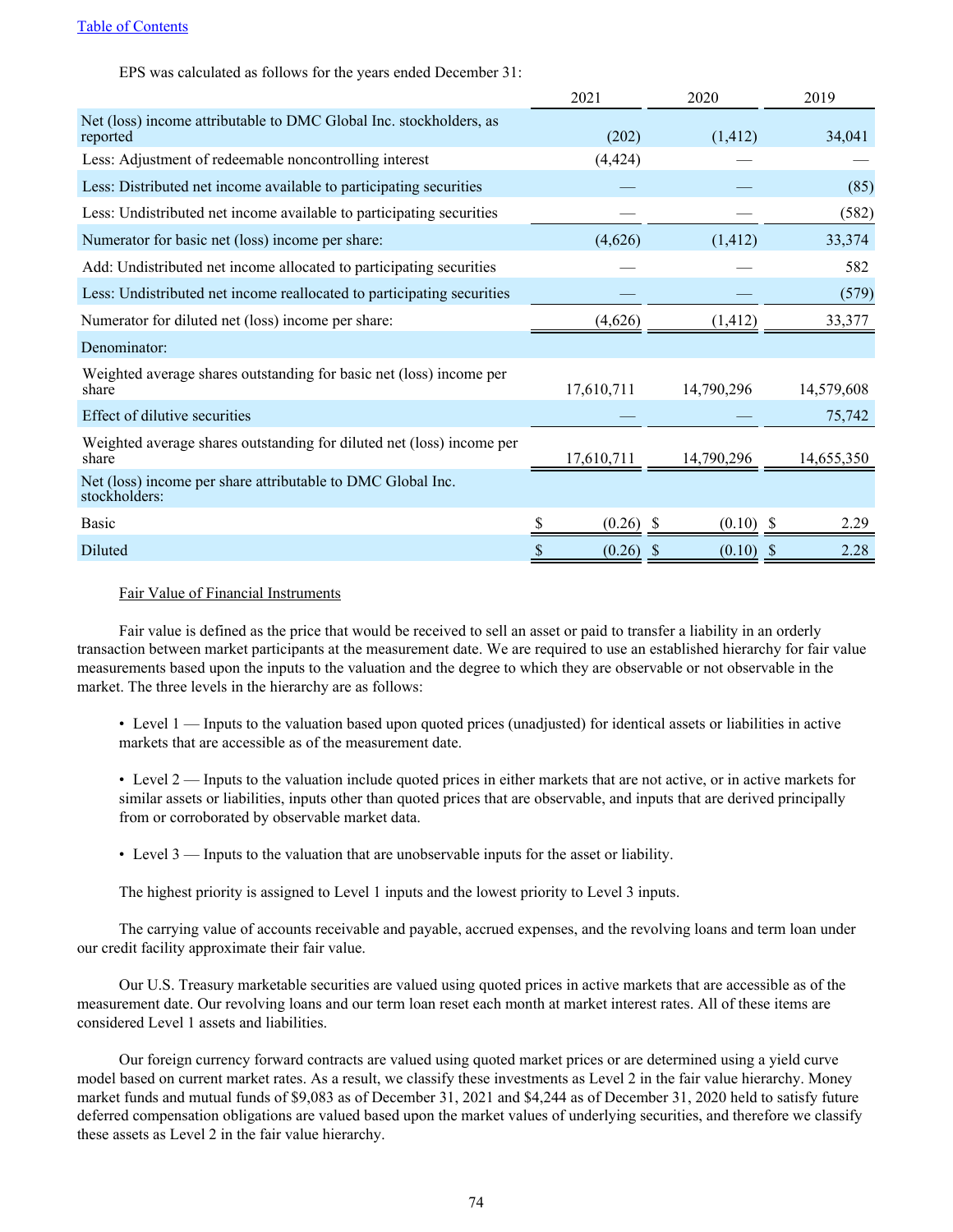EPS was calculated as follows for the years ended December 31:

| | 2021 | 2020 | 2019 |
|---|---|---|---|
| Net (loss) income attributable to DMC Global Inc. stockholders, as reported | (202) | (1,412) | 34,041 |
| Less: Adjustment of redeemable noncontrolling interest | (4,424) | — | — |
| Less: Distributed net income available to participating securities | — | — | (85) |
| Less: Undistributed net income available to participating securities | — | — | (582) |
| Numerator for basic net (loss) income per share: | (4,626) | (1,412) | 33,374 |
| Add: Undistributed net income allocated to participating securities | — | — | 582 |
| Less: Undistributed net income reallocated to participating securities | — | — | (579) |
| Numerator for diluted net (loss) income per share: | (4,626) | (1,412) | 33,377 |
| Denominator: | | | |
| Weighted average shares outstanding for basic net (loss) income per share | 17,610,711 | 14,790,296 | 14,579,608 |
| Effect of dilutive securities | — | — | 75,742 |
| Weighted average shares outstanding for diluted net (loss) income per share | 17,610,711 | 14,790,296 | 14,655,350 |
| Net (loss) income per share attributable to DMC Global Inc. stockholders: | | | |
| Basic | $ (0.26) | $ (0.10) | $ 2.29 |
| Diluted | $ (0.26) | $ (0.10) | $ 2.28 |

Fair Value of Financial Instruments

Fair value is defined as the price that would be received to sell an asset or paid to transfer a liability in an orderly transaction between market participants at the measurement date. We are required to use an established hierarchy for fair value measurements based upon the inputs to the valuation and the degree to which they are observable or not observable in the market. The three levels in the hierarchy are as follows:

- Level 1 — Inputs to the valuation based upon quoted prices (unadjusted) for identical assets or liabilities in active markets that are accessible as of the measurement date.
- Level 2 — Inputs to the valuation include quoted prices in either markets that are not active, or in active markets for similar assets or liabilities, inputs other than quoted prices that are observable, and inputs that are derived principally from or corroborated by observable market data.
- Level 3 — Inputs to the valuation that are unobservable inputs for the asset or liability.

The highest priority is assigned to Level 1 inputs and the lowest priority to Level 3 inputs.

The carrying value of accounts receivable and payable, accrued expenses, and the revolving loans and term loan under our credit facility approximate their fair value.

Our U.S. Treasury marketable securities are valued using quoted prices in active markets that are accessible as of the measurement date. Our revolving loans and our term loan reset each month at market interest rates. All of these items are considered Level 1 assets and liabilities.

Our foreign currency forward contracts are valued using quoted market prices or are determined using a yield curve model based on current market rates. As a result, we classify these investments as Level 2 in the fair value hierarchy. Money market funds and mutual funds of $9,083 as of December 31, 2021 and $4,244 as of December 31, 2020 held to satisfy future deferred compensation obligations are valued based upon the market values of underlying securities, and therefore we classify these assets as Level 2 in the fair value hierarchy.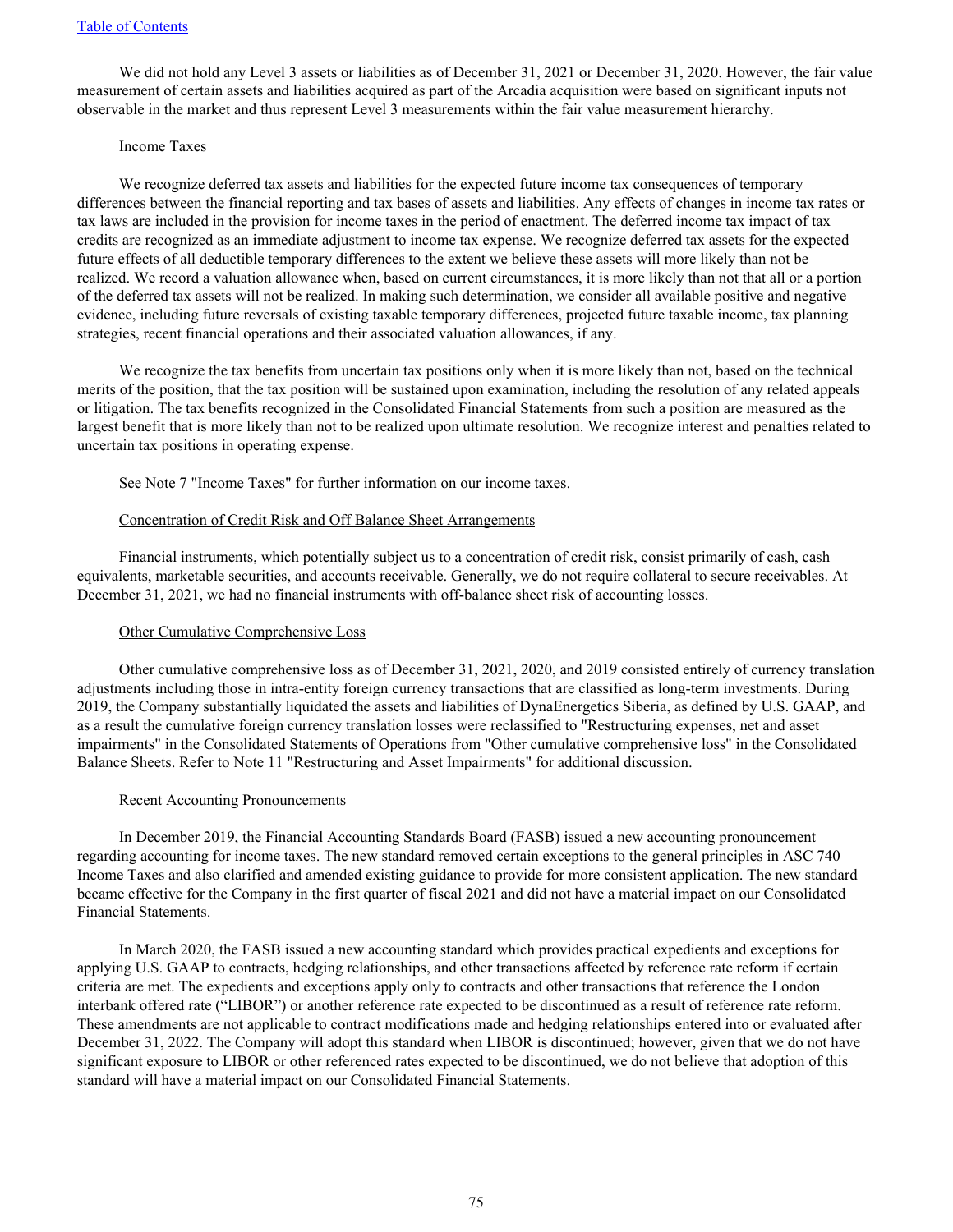We did not hold any Level 3 assets or liabilities as of December 31, 2021 or December 31, 2020. However, the fair value measurement of certain assets and liabilities acquired as part of the Arcadia acquisition were based on significant inputs not observable in the market and thus represent Level 3 measurements within the fair value measurement hierarchy.

Income Taxes

We recognize deferred tax assets and liabilities for the expected future income tax consequences of temporary differences between the financial reporting and tax bases of assets and liabilities. Any effects of changes in income tax rates or tax laws are included in the provision for income taxes in the period of enactment. The deferred income tax impact of tax credits are recognized as an immediate adjustment to income tax expense. We recognize deferred tax assets for the expected future effects of all deductible temporary differences to the extent we believe these assets will more likely than not be realized. We record a valuation allowance when, based on current circumstances, it is more likely than not that all or a portion of the deferred tax assets will not be realized. In making such determination, we consider all available positive and negative evidence, including future reversals of existing taxable temporary differences, projected future taxable income, tax planning strategies, recent financial operations and their associated valuation allowances, if any.

We recognize the tax benefits from uncertain tax positions only when it is more likely than not, based on the technical merits of the position, that the tax position will be sustained upon examination, including the resolution of any related appeals or litigation. The tax benefits recognized in the Consolidated Financial Statements from such a position are measured as the largest benefit that is more likely than not to be realized upon ultimate resolution. We recognize interest and penalties related to uncertain tax positions in operating expense.

See Note 7 "Income Taxes" for further information on our income taxes.

Concentration of Credit Risk and Off Balance Sheet Arrangements

Financial instruments, which potentially subject us to a concentration of credit risk, consist primarily of cash, cash equivalents, marketable securities, and accounts receivable. Generally, we do not require collateral to secure receivables. At December 31, 2021, we had no financial instruments with off-balance sheet risk of accounting losses.

Other Cumulative Comprehensive Loss

Other cumulative comprehensive loss as of December 31, 2021, 2020, and 2019 consisted entirely of currency translation adjustments including those in intra-entity foreign currency transactions that are classified as long-term investments. During 2019, the Company substantially liquidated the assets and liabilities of DynaEnergetics Siberia, as defined by U.S. GAAP, and as a result the cumulative foreign currency translation losses were reclassified to "Restructuring expenses, net and asset impairments" in the Consolidated Statements of Operations from "Other cumulative comprehensive loss" in the Consolidated Balance Sheets. Refer to Note 11 "Restructuring and Asset Impairments" for additional discussion.

Recent Accounting Pronouncements

In December 2019, the Financial Accounting Standards Board (FASB) issued a new accounting pronouncement regarding accounting for income taxes. The new standard removed certain exceptions to the general principles in ASC 740 Income Taxes and also clarified and amended existing guidance to provide for more consistent application. The new standard became effective for the Company in the first quarter of fiscal 2021 and did not have a material impact on our Consolidated Financial Statements.

In March 2020, the FASB issued a new accounting standard which provides practical expedients and exceptions for applying U.S. GAAP to contracts, hedging relationships, and other transactions affected by reference rate reform if certain criteria are met. The expedients and exceptions apply only to contracts and other transactions that reference the London interbank offered rate ("LIBOR") or another reference rate expected to be discontinued as a result of reference rate reform. These amendments are not applicable to contract modifications made and hedging relationships entered into or evaluated after December 31, 2022. The Company will adopt this standard when LIBOR is discontinued; however, given that we do not have significant exposure to LIBOR or other referenced rates expected to be discontinued, we do not believe that adoption of this standard will have a material impact on our Consolidated Financial Statements.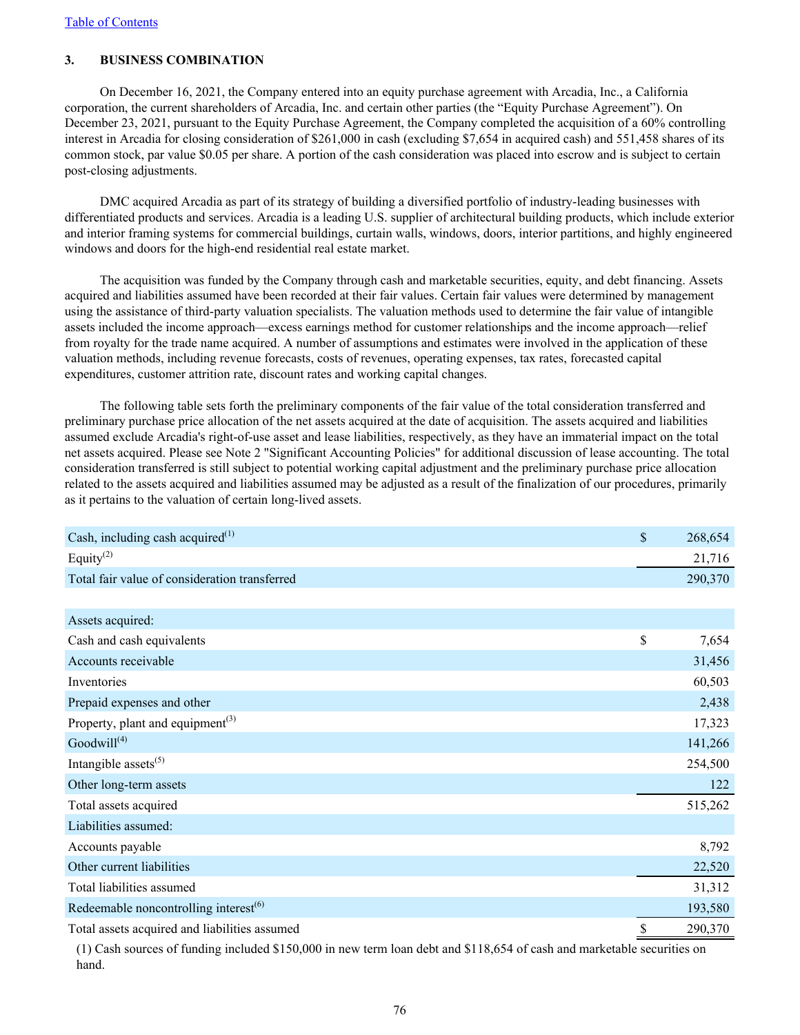[Table of Contents](#)

## 3. BUSINESS COMBINATION

On December 16, 2021, the Company entered into an equity purchase agreement with Arcadia, Inc., a California corporation, the current shareholders of Arcadia, Inc. and certain other parties (the "Equity Purchase Agreement"). On December 23, 2021, pursuant to the Equity Purchase Agreement, the Company completed the acquisition of a 60% controlling interest in Arcadia for closing consideration of $261,000 in cash (excluding $7,654 in acquired cash) and 551,458 shares of its common stock, par value $0.05 per share. A portion of the cash consideration was placed into escrow and is subject to certain post-closing adjustments.

DMC acquired Arcadia as part of its strategy of building a diversified portfolio of industry-leading businesses with differentiated products and services. Arcadia is a leading U.S. supplier of architectural building products, which include exterior and interior framing systems for commercial buildings, curtain walls, windows, doors, interior partitions, and highly engineered windows and doors for the high-end residential real estate market.

The acquisition was funded by the Company through cash and marketable securities, equity, and debt financing. Assets acquired and liabilities assumed have been recorded at their fair values. Certain fair values were determined by management using the assistance of third-party valuation specialists. The valuation methods used to determine the fair value of intangible assets included the income approach—excess earnings method for customer relationships and the income approach—relief from royalty for the trade name acquired. A number of assumptions and estimates were involved in the application of these valuation methods, including revenue forecasts, costs of revenues, operating expenses, tax rates, forecasted capital expenditures, customer attrition rate, discount rates and working capital changes.

The following table sets forth the preliminary components of the fair value of the total consideration transferred and preliminary purchase price allocation of the net assets acquired at the date of acquisition. The assets acquired and liabilities assumed exclude Arcadia's right-of-use asset and lease liabilities, respectively, as they have an immaterial impact on the total net assets acquired. Please see Note 2 "Significant Accounting Policies" for additional discussion of lease accounting. The total consideration transferred is still subject to potential working capital adjustment and the preliminary purchase price allocation related to the assets acquired and liabilities assumed may be adjusted as a result of the finalization of our procedures, primarily as it pertains to the valuation of certain long-lived assets.

| | | |
|---|---|---|
| Cash, including cash acquired(1) | $ | 268,654 |
| Equity(2) | | 21,716 |
| Total fair value of consideration transferred | | 290,370 |
| | | |
| Assets acquired: | | |
| Cash and cash equivalents | $ | 7,654 |
| Accounts receivable | | 31,456 |
| Inventories | | 60,503 |
| Prepaid expenses and other | | 2,438 |
| Property, plant and equipment(3) | | 17,323 |
| Goodwill(4) | | 141,266 |
| Intangible assets(5) | | 254,500 |
| Other long-term assets | | 122 |
| Total assets acquired | | 515,262 |
| Liabilities assumed: | | |
| Accounts payable | | 8,792 |
| Other current liabilities | | 22,520 |
| Total liabilities assumed | | 31,312 |
| Redeemable noncontrolling interest(6) | | 193,580 |
| Total assets acquired and liabilities assumed | $ | 290,370 |

(1) Cash sources of funding included $150,000 in new term loan debt and $118,654 of cash and marketable securities on hand.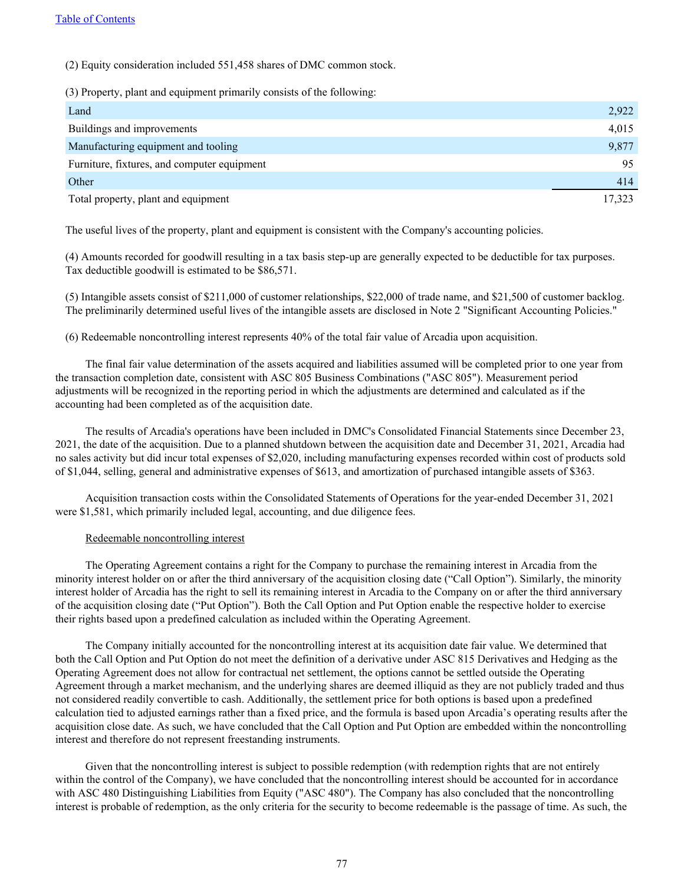(2) Equity consideration included 551,458 shares of DMC common stock.

(3) Property, plant and equipment primarily consists of the following:

| | |
|---|---|
| Land | 2,922 |
| Buildings and improvements | 4,015 |
| Manufacturing equipment and tooling | 9,877 |
| Furniture, fixtures, and computer equipment | 95 |
| Other | 414 |
| Total property, plant and equipment | 17,323 |

The useful lives of the property, plant and equipment is consistent with the Company's accounting policies.

(4) Amounts recorded for goodwill resulting in a tax basis step-up are generally expected to be deductible for tax purposes. Tax deductible goodwill is estimated to be $86,571.

(5) Intangible assets consist of $211,000 of customer relationships, $22,000 of trade name, and $21,500 of customer backlog. The preliminarily determined useful lives of the intangible assets are disclosed in Note 2 "Significant Accounting Policies."

(6) Redeemable noncontrolling interest represents 40% of the total fair value of Arcadia upon acquisition.

The final fair value determination of the assets acquired and liabilities assumed will be completed prior to one year from the transaction completion date, consistent with ASC 805 Business Combinations ("ASC 805"). Measurement period adjustments will be recognized in the reporting period in which the adjustments are determined and calculated as if the accounting had been completed as of the acquisition date.

The results of Arcadia's operations have been included in DMC's Consolidated Financial Statements since December 23, 2021, the date of the acquisition. Due to a planned shutdown between the acquisition date and December 31, 2021, Arcadia had no sales activity but did incur total expenses of $2,020, including manufacturing expenses recorded within cost of products sold of $1,044, selling, general and administrative expenses of $613, and amortization of purchased intangible assets of $363.

Acquisition transaction costs within the Consolidated Statements of Operations for the year-ended December 31, 2021 were $1,581, which primarily included legal, accounting, and due diligence fees.

Redeemable noncontrolling interest

The Operating Agreement contains a right for the Company to purchase the remaining interest in Arcadia from the minority interest holder on or after the third anniversary of the acquisition closing date ("Call Option"). Similarly, the minority interest holder of Arcadia has the right to sell its remaining interest in Arcadia to the Company on or after the third anniversary of the acquisition closing date ("Put Option"). Both the Call Option and Put Option enable the respective holder to exercise their rights based upon a predefined calculation as included within the Operating Agreement.

The Company initially accounted for the noncontrolling interest at its acquisition date fair value. We determined that both the Call Option and Put Option do not meet the definition of a derivative under ASC 815 Derivatives and Hedging as the Operating Agreement does not allow for contractual net settlement, the options cannot be settled outside the Operating Agreement through a market mechanism, and the underlying shares are deemed illiquid as they are not publicly traded and thus not considered readily convertible to cash. Additionally, the settlement price for both options is based upon a predefined calculation tied to adjusted earnings rather than a fixed price, and the formula is based upon Arcadia's operating results after the acquisition close date. As such, we have concluded that the Call Option and Put Option are embedded within the noncontrolling interest and therefore do not represent freestanding instruments.

Given that the noncontrolling interest is subject to possible redemption (with redemption rights that are not entirely within the control of the Company), we have concluded that the noncontrolling interest should be accounted for in accordance with ASC 480 Distinguishing Liabilities from Equity ("ASC 480"). The Company has also concluded that the noncontrolling interest is probable of redemption, as the only criteria for the security to become redeemable is the passage of time. As such, the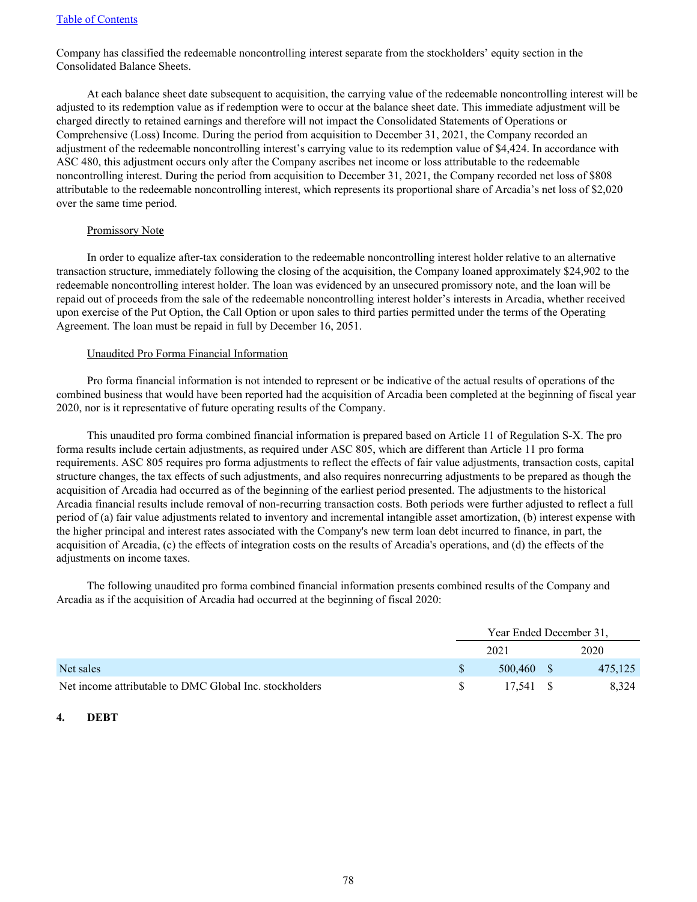Company has classified the redeemable noncontrolling interest separate from the stockholders' equity section in the Consolidated Balance Sheets.

At each balance sheet date subsequent to acquisition, the carrying value of the redeemable noncontrolling interest will be adjusted to its redemption value as if redemption were to occur at the balance sheet date. This immediate adjustment will be charged directly to retained earnings and therefore will not impact the Consolidated Statements of Operations or Comprehensive (Loss) Income. During the period from acquisition to December 31, 2021, the Company recorded an adjustment of the redeemable noncontrolling interest's carrying value to its redemption value of $4,424. In accordance with ASC 480, this adjustment occurs only after the Company ascribes net income or loss attributable to the redeemable noncontrolling interest. During the period from acquisition to December 31, 2021, the Company recorded net loss of $808 attributable to the redeemable noncontrolling interest, which represents its proportional share of Arcadia's net loss of $2,020 over the same time period.

Promissory Note

In order to equalize after-tax consideration to the redeemable noncontrolling interest holder relative to an alternative transaction structure, immediately following the closing of the acquisition, the Company loaned approximately $24,902 to the redeemable noncontrolling interest holder. The loan was evidenced by an unsecured promissory note, and the loan will be repaid out of proceeds from the sale of the redeemable noncontrolling interest holder's interests in Arcadia, whether received upon exercise of the Put Option, the Call Option or upon sales to third parties permitted under the terms of the Operating Agreement. The loan must be repaid in full by December 16, 2051.

Unaudited Pro Forma Financial Information

Pro forma financial information is not intended to represent or be indicative of the actual results of operations of the combined business that would have been reported had the acquisition of Arcadia been completed at the beginning of fiscal year 2020, nor is it representative of future operating results of the Company.

This unaudited pro forma combined financial information is prepared based on Article 11 of Regulation S-X. The pro forma results include certain adjustments, as required under ASC 805, which are different than Article 11 pro forma requirements. ASC 805 requires pro forma adjustments to reflect the effects of fair value adjustments, transaction costs, capital structure changes, the tax effects of such adjustments, and also requires nonrecurring adjustments to be prepared as though the acquisition of Arcadia had occurred as of the beginning of the earliest period presented. The adjustments to the historical Arcadia financial results include removal of non-recurring transaction costs. Both periods were further adjusted to reflect a full period of (a) fair value adjustments related to inventory and incremental intangible asset amortization, (b) interest expense with the higher principal and interest rates associated with the Company's new term loan debt incurred to finance, in part, the acquisition of Arcadia, (c) the effects of integration costs on the results of Arcadia's operations, and (d) the effects of the adjustments on income taxes.

The following unaudited pro forma combined financial information presents combined results of the Company and Arcadia as if the acquisition of Arcadia had occurred at the beginning of fiscal 2020:

| | Year Ended December 31, | |
|---|---|---|
| | 2021 | 2020 |
| Net sales | $ 500,460 | $ 475,125 |
| Net income attributable to DMC Global Inc. stockholders | $ 17,541 | $ 8,324 |

**4. DEBT**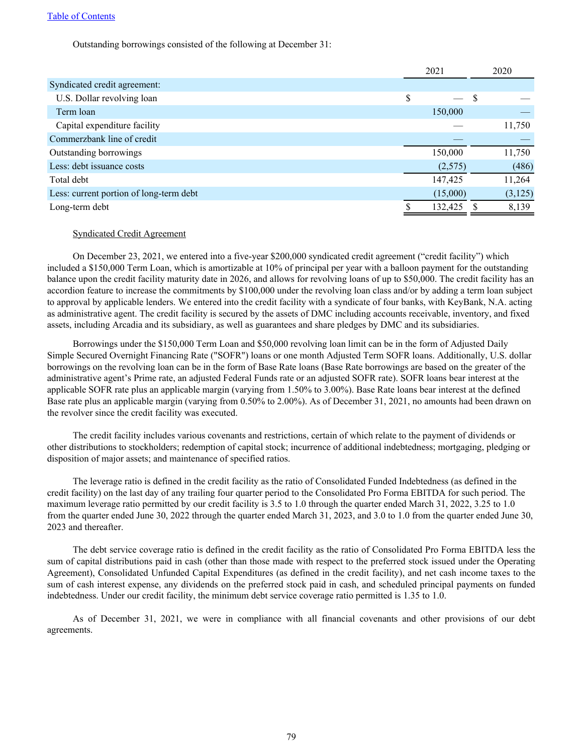Outstanding borrowings consisted of the following at December 31:

| | 2021 | 2020 |
|---|---|---|
| Syndicated credit agreement: | | |
| U.S. Dollar revolving loan | $ — | $ — |
| Term loan | 150,000 | — |
| Capital expenditure facility | — | 11,750 |
| Commerzbank line of credit | — | — |
| Outstanding borrowings | 150,000 | 11,750 |
| Less: debt issuance costs | (2,575) | (486) |
| Total debt | 147,425 | 11,264 |
| Less: current portion of long-term debt | (15,000) | (3,125) |
| Long-term debt | $ 132,425 | $ 8,139 |

Syndicated Credit Agreement

On December 23, 2021, we entered into a five-year $200,000 syndicated credit agreement ("credit facility") which included a $150,000 Term Loan, which is amortizable at 10% of principal per year with a balloon payment for the outstanding balance upon the credit facility maturity date in 2026, and allows for revolving loans of up to $50,000. The credit facility has an accordion feature to increase the commitments by $100,000 under the revolving loan class and/or by adding a term loan subject to approval by applicable lenders. We entered into the credit facility with a syndicate of four banks, with KeyBank, N.A. acting as administrative agent. The credit facility is secured by the assets of DMC including accounts receivable, inventory, and fixed assets, including Arcadia and its subsidiary, as well as guarantees and share pledges by DMC and its subsidiaries.

Borrowings under the $150,000 Term Loan and $50,000 revolving loan limit can be in the form of Adjusted Daily Simple Secured Overnight Financing Rate ("SOFR") loans or one month Adjusted Term SOFR loans. Additionally, U.S. dollar borrowings on the revolving loan can be in the form of Base Rate loans (Base Rate borrowings are based on the greater of the administrative agent's Prime rate, an adjusted Federal Funds rate or an adjusted SOFR rate). SOFR loans bear interest at the applicable SOFR rate plus an applicable margin (varying from 1.50% to 3.00%). Base Rate loans bear interest at the defined Base rate plus an applicable margin (varying from 0.50% to 2.00%). As of December 31, 2021, no amounts had been drawn on the revolver since the credit facility was executed.

The credit facility includes various covenants and restrictions, certain of which relate to the payment of dividends or other distributions to stockholders; redemption of capital stock; incurrence of additional indebtedness; mortgaging, pledging or disposition of major assets; and maintenance of specified ratios.

The leverage ratio is defined in the credit facility as the ratio of Consolidated Funded Indebtedness (as defined in the credit facility) on the last day of any trailing four quarter period to the Consolidated Pro Forma EBITDA for such period. The maximum leverage ratio permitted by our credit facility is 3.5 to 1.0 through the quarter ended March 31, 2022, 3.25 to 1.0 from the quarter ended June 30, 2022 through the quarter ended March 31, 2023, and 3.0 to 1.0 from the quarter ended June 30, 2023 and thereafter.

The debt service coverage ratio is defined in the credit facility as the ratio of Consolidated Pro Forma EBITDA less the sum of capital distributions paid in cash (other than those made with respect to the preferred stock issued under the Operating Agreement), Consolidated Unfunded Capital Expenditures (as defined in the credit facility), and net cash income taxes to the sum of cash interest expense, any dividends on the preferred stock paid in cash, and scheduled principal payments on funded indebtedness. Under our credit facility, the minimum debt service coverage ratio permitted is 1.35 to 1.0.

As of December 31, 2021, we were in compliance with all financial covenants and other provisions of our debt agreements.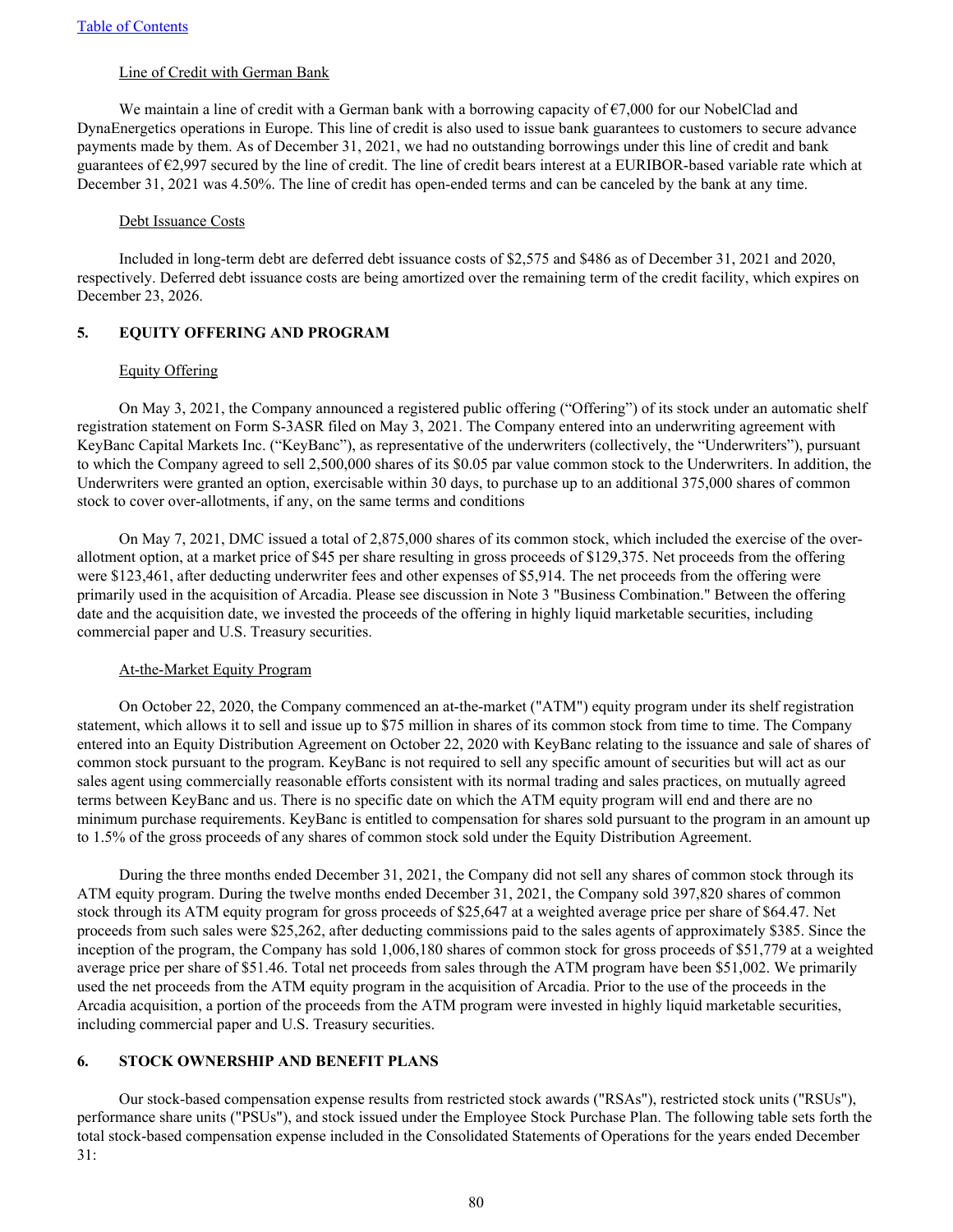Table of Contents

Line of Credit with German Bank

We maintain a line of credit with a German bank with a borrowing capacity of €7,000 for our NobelClad and DynaEnergetics operations in Europe. This line of credit is also used to issue bank guarantees to customers to secure advance payments made by them. As of December 31, 2021, we had no outstanding borrowings under this line of credit and bank guarantees of €2,997 secured by the line of credit. The line of credit bears interest at a EURIBOR-based variable rate which at December 31, 2021 was 4.50%. The line of credit has open-ended terms and can be canceled by the bank at any time.

Debt Issuance Costs

Included in long-term debt are deferred debt issuance costs of $2,575 and $486 as of December 31, 2021 and 2020, respectively. Deferred debt issuance costs are being amortized over the remaining term of the credit facility, which expires on December 23, 2026.

## 5. EQUITY OFFERING AND PROGRAM

Equity Offering

On May 3, 2021, the Company announced a registered public offering ("Offering") of its stock under an automatic shelf registration statement on Form S-3ASR filed on May 3, 2021. The Company entered into an underwriting agreement with KeyBanc Capital Markets Inc. ("KeyBanc"), as representative of the underwriters (collectively, the "Underwriters"), pursuant to which the Company agreed to sell 2,500,000 shares of its $0.05 par value common stock to the Underwriters. In addition, the Underwriters were granted an option, exercisable within 30 days, to purchase up to an additional 375,000 shares of common stock to cover over-allotments, if any, on the same terms and conditions

On May 7, 2021, DMC issued a total of 2,875,000 shares of its common stock, which included the exercise of the over-allotment option, at a market price of $45 per share resulting in gross proceeds of $129,375. Net proceeds from the offering were $123,461, after deducting underwriter fees and other expenses of $5,914. The net proceeds from the offering were primarily used in the acquisition of Arcadia. Please see discussion in Note 3 "Business Combination." Between the offering date and the acquisition date, we invested the proceeds of the offering in highly liquid marketable securities, including commercial paper and U.S. Treasury securities.

At-the-Market Equity Program

On October 22, 2020, the Company commenced an at-the-market ("ATM") equity program under its shelf registration statement, which allows it to sell and issue up to $75 million in shares of its common stock from time to time. The Company entered into an Equity Distribution Agreement on October 22, 2020 with KeyBanc relating to the issuance and sale of shares of common stock pursuant to the program. KeyBanc is not required to sell any specific amount of securities but will act as our sales agent using commercially reasonable efforts consistent with its normal trading and sales practices, on mutually agreed terms between KeyBanc and us. There is no specific date on which the ATM equity program will end and there are no minimum purchase requirements. KeyBanc is entitled to compensation for shares sold pursuant to the program in an amount up to 1.5% of the gross proceeds of any shares of common stock sold under the Equity Distribution Agreement.

During the three months ended December 31, 2021, the Company did not sell any shares of common stock through its ATM equity program. During the twelve months ended December 31, 2021, the Company sold 397,820 shares of common stock through its ATM equity program for gross proceeds of $25,647 at a weighted average price per share of $64.47. Net proceeds from such sales were $25,262, after deducting commissions paid to the sales agents of approximately $385. Since the inception of the program, the Company has sold 1,006,180 shares of common stock for gross proceeds of $51,779 at a weighted average price per share of $51.46. Total net proceeds from sales through the ATM program have been $51,002. We primarily used the net proceeds from the ATM equity program in the acquisition of Arcadia. Prior to the use of the proceeds in the Arcadia acquisition, a portion of the proceeds from the ATM program were invested in highly liquid marketable securities, including commercial paper and U.S. Treasury securities.

## 6. STOCK OWNERSHIP AND BENEFIT PLANS

Our stock-based compensation expense results from restricted stock awards ("RSAs"), restricted stock units ("RSUs"), performance share units ("PSUs"), and stock issued under the Employee Stock Purchase Plan. The following table sets forth the total stock-based compensation expense included in the Consolidated Statements of Operations for the years ended December 31: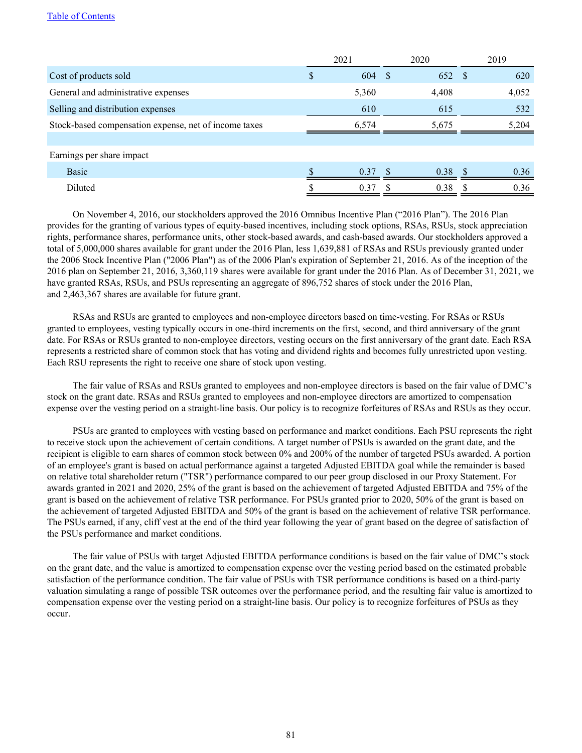| | 2021 | 2020 | 2019 |
|---|---|---|---|
| Cost of products sold | $ 604 | $ 652 | $ 620 |
| General and administrative expenses | 5,360 | 4,408 | 4,052 |
| Selling and distribution expenses | 610 | 615 | 532 |
| Stock-based compensation expense, net of income taxes | 6,574 | 5,675 | 5,204 |
| | | | |
| Earnings per share impact | | | |
| Basic | $ 0.37 | $ 0.38 | $ 0.36 |
| Diluted | $ 0.37 | $ 0.38 | $ 0.36 |

On November 4, 2016, our stockholders approved the 2016 Omnibus Incentive Plan ("2016 Plan"). The 2016 Plan provides for the granting of various types of equity-based incentives, including stock options, RSAs, RSUs, stock appreciation rights, performance shares, performance units, other stock-based awards, and cash-based awards. Our stockholders approved a total of 5,000,000 shares available for grant under the 2016 Plan, less 1,639,881 of RSAs and RSUs previously granted under the 2006 Stock Incentive Plan ("2006 Plan") as of the 2006 Plan's expiration of September 21, 2016. As of the inception of the 2016 plan on September 21, 2016, 3,360,119 shares were available for grant under the 2016 Plan. As of December 31, 2021, we have granted RSAs, RSUs, and PSUs representing an aggregate of 896,752 shares of stock under the 2016 Plan, and 2,463,367 shares are available for future grant.

RSAs and RSUs are granted to employees and non-employee directors based on time-vesting. For RSAs or RSUs granted to employees, vesting typically occurs in one-third increments on the first, second, and third anniversary of the grant date. For RSAs or RSUs granted to non-employee directors, vesting occurs on the first anniversary of the grant date. Each RSA represents a restricted share of common stock that has voting and dividend rights and becomes fully unrestricted upon vesting. Each RSU represents the right to receive one share of stock upon vesting.

The fair value of RSAs and RSUs granted to employees and non-employee directors is based on the fair value of DMC's stock on the grant date. RSAs and RSUs granted to employees and non-employee directors are amortized to compensation expense over the vesting period on a straight-line basis. Our policy is to recognize forfeitures of RSAs and RSUs as they occur.

PSUs are granted to employees with vesting based on performance and market conditions. Each PSU represents the right to receive stock upon the achievement of certain conditions. A target number of PSUs is awarded on the grant date, and the recipient is eligible to earn shares of common stock between 0% and 200% of the number of targeted PSUs awarded. A portion of an employee's grant is based on actual performance against a targeted Adjusted EBITDA goal while the remainder is based on relative total shareholder return ("TSR") performance compared to our peer group disclosed in our Proxy Statement. For awards granted in 2021 and 2020, 25% of the grant is based on the achievement of targeted Adjusted EBITDA and 75% of the grant is based on the achievement of relative TSR performance. For PSUs granted prior to 2020, 50% of the grant is based on the achievement of targeted Adjusted EBITDA and 50% of the grant is based on the achievement of relative TSR performance. The PSUs earned, if any, cliff vest at the end of the third year following the year of grant based on the degree of satisfaction of the PSUs performance and market conditions.

The fair value of PSUs with target Adjusted EBITDA performance conditions is based on the fair value of DMC's stock on the grant date, and the value is amortized to compensation expense over the vesting period based on the estimated probable satisfaction of the performance condition. The fair value of PSUs with TSR performance conditions is based on a third-party valuation simulating a range of possible TSR outcomes over the performance period, and the resulting fair value is amortized to compensation expense over the vesting period on a straight-line basis. Our policy is to recognize forfeitures of PSUs as they occur.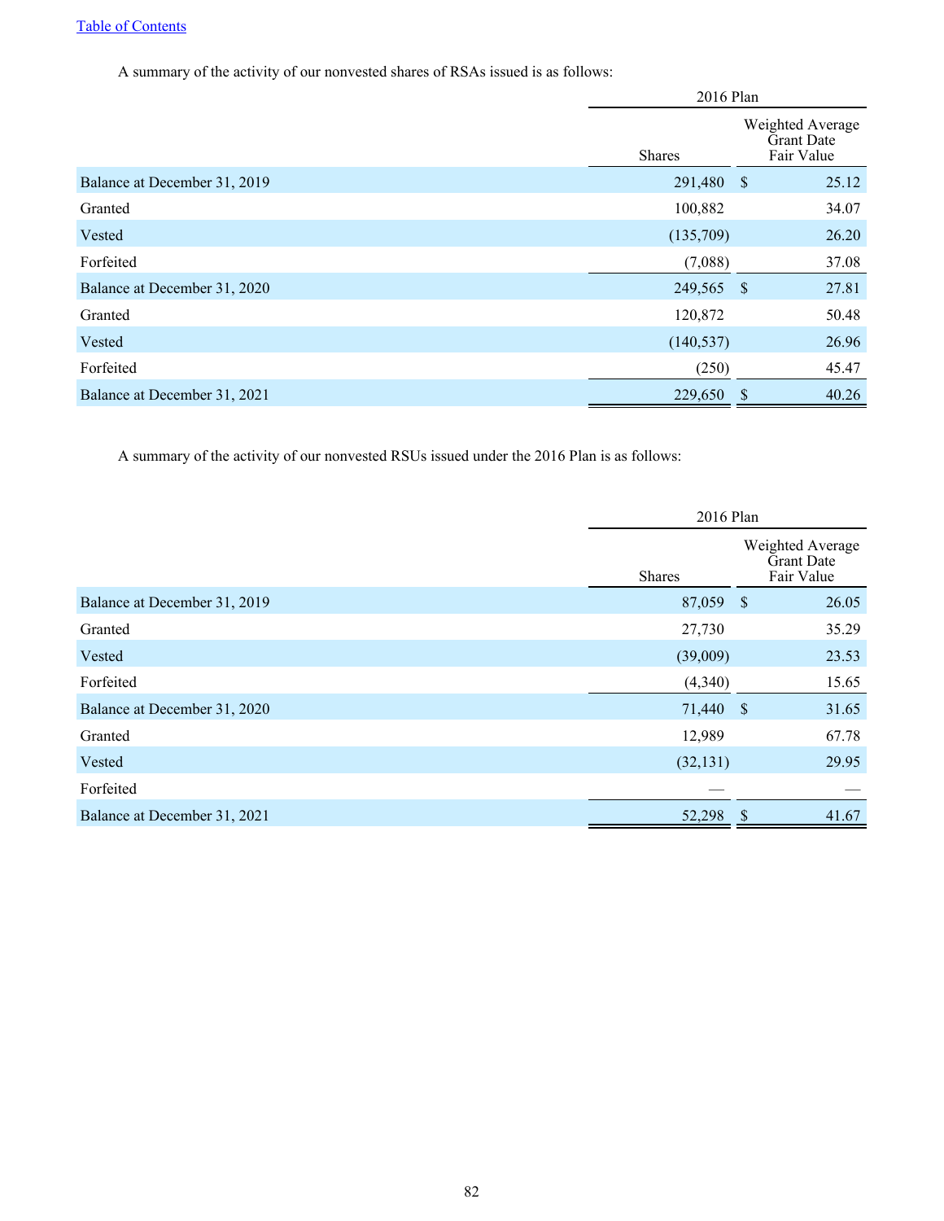A summary of the activity of our nonvested shares of RSAs issued is as follows:

| | 2016 Plan | |
|---|---|---|
| | Shares | Weighted Average Grant Date Fair Value |
| Balance at December 31, 2019 | 291,480 | $ 25.12 |
| Granted | 100,882 | 34.07 |
| Vested | (135,709) | 26.20 |
| Forfeited | (7,088) | 37.08 |
| Balance at December 31, 2020 | 249,565 | $ 27.81 |
| Granted | 120,872 | 50.48 |
| Vested | (140,537) | 26.96 |
| Forfeited | (250) | 45.47 |
| Balance at December 31, 2021 | 229,650 | $ 40.26 |

A summary of the activity of our nonvested RSUs issued under the 2016 Plan is as follows:

| | 2016 Plan | |
|---|---|---|
| | Shares | Weighted Average Grant Date Fair Value |
| Balance at December 31, 2019 | 87,059 | $ 26.05 |
| Granted | 27,730 | 35.29 |
| Vested | (39,009) | 23.53 |
| Forfeited | (4,340) | 15.65 |
| Balance at December 31, 2020 | 71,440 | $ 31.65 |
| Granted | 12,989 | 67.78 |
| Vested | (32,131) | 29.95 |
| Forfeited | — | — |
| Balance at December 31, 2021 | 52,298 | $ 41.67 |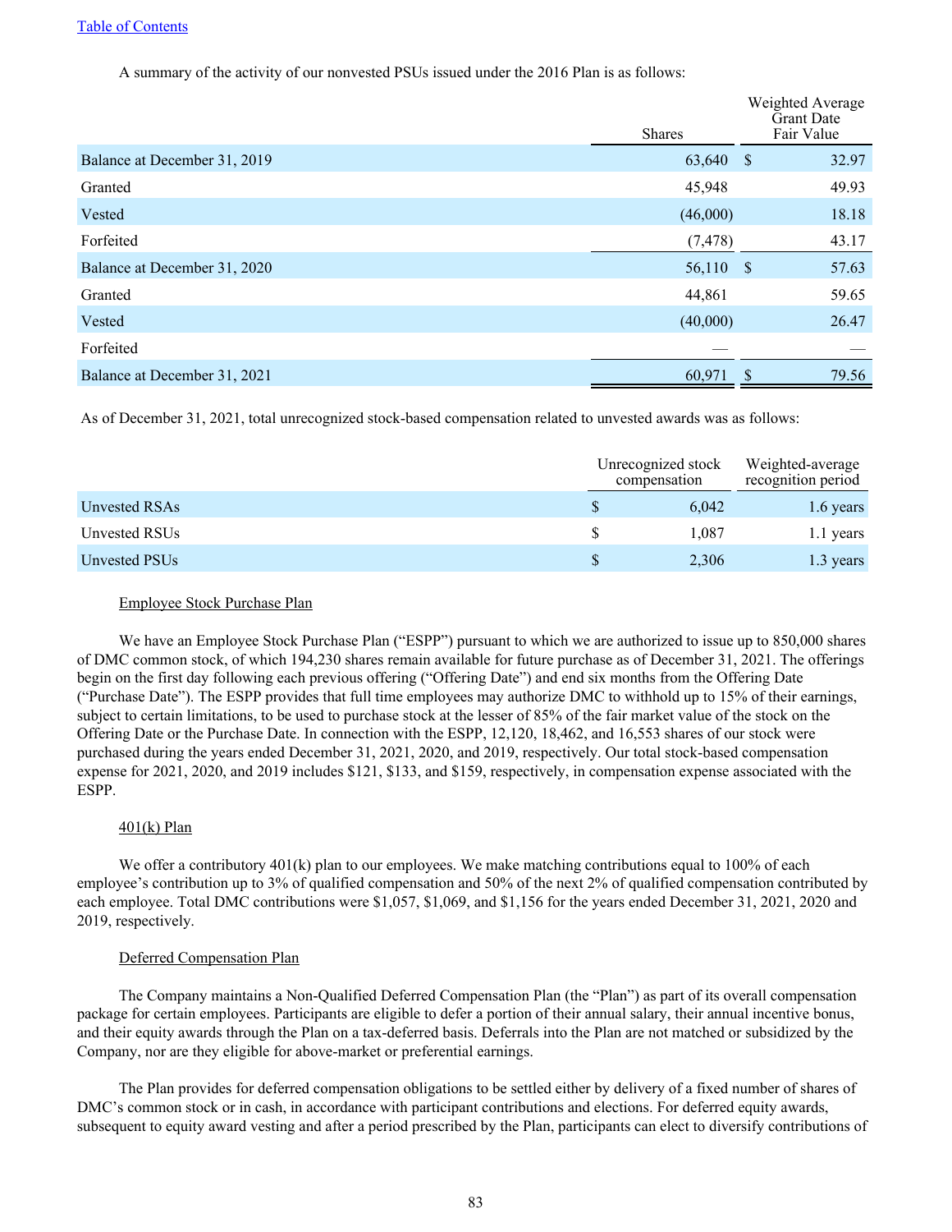A summary of the activity of our nonvested PSUs issued under the 2016 Plan is as follows:

| | Shares | Weighted Average Grant Date Fair Value |
|---|---|---|
| Balance at December 31, 2019 | 63,640 | $ 32.97 |
| Granted | 45,948 | 49.93 |
| Vested | (46,000) | 18.18 |
| Forfeited | (7,478) | 43.17 |
| Balance at December 31, 2020 | 56,110 | $ 57.63 |
| Granted | 44,861 | 59.65 |
| Vested | (40,000) | 26.47 |
| Forfeited | — | — |
| Balance at December 31, 2021 | 60,971 | $ 79.56 |

As of December 31, 2021, total unrecognized stock-based compensation related to unvested awards was as follows:

| | Unrecognized stock compensation | Weighted-average recognition period |
|---|---|---|
| Unvested RSAs | $ 6,042 | 1.6 years |
| Unvested RSUs | $ 1,087 | 1.1 years |
| Unvested PSUs | $ 2,306 | 1.3 years |

Employee Stock Purchase Plan

We have an Employee Stock Purchase Plan ("ESPP") pursuant to which we are authorized to issue up to 850,000 shares of DMC common stock, of which 194,230 shares remain available for future purchase as of December 31, 2021. The offerings begin on the first day following each previous offering ("Offering Date") and end six months from the Offering Date ("Purchase Date"). The ESPP provides that full time employees may authorize DMC to withhold up to 15% of their earnings, subject to certain limitations, to be used to purchase stock at the lesser of 85% of the fair market value of the stock on the Offering Date or the Purchase Date. In connection with the ESPP, 12,120, 18,462, and 16,553 shares of our stock were purchased during the years ended December 31, 2021, 2020, and 2019, respectively. Our total stock-based compensation expense for 2021, 2020, and 2019 includes $121, $133, and $159, respectively, in compensation expense associated with the ESPP.

401(k) Plan

We offer a contributory 401(k) plan to our employees. We make matching contributions equal to 100% of each employee's contribution up to 3% of qualified compensation and 50% of the next 2% of qualified compensation contributed by each employee. Total DMC contributions were $1,057, $1,069, and $1,156 for the years ended December 31, 2021, 2020 and 2019, respectively.

Deferred Compensation Plan

The Company maintains a Non-Qualified Deferred Compensation Plan (the "Plan") as part of its overall compensation package for certain employees. Participants are eligible to defer a portion of their annual salary, their annual incentive bonus, and their equity awards through the Plan on a tax-deferred basis. Deferrals into the Plan are not matched or subsidized by the Company, nor are they eligible for above-market or preferential earnings.

The Plan provides for deferred compensation obligations to be settled either by delivery of a fixed number of shares of DMC's common stock or in cash, in accordance with participant contributions and elections. For deferred equity awards, subsequent to equity award vesting and after a period prescribed by the Plan, participants can elect to diversify contributions of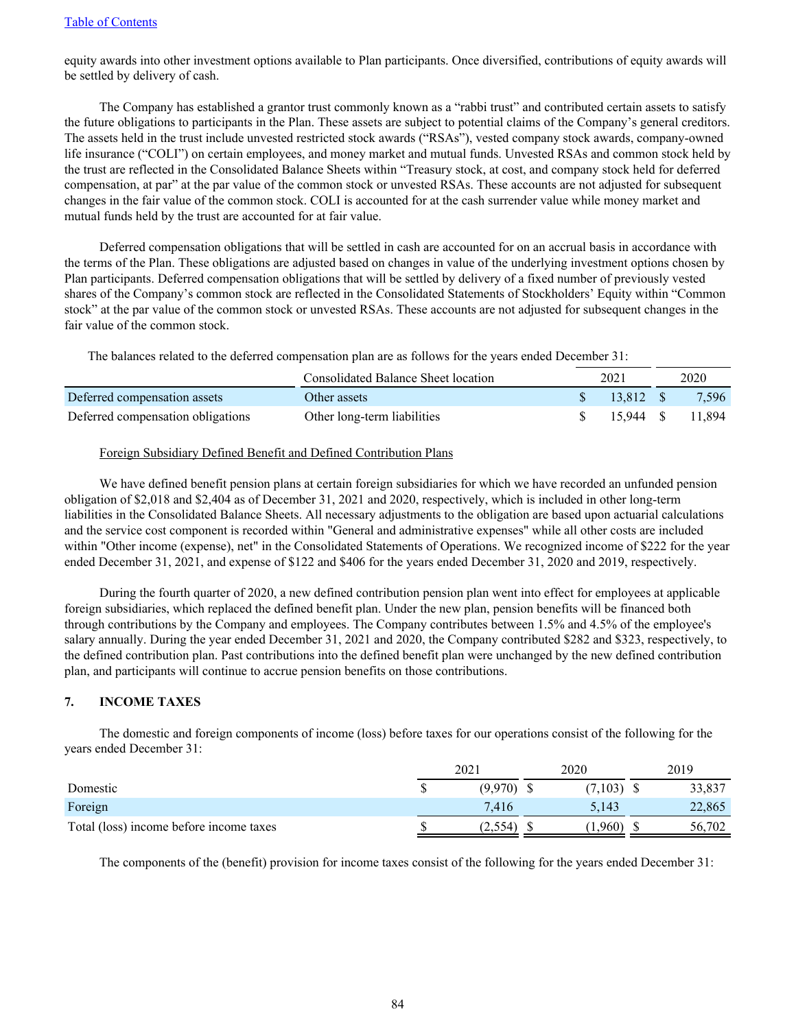equity awards into other investment options available to Plan participants. Once diversified, contributions of equity awards will be settled by delivery of cash.

The Company has established a grantor trust commonly known as a "rabbi trust" and contributed certain assets to satisfy the future obligations to participants in the Plan. These assets are subject to potential claims of the Company's general creditors. The assets held in the trust include unvested restricted stock awards ("RSAs"), vested company stock awards, company-owned life insurance ("COLI") on certain employees, and money market and mutual funds. Unvested RSAs and common stock held by the trust are reflected in the Consolidated Balance Sheets within "Treasury stock, at cost, and company stock held for deferred compensation, at par" at the par value of the common stock or unvested RSAs. These accounts are not adjusted for subsequent changes in the fair value of the common stock. COLI is accounted for at the cash surrender value while money market and mutual funds held by the trust are accounted for at fair value.

Deferred compensation obligations that will be settled in cash are accounted for on an accrual basis in accordance with the terms of the Plan. These obligations are adjusted based on changes in value of the underlying investment options chosen by Plan participants. Deferred compensation obligations that will be settled by delivery of a fixed number of previously vested shares of the Company's common stock are reflected in the Consolidated Statements of Stockholders' Equity within "Common stock" at the par value of the common stock or unvested RSAs. These accounts are not adjusted for subsequent changes in the fair value of the common stock.

The balances related to the deferred compensation plan are as follows for the years ended December 31:

| | Consolidated Balance Sheet location | 2021 | 2020 |
|---|---|---|---|
| Deferred compensation assets | Other assets | $ 13,812 | $ 7,596 |
| Deferred compensation obligations | Other long-term liabilities | $ 15,944 | $ 11,894 |

Foreign Subsidiary Defined Benefit and Defined Contribution Plans

We have defined benefit pension plans at certain foreign subsidiaries for which we have recorded an unfunded pension obligation of $2,018 and $2,404 as of December 31, 2021 and 2020, respectively, which is included in other long-term liabilities in the Consolidated Balance Sheets. All necessary adjustments to the obligation are based upon actuarial calculations and the service cost component is recorded within "General and administrative expenses" while all other costs are included within "Other income (expense), net" in the Consolidated Statements of Operations. We recognized income of $222 for the year ended December 31, 2021, and expense of $122 and $406 for the years ended December 31, 2020 and 2019, respectively.

During the fourth quarter of 2020, a new defined contribution pension plan went into effect for employees at applicable foreign subsidiaries, which replaced the defined benefit plan. Under the new plan, pension benefits will be financed both through contributions by the Company and employees. The Company contributes between 1.5% and 4.5% of the employee's salary annually. During the year ended December 31, 2021 and 2020, the Company contributed $282 and $323, respectively, to the defined contribution plan. Past contributions into the defined benefit plan were unchanged by the new defined contribution plan, and participants will continue to accrue pension benefits on those contributions.

## 7. INCOME TAXES

The domestic and foreign components of income (loss) before taxes for our operations consist of the following for the years ended December 31:

| | 2021 | 2020 | 2019 |
|---|---|---|---|
| Domestic | $ (9,970) | $ (7,103) | $ 33,837 |
| Foreign | 7,416 | 5,143 | 22,865 |
| Total (loss) income before income taxes | $ (2,554) | $ (1,960) | $ 56,702 |

The components of the (benefit) provision for income taxes consist of the following for the years ended December 31: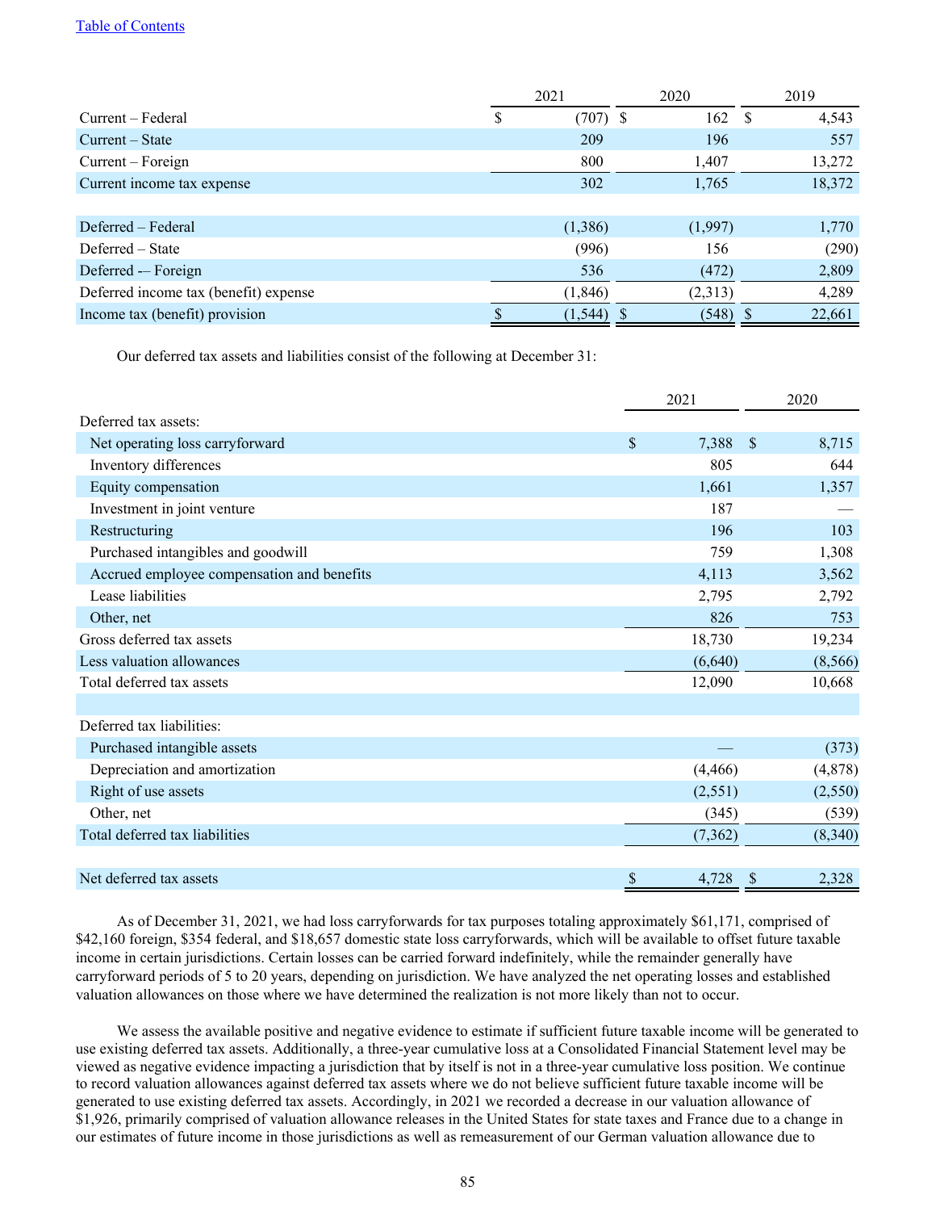| | 2021 | 2020 | 2019 |
|---|---|---|---|
| Current – Federal | $ (707) | $ 162 | $ 4,543 |
| Current – State | 209 | 196 | 557 |
| Current – Foreign | 800 | 1,407 | 13,272 |
| Current income tax expense | 302 | 1,765 | 18,372 |
| | | | |
| Deferred – Federal | (1,386) | (1,997) | 1,770 |
| Deferred – State | (996) | 156 | (290) |
| Deferred -– Foreign | 536 | (472) | 2,809 |
| Deferred income tax (benefit) expense | (1,846) | (2,313) | 4,289 |
| Income tax (benefit) provision | $ (1,544) | $ (548) | $ 22,661 |

Our deferred tax assets and liabilities consist of the following at December 31:

| | 2021 | 2020 |
|---|---|---|
| Deferred tax assets: | | |
| Net operating loss carryforward | $ 7,388 | $ 8,715 |
| Inventory differences | 805 | 644 |
| Equity compensation | 1,661 | 1,357 |
| Investment in joint venture | 187 | — |
| Restructuring | 196 | 103 |
| Purchased intangibles and goodwill | 759 | 1,308 |
| Accrued employee compensation and benefits | 4,113 | 3,562 |
| Lease liabilities | 2,795 | 2,792 |
| Other, net | 826 | 753 |
| Gross deferred tax assets | 18,730 | 19,234 |
| Less valuation allowances | (6,640) | (8,566) |
| Total deferred tax assets | 12,090 | 10,668 |
| | | |
| Deferred tax liabilities: | | |
| Purchased intangible assets | — | (373) |
| Depreciation and amortization | (4,466) | (4,878) |
| Right of use assets | (2,551) | (2,550) |
| Other, net | (345) | (539) |
| Total deferred tax liabilities | (7,362) | (8,340) |
| | | |
| Net deferred tax assets | $ 4,728 | $ 2,328 |

As of December 31, 2021, we had loss carryforwards for tax purposes totaling approximately $61,171, comprised of $42,160 foreign, $354 federal, and $18,657 domestic state loss carryforwards, which will be available to offset future taxable income in certain jurisdictions. Certain losses can be carried forward indefinitely, while the remainder generally have carryforward periods of 5 to 20 years, depending on jurisdiction. We have analyzed the net operating losses and established valuation allowances on those where we have determined the realization is not more likely than not to occur.

We assess the available positive and negative evidence to estimate if sufficient future taxable income will be generated to use existing deferred tax assets. Additionally, a three-year cumulative loss at a Consolidated Financial Statement level may be viewed as negative evidence impacting a jurisdiction that by itself is not in a three-year cumulative loss position. We continue to record valuation allowances against deferred tax assets where we do not believe sufficient future taxable income will be generated to use existing deferred tax assets. Accordingly, in 2021 we recorded a decrease in our valuation allowance of $1,926, primarily comprised of valuation allowance releases in the United States for state taxes and France due to a change in our estimates of future income in those jurisdictions as well as remeasurement of our German valuation allowance due to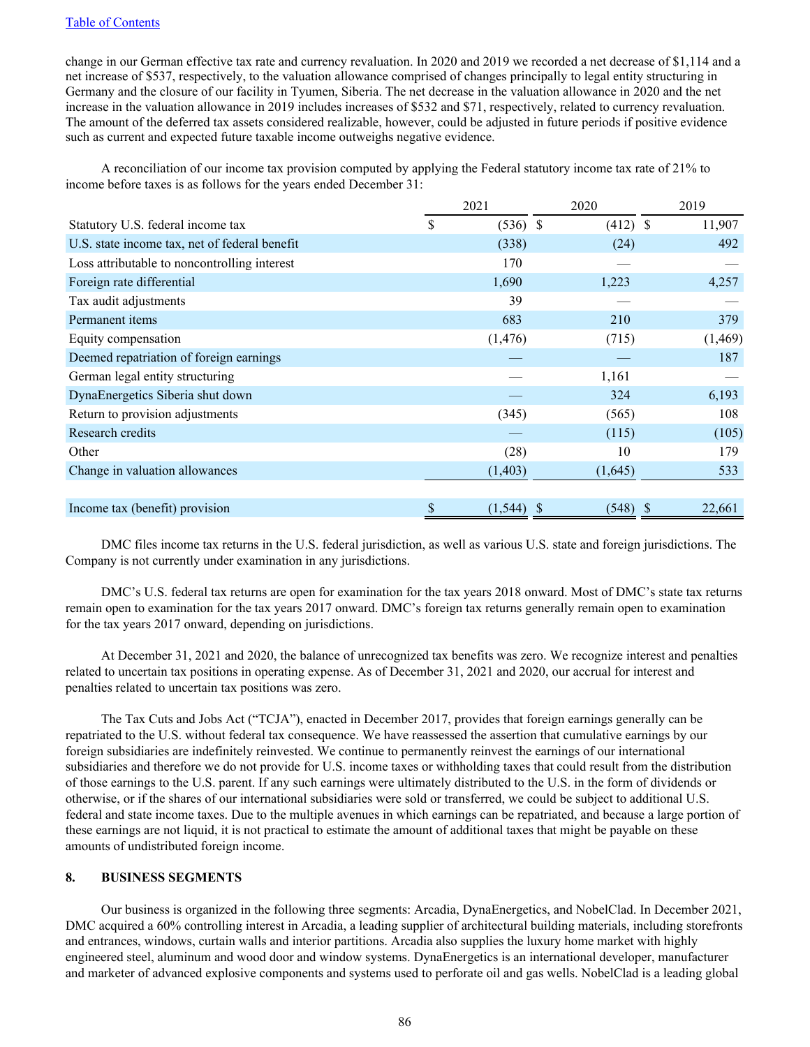change in our German effective tax rate and currency revaluation. In 2020 and 2019 we recorded a net decrease of $1,114 and a net increase of $537, respectively, to the valuation allowance comprised of changes principally to legal entity structuring in Germany and the closure of our facility in Tyumen, Siberia. The net decrease in the valuation allowance in 2020 and the net increase in the valuation allowance in 2019 includes increases of $532 and $71, respectively, related to currency revaluation. The amount of the deferred tax assets considered realizable, however, could be adjusted in future periods if positive evidence such as current and expected future taxable income outweighs negative evidence.

A reconciliation of our income tax provision computed by applying the Federal statutory income tax rate of 21% to income before taxes is as follows for the years ended December 31:

| | 2021 | 2020 | 2019 |
|---|---|---|---|
| Statutory U.S. federal income tax | $ (536) | $ (412) | $ 11,907 |
| U.S. state income tax, net of federal benefit | (338) | (24) | 492 |
| Loss attributable to noncontrolling interest | 170 | — | — |
| Foreign rate differential | 1,690 | 1,223 | 4,257 |
| Tax audit adjustments | 39 | — | — |
| Permanent items | 683 | 210 | 379 |
| Equity compensation | (1,476) | (715) | (1,469) |
| Deemed repatriation of foreign earnings | — | — | 187 |
| German legal entity structuring | — | 1,161 | — |
| DynaEnergetics Siberia shut down | — | 324 | 6,193 |
| Return to provision adjustments | (345) | (565) | 108 |
| Research credits | — | (115) | (105) |
| Other | (28) | 10 | 179 |
| Change in valuation allowances | (1,403) | (1,645) | 533 |
| Income tax (benefit) provision | $ (1,544) | $ (548) | $ 22,661 |

DMC files income tax returns in the U.S. federal jurisdiction, as well as various U.S. state and foreign jurisdictions. The Company is not currently under examination in any jurisdictions.

DMC's U.S. federal tax returns are open for examination for the tax years 2018 onward. Most of DMC's state tax returns remain open to examination for the tax years 2017 onward. DMC's foreign tax returns generally remain open to examination for the tax years 2017 onward, depending on jurisdictions.

At December 31, 2021 and 2020, the balance of unrecognized tax benefits was zero. We recognize interest and penalties related to uncertain tax positions in operating expense. As of December 31, 2021 and 2020, our accrual for interest and penalties related to uncertain tax positions was zero.

The Tax Cuts and Jobs Act ("TCJA"), enacted in December 2017, provides that foreign earnings generally can be repatriated to the U.S. without federal tax consequence. We have reassessed the assertion that cumulative earnings by our foreign subsidiaries are indefinitely reinvested. We continue to permanently reinvest the earnings of our international subsidiaries and therefore we do not provide for U.S. income taxes or withholding taxes that could result from the distribution of those earnings to the U.S. parent. If any such earnings were ultimately distributed to the U.S. in the form of dividends or otherwise, or if the shares of our international subsidiaries were sold or transferred, we could be subject to additional U.S. federal and state income taxes. Due to the multiple avenues in which earnings can be repatriated, and because a large portion of these earnings are not liquid, it is not practical to estimate the amount of additional taxes that might be payable on these amounts of undistributed foreign income.

## 8. BUSINESS SEGMENTS

Our business is organized in the following three segments: Arcadia, DynaEnergetics, and NobelClad. In December 2021, DMC acquired a 60% controlling interest in Arcadia, a leading supplier of architectural building materials, including storefronts and entrances, windows, curtain walls and interior partitions. Arcadia also supplies the luxury home market with highly engineered steel, aluminum and wood door and window systems. DynaEnergetics is an international developer, manufacturer and marketer of advanced explosive components and systems used to perforate oil and gas wells. NobelClad is a leading global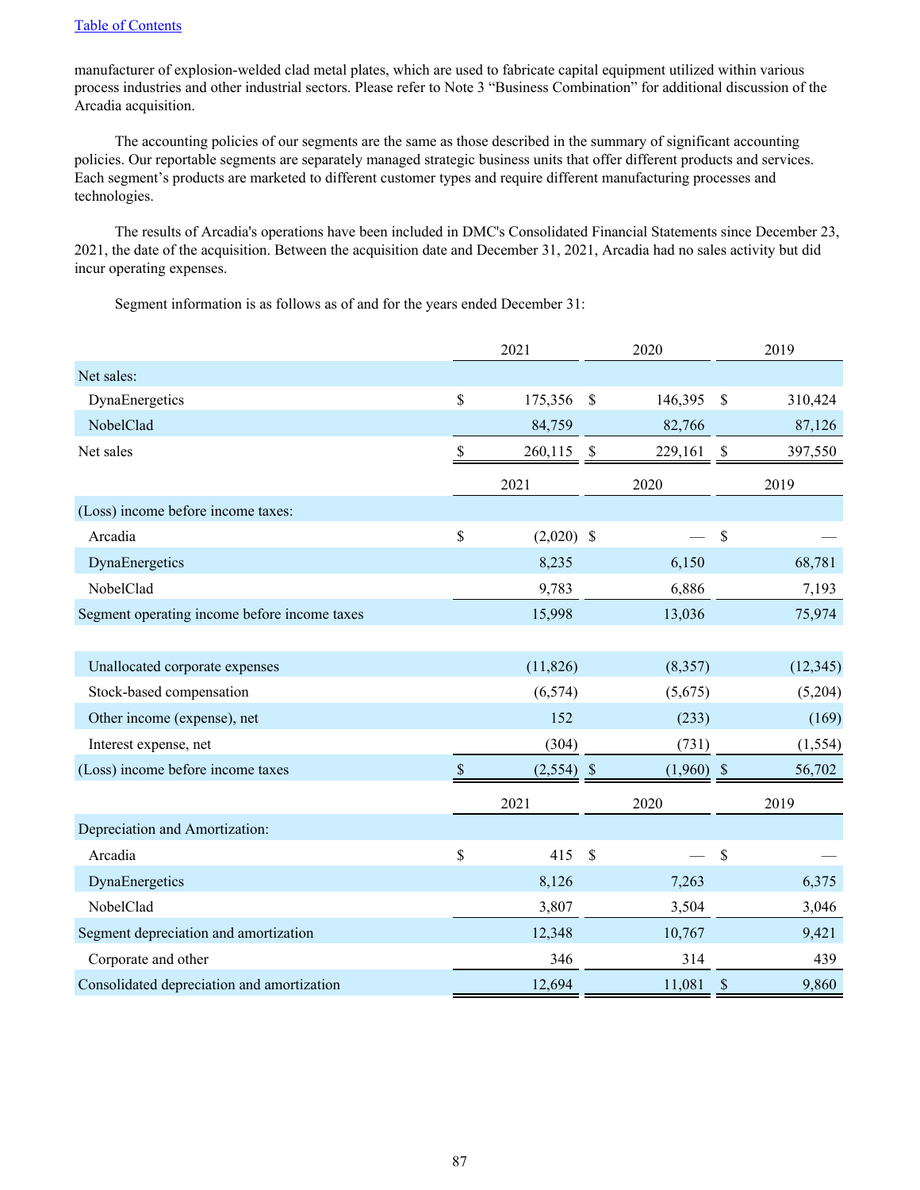manufacturer of explosion-welded clad metal plates, which are used to fabricate capital equipment utilized within various process industries and other industrial sectors. Please refer to Note 3 "Business Combination" for additional discussion of the Arcadia acquisition.

The accounting policies of our segments are the same as those described in the summary of significant accounting policies. Our reportable segments are separately managed strategic business units that offer different products and services. Each segment's products are marketed to different customer types and require different manufacturing processes and technologies.

The results of Arcadia's operations have been included in DMC's Consolidated Financial Statements since December 23, 2021, the date of the acquisition. Between the acquisition date and December 31, 2021, Arcadia had no sales activity but did incur operating expenses.

Segment information is as follows as of and for the years ended December 31:

| | 2021 | 2020 | 2019 |
|---|---|---|---|
| Net sales: | | | |
| DynaEnergetics | $ 175,356 | $ 146,395 | $ 310,424 |
| NobelClad | 84,759 | 82,766 | 87,126 |
| Net sales | $ 260,115 | $ 229,161 | $ 397,550 |
| | **2021** | **2020** | **2019** |
| (Loss) income before income taxes: | | | |
| Arcadia | $ (2,020) | $ — | $ — |
| DynaEnergetics | 8,235 | 6,150 | 68,781 |
| NobelClad | 9,783 | 6,886 | 7,193 |
| Segment operating income before income taxes | 15,998 | 13,036 | 75,974 |
| | | | |
| Unallocated corporate expenses | (11,826) | (8,357) | (12,345) |
| Stock-based compensation | (6,574) | (5,675) | (5,204) |
| Other income (expense), net | 152 | (233) | (169) |
| Interest expense, net | (304) | (731) | (1,554) |
| (Loss) income before income taxes | $ (2,554) | $ (1,960) | $ 56,702 |
| | **2021** | **2020** | **2019** |
| Depreciation and Amortization: | | | |
| Arcadia | $ 415 | $ — | $ — |
| DynaEnergetics | 8,126 | 7,263 | 6,375 |
| NobelClad | 3,807 | 3,504 | 3,046 |
| Segment depreciation and amortization | 12,348 | 10,767 | 9,421 |
| Corporate and other | 346 | 314 | 439 |
| Consolidated depreciation and amortization | 12,694 | 11,081 | $ 9,860 |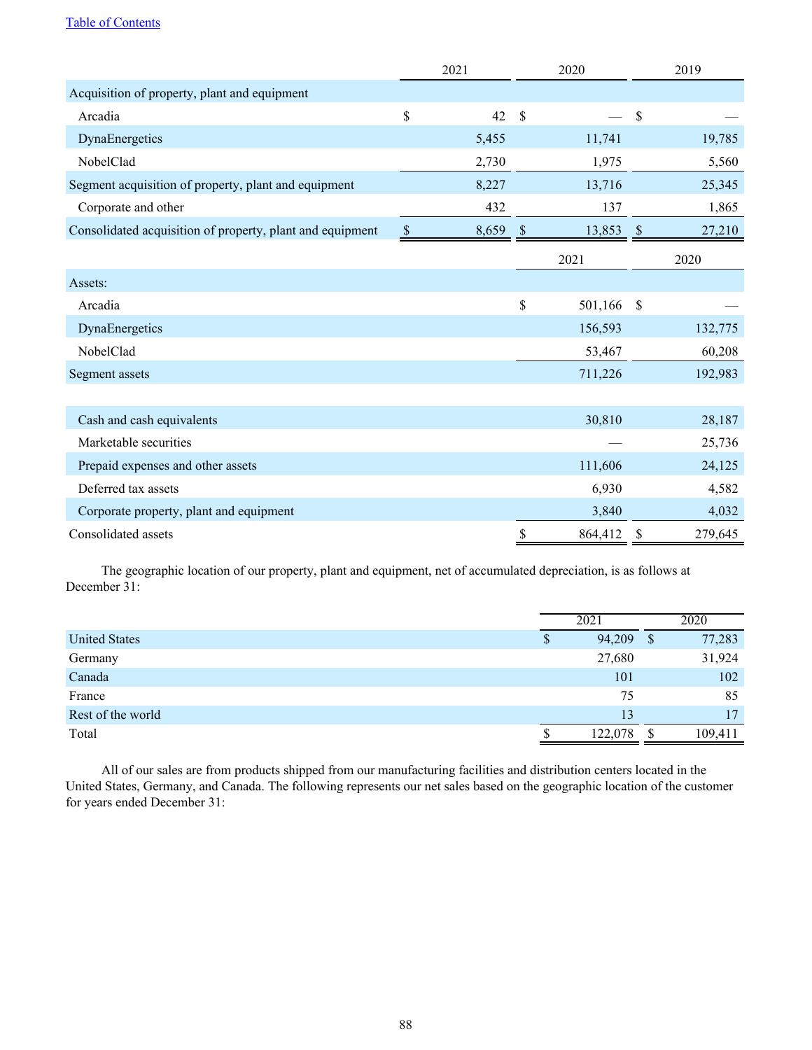| | 2021 | 2020 | 2019 |
|---|---|---|---|
| Acquisition of property, plant and equipment | | | |
| Arcadia | $ 42 | $ — | $ — |
| DynaEnergetics | 5,455 | 11,741 | 19,785 |
| NobelClad | 2,730 | 1,975 | 5,560 |
| Segment acquisition of property, plant and equipment | 8,227 | 13,716 | 25,345 |
| Corporate and other | 432 | 137 | 1,865 |
| Consolidated acquisition of property, plant and equipment | $ 8,659 | $ 13,853 | $ 27,210 |

| | 2021 | 2020 |
|---|---|---|
| Assets: | | |
| Arcadia | $ 501,166 | $ — |
| DynaEnergetics | 156,593 | 132,775 |
| NobelClad | 53,467 | 60,208 |
| Segment assets | 711,226 | 192,983 |
| | | |
| Cash and cash equivalents | 30,810 | 28,187 |
| Marketable securities | — | 25,736 |
| Prepaid expenses and other assets | 111,606 | 24,125 |
| Deferred tax assets | 6,930 | 4,582 |
| Corporate property, plant and equipment | 3,840 | 4,032 |
| Consolidated assets | $ 864,412 | $ 279,645 |

The geographic location of our property, plant and equipment, net of accumulated depreciation, is as follows at December 31:

| | 2021 | 2020 |
|---|---|---|
| United States | $ 94,209 | $ 77,283 |
| Germany | 27,680 | 31,924 |
| Canada | 101 | 102 |
| France | 75 | 85 |
| Rest of the world | 13 | 17 |
| Total | $ 122,078 | $ 109,411 |

All of our sales are from products shipped from our manufacturing facilities and distribution centers located in the United States, Germany, and Canada. The following represents our net sales based on the geographic location of the customer for years ended December 31: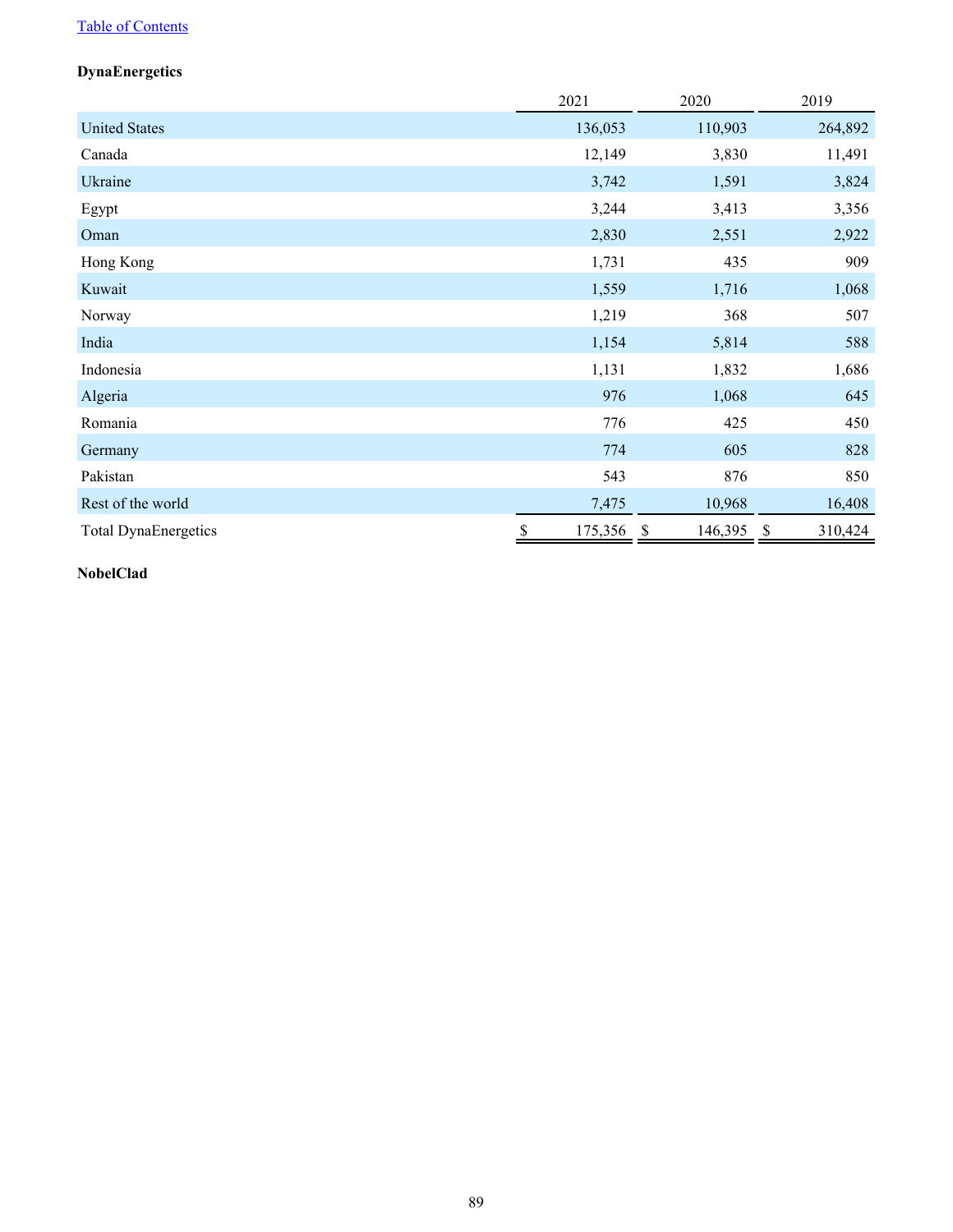**DynaEnergetics**

| | 2021 | 2020 | 2019 |
|---|---|---|---|
| United States | 136,053 | 110,903 | 264,892 |
| Canada | 12,149 | 3,830 | 11,491 |
| Ukraine | 3,742 | 1,591 | 3,824 |
| Egypt | 3,244 | 3,413 | 3,356 |
| Oman | 2,830 | 2,551 | 2,922 |
| Hong Kong | 1,731 | 435 | 909 |
| Kuwait | 1,559 | 1,716 | 1,068 |
| Norway | 1,219 | 368 | 507 |
| India | 1,154 | 5,814 | 588 |
| Indonesia | 1,131 | 1,832 | 1,686 |
| Algeria | 976 | 1,068 | 645 |
| Romania | 776 | 425 | 450 |
| Germany | 774 | 605 | 828 |
| Pakistan | 543 | 876 | 850 |
| Rest of the world | 7,475 | 10,968 | 16,408 |
| Total DynaEnergetics | $ 175,356 | $ 146,395 | $ 310,424 |

**NobelClad**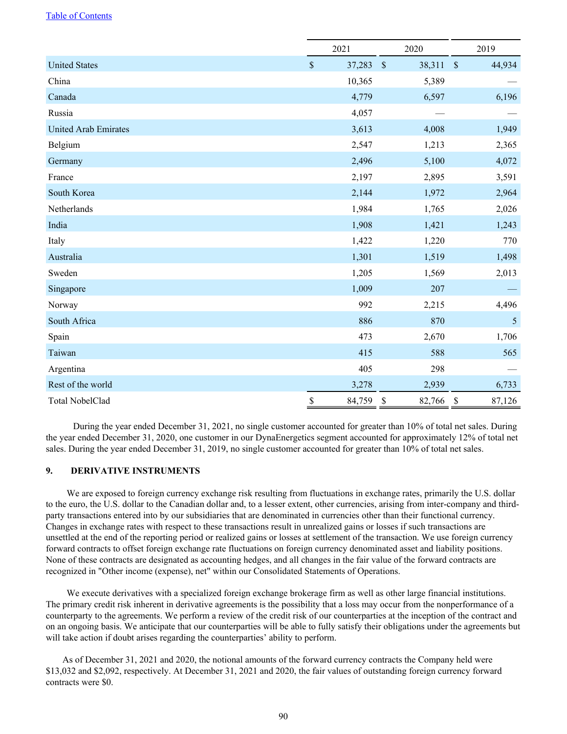| | 2021 | 2020 | 2019 |
|---|---|---|---|
| United States | $ 37,283 | $ 38,311 | $ 44,934 |
| China | 10,365 | 5,389 | — |
| Canada | 4,779 | 6,597 | 6,196 |
| Russia | 4,057 | — | — |
| United Arab Emirates | 3,613 | 4,008 | 1,949 |
| Belgium | 2,547 | 1,213 | 2,365 |
| Germany | 2,496 | 5,100 | 4,072 |
| France | 2,197 | 2,895 | 3,591 |
| South Korea | 2,144 | 1,972 | 2,964 |
| Netherlands | 1,984 | 1,765 | 2,026 |
| India | 1,908 | 1,421 | 1,243 |
| Italy | 1,422 | 1,220 | 770 |
| Australia | 1,301 | 1,519 | 1,498 |
| Sweden | 1,205 | 1,569 | 2,013 |
| Singapore | 1,009 | 207 | — |
| Norway | 992 | 2,215 | 4,496 |
| South Africa | 886 | 870 | 5 |
| Spain | 473 | 2,670 | 1,706 |
| Taiwan | 415 | 588 | 565 |
| Argentina | 405 | 298 | — |
| Rest of the world | 3,278 | 2,939 | 6,733 |
| Total NobelClad | $ 84,759 | $ 82,766 | $ 87,126 |

During the year ended December 31, 2021, no single customer accounted for greater than 10% of total net sales. During the year ended December 31, 2020, one customer in our DynaEnergetics segment accounted for approximately 12% of total net sales. During the year ended December 31, 2019, no single customer accounted for greater than 10% of total net sales.

## 9. DERIVATIVE INSTRUMENTS

We are exposed to foreign currency exchange risk resulting from fluctuations in exchange rates, primarily the U.S. dollar to the euro, the U.S. dollar to the Canadian dollar and, to a lesser extent, other currencies, arising from inter-company and third-party transactions entered into by our subsidiaries that are denominated in currencies other than their functional currency. Changes in exchange rates with respect to these transactions result in unrealized gains or losses if such transactions are unsettled at the end of the reporting period or realized gains or losses at settlement of the transaction. We use foreign currency forward contracts to offset foreign exchange rate fluctuations on foreign currency denominated asset and liability positions. None of these contracts are designated as accounting hedges, and all changes in the fair value of the forward contracts are recognized in "Other income (expense), net" within our Consolidated Statements of Operations.

We execute derivatives with a specialized foreign exchange brokerage firm as well as other large financial institutions. The primary credit risk inherent in derivative agreements is the possibility that a loss may occur from the nonperformance of a counterparty to the agreements. We perform a review of the credit risk of our counterparties at the inception of the contract and on an ongoing basis. We anticipate that our counterparties will be able to fully satisfy their obligations under the agreements but will take action if doubt arises regarding the counterparties' ability to perform.

As of December 31, 2021 and 2020, the notional amounts of the forward currency contracts the Company held were $13,032 and $2,092, respectively. At December 31, 2021 and 2020, the fair values of outstanding foreign currency forward contracts were $0.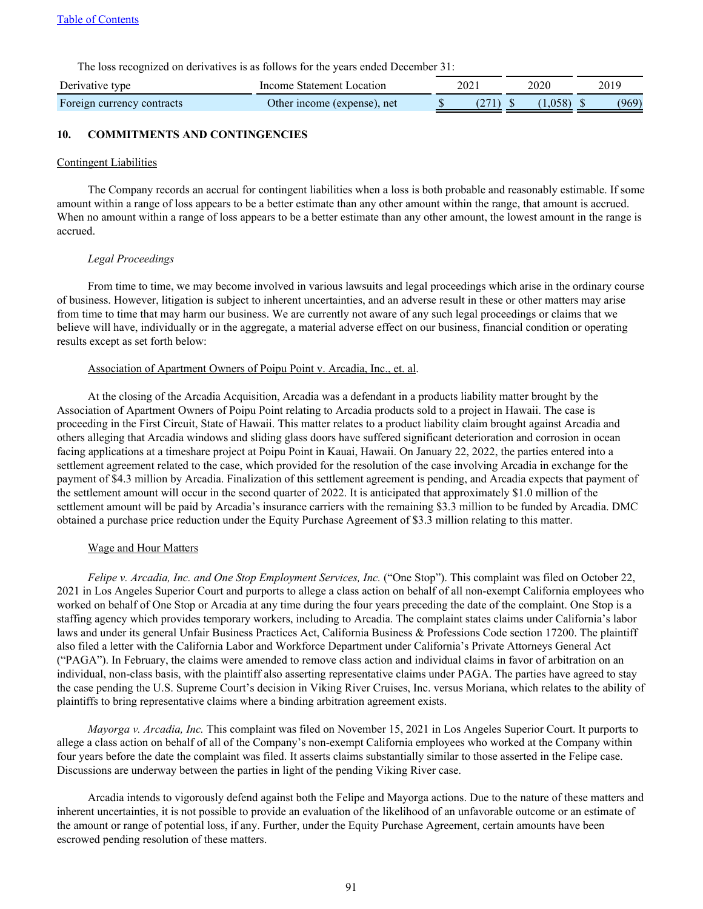The loss recognized on derivatives is as follows for the years ended December 31:

| Derivative type | Income Statement Location | 2021 | 2020 | 2019 |
|---|---|---|---|---|
| Foreign currency contracts | Other income (expense), net | $ (271) | $ (1,058) | $ (969) |

## 10. COMMITMENTS AND CONTINGENCIES

Contingent Liabilities

The Company records an accrual for contingent liabilities when a loss is both probable and reasonably estimable. If some amount within a range of loss appears to be a better estimate than any other amount within the range, that amount is accrued. When no amount within a range of loss appears to be a better estimate than any other amount, the lowest amount in the range is accrued.

*Legal Proceedings*

From time to time, we may become involved in various lawsuits and legal proceedings which arise in the ordinary course of business. However, litigation is subject to inherent uncertainties, and an adverse result in these or other matters may arise from time to time that may harm our business. We are currently not aware of any such legal proceedings or claims that we believe will have, individually or in the aggregate, a material adverse effect on our business, financial condition or operating results except as set forth below:

Association of Apartment Owners of Poipu Point v. Arcadia, Inc., et. al.

At the closing of the Arcadia Acquisition, Arcadia was a defendant in a products liability matter brought by the Association of Apartment Owners of Poipu Point relating to Arcadia products sold to a project in Hawaii. The case is proceeding in the First Circuit, State of Hawaii. This matter relates to a product liability claim brought against Arcadia and others alleging that Arcadia windows and sliding glass doors have suffered significant deterioration and corrosion in ocean facing applications at a timeshare project at Poipu Point in Kauai, Hawaii. On January 22, 2022, the parties entered into a settlement agreement related to the case, which provided for the resolution of the case involving Arcadia in exchange for the payment of $4.3 million by Arcadia. Finalization of this settlement agreement is pending, and Arcadia expects that payment of the settlement amount will occur in the second quarter of 2022. It is anticipated that approximately $1.0 million of the settlement amount will be paid by Arcadia's insurance carriers with the remaining $3.3 million to be funded by Arcadia. DMC obtained a purchase price reduction under the Equity Purchase Agreement of $3.3 million relating to this matter.

Wage and Hour Matters

*Felipe v. Arcadia, Inc. and One Stop Employment Services, Inc.* ("One Stop"). This complaint was filed on October 22, 2021 in Los Angeles Superior Court and purports to allege a class action on behalf of all non-exempt California employees who worked on behalf of One Stop or Arcadia at any time during the four years preceding the date of the complaint. One Stop is a staffing agency which provides temporary workers, including to Arcadia. The complaint states claims under California's labor laws and under its general Unfair Business Practices Act, California Business & Professions Code section 17200. The plaintiff also filed a letter with the California Labor and Workforce Department under California's Private Attorneys General Act ("PAGA"). In February, the claims were amended to remove class action and individual claims in favor of arbitration on an individual, non-class basis, with the plaintiff also asserting representative claims under PAGA. The parties have agreed to stay the case pending the U.S. Supreme Court's decision in Viking River Cruises, Inc. versus Moriana, which relates to the ability of plaintiffs to bring representative claims where a binding arbitration agreement exists.

*Mayorga v. Arcadia, Inc.* This complaint was filed on November 15, 2021 in Los Angeles Superior Court. It purports to allege a class action on behalf of all of the Company's non-exempt California employees who worked at the Company within four years before the date the complaint was filed. It asserts claims substantially similar to those asserted in the Felipe case. Discussions are underway between the parties in light of the pending Viking River case.

Arcadia intends to vigorously defend against both the Felipe and Mayorga actions. Due to the nature of these matters and inherent uncertainties, it is not possible to provide an evaluation of the likelihood of an unfavorable outcome or an estimate of the amount or range of potential loss, if any. Further, under the Equity Purchase Agreement, certain amounts have been escrowed pending resolution of these matters.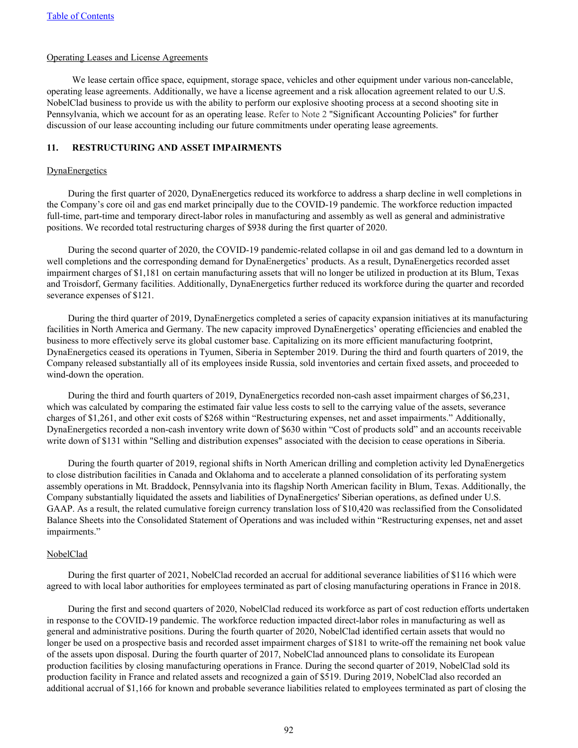Operating Leases and License Agreements

We lease certain office space, equipment, storage space, vehicles and other equipment under various non-cancelable, operating lease agreements. Additionally, we have a license agreement and a risk allocation agreement related to our U.S. NobelClad business to provide us with the ability to perform our explosive shooting process at a second shooting site in Pennsylvania, which we account for as an operating lease. Refer to Note 2 "Significant Accounting Policies" for further discussion of our lease accounting including our future commitments under operating lease agreements.

## 11. RESTRUCTURING AND ASSET IMPAIRMENTS

DynaEnergetics

During the first quarter of 2020, DynaEnergetics reduced its workforce to address a sharp decline in well completions in the Company's core oil and gas end market principally due to the COVID-19 pandemic. The workforce reduction impacted full-time, part-time and temporary direct-labor roles in manufacturing and assembly as well as general and administrative positions. We recorded total restructuring charges of $938 during the first quarter of 2020.

During the second quarter of 2020, the COVID-19 pandemic-related collapse in oil and gas demand led to a downturn in well completions and the corresponding demand for DynaEnergetics' products. As a result, DynaEnergetics recorded asset impairment charges of $1,181 on certain manufacturing assets that will no longer be utilized in production at its Blum, Texas and Troisdorf, Germany facilities. Additionally, DynaEnergetics further reduced its workforce during the quarter and recorded severance expenses of $121.

During the third quarter of 2019, DynaEnergetics completed a series of capacity expansion initiatives at its manufacturing facilities in North America and Germany. The new capacity improved DynaEnergetics' operating efficiencies and enabled the business to more effectively serve its global customer base. Capitalizing on its more efficient manufacturing footprint, DynaEnergetics ceased its operations in Tyumen, Siberia in September 2019. During the third and fourth quarters of 2019, the Company released substantially all of its employees inside Russia, sold inventories and certain fixed assets, and proceeded to wind-down the operation.

During the third and fourth quarters of 2019, DynaEnergetics recorded non-cash asset impairment charges of $6,231, which was calculated by comparing the estimated fair value less costs to sell to the carrying value of the assets, severance charges of $1,261, and other exit costs of $268 within "Restructuring expenses, net and asset impairments." Additionally, DynaEnergetics recorded a non-cash inventory write down of $630 within "Cost of products sold" and an accounts receivable write down of $131 within "Selling and distribution expenses" associated with the decision to cease operations in Siberia.

During the fourth quarter of 2019, regional shifts in North American drilling and completion activity led DynaEnergetics to close distribution facilities in Canada and Oklahoma and to accelerate a planned consolidation of its perforating system assembly operations in Mt. Braddock, Pennsylvania into its flagship North American facility in Blum, Texas. Additionally, the Company substantially liquidated the assets and liabilities of DynaEnergetics' Siberian operations, as defined under U.S. GAAP. As a result, the related cumulative foreign currency translation loss of $10,420 was reclassified from the Consolidated Balance Sheets into the Consolidated Statement of Operations and was included within "Restructuring expenses, net and asset impairments."

NobelClad

During the first quarter of 2021, NobelClad recorded an accrual for additional severance liabilities of $116 which were agreed to with local labor authorities for employees terminated as part of closing manufacturing operations in France in 2018.

During the first and second quarters of 2020, NobelClad reduced its workforce as part of cost reduction efforts undertaken in response to the COVID-19 pandemic. The workforce reduction impacted direct-labor roles in manufacturing as well as general and administrative positions. During the fourth quarter of 2020, NobelClad identified certain assets that would no longer be used on a prospective basis and recorded asset impairment charges of $181 to write-off the remaining net book value of the assets upon disposal. During the fourth quarter of 2017, NobelClad announced plans to consolidate its European production facilities by closing manufacturing operations in France. During the second quarter of 2019, NobelClad sold its production facility in France and related assets and recognized a gain of $519. During 2019, NobelClad also recorded an additional accrual of $1,166 for known and probable severance liabilities related to employees terminated as part of closing the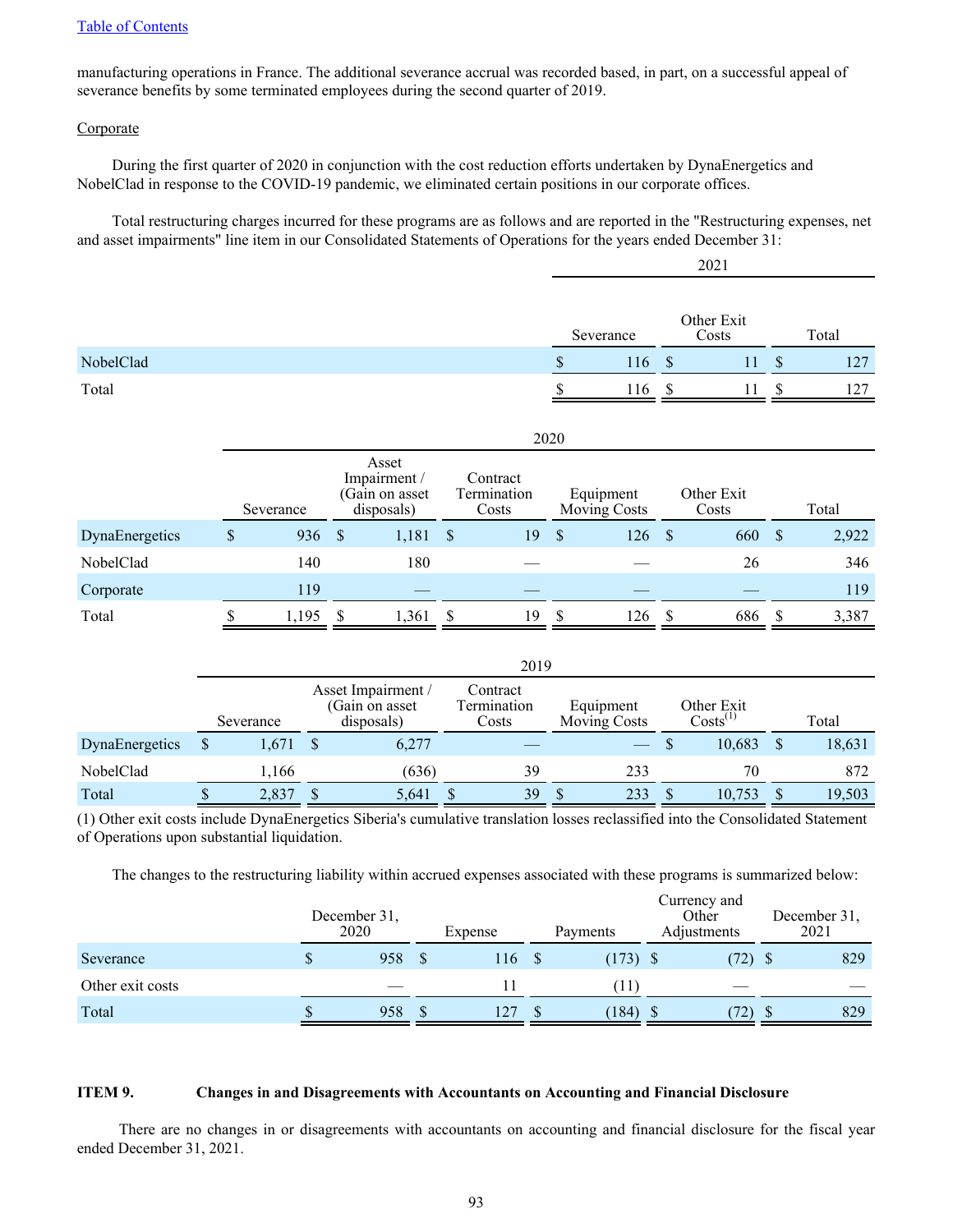manufacturing operations in France. The additional severance accrual was recorded based, in part, on a successful appeal of severance benefits by some terminated employees during the second quarter of 2019.

Corporate

During the first quarter of 2020 in conjunction with the cost reduction efforts undertaken by DynaEnergetics and NobelClad in response to the COVID-19 pandemic, we eliminated certain positions in our corporate offices.

Total restructuring charges incurred for these programs are as follows and are reported in the "Restructuring expenses, net and asset impairments" line item in our Consolidated Statements of Operations for the years ended December 31:

| | 2021 | | |
|---|---|---|---|
| | Severance | Other Exit Costs | Total |
| NobelClad | $ 116 | $ 11 | $ 127 |
| Total | $ 116 | $ 11 | $ 127 |

| | 2020 | | | | | |
|---|---|---|---|---|---|---|
| | Severance | Asset Impairment / (Gain on asset disposals) | Contract Termination Costs | Equipment Moving Costs | Other Exit Costs | Total |
| DynaEnergetics | $ 936 | $ 1,181 | $ 19 | $ 126 | $ 660 | $ 2,922 |
| NobelClad | 140 | 180 | — | — | 26 | 346 |
| Corporate | 119 | — | — | — | — | 119 |
| Total | $ 1,195 | $ 1,361 | $ 19 | $ 126 | $ 686 | $ 3,387 |

| | 2019 | | | | | |
|---|---|---|---|---|---|---|
| | Severance | Asset Impairment / (Gain on asset disposals) | Contract Termination Costs | Equipment Moving Costs | Other Exit Costs(1) | Total |
| DynaEnergetics | $ 1,671 | $ 6,277 | — | — | $ 10,683 | $ 18,631 |
| NobelClad | 1,166 | (636) | 39 | 233 | 70 | 872 |
| Total | $ 2,837 | $ 5,641 | $ 39 | $ 233 | $ 10,753 | $ 19,503 |

(1) Other exit costs include DynaEnergetics Siberia's cumulative translation losses reclassified into the Consolidated Statement of Operations upon substantial liquidation.

The changes to the restructuring liability within accrued expenses associated with these programs is summarized below:

| | December 31, 2020 | Expense | Payments | Currency and Other Adjustments | December 31, 2021 |
|---|---|---|---|---|---|
| Severance | $ 958 | $ 116 | $ (173) | $ (72) | $ 829 |
| Other exit costs | — | 11 | (11) | — | — |
| Total | $ 958 | $ 127 | $ (184) | $ (72) | $ 829 |

### ITEM 9. Changes in and Disagreements with Accountants on Accounting and Financial Disclosure

There are no changes in or disagreements with accountants on accounting and financial disclosure for the fiscal year ended December 31, 2021.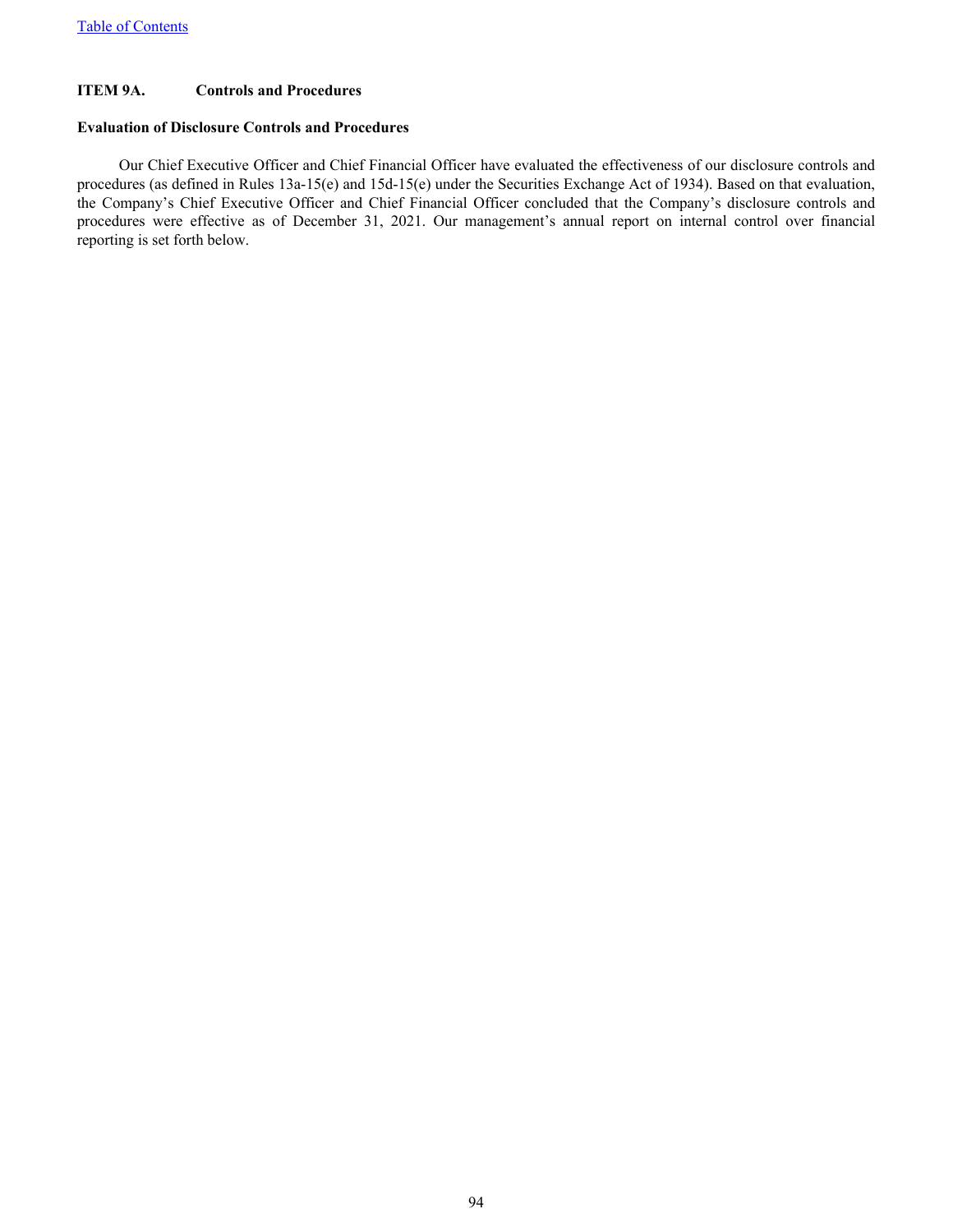## ITEM 9A. Controls and Procedures

### Evaluation of Disclosure Controls and Procedures

Our Chief Executive Officer and Chief Financial Officer have evaluated the effectiveness of our disclosure controls and procedures (as defined in Rules 13a-15(e) and 15d-15(e) under the Securities Exchange Act of 1934). Based on that evaluation, the Company's Chief Executive Officer and Chief Financial Officer concluded that the Company's disclosure controls and procedures were effective as of December 31, 2021. Our management's annual report on internal control over financial reporting is set forth below.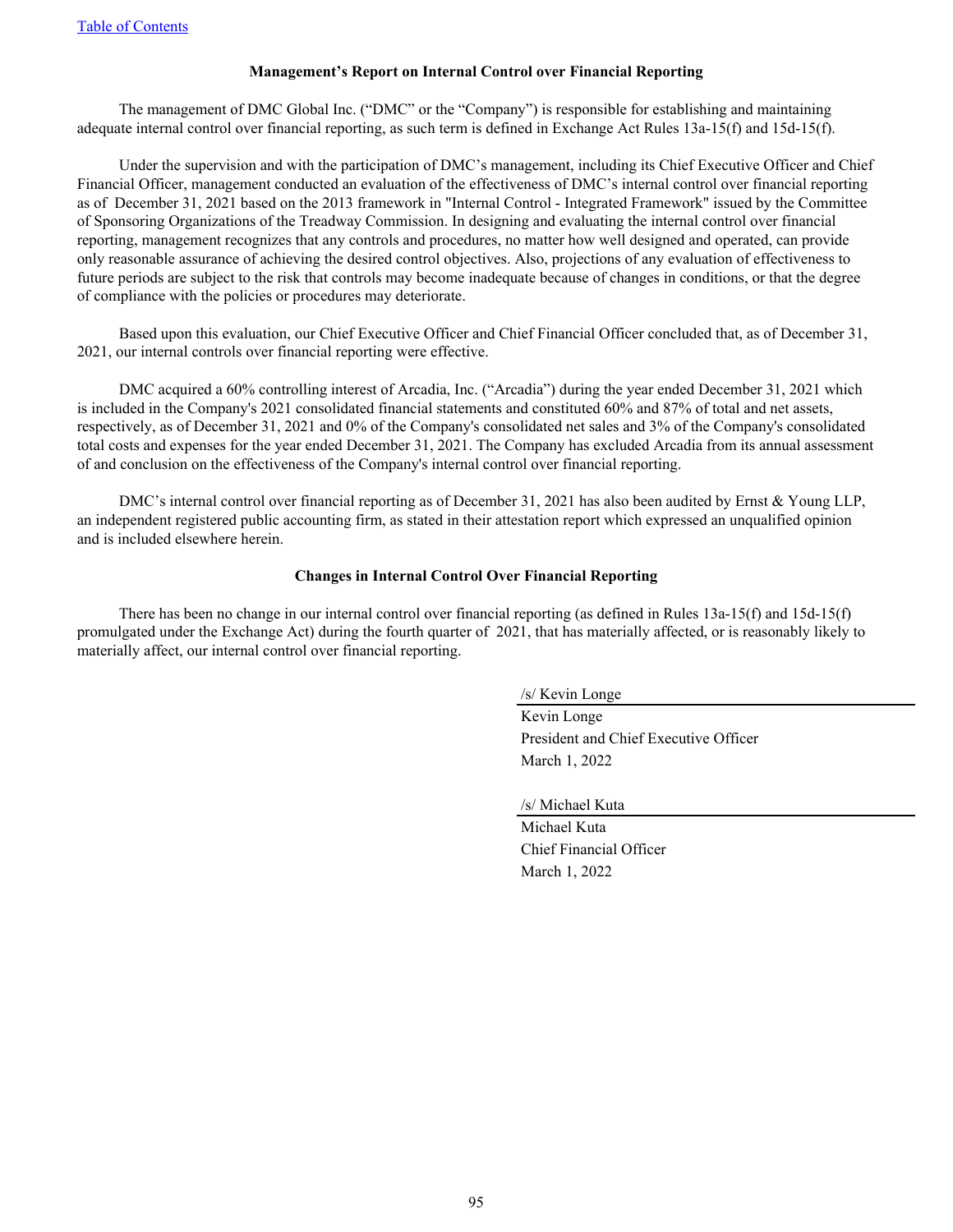[Table of Contents](#)

**Management's Report on Internal Control over Financial Reporting**

The management of DMC Global Inc. ("DMC" or the "Company") is responsible for establishing and maintaining adequate internal control over financial reporting, as such term is defined in Exchange Act Rules 13a-15(f) and 15d-15(f).

Under the supervision and with the participation of DMC's management, including its Chief Executive Officer and Chief Financial Officer, management conducted an evaluation of the effectiveness of DMC's internal control over financial reporting as of December 31, 2021 based on the 2013 framework in "Internal Control - Integrated Framework" issued by the Committee of Sponsoring Organizations of the Treadway Commission. In designing and evaluating the internal control over financial reporting, management recognizes that any controls and procedures, no matter how well designed and operated, can provide only reasonable assurance of achieving the desired control objectives. Also, projections of any evaluation of effectiveness to future periods are subject to the risk that controls may become inadequate because of changes in conditions, or that the degree of compliance with the policies or procedures may deteriorate.

Based upon this evaluation, our Chief Executive Officer and Chief Financial Officer concluded that, as of December 31, 2021, our internal controls over financial reporting were effective.

DMC acquired a 60% controlling interest of Arcadia, Inc. ("Arcadia") during the year ended December 31, 2021 which is included in the Company's 2021 consolidated financial statements and constituted 60% and 87% of total and net assets, respectively, as of December 31, 2021 and 0% of the Company's consolidated net sales and 3% of the Company's consolidated total costs and expenses for the year ended December 31, 2021. The Company has excluded Arcadia from its annual assessment of and conclusion on the effectiveness of the Company's internal control over financial reporting.

DMC's internal control over financial reporting as of December 31, 2021 has also been audited by Ernst & Young LLP, an independent registered public accounting firm, as stated in their attestation report which expressed an unqualified opinion and is included elsewhere herein.

**Changes in Internal Control Over Financial Reporting**

There has been no change in our internal control over financial reporting (as defined in Rules 13a-15(f) and 15d-15(f) promulgated under the Exchange Act) during the fourth quarter of 2021, that has materially affected, or is reasonably likely to materially affect, our internal control over financial reporting.

/s/ Kevin Longe
Kevin Longe
President and Chief Executive Officer
March 1, 2022

/s/ Michael Kuta
Michael Kuta
Chief Financial Officer
March 1, 2022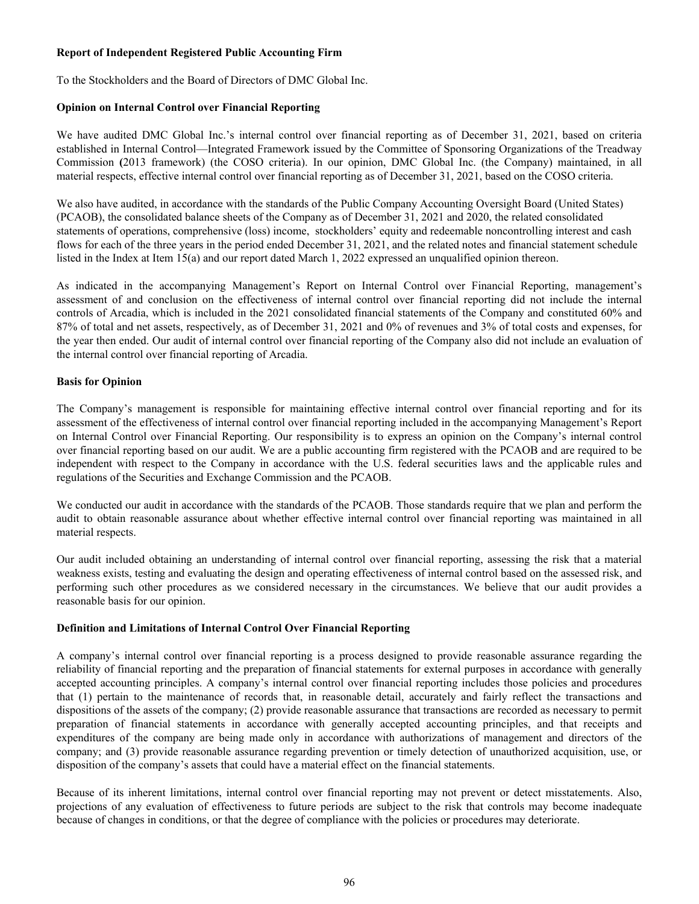**Report of Independent Registered Public Accounting Firm**

To the Stockholders and the Board of Directors of DMC Global Inc.

**Opinion on Internal Control over Financial Reporting**

We have audited DMC Global Inc.'s internal control over financial reporting as of December 31, 2021, based on criteria established in Internal Control—Integrated Framework issued by the Committee of Sponsoring Organizations of the Treadway Commission (2013 framework) (the COSO criteria). In our opinion, DMC Global Inc. (the Company) maintained, in all material respects, effective internal control over financial reporting as of December 31, 2021, based on the COSO criteria.

We also have audited, in accordance with the standards of the Public Company Accounting Oversight Board (United States) (PCAOB), the consolidated balance sheets of the Company as of December 31, 2021 and 2020, the related consolidated statements of operations, comprehensive (loss) income, stockholders' equity and redeemable noncontrolling interest and cash flows for each of the three years in the period ended December 31, 2021, and the related notes and financial statement schedule listed in the Index at Item 15(a) and our report dated March 1, 2022 expressed an unqualified opinion thereon.

As indicated in the accompanying Management's Report on Internal Control over Financial Reporting, management's assessment of and conclusion on the effectiveness of internal control over financial reporting did not include the internal controls of Arcadia, which is included in the 2021 consolidated financial statements of the Company and constituted 60% and 87% of total and net assets, respectively, as of December 31, 2021 and 0% of revenues and 3% of total costs and expenses, for the year then ended. Our audit of internal control over financial reporting of the Company also did not include an evaluation of the internal control over financial reporting of Arcadia.

**Basis for Opinion**

The Company's management is responsible for maintaining effective internal control over financial reporting and for its assessment of the effectiveness of internal control over financial reporting included in the accompanying Management's Report on Internal Control over Financial Reporting. Our responsibility is to express an opinion on the Company's internal control over financial reporting based on our audit. We are a public accounting firm registered with the PCAOB and are required to be independent with respect to the Company in accordance with the U.S. federal securities laws and the applicable rules and regulations of the Securities and Exchange Commission and the PCAOB.

We conducted our audit in accordance with the standards of the PCAOB. Those standards require that we plan and perform the audit to obtain reasonable assurance about whether effective internal control over financial reporting was maintained in all material respects.

Our audit included obtaining an understanding of internal control over financial reporting, assessing the risk that a material weakness exists, testing and evaluating the design and operating effectiveness of internal control based on the assessed risk, and performing such other procedures as we considered necessary in the circumstances. We believe that our audit provides a reasonable basis for our opinion.

**Definition and Limitations of Internal Control Over Financial Reporting**

A company's internal control over financial reporting is a process designed to provide reasonable assurance regarding the reliability of financial reporting and the preparation of financial statements for external purposes in accordance with generally accepted accounting principles. A company's internal control over financial reporting includes those policies and procedures that (1) pertain to the maintenance of records that, in reasonable detail, accurately and fairly reflect the transactions and dispositions of the assets of the company; (2) provide reasonable assurance that transactions are recorded as necessary to permit preparation of financial statements in accordance with generally accepted accounting principles, and that receipts and expenditures of the company are being made only in accordance with authorizations of management and directors of the company; and (3) provide reasonable assurance regarding prevention or timely detection of unauthorized acquisition, use, or disposition of the company's assets that could have a material effect on the financial statements.

Because of its inherent limitations, internal control over financial reporting may not prevent or detect misstatements. Also, projections of any evaluation of effectiveness to future periods are subject to the risk that controls may become inadequate because of changes in conditions, or that the degree of compliance with the policies or procedures may deteriorate.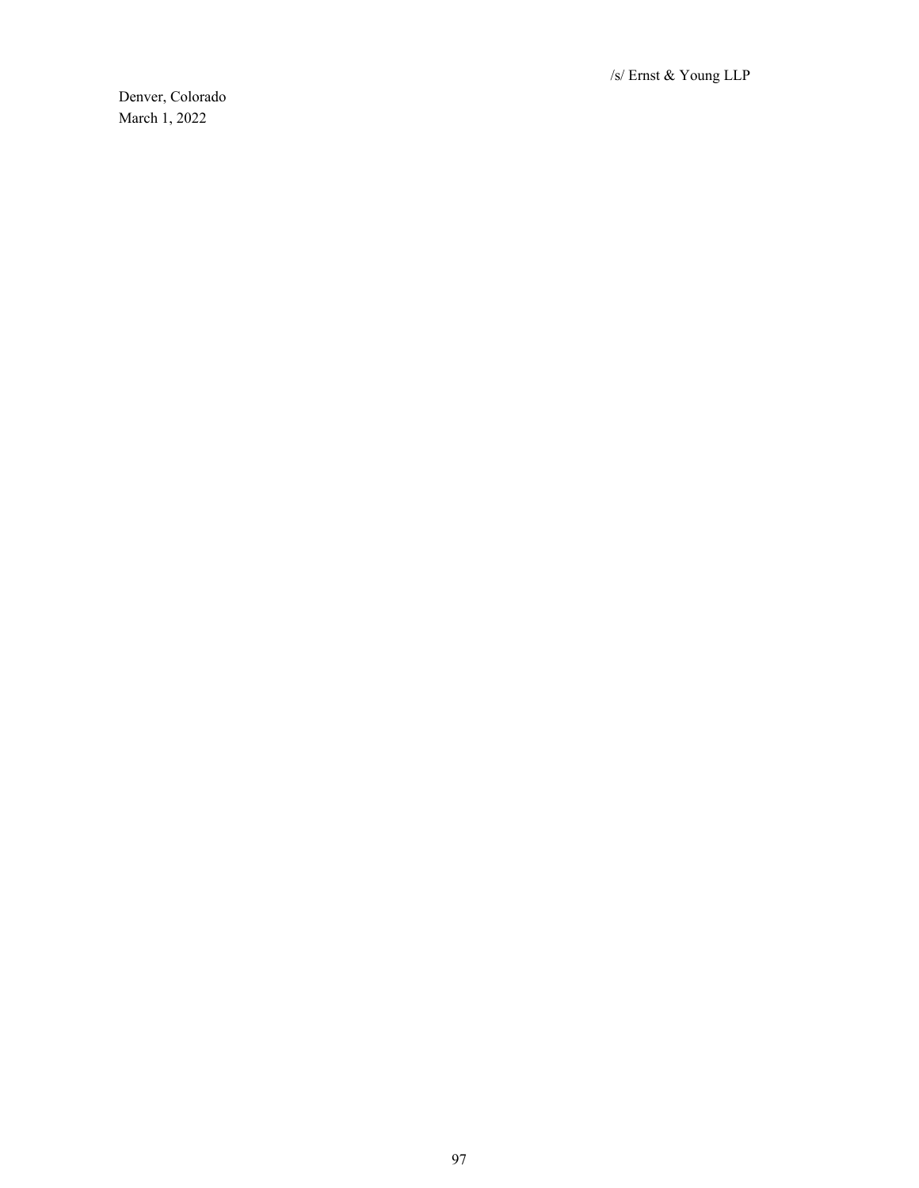/s/ Ernst & Young LLP

Denver, Colorado
March 1, 2022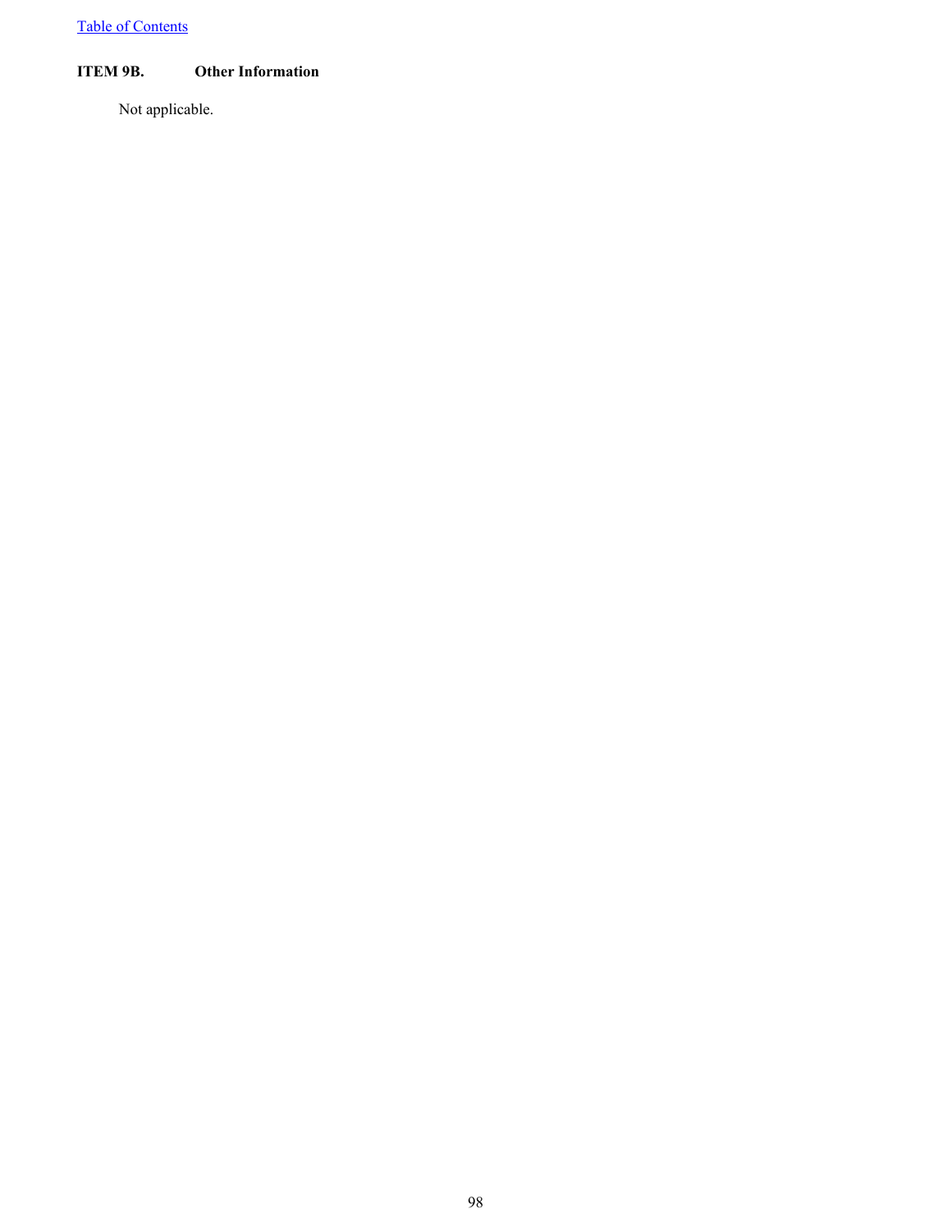## ITEM 9B. Other Information

Not applicable.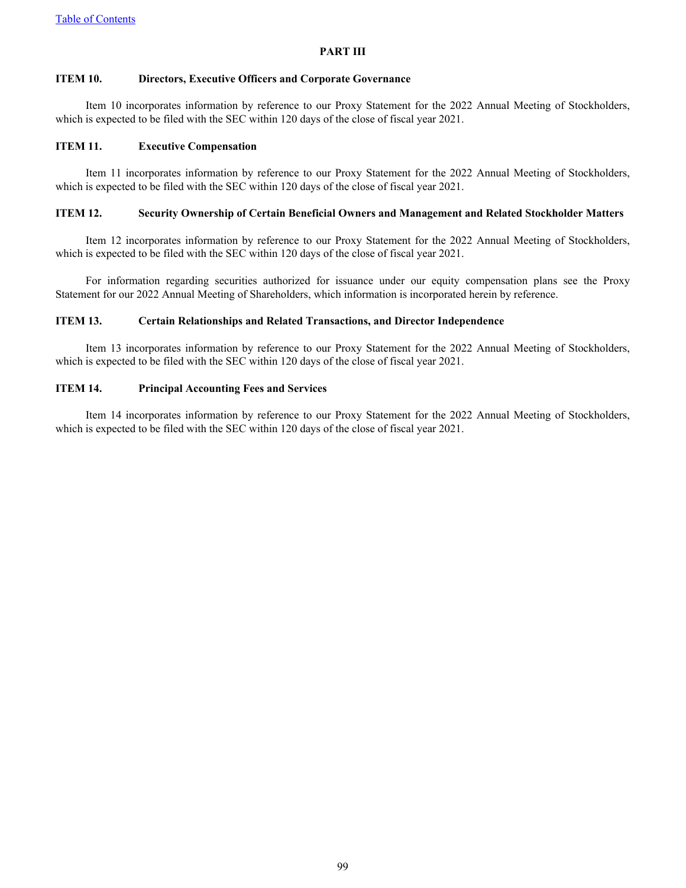## PART III

### ITEM 10. Directors, Executive Officers and Corporate Governance

Item 10 incorporates information by reference to our Proxy Statement for the 2022 Annual Meeting of Stockholders, which is expected to be filed with the SEC within 120 days of the close of fiscal year 2021.

### ITEM 11. Executive Compensation

Item 11 incorporates information by reference to our Proxy Statement for the 2022 Annual Meeting of Stockholders, which is expected to be filed with the SEC within 120 days of the close of fiscal year 2021.

### ITEM 12. Security Ownership of Certain Beneficial Owners and Management and Related Stockholder Matters

Item 12 incorporates information by reference to our Proxy Statement for the 2022 Annual Meeting of Stockholders, which is expected to be filed with the SEC within 120 days of the close of fiscal year 2021.

For information regarding securities authorized for issuance under our equity compensation plans see the Proxy Statement for our 2022 Annual Meeting of Shareholders, which information is incorporated herein by reference.

### ITEM 13. Certain Relationships and Related Transactions, and Director Independence

Item 13 incorporates information by reference to our Proxy Statement for the 2022 Annual Meeting of Stockholders, which is expected to be filed with the SEC within 120 days of the close of fiscal year 2021.

### ITEM 14. Principal Accounting Fees and Services

Item 14 incorporates information by reference to our Proxy Statement for the 2022 Annual Meeting of Stockholders, which is expected to be filed with the SEC within 120 days of the close of fiscal year 2021.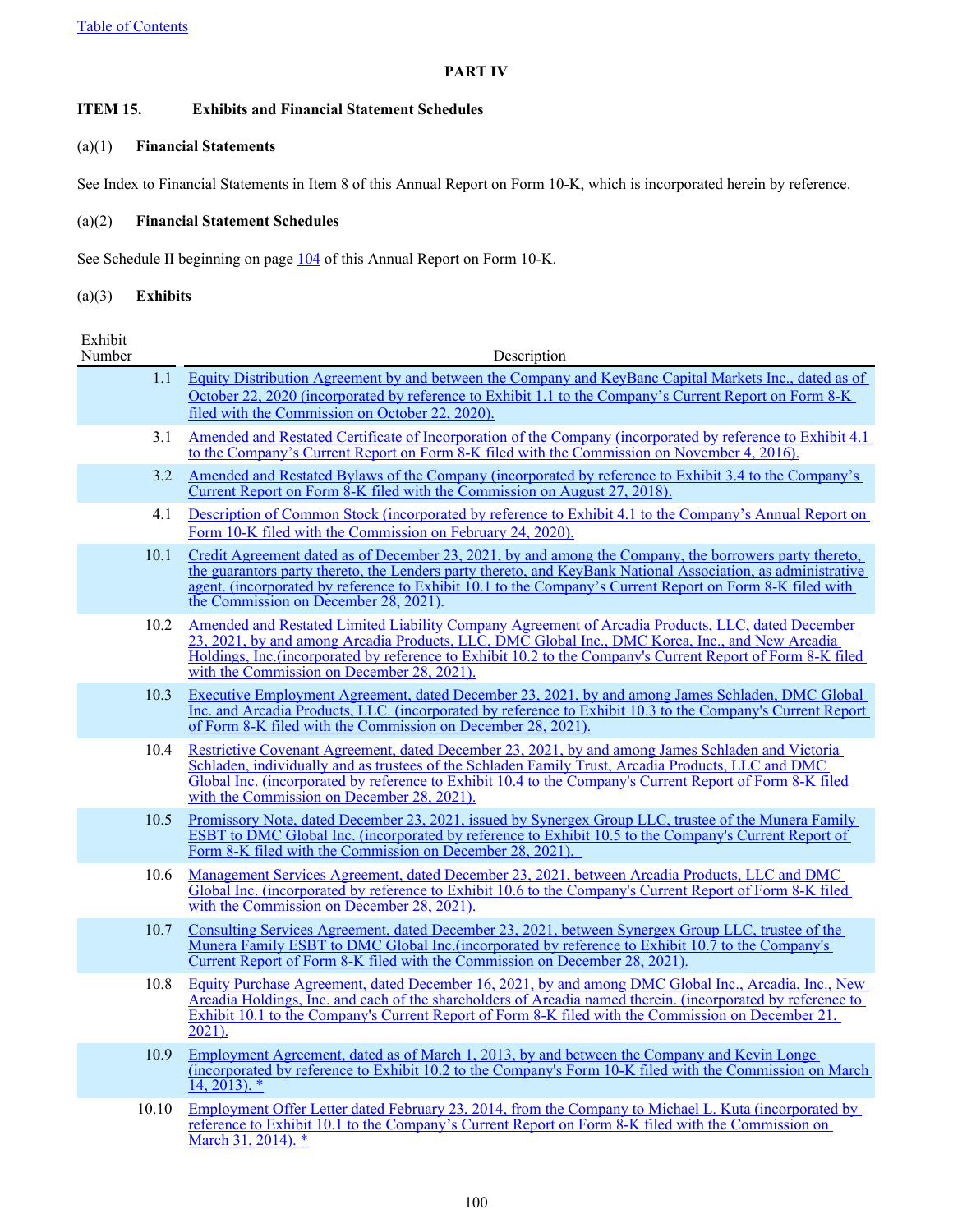[Table of Contents](#)

# PART IV

## ITEM 15. Exhibits and Financial Statement Schedules

### (a)(1) Financial Statements

See Index to Financial Statements in Item 8 of this Annual Report on Form 10-K, which is incorporated herein by reference.

### (a)(2) Financial Statement Schedules

See Schedule II beginning on page 104 of this Annual Report on Form 10-K.

### (a)(3) Exhibits

| Exhibit Number | Description |
|---|---|
| 1.1 | Equity Distribution Agreement by and between the Company and KeyBanc Capital Markets Inc., dated as of October 22, 2020 (incorporated by reference to Exhibit 1.1 to the Company's Current Report on Form 8-K filed with the Commission on October 22, 2020). |
| 3.1 | Amended and Restated Certificate of Incorporation of the Company (incorporated by reference to Exhibit 4.1 to the Company's Current Report on Form 8-K filed with the Commission on November 4, 2016). |
| 3.2 | Amended and Restated Bylaws of the Company (incorporated by reference to Exhibit 3.4 to the Company's Current Report on Form 8-K filed with the Commission on August 27, 2018). |
| 4.1 | Description of Common Stock (incorporated by reference to Exhibit 4.1 to the Company's Annual Report on Form 10-K filed with the Commission on February 24, 2020). |
| 10.1 | Credit Agreement dated as of December 23, 2021, by and among the Company, the borrowers party thereto, the guarantors party thereto, the Lenders party thereto, and KeyBank National Association, as administrative agent. (incorporated by reference to Exhibit 10.1 to the Company's Current Report on Form 8-K filed with the Commission on December 28, 2021). |
| 10.2 | Amended and Restated Limited Liability Company Agreement of Arcadia Products, LLC, dated December 23, 2021, by and among Arcadia Products, LLC, DMC Global Inc., DMC Korea, Inc., and New Arcadia Holdings, Inc.(incorporated by reference to Exhibit 10.2 to the Company's Current Report of Form 8-K filed with the Commission on December 28, 2021). |
| 10.3 | Executive Employment Agreement, dated December 23, 2021, by and among James Schladen, DMC Global Inc. and Arcadia Products, LLC. (incorporated by reference to Exhibit 10.3 to the Company's Current Report of Form 8-K filed with the Commission on December 28, 2021). |
| 10.4 | Restrictive Covenant Agreement, dated December 23, 2021, by and among James Schladen and Victoria Schladen, individually and as trustees of the Schladen Family Trust, Arcadia Products, LLC and DMC Global Inc. (incorporated by reference to Exhibit 10.4 to the Company's Current Report of Form 8-K filed with the Commission on December 28, 2021). |
| 10.5 | Promissory Note, dated December 23, 2021, issued by Synergex Group LLC, trustee of the Munera Family ESBT to DMC Global Inc. (incorporated by reference to Exhibit 10.5 to the Company's Current Report of Form 8-K filed with the Commission on December 28, 2021). |
| 10.6 | Management Services Agreement, dated December 23, 2021, between Arcadia Products, LLC and DMC Global Inc. (incorporated by reference to Exhibit 10.6 to the Company's Current Report of Form 8-K filed with the Commission on December 28, 2021). |
| 10.7 | Consulting Services Agreement, dated December 23, 2021, between Synergex Group LLC, trustee of the Munera Family ESBT to DMC Global Inc.(incorporated by reference to Exhibit 10.7 to the Company's Current Report of Form 8-K filed with the Commission on December 28, 2021). |
| 10.8 | Equity Purchase Agreement, dated December 16, 2021, by and among DMC Global Inc., Arcadia, Inc., New Arcadia Holdings, Inc. and each of the shareholders of Arcadia named therein. (incorporated by reference to Exhibit 10.1 to the Company's Current Report of Form 8-K filed with the Commission on December 21, 2021). |
| 10.9 | Employment Agreement, dated as of March 1, 2013, by and between the Company and Kevin Longe (incorporated by reference to Exhibit 10.2 to the Company's Form 10-K filed with the Commission on March 14, 2013). * |
| 10.10 | Employment Offer Letter dated February 23, 2014, from the Company to Michael L. Kuta (incorporated by reference to Exhibit 10.1 to the Company's Current Report on Form 8-K filed with the Commission on March 31, 2014). * |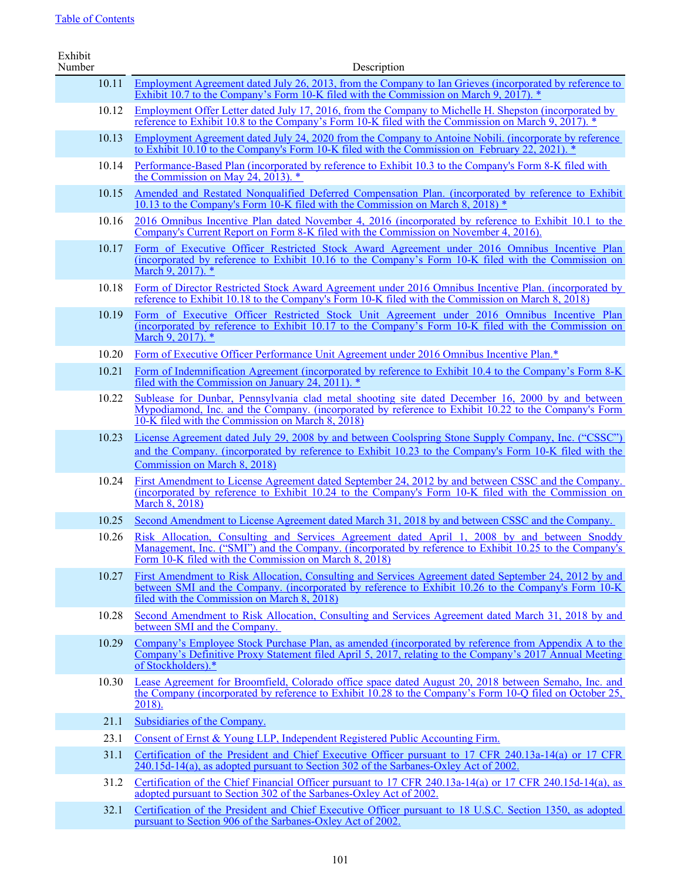| Exhibit Number | Description |
|---|---|
| 10.11 | Employment Agreement dated July 26, 2013, from the Company to Ian Grieves (incorporated by reference to Exhibit 10.7 to the Company's Form 10-K filed with the Commission on March 9, 2017). * |
| 10.12 | Employment Offer Letter dated July 17, 2016, from the Company to Michelle H. Shepston (incorporated by reference to Exhibit 10.8 to the Company's Form 10-K filed with the Commission on March 9, 2017). * |
| 10.13 | Employment Agreement dated July 24, 2020 from the Company to Antoine Nobili. (incorporate by reference to Exhibit 10.10 to the Company's Form 10-K filed with the Commission on February 22, 2021). * |
| 10.14 | Performance-Based Plan (incorporated by reference to Exhibit 10.3 to the Company's Form 8-K filed with the Commission on May 24, 2013). * |
| 10.15 | Amended and Restated Nonqualified Deferred Compensation Plan. (incorporated by reference to Exhibit 10.13 to the Company's Form 10-K filed with the Commission on March 8, 2018) * |
| 10.16 | 2016 Omnibus Incentive Plan dated November 4, 2016 (incorporated by reference to Exhibit 10.1 to the Company's Current Report on Form 8-K filed with the Commission on November 4, 2016). |
| 10.17 | Form of Executive Officer Restricted Stock Award Agreement under 2016 Omnibus Incentive Plan (incorporated by reference to Exhibit 10.16 to the Company's Form 10-K filed with the Commission on March 9, 2017). * |
| 10.18 | Form of Director Restricted Stock Award Agreement under 2016 Omnibus Incentive Plan. (incorporated by reference to Exhibit 10.18 to the Company's Form 10-K filed with the Commission on March 8, 2018) |
| 10.19 | Form of Executive Officer Restricted Stock Unit Agreement under 2016 Omnibus Incentive Plan (incorporated by reference to Exhibit 10.17 to the Company's Form 10-K filed with the Commission on March 9, 2017). * |
| 10.20 | Form of Executive Officer Performance Unit Agreement under 2016 Omnibus Incentive Plan.* |
| 10.21 | Form of Indemnification Agreement (incorporated by reference to Exhibit 10.4 to the Company's Form 8-K filed with the Commission on January 24, 2011). * |
| 10.22 | Sublease for Dunbar, Pennsylvania clad metal shooting site dated December 16, 2000 by and between Mypodiamond, Inc. and the Company. (incorporated by reference to Exhibit 10.22 to the Company's Form 10-K filed with the Commission on March 8, 2018) |
| 10.23 | License Agreement dated July 29, 2008 by and between Coolspring Stone Supply Company, Inc. ("CSSC") and the Company. (incorporated by reference to Exhibit 10.23 to the Company's Form 10-K filed with the Commission on March 8, 2018) |
| 10.24 | First Amendment to License Agreement dated September 24, 2012 by and between CSSC and the Company. (incorporated by reference to Exhibit 10.24 to the Company's Form 10-K filed with the Commission on March 8, 2018) |
| 10.25 | Second Amendment to License Agreement dated March 31, 2018 by and between CSSC and the Company. |
| 10.26 | Risk Allocation, Consulting and Services Agreement dated April 1, 2008 by and between Snoddy Management, Inc. ("SMI") and the Company. (incorporated by reference to Exhibit 10.25 to the Company's Form 10-K filed with the Commission on March 8, 2018) |
| 10.27 | First Amendment to Risk Allocation, Consulting and Services Agreement dated September 24, 2012 by and between SMI and the Company. (incorporated by reference to Exhibit 10.26 to the Company's Form 10-K filed with the Commission on March 8, 2018) |
| 10.28 | Second Amendment to Risk Allocation, Consulting and Services Agreement dated March 31, 2018 by and between SMI and the Company. |
| 10.29 | Company's Employee Stock Purchase Plan, as amended (incorporated by reference from Appendix A to the Company's Definitive Proxy Statement filed April 5, 2017, relating to the Company's 2017 Annual Meeting of Stockholders).* |
| 10.30 | Lease Agreement for Broomfield, Colorado office space dated August 20, 2018 between Semaho, Inc. and the Company (incorporated by reference to Exhibit 10.28 to the Company's Form 10-Q filed on October 25, 2018). |
| 21.1 | Subsidiaries of the Company. |
| 23.1 | Consent of Ernst & Young LLP, Independent Registered Public Accounting Firm. |
| 31.1 | Certification of the President and Chief Executive Officer pursuant to 17 CFR 240.13a-14(a) or 17 CFR 240.15d-14(a), as adopted pursuant to Section 302 of the Sarbanes-Oxley Act of 2002. |
| 31.2 | Certification of the Chief Financial Officer pursuant to 17 CFR 240.13a-14(a) or 17 CFR 240.15d-14(a), as adopted pursuant to Section 302 of the Sarbanes-Oxley Act of 2002. |
| 32.1 | Certification of the President and Chief Executive Officer pursuant to 18 U.S.C. Section 1350, as adopted pursuant to Section 906 of the Sarbanes-Oxley Act of 2002. |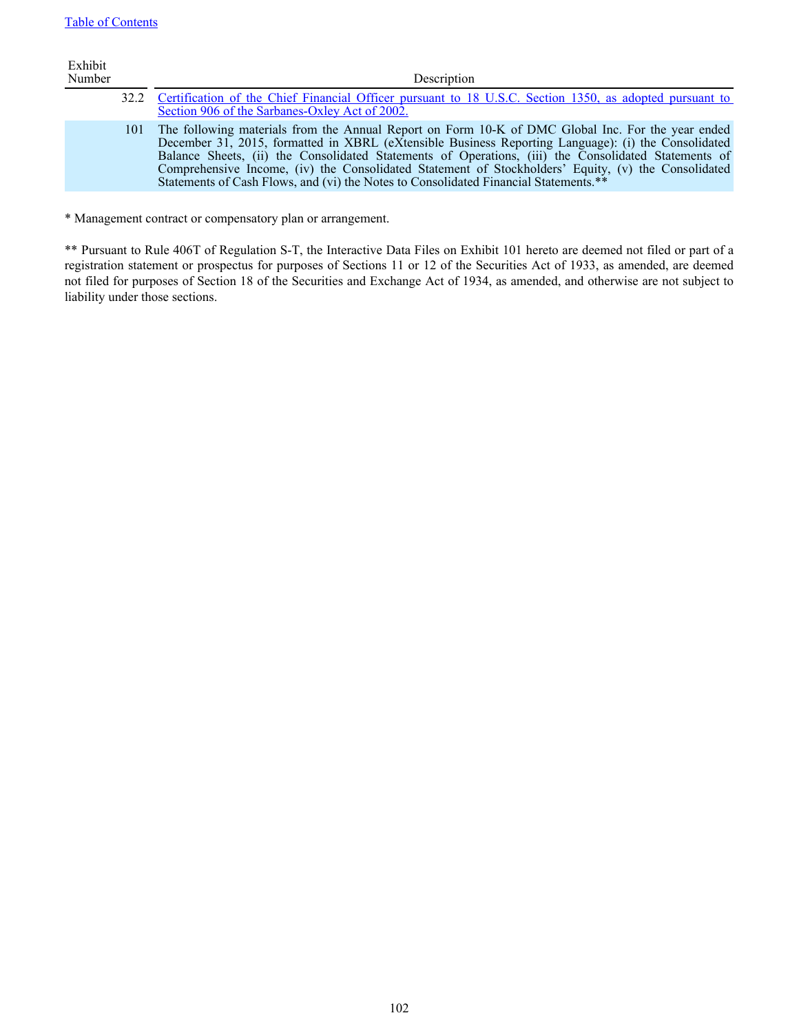| Exhibit Number | Description |
|---|---|
| 32.2 | Certification of the Chief Financial Officer pursuant to 18 U.S.C. Section 1350, as adopted pursuant to Section 906 of the Sarbanes-Oxley Act of 2002. |
| 101 | The following materials from the Annual Report on Form 10-K of DMC Global Inc. For the year ended December 31, 2015, formatted in XBRL (eXtensible Business Reporting Language): (i) the Consolidated Balance Sheets, (ii) the Consolidated Statements of Operations, (iii) the Consolidated Statements of Comprehensive Income, (iv) the Consolidated Statement of Stockholders' Equity, (v) the Consolidated Statements of Cash Flows, and (vi) the Notes to Consolidated Financial Statements.** |

* Management contract or compensatory plan or arrangement.

** Pursuant to Rule 406T of Regulation S-T, the Interactive Data Files on Exhibit 101 hereto are deemed not filed or part of a registration statement or prospectus for purposes of Sections 11 or 12 of the Securities Act of 1933, as amended, are deemed not filed for purposes of Section 18 of the Securities and Exchange Act of 1934, as amended, and otherwise are not subject to liability under those sections.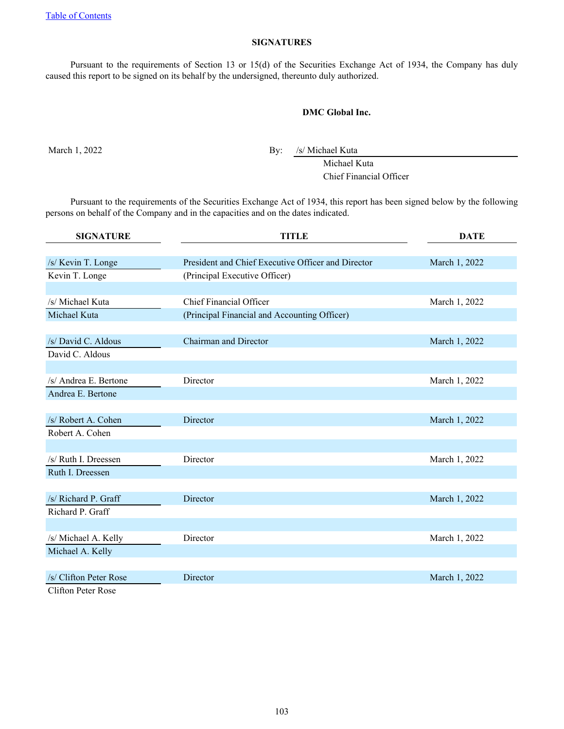## SIGNATURES

Pursuant to the requirements of Section 13 or 15(d) of the Securities Exchange Act of 1934, the Company has duly caused this report to be signed on its behalf by the undersigned, thereunto duly authorized.

**DMC Global Inc.**

March 1, 2022

By: /s/ Michael Kuta

Michael Kuta

Chief Financial Officer

Pursuant to the requirements of the Securities Exchange Act of 1934, this report has been signed below by the following persons on behalf of the Company and in the capacities and on the dates indicated.

| SIGNATURE | TITLE | DATE |
|---|---|---|
| /s/ Kevin T. Longe | President and Chief Executive Officer and Director | March 1, 2022 |
| Kevin T. Longe | (Principal Executive Officer) | |
| /s/ Michael Kuta | Chief Financial Officer | March 1, 2022 |
| Michael Kuta | (Principal Financial and Accounting Officer) | |
| /s/ David C. Aldous | Chairman and Director | March 1, 2022 |
| David C. Aldous | | |
| /s/ Andrea E. Bertone | Director | March 1, 2022 |
| Andrea E. Bertone | | |
| /s/ Robert A. Cohen | Director | March 1, 2022 |
| Robert A. Cohen | | |
| /s/ Ruth I. Dreessen | Director | March 1, 2022 |
| Ruth I. Dreessen | | |
| /s/ Richard P. Graff | Director | March 1, 2022 |
| Richard P. Graff | | |
| /s/ Michael A. Kelly | Director | March 1, 2022 |
| Michael A. Kelly | | |
| /s/ Clifton Peter Rose | Director | March 1, 2022 |
| Clifton Peter Rose | | |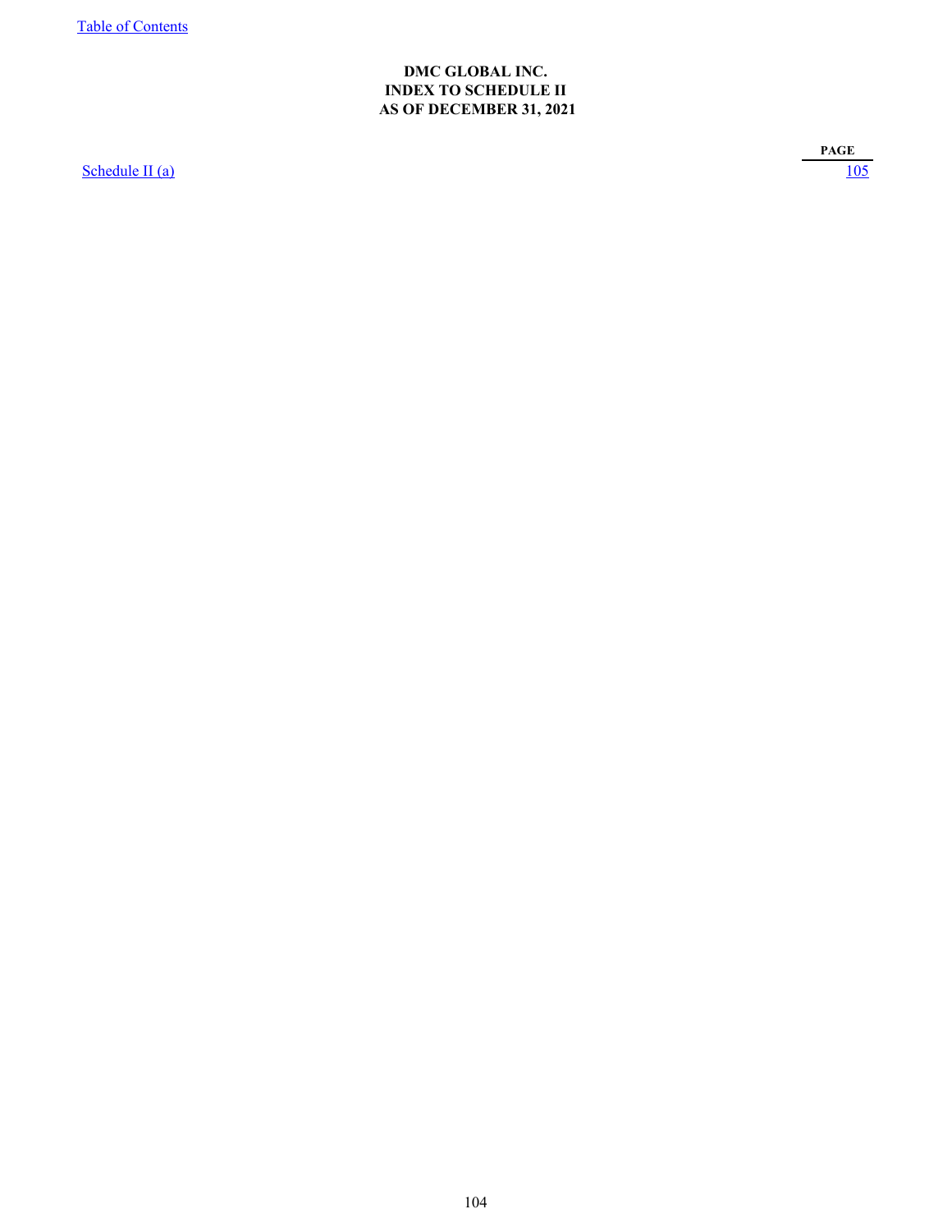# DMC GLOBAL INC.
# INDEX TO SCHEDULE II
# AS OF DECEMBER 31, 2021

| | PAGE |
|---|---|
| Schedule II (a) | 105 |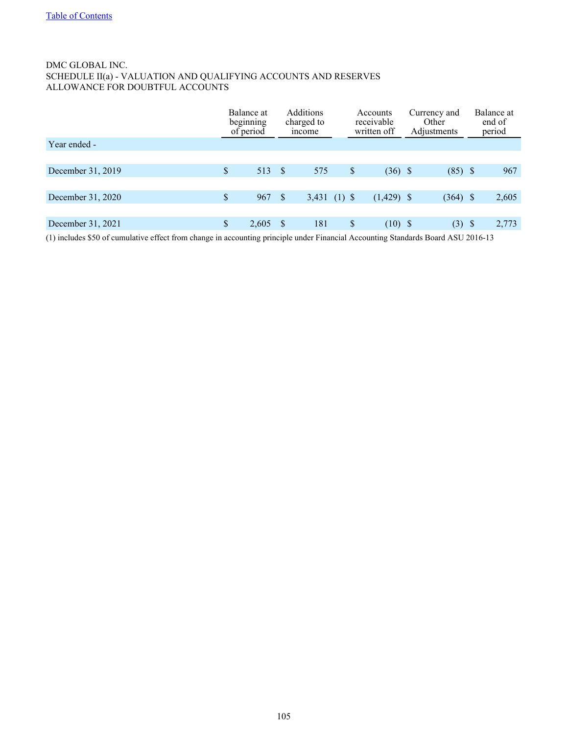Table of Contents

DMC GLOBAL INC.
SCHEDULE II(a) - VALUATION AND QUALIFYING ACCOUNTS AND RESERVES
ALLOWANCE FOR DOUBTFUL ACCOUNTS

| | Balance at beginning of period | Additions charged to income | Accounts receivable written off | Currency and Other Adjustments | Balance at end of period |
|---|---|---|---|---|---|
| Year ended - | | | | | |
| December 31, 2019 | $ 513 | $ 575 | $ (36) | $ (85) | $ 967 |
| December 31, 2020 | $ 967 | $ 3,431 (1) | $ (1,429) | $ (364) | $ 2,605 |
| December 31, 2021 | $ 2,605 | $ 181 | $ (10) | $ (3) | $ 2,773 |

(1) includes $50 of cumulative effect from change in accounting principle under Financial Accounting Standards Board ASU 2016-13